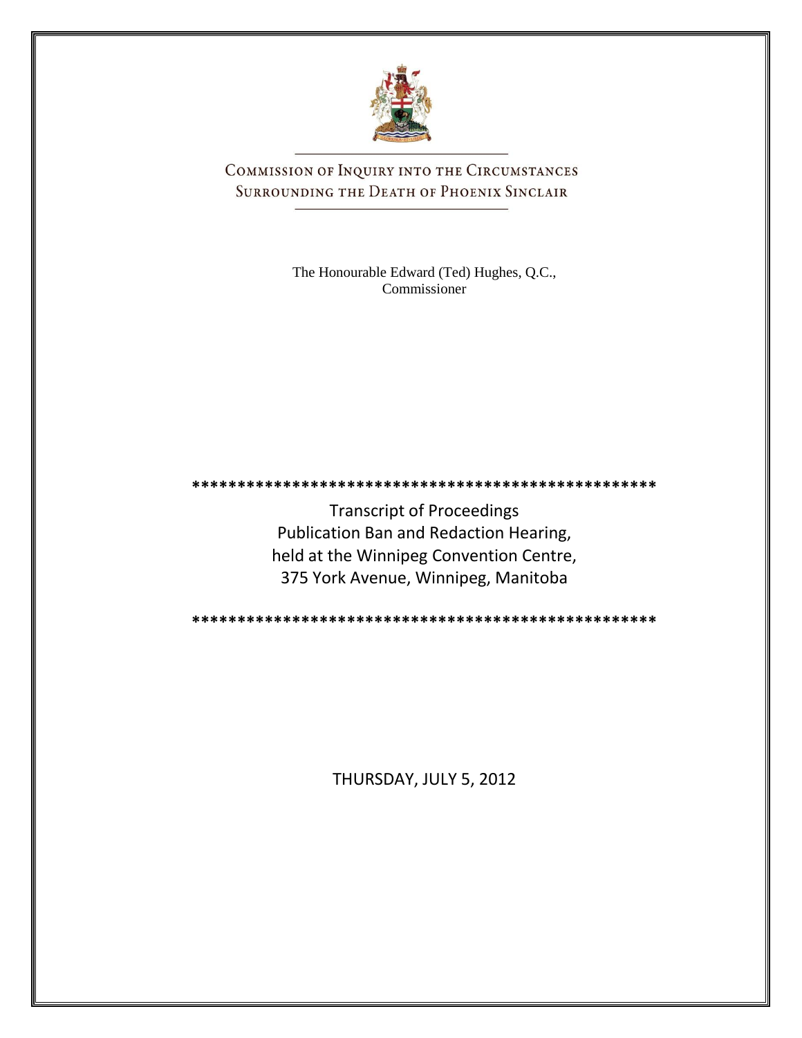# Commission of Inquiry into the Circumstances Surrounding the Death of Phoenix Sinclair

The Honourable Edward (Ted) Hughes, Q.C.,
Commissioner

*************************************************

Transcript of Proceedings
Publication Ban and Redaction Hearing,
held at the Winnipeg Convention Centre,
375 York Avenue, Winnipeg, Manitoba

*************************************************

THURSDAY, JULY 5, 2012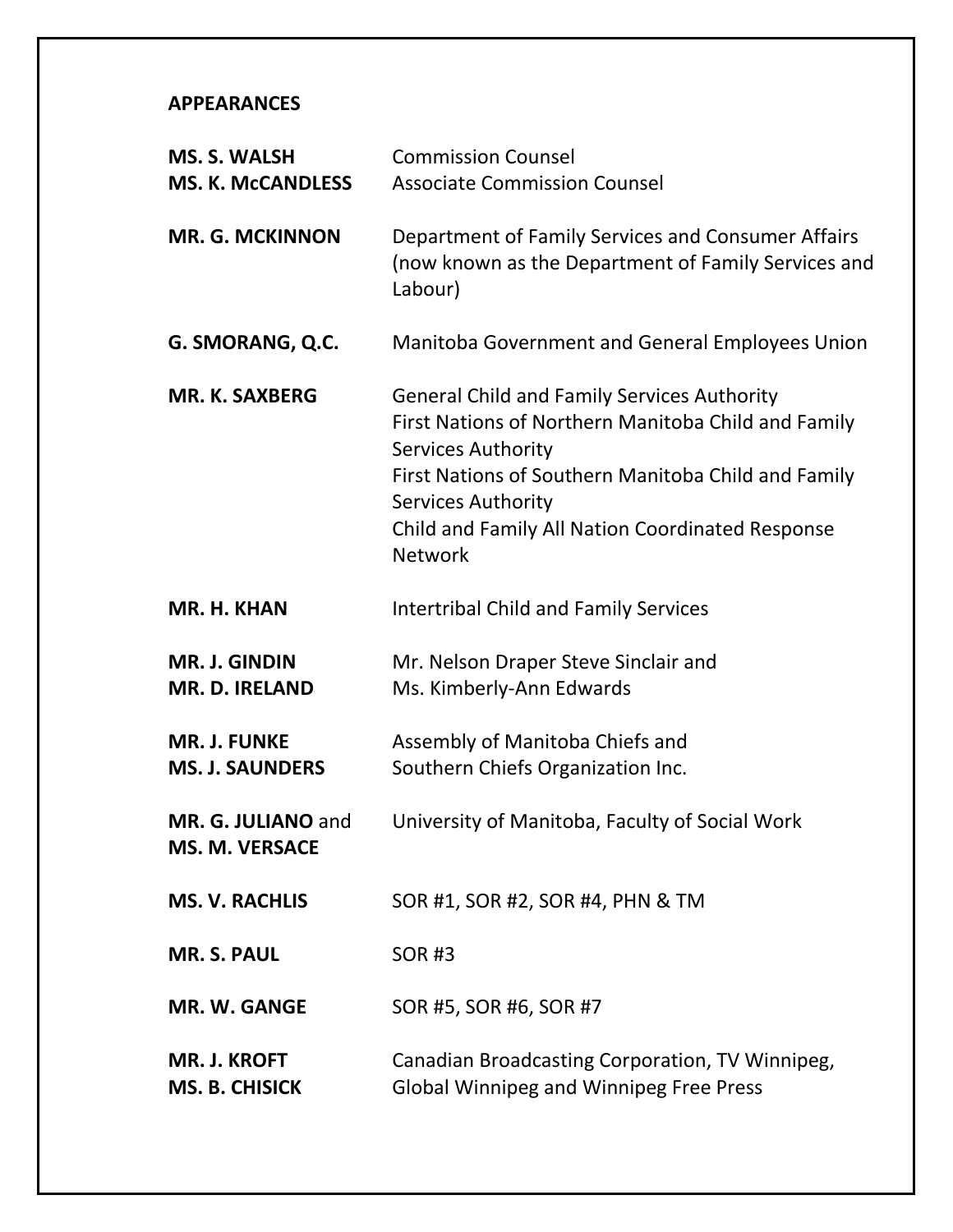**APPEARANCES**

| | |
|---|---|
| **MS. S. WALSH**<br>**MS. K. McCANDLESS** | Commission Counsel<br>Associate Commission Counsel |
| **MR. G. MCKINNON** | Department of Family Services and Consumer Affairs (now known as the Department of Family Services and Labour) |
| **G. SMORANG, Q.C.** | Manitoba Government and General Employees Union |
| **MR. K. SAXBERG** | General Child and Family Services Authority<br>First Nations of Northern Manitoba Child and Family Services Authority<br>First Nations of Southern Manitoba Child and Family Services Authority<br>Child and Family All Nation Coordinated Response Network |
| **MR. H. KHAN** | Intertribal Child and Family Services |
| **MR. J. GINDIN**<br>**MR. D. IRELAND** | Mr. Nelson Draper Steve Sinclair and<br>Ms. Kimberly-Ann Edwards |
| **MR. J. FUNKE**<br>**MS. J. SAUNDERS** | Assembly of Manitoba Chiefs and<br>Southern Chiefs Organization Inc. |
| **MR. G. JULIANO** and<br>**MS. M. VERSACE** | University of Manitoba, Faculty of Social Work |
| **MS. V. RACHLIS** | SOR #1, SOR #2, SOR #4, PHN & TM |
| **MR. S. PAUL** | SOR #3 |
| **MR. W. GANGE** | SOR #5, SOR #6, SOR #7 |
| **MR. J. KROFT**<br>**MS. B. CHISICK** | Canadian Broadcasting Corporation, TV Winnipeg,<br>Global Winnipeg and Winnipeg Free Press |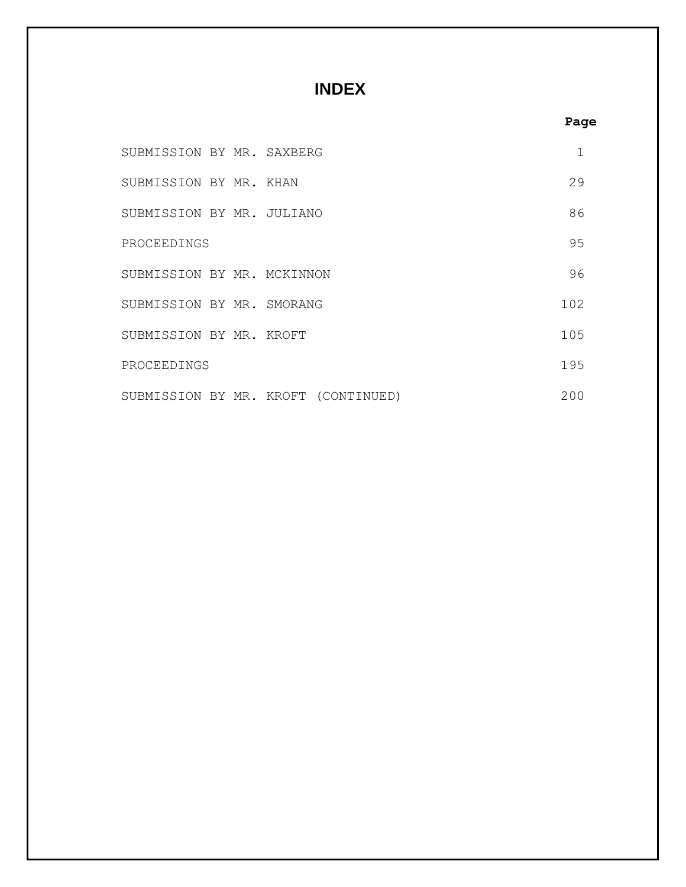# INDEX

| | Page |
|---|---|
| SUBMISSION BY MR. SAXBERG | 1 |
| SUBMISSION BY MR. KHAN | 29 |
| SUBMISSION BY MR. JULIANO | 86 |
| PROCEEDINGS | 95 |
| SUBMISSION BY MR. MCKINNON | 96 |
| SUBMISSION BY MR. SMORANG | 102 |
| SUBMISSION BY MR. KROFT | 105 |
| PROCEEDINGS | 195 |
| SUBMISSION BY MR. KROFT (CONTINUED) | 200 |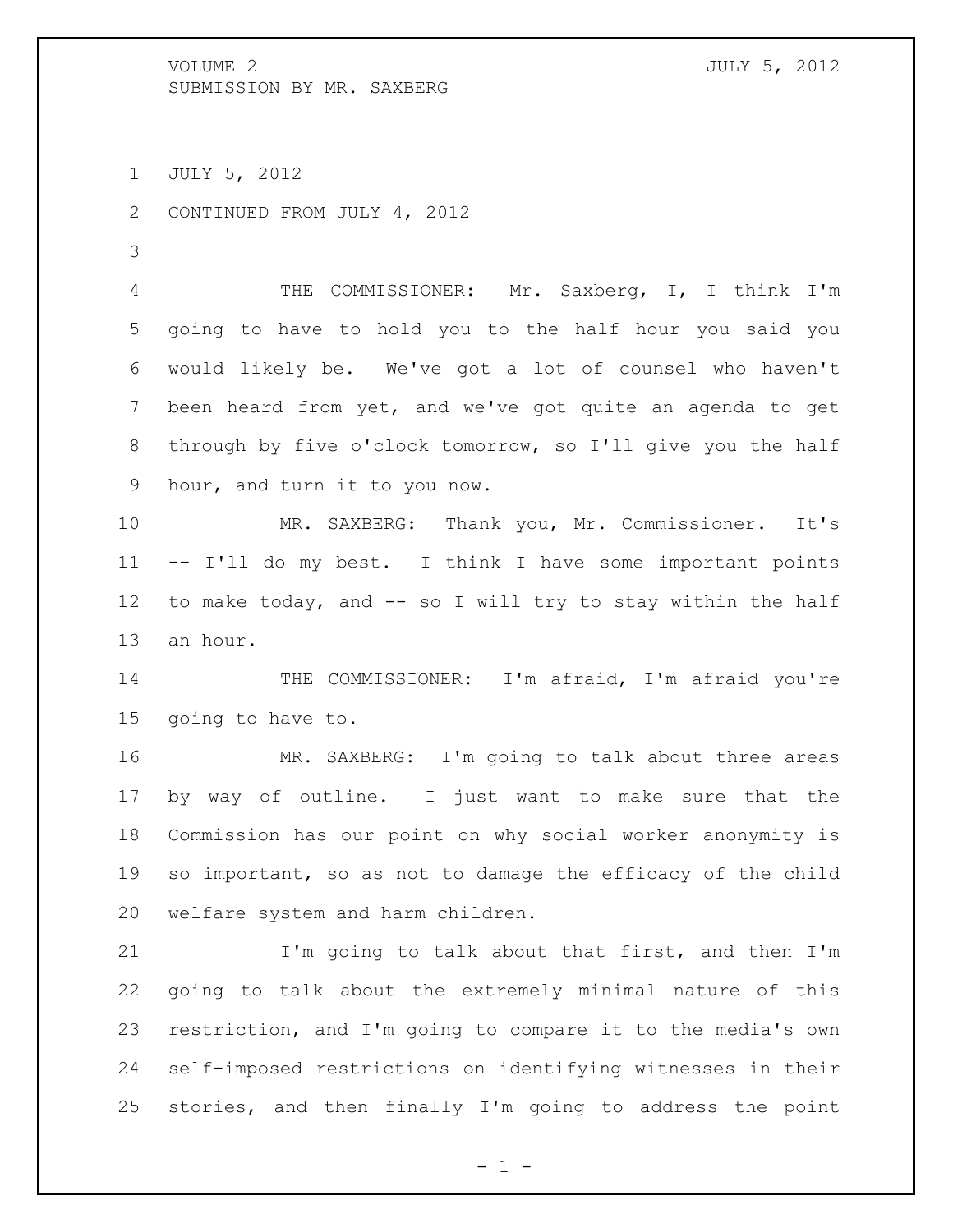JULY 5, 2012

CONTINUED FROM JULY 4, 2012

THE COMMISSIONER: Mr. Saxberg, I, I think I'm going to have to hold you to the half hour you said you would likely be. We've got a lot of counsel who haven't been heard from yet, and we've got quite an agenda to get through by five o'clock tomorrow, so I'll give you the half hour, and turn it to you now.

MR. SAXBERG: Thank you, Mr. Commissioner. It's -- I'll do my best. I think I have some important points to make today, and -- so I will try to stay within the half an hour.

THE COMMISSIONER: I'm afraid, I'm afraid you're going to have to.

MR. SAXBERG: I'm going to talk about three areas by way of outline. I just want to make sure that the Commission has our point on why social worker anonymity is so important, so as not to damage the efficacy of the child welfare system and harm children.

I'm going to talk about that first, and then I'm going to talk about the extremely minimal nature of this restriction, and I'm going to compare it to the media's own self-imposed restrictions on identifying witnesses in their stories, and then finally I'm going to address the point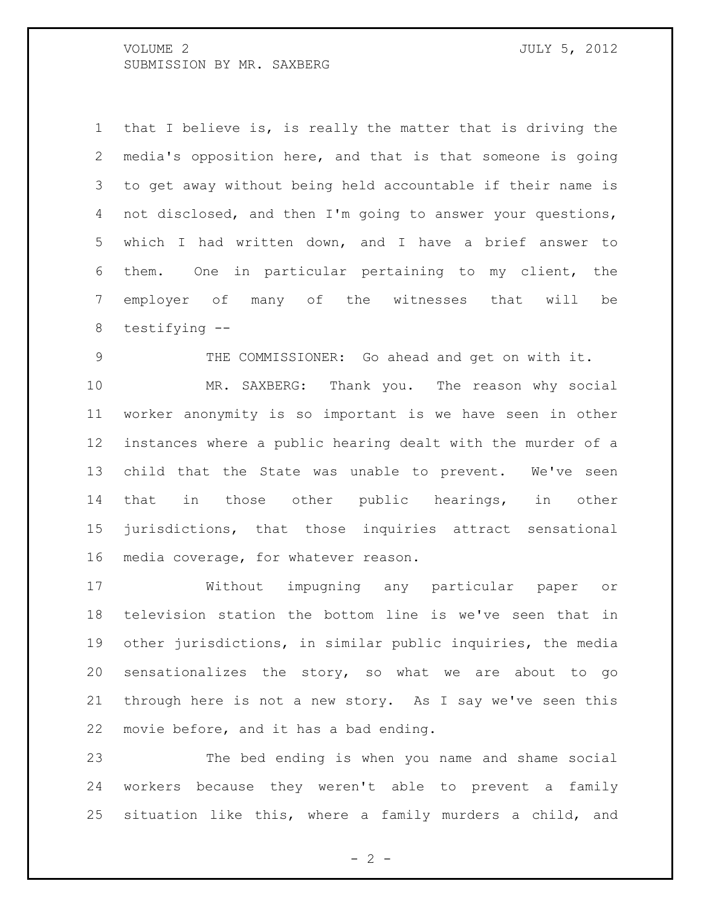that I believe is, is really the matter that is driving the media's opposition here, and that is that someone is going to get away without being held accountable if their name is not disclosed, and then I'm going to answer your questions, which I had written down, and I have a brief answer to them. One in particular pertaining to my client, the employer of many of the witnesses that will be testifying --

THE COMMISSIONER: Go ahead and get on with it.

MR. SAXBERG: Thank you. The reason why social worker anonymity is so important is we have seen in other instances where a public hearing dealt with the murder of a child that the State was unable to prevent. We've seen that in those other public hearings, in other jurisdictions, that those inquiries attract sensational media coverage, for whatever reason.

Without impugning any particular paper or television station the bottom line is we've seen that in other jurisdictions, in similar public inquiries, the media sensationalizes the story, so what we are about to go through here is not a new story. As I say we've seen this movie before, and it has a bad ending.

The bed ending is when you name and shame social workers because they weren't able to prevent a family situation like this, where a family murders a child, and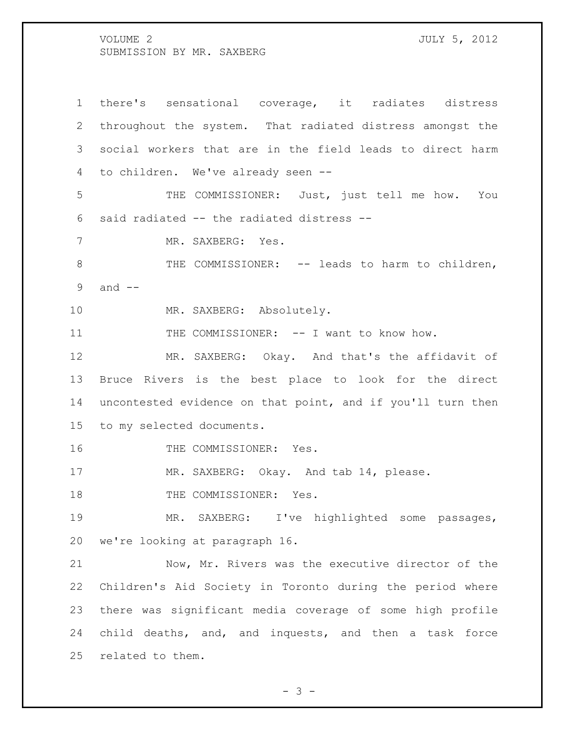there's sensational coverage, it radiates distress throughout the system. That radiated distress amongst the social workers that are in the field leads to direct harm to children. We've already seen --

THE COMMISSIONER: Just, just tell me how. You said radiated -- the radiated distress --

MR. SAXBERG: Yes.

THE COMMISSIONER: -- leads to harm to children, and --

MR. SAXBERG: Absolutely.

THE COMMISSIONER: -- I want to know how.

MR. SAXBERG: Okay. And that's the affidavit of Bruce Rivers is the best place to look for the direct uncontested evidence on that point, and if you'll turn then to my selected documents.

THE COMMISSIONER: Yes.

MR. SAXBERG: Okay. And tab 14, please.

THE COMMISSIONER: Yes.

MR. SAXBERG: I've highlighted some passages, we're looking at paragraph 16.

Now, Mr. Rivers was the executive director of the Children's Aid Society in Toronto during the period where there was significant media coverage of some high profile child deaths, and, and inquests, and then a task force related to them.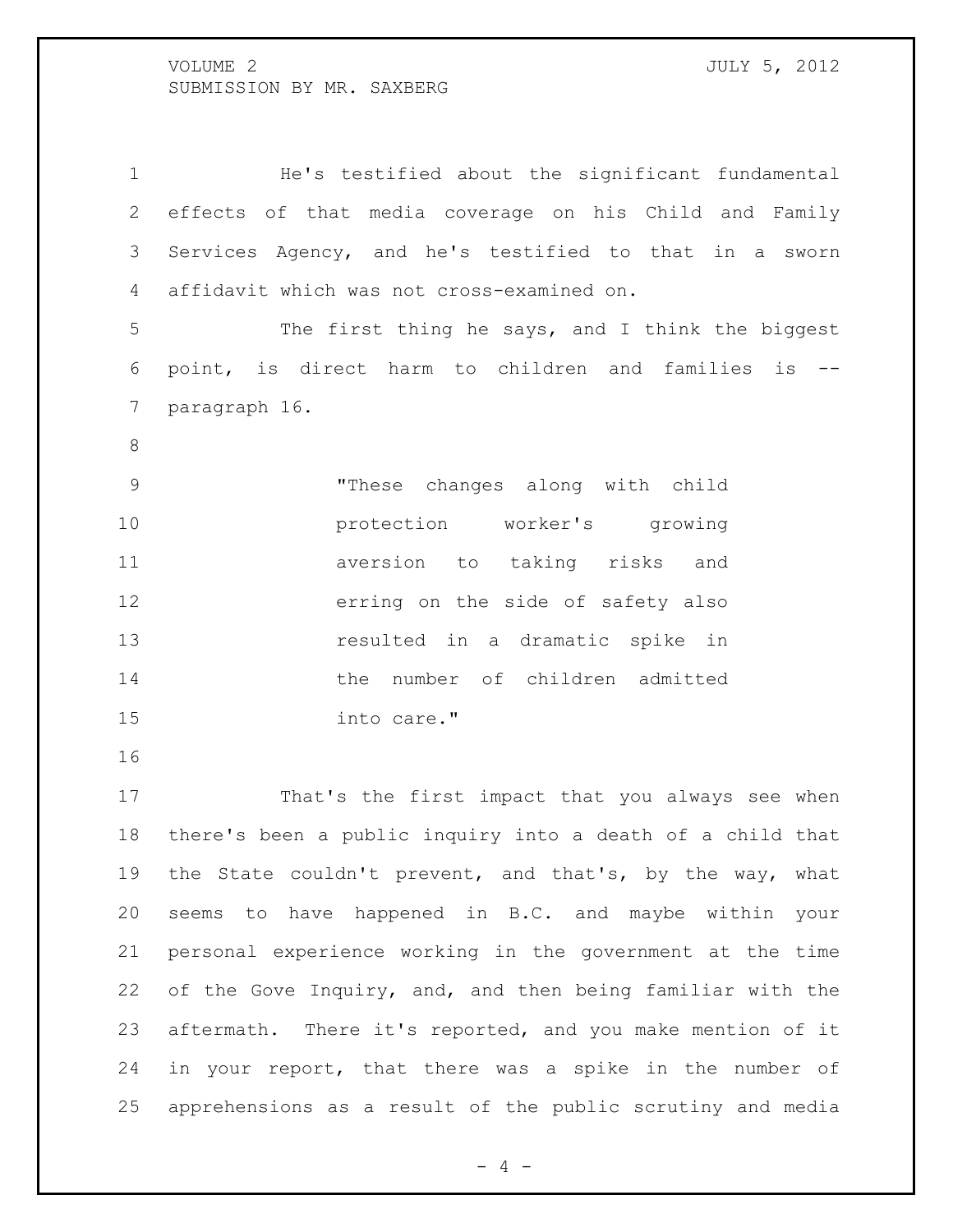He's testified about the significant fundamental effects of that media coverage on his Child and Family Services Agency, and he's testified to that in a sworn affidavit which was not cross-examined on.

The first thing he says, and I think the biggest point, is direct harm to children and families is -- paragraph 16.

> "These changes along with child protection worker's growing aversion to taking risks and erring on the side of safety also resulted in a dramatic spike in the number of children admitted into care."

That's the first impact that you always see when there's been a public inquiry into a death of a child that the State couldn't prevent, and that's, by the way, what seems to have happened in B.C. and maybe within your personal experience working in the government at the time of the Gove Inquiry, and, and then being familiar with the aftermath. There it's reported, and you make mention of it in your report, that there was a spike in the number of apprehensions as a result of the public scrutiny and media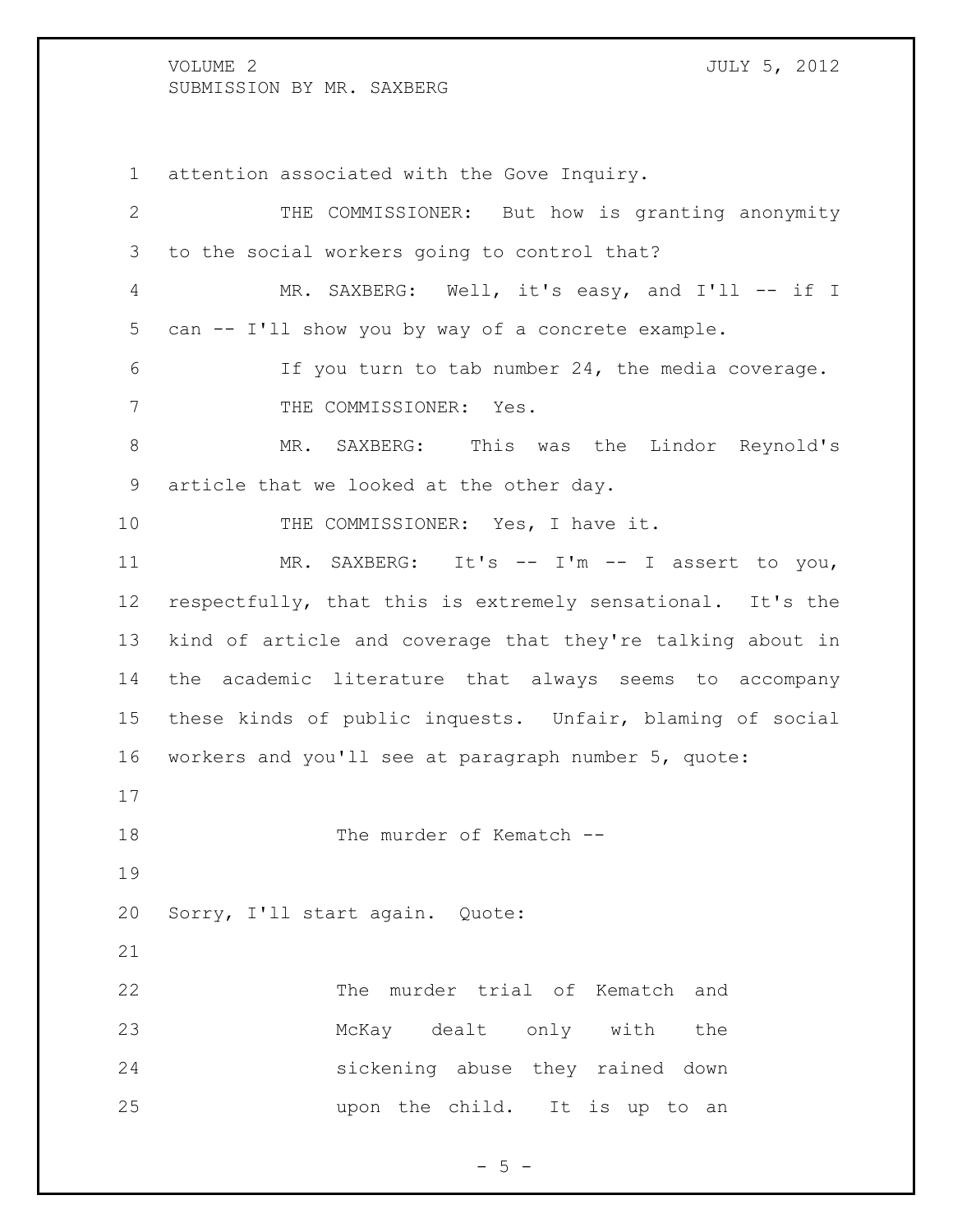attention associated with the Gove Inquiry.

THE COMMISSIONER: But how is granting anonymity to the social workers going to control that?

MR. SAXBERG: Well, it's easy, and I'll -- if I can -- I'll show you by way of a concrete example.

If you turn to tab number 24, the media coverage.

THE COMMISSIONER: Yes.

MR. SAXBERG: This was the Lindor Reynold's article that we looked at the other day.

THE COMMISSIONER: Yes, I have it.

MR. SAXBERG: It's -- I'm -- I assert to you, respectfully, that this is extremely sensational. It's the kind of article and coverage that they're talking about in the academic literature that always seems to accompany these kinds of public inquests. Unfair, blaming of social workers and you'll see at paragraph number 5, quote:

> The murder of Kematch --

Sorry, I'll start again. Quote:

> The murder trial of Kematch and McKay dealt only with the sickening abuse they rained down upon the child. It is up to an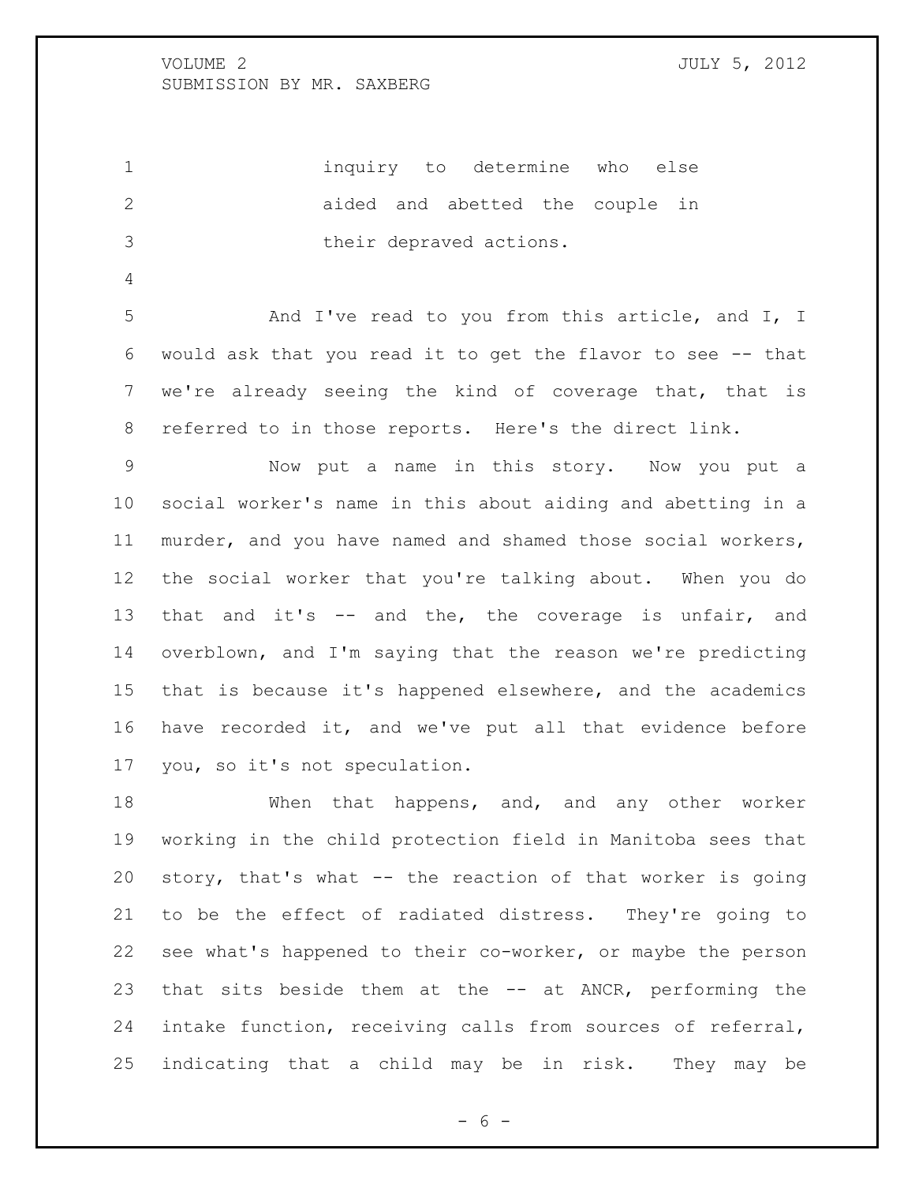inquiry to determine who else aided and abetted the couple in their depraved actions.

And I've read to you from this article, and I, I would ask that you read it to get the flavor to see -- that we're already seeing the kind of coverage that, that is referred to in those reports. Here's the direct link.

Now put a name in this story. Now you put a social worker's name in this about aiding and abetting in a murder, and you have named and shamed those social workers, the social worker that you're talking about. When you do that and it's -- and the, the coverage is unfair, and overblown, and I'm saying that the reason we're predicting that is because it's happened elsewhere, and the academics have recorded it, and we've put all that evidence before you, so it's not speculation.

When that happens, and, and any other worker working in the child protection field in Manitoba sees that story, that's what -- the reaction of that worker is going to be the effect of radiated distress. They're going to see what's happened to their co-worker, or maybe the person that sits beside them at the -- at ANCR, performing the intake function, receiving calls from sources of referral, indicating that a child may be in risk. They may be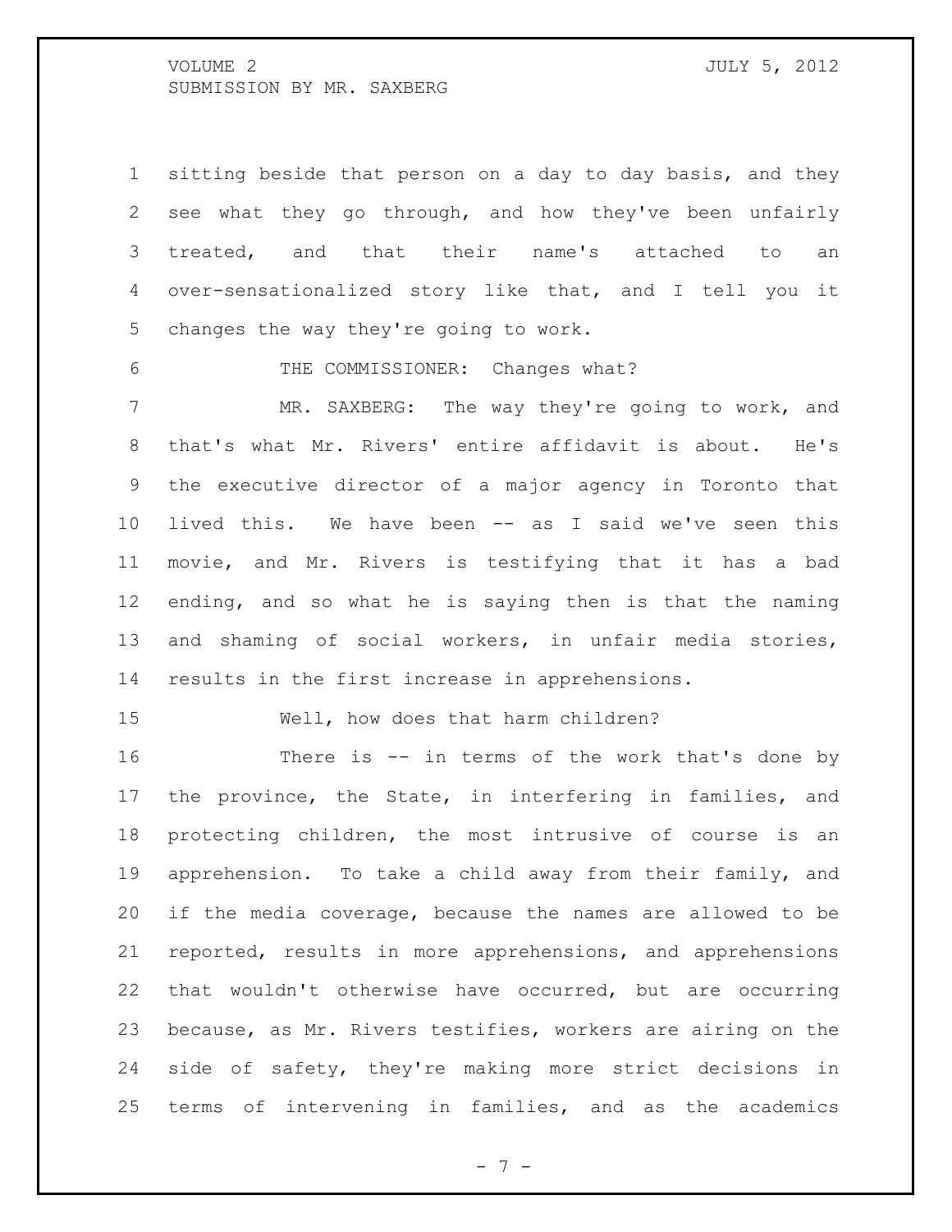sitting beside that person on a day to day basis, and they see what they go through, and how they've been unfairly treated, and that their name's attached to an over-sensationalized story like that, and I tell you it changes the way they're going to work.

THE COMMISSIONER: Changes what?

MR. SAXBERG: The way they're going to work, and that's what Mr. Rivers' entire affidavit is about. He's the executive director of a major agency in Toronto that lived this. We have been -- as I said we've seen this movie, and Mr. Rivers is testifying that it has a bad ending, and so what he is saying then is that the naming and shaming of social workers, in unfair media stories, results in the first increase in apprehensions.

Well, how does that harm children?

There is -- in terms of the work that's done by the province, the State, in interfering in families, and protecting children, the most intrusive of course is an apprehension. To take a child away from their family, and if the media coverage, because the names are allowed to be reported, results in more apprehensions, and apprehensions that wouldn't otherwise have occurred, but are occurring because, as Mr. Rivers testifies, workers are airing on the side of safety, they're making more strict decisions in terms of intervening in families, and as the academics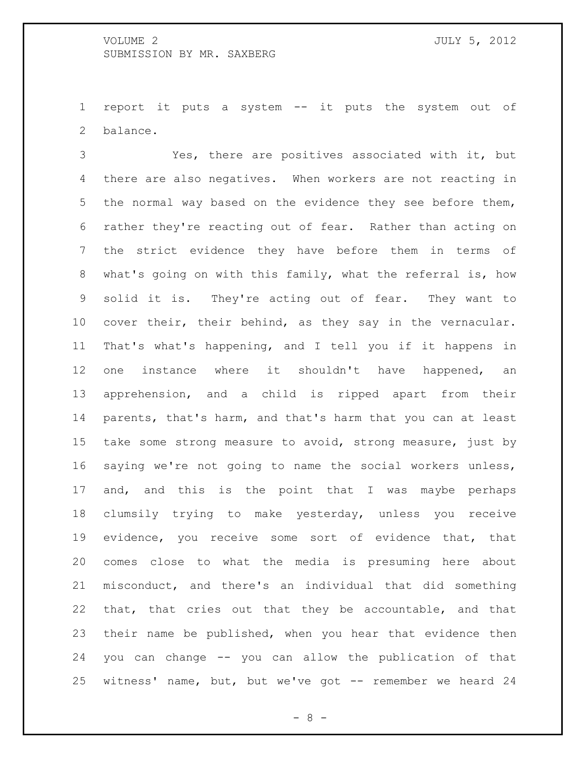report it puts a system -- it puts the system out of balance.

Yes, there are positives associated with it, but there are also negatives. When workers are not reacting in the normal way based on the evidence they see before them, rather they're reacting out of fear. Rather than acting on the strict evidence they have before them in terms of what's going on with this family, what the referral is, how solid it is. They're acting out of fear. They want to cover their, their behind, as they say in the vernacular. That's what's happening, and I tell you if it happens in one instance where it shouldn't have happened, an apprehension, and a child is ripped apart from their parents, that's harm, and that's harm that you can at least take some strong measure to avoid, strong measure, just by saying we're not going to name the social workers unless, and, and this is the point that I was maybe perhaps clumsily trying to make yesterday, unless you receive evidence, you receive some sort of evidence that, that comes close to what the media is presuming here about misconduct, and there's an individual that did something that, that cries out that they be accountable, and that their name be published, when you hear that evidence then you can change -- you can allow the publication of that witness' name, but, but we've got -- remember we heard 24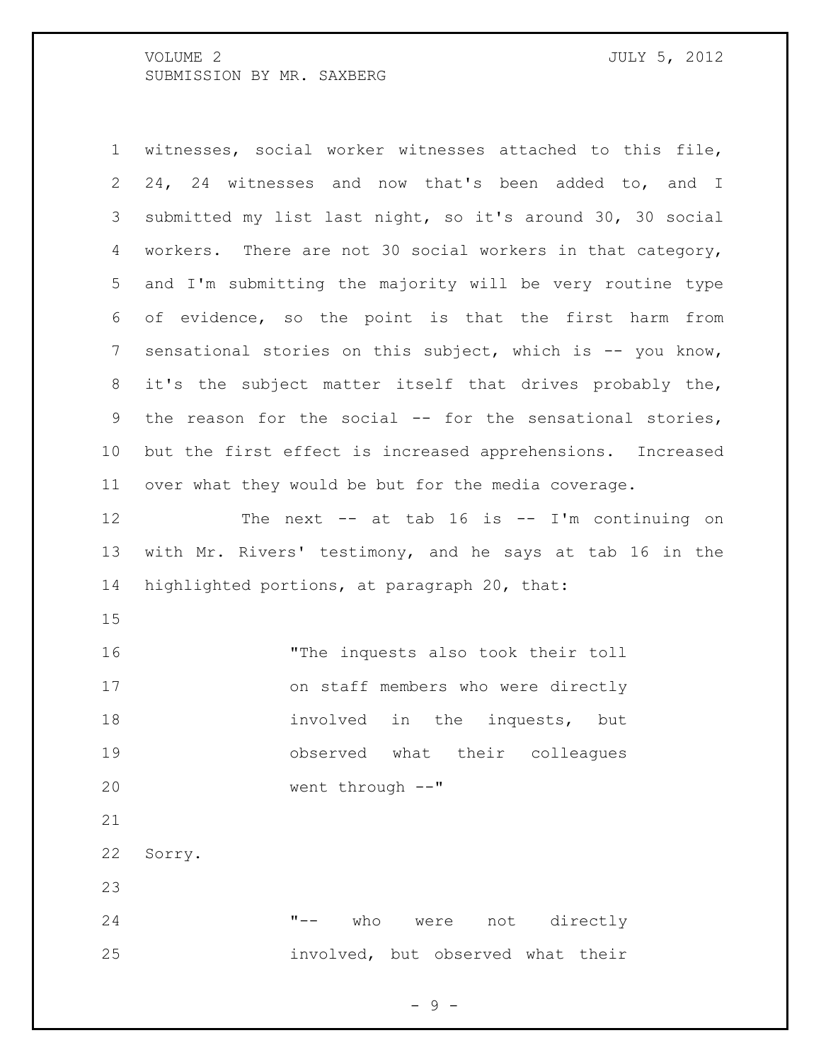witnesses, social worker witnesses attached to this file, 24, 24 witnesses and now that's been added to, and I submitted my list last night, so it's around 30, 30 social workers. There are not 30 social workers in that category, and I'm submitting the majority will be very routine type of evidence, so the point is that the first harm from sensational stories on this subject, which is -- you know, it's the subject matter itself that drives probably the, the reason for the social -- for the sensational stories, but the first effect is increased apprehensions. Increased over what they would be but for the media coverage.

The next -- at tab 16 is -- I'm continuing on with Mr. Rivers' testimony, and he says at tab 16 in the highlighted portions, at paragraph 20, that:

> "The inquests also took their toll on staff members who were directly involved in the inquests, but observed what their colleagues went through --"

Sorry.

> "-- who were not directly involved, but observed what their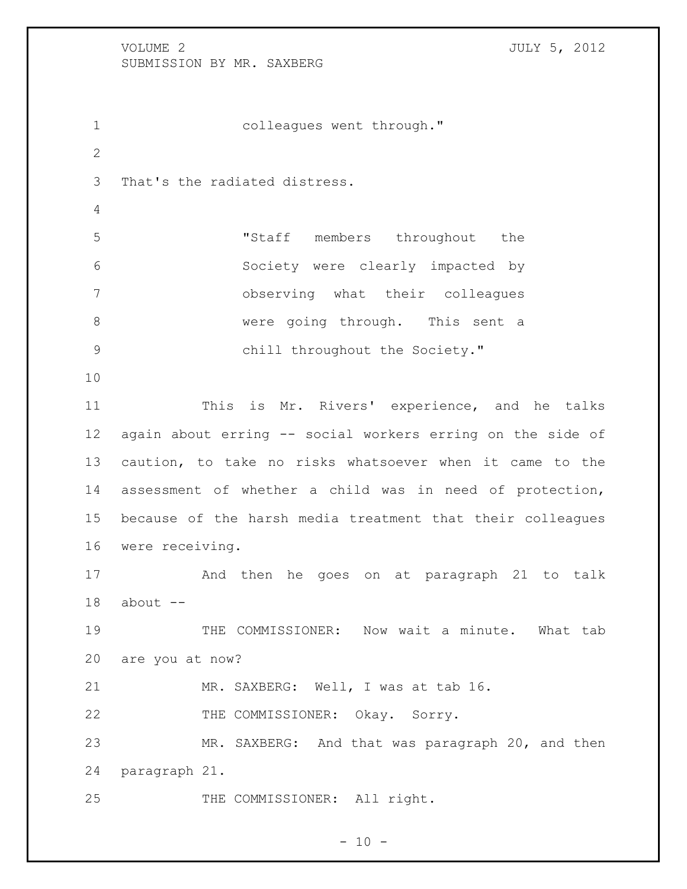colleagues went through."

That's the radiated distress.

> "Staff members throughout the Society were clearly impacted by observing what their colleagues were going through. This sent a chill throughout the Society."

This is Mr. Rivers' experience, and he talks again about erring -- social workers erring on the side of caution, to take no risks whatsoever when it came to the assessment of whether a child was in need of protection, because of the harsh media treatment that their colleagues were receiving.

And then he goes on at paragraph 21 to talk about --

THE COMMISSIONER: Now wait a minute. What tab are you at now?

MR. SAXBERG: Well, I was at tab 16.

THE COMMISSIONER: Okay. Sorry.

MR. SAXBERG: And that was paragraph 20, and then paragraph 21.

THE COMMISSIONER: All right.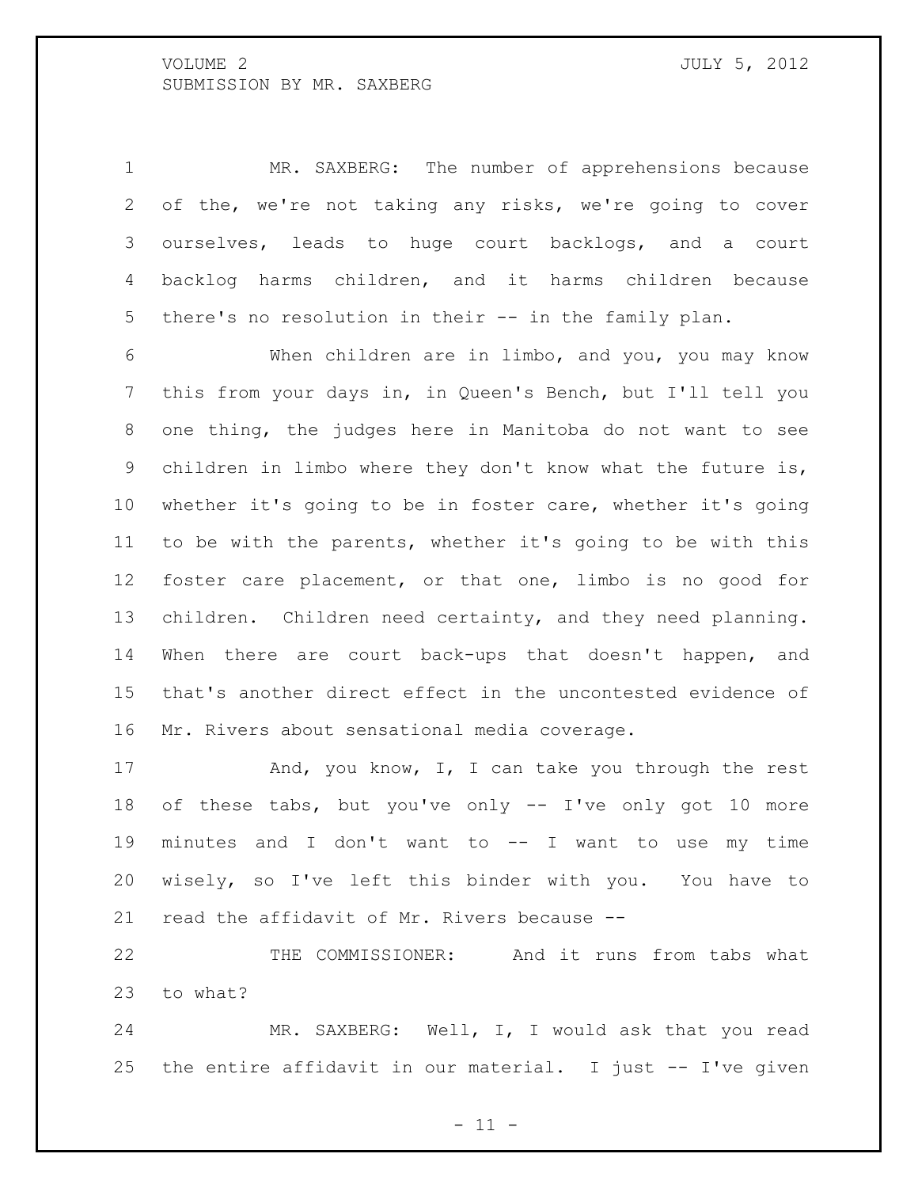MR. SAXBERG: The number of apprehensions because of the, we're not taking any risks, we're going to cover ourselves, leads to huge court backlogs, and a court backlog harms children, and it harms children because there's no resolution in their -- in the family plan.

When children are in limbo, and you, you may know this from your days in, in Queen's Bench, but I'll tell you one thing, the judges here in Manitoba do not want to see children in limbo where they don't know what the future is, whether it's going to be in foster care, whether it's going to be with the parents, whether it's going to be with this foster care placement, or that one, limbo is no good for children. Children need certainty, and they need planning. When there are court back-ups that doesn't happen, and that's another direct effect in the uncontested evidence of Mr. Rivers about sensational media coverage.

And, you know, I, I can take you through the rest of these tabs, but you've only -- I've only got 10 more minutes and I don't want to -- I want to use my time wisely, so I've left this binder with you. You have to read the affidavit of Mr. Rivers because --

THE COMMISSIONER: And it runs from tabs what to what?

MR. SAXBERG: Well, I, I would ask that you read the entire affidavit in our material. I just -- I've given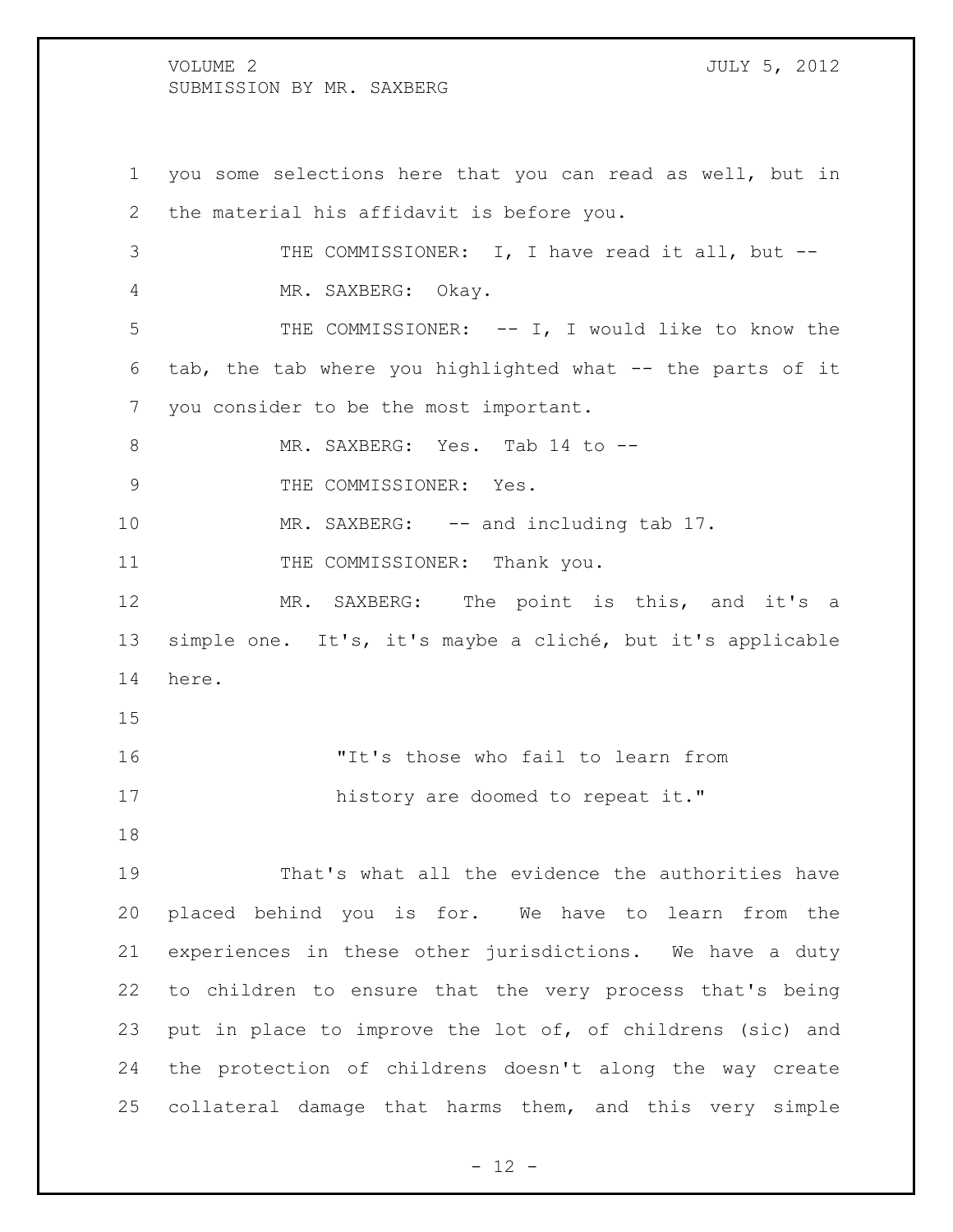you some selections here that you can read as well, but in the material his affidavit is before you.

THE COMMISSIONER: I, I have read it all, but --

MR. SAXBERG: Okay.

THE COMMISSIONER: -- I, I would like to know the tab, the tab where you highlighted what -- the parts of it you consider to be the most important.

MR. SAXBERG: Yes. Tab 14 to --

THE COMMISSIONER: Yes.

MR. SAXBERG: -- and including tab 17.

THE COMMISSIONER: Thank you.

MR. SAXBERG: The point is this, and it's a simple one. It's, it's maybe a cliché, but it's applicable here.

> "It's those who fail to learn from history are doomed to repeat it."

That's what all the evidence the authorities have placed behind you is for. We have to learn from the experiences in these other jurisdictions. We have a duty to children to ensure that the very process that's being put in place to improve the lot of, of childrens (sic) and the protection of childrens doesn't along the way create collateral damage that harms them, and this very simple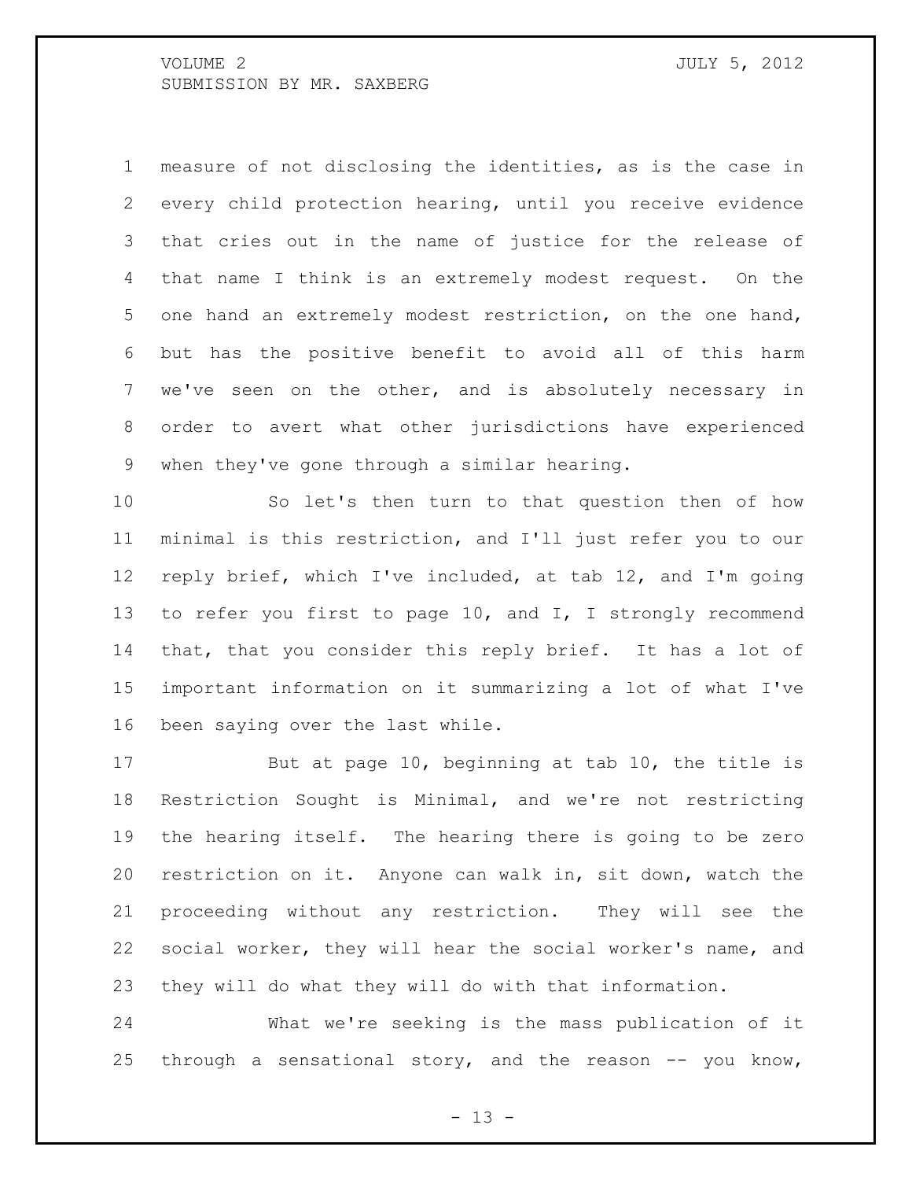measure of not disclosing the identities, as is the case in every child protection hearing, until you receive evidence that cries out in the name of justice for the release of that name I think is an extremely modest request. On the one hand an extremely modest restriction, on the one hand, but has the positive benefit to avoid all of this harm we've seen on the other, and is absolutely necessary in order to avert what other jurisdictions have experienced when they've gone through a similar hearing.

So let's then turn to that question then of how minimal is this restriction, and I'll just refer you to our reply brief, which I've included, at tab 12, and I'm going to refer you first to page 10, and I, I strongly recommend that, that you consider this reply brief. It has a lot of important information on it summarizing a lot of what I've been saying over the last while.

But at page 10, beginning at tab 10, the title is Restriction Sought is Minimal, and we're not restricting the hearing itself. The hearing there is going to be zero restriction on it. Anyone can walk in, sit down, watch the proceeding without any restriction. They will see the social worker, they will hear the social worker's name, and they will do what they will do with that information.

What we're seeking is the mass publication of it through a sensational story, and the reason -- you know,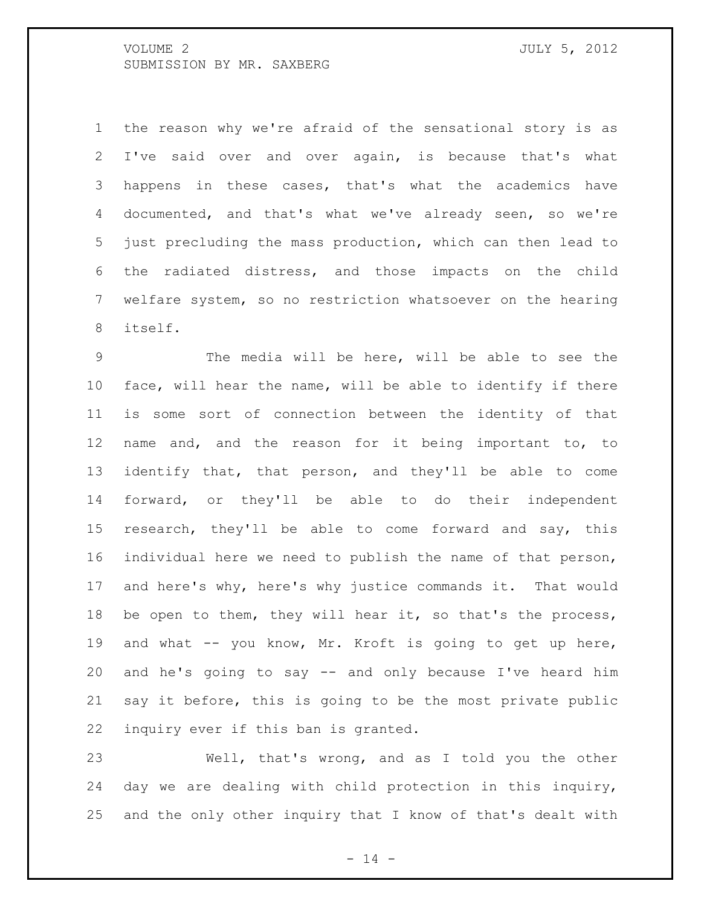the reason why we're afraid of the sensational story is as I've said over and over again, is because that's what happens in these cases, that's what the academics have documented, and that's what we've already seen, so we're just precluding the mass production, which can then lead to the radiated distress, and those impacts on the child welfare system, so no restriction whatsoever on the hearing itself.

The media will be here, will be able to see the face, will hear the name, will be able to identify if there is some sort of connection between the identity of that name and, and the reason for it being important to, to identify that, that person, and they'll be able to come forward, or they'll be able to do their independent research, they'll be able to come forward and say, this individual here we need to publish the name of that person, and here's why, here's why justice commands it. That would be open to them, they will hear it, so that's the process, and what -- you know, Mr. Kroft is going to get up here, and he's going to say -- and only because I've heard him say it before, this is going to be the most private public inquiry ever if this ban is granted.

Well, that's wrong, and as I told you the other day we are dealing with child protection in this inquiry, and the only other inquiry that I know of that's dealt with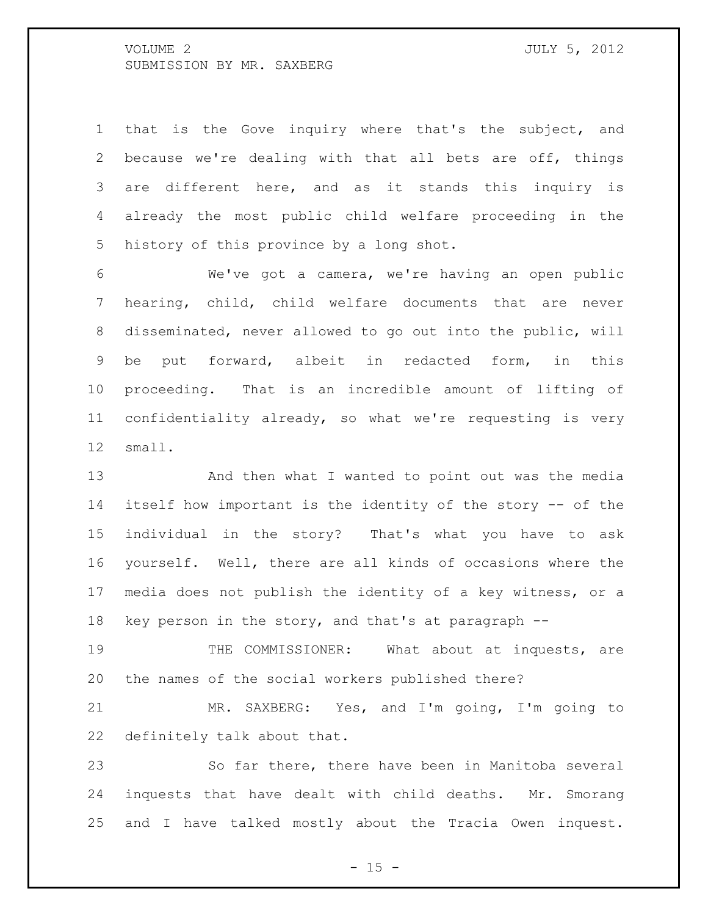that is the Gove inquiry where that's the subject, and because we're dealing with that all bets are off, things are different here, and as it stands this inquiry is already the most public child welfare proceeding in the history of this province by a long shot.

We've got a camera, we're having an open public hearing, child, child welfare documents that are never disseminated, never allowed to go out into the public, will be put forward, albeit in redacted form, in this proceeding. That is an incredible amount of lifting of confidentiality already, so what we're requesting is very small.

And then what I wanted to point out was the media itself how important is the identity of the story -- of the individual in the story? That's what you have to ask yourself. Well, there are all kinds of occasions where the media does not publish the identity of a key witness, or a key person in the story, and that's at paragraph --

THE COMMISSIONER: What about at inquests, are the names of the social workers published there?

MR. SAXBERG: Yes, and I'm going, I'm going to definitely talk about that.

So far there, there have been in Manitoba several inquests that have dealt with child deaths. Mr. Smorang and I have talked mostly about the Tracia Owen inquest.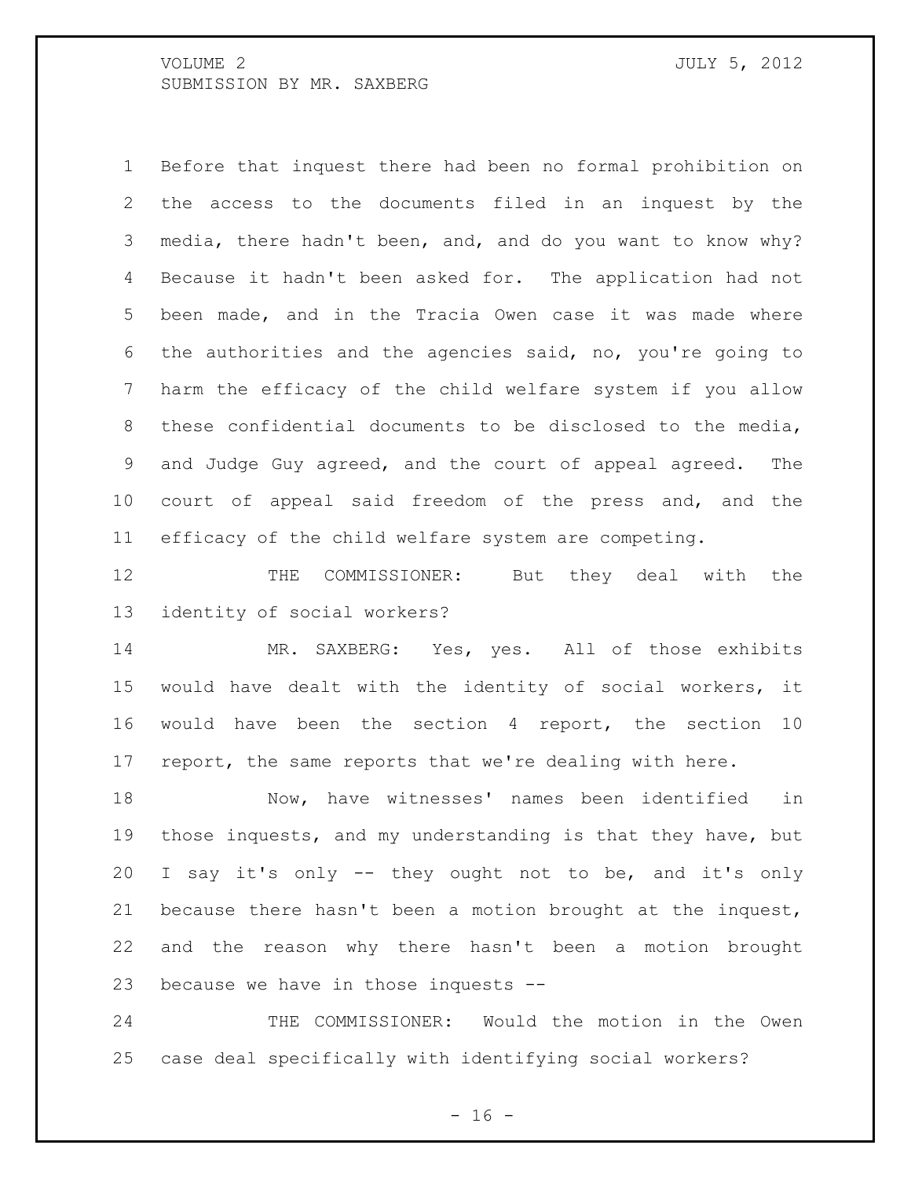Before that inquest there had been no formal prohibition on the access to the documents filed in an inquest by the media, there hadn't been, and, and do you want to know why? Because it hadn't been asked for. The application had not been made, and in the Tracia Owen case it was made where the authorities and the agencies said, no, you're going to harm the efficacy of the child welfare system if you allow these confidential documents to be disclosed to the media, and Judge Guy agreed, and the court of appeal agreed. The court of appeal said freedom of the press and, and the efficacy of the child welfare system are competing.

THE COMMISSIONER: But they deal with the identity of social workers?

MR. SAXBERG: Yes, yes. All of those exhibits would have dealt with the identity of social workers, it would have been the section 4 report, the section 10 report, the same reports that we're dealing with here.

Now, have witnesses' names been identified in those inquests, and my understanding is that they have, but I say it's only -- they ought not to be, and it's only because there hasn't been a motion brought at the inquest, and the reason why there hasn't been a motion brought because we have in those inquests --

THE COMMISSIONER: Would the motion in the Owen case deal specifically with identifying social workers?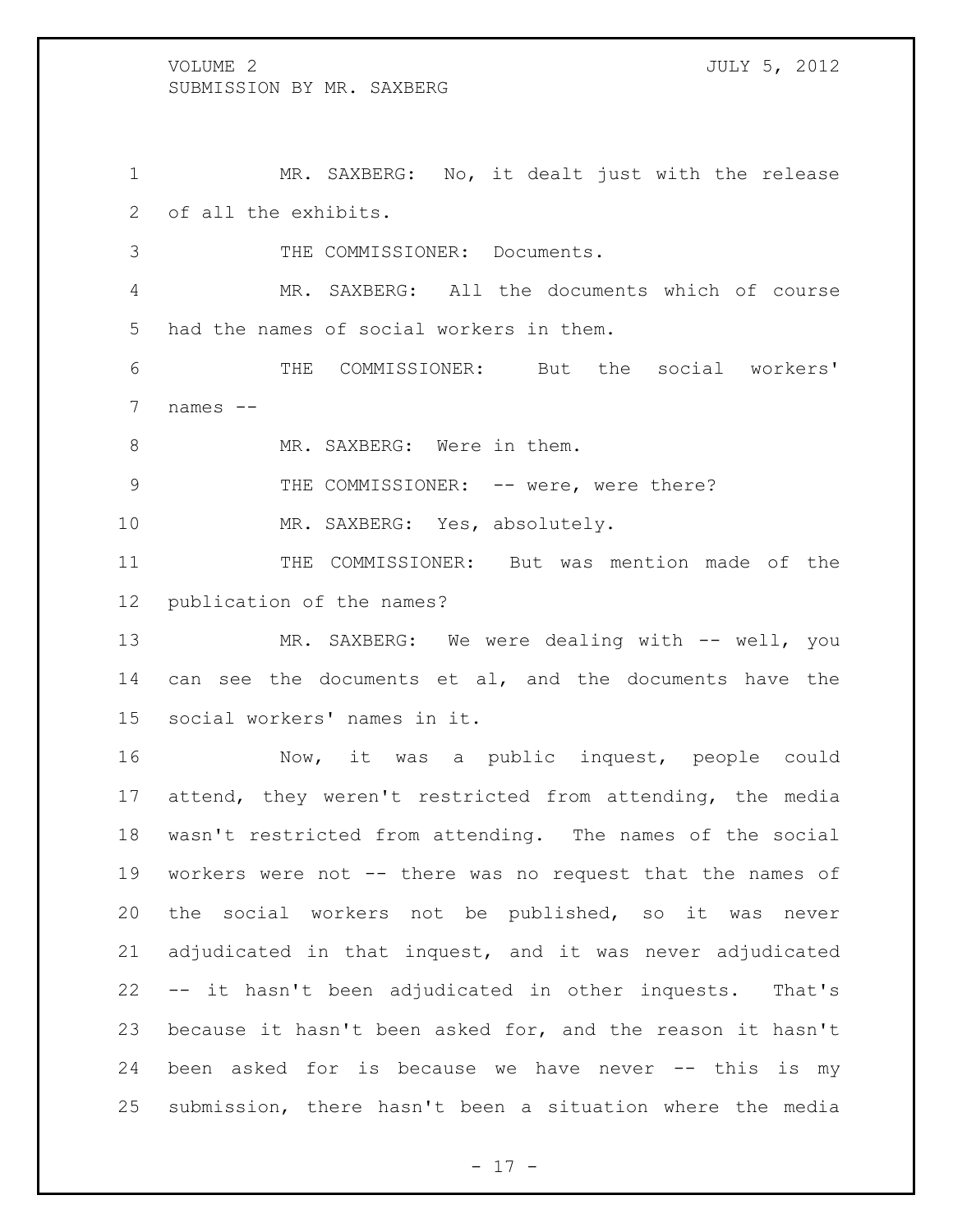MR. SAXBERG: No, it dealt just with the release of all the exhibits.

THE COMMISSIONER: Documents.

MR. SAXBERG: All the documents which of course had the names of social workers in them.

THE COMMISSIONER: But the social workers' names --

MR. SAXBERG: Were in them.

THE COMMISSIONER: -- were, were there?

MR. SAXBERG: Yes, absolutely.

THE COMMISSIONER: But was mention made of the publication of the names?

MR. SAXBERG: We were dealing with -- well, you can see the documents et al, and the documents have the social workers' names in it.

Now, it was a public inquest, people could attend, they weren't restricted from attending, the media wasn't restricted from attending. The names of the social workers were not -- there was no request that the names of the social workers not be published, so it was never adjudicated in that inquest, and it was never adjudicated -- it hasn't been adjudicated in other inquests. That's because it hasn't been asked for, and the reason it hasn't been asked for is because we have never -- this is my submission, there hasn't been a situation where the media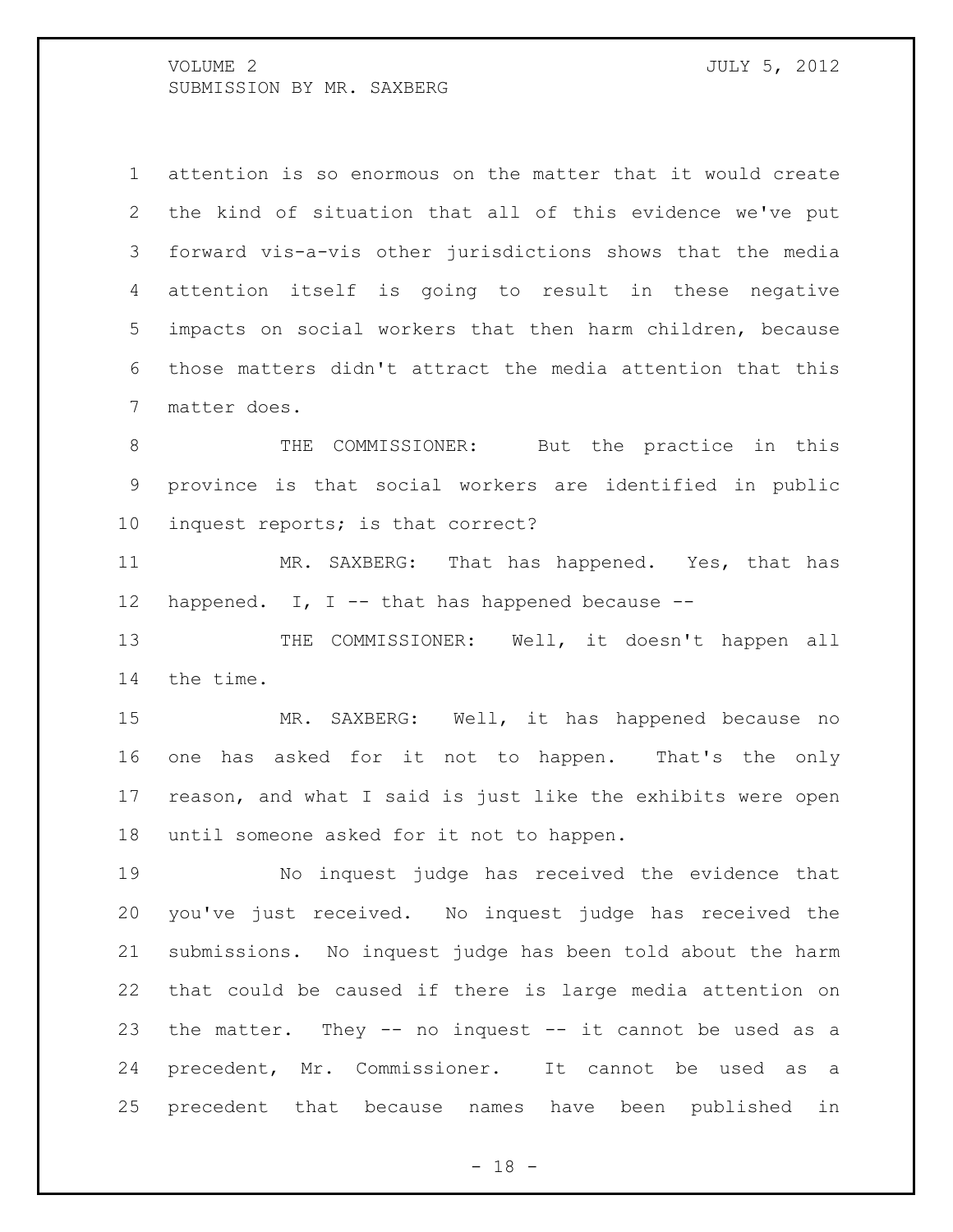attention is so enormous on the matter that it would create the kind of situation that all of this evidence we've put forward vis-a-vis other jurisdictions shows that the media attention itself is going to result in these negative impacts on social workers that then harm children, because those matters didn't attract the media attention that this matter does.

THE COMMISSIONER: But the practice in this province is that social workers are identified in public inquest reports; is that correct?

MR. SAXBERG: That has happened. Yes, that has happened. I, I -- that has happened because --

THE COMMISSIONER: Well, it doesn't happen all the time.

MR. SAXBERG: Well, it has happened because no one has asked for it not to happen. That's the only reason, and what I said is just like the exhibits were open until someone asked for it not to happen.

No inquest judge has received the evidence that you've just received. No inquest judge has received the submissions. No inquest judge has been told about the harm that could be caused if there is large media attention on the matter. They -- no inquest -- it cannot be used as a precedent, Mr. Commissioner. It cannot be used as a precedent that because names have been published in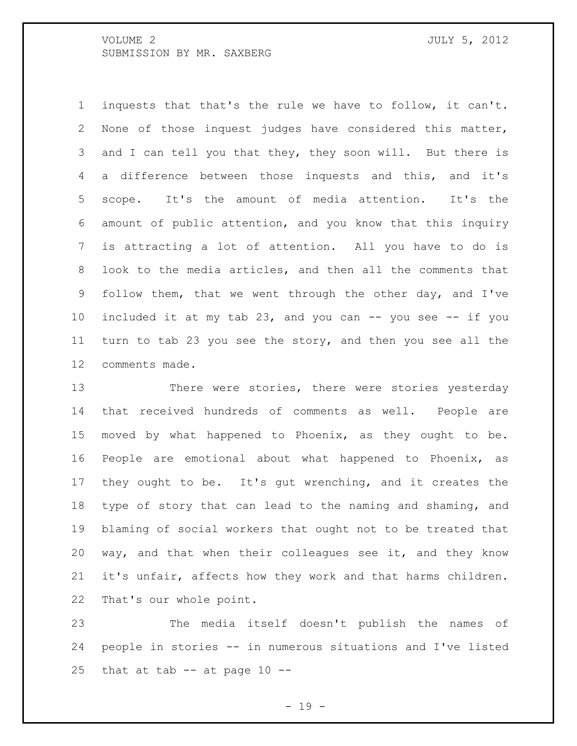inquests that that's the rule we have to follow, it can't. None of those inquest judges have considered this matter, and I can tell you that they, they soon will. But there is a difference between those inquests and this, and it's scope. It's the amount of media attention. It's the amount of public attention, and you know that this inquiry is attracting a lot of attention. All you have to do is look to the media articles, and then all the comments that follow them, that we went through the other day, and I've included it at my tab 23, and you can -- you see -- if you turn to tab 23 you see the story, and then you see all the comments made.

There were stories, there were stories yesterday that received hundreds of comments as well. People are moved by what happened to Phoenix, as they ought to be. People are emotional about what happened to Phoenix, as they ought to be. It's gut wrenching, and it creates the type of story that can lead to the naming and shaming, and blaming of social workers that ought not to be treated that way, and that when their colleagues see it, and they know it's unfair, affects how they work and that harms children. That's our whole point.

The media itself doesn't publish the names of people in stories -- in numerous situations and I've listed that at tab -- at page 10 --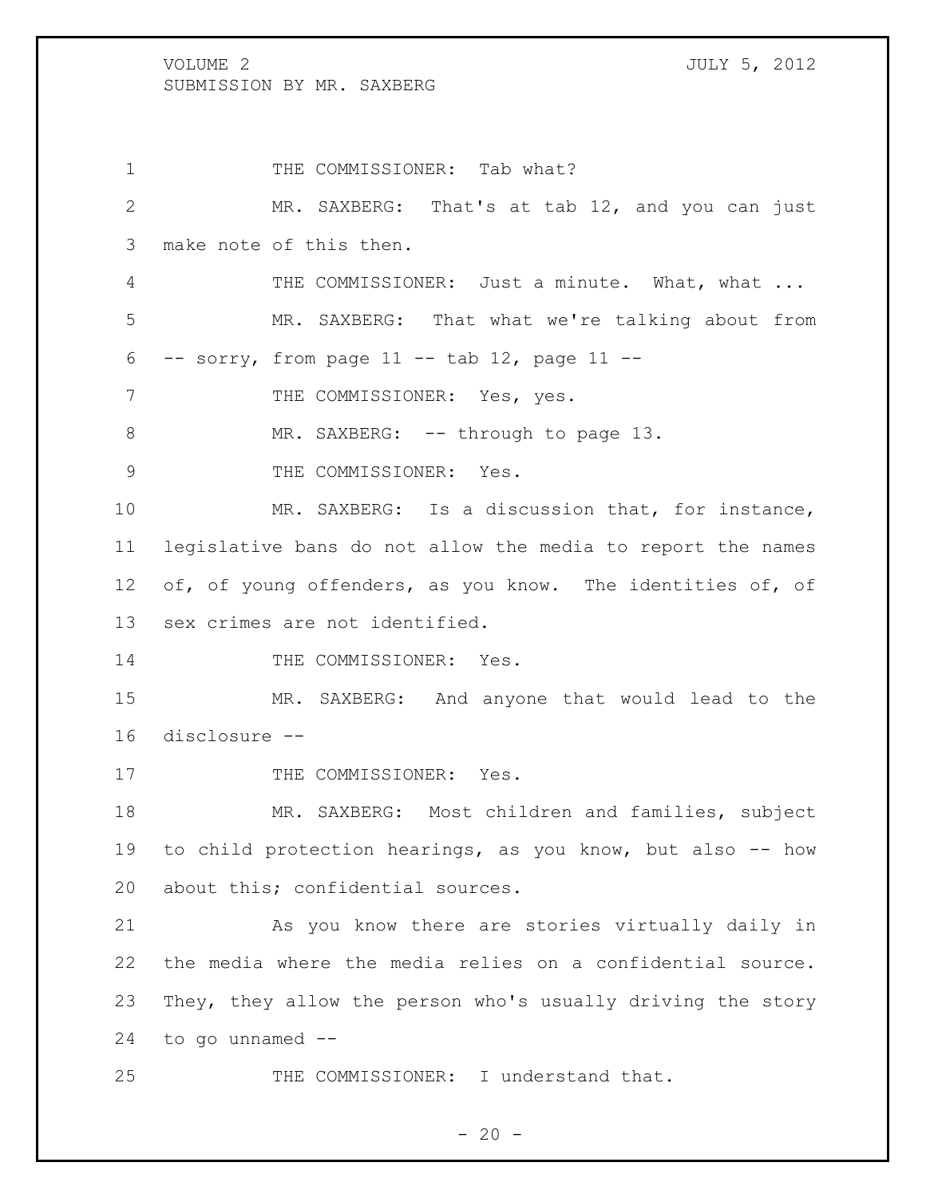THE COMMISSIONER: Tab what?

MR. SAXBERG: That's at tab 12, and you can just make note of this then.

THE COMMISSIONER: Just a minute. What, what ...

MR. SAXBERG: That what we're talking about from -- sorry, from page 11 -- tab 12, page 11 --

THE COMMISSIONER: Yes, yes.

MR. SAXBERG: -- through to page 13.

THE COMMISSIONER: Yes.

MR. SAXBERG: Is a discussion that, for instance, legislative bans do not allow the media to report the names of, of young offenders, as you know. The identities of, of sex crimes are not identified.

THE COMMISSIONER: Yes.

MR. SAXBERG: And anyone that would lead to the disclosure --

THE COMMISSIONER: Yes.

MR. SAXBERG: Most children and families, subject to child protection hearings, as you know, but also -- how about this; confidential sources.

As you know there are stories virtually daily in the media where the media relies on a confidential source. They, they allow the person who's usually driving the story to go unnamed --

THE COMMISSIONER: I understand that.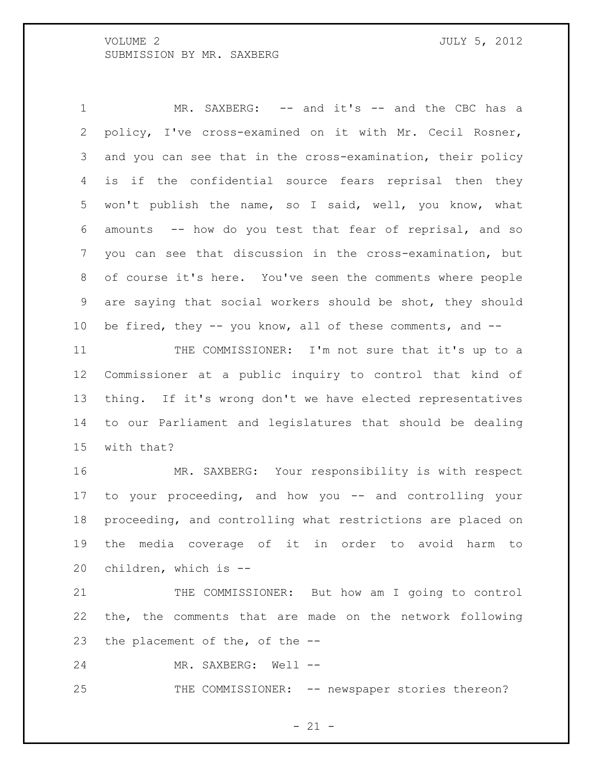MR. SAXBERG: -- and it's -- and the CBC has a policy, I've cross-examined on it with Mr. Cecil Rosner, and you can see that in the cross-examination, their policy is if the confidential source fears reprisal then they won't publish the name, so I said, well, you know, what amounts -- how do you test that fear of reprisal, and so you can see that discussion in the cross-examination, but of course it's here. You've seen the comments where people are saying that social workers should be shot, they should be fired, they -- you know, all of these comments, and --

THE COMMISSIONER: I'm not sure that it's up to a Commissioner at a public inquiry to control that kind of thing. If it's wrong don't we have elected representatives to our Parliament and legislatures that should be dealing with that?

MR. SAXBERG: Your responsibility is with respect to your proceeding, and how you -- and controlling your proceeding, and controlling what restrictions are placed on the media coverage of it in order to avoid harm to children, which is --

THE COMMISSIONER: But how am I going to control the, the comments that are made on the network following the placement of the, of the --

MR. SAXBERG: Well --

THE COMMISSIONER: -- newspaper stories thereon?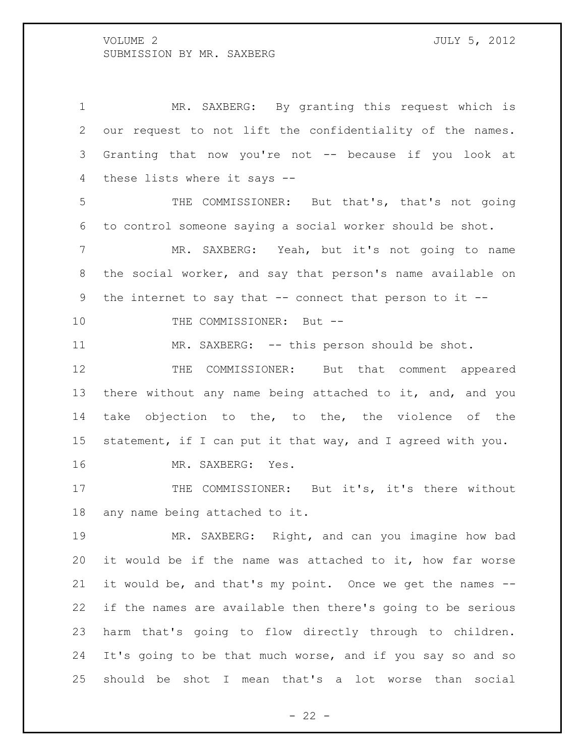MR. SAXBERG: By granting this request which is our request to not lift the confidentiality of the names. Granting that now you're not -- because if you look at these lists where it says --

THE COMMISSIONER: But that's, that's not going to control someone saying a social worker should be shot.

MR. SAXBERG: Yeah, but it's not going to name the social worker, and say that person's name available on the internet to say that -- connect that person to it --

THE COMMISSIONER: But --

MR. SAXBERG: -- this person should be shot.

THE COMMISSIONER: But that comment appeared there without any name being attached to it, and, and you take objection to the, to the, the violence of the statement, if I can put it that way, and I agreed with you.

MR. SAXBERG: Yes.

THE COMMISSIONER: But it's, it's there without any name being attached to it.

MR. SAXBERG: Right, and can you imagine how bad it would be if the name was attached to it, how far worse it would be, and that's my point. Once we get the names -- if the names are available then there's going to be serious harm that's going to flow directly through to children. It's going to be that much worse, and if you say so and so should be shot I mean that's a lot worse than social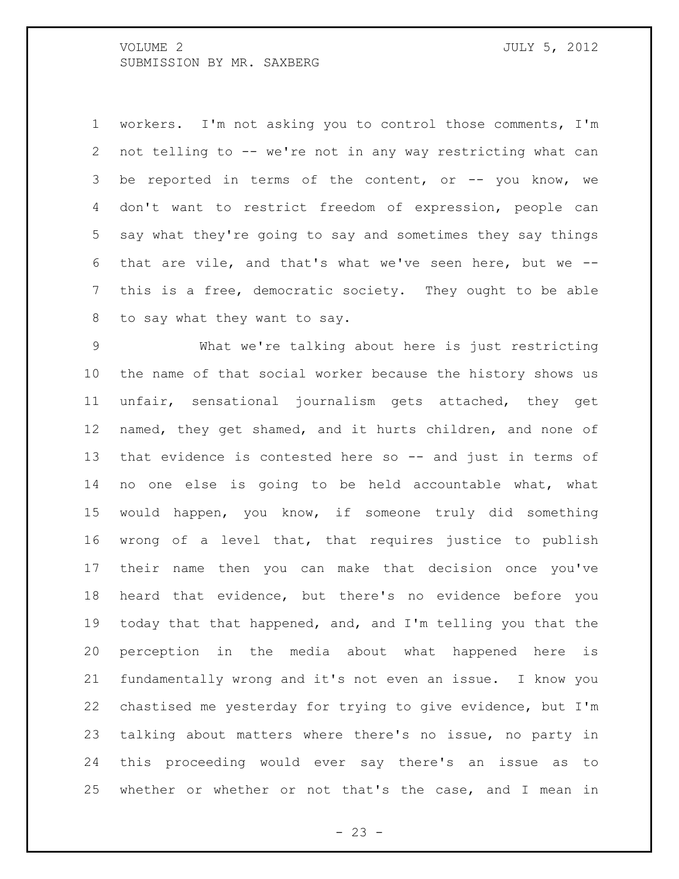workers. I'm not asking you to control those comments, I'm not telling to -- we're not in any way restricting what can be reported in terms of the content, or -- you know, we don't want to restrict freedom of expression, people can say what they're going to say and sometimes they say things that are vile, and that's what we've seen here, but we -- this is a free, democratic society. They ought to be able to say what they want to say.

What we're talking about here is just restricting the name of that social worker because the history shows us unfair, sensational journalism gets attached, they get named, they get shamed, and it hurts children, and none of that evidence is contested here so -- and just in terms of no one else is going to be held accountable what, what would happen, you know, if someone truly did something wrong of a level that, that requires justice to publish their name then you can make that decision once you've heard that evidence, but there's no evidence before you today that that happened, and, and I'm telling you that the perception in the media about what happened here is fundamentally wrong and it's not even an issue. I know you chastised me yesterday for trying to give evidence, but I'm talking about matters where there's no issue, no party in this proceeding would ever say there's an issue as to whether or whether or not that's the case, and I mean in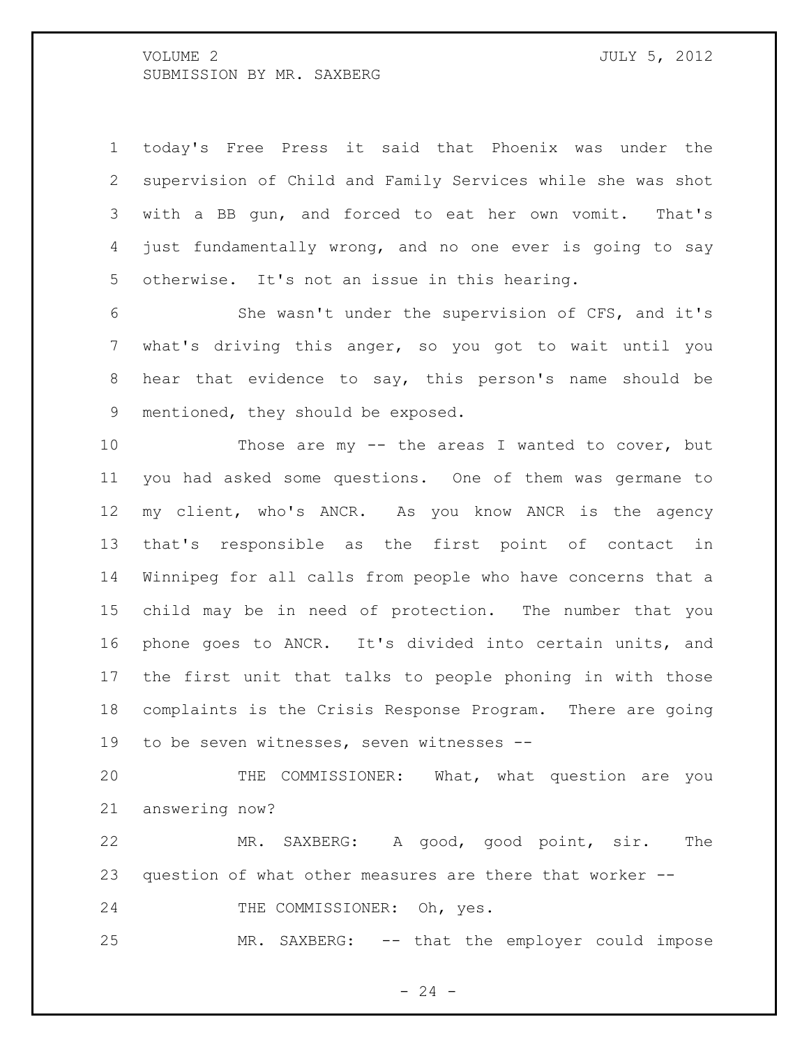today's Free Press it said that Phoenix was under the supervision of Child and Family Services while she was shot with a BB gun, and forced to eat her own vomit. That's just fundamentally wrong, and no one ever is going to say otherwise. It's not an issue in this hearing.

She wasn't under the supervision of CFS, and it's what's driving this anger, so you got to wait until you hear that evidence to say, this person's name should be mentioned, they should be exposed.

Those are my -- the areas I wanted to cover, but you had asked some questions. One of them was germane to my client, who's ANCR. As you know ANCR is the agency that's responsible as the first point of contact in Winnipeg for all calls from people who have concerns that a child may be in need of protection. The number that you phone goes to ANCR. It's divided into certain units, and the first unit that talks to people phoning in with those complaints is the Crisis Response Program. There are going to be seven witnesses, seven witnesses --

THE COMMISSIONER: What, what question are you answering now?

MR. SAXBERG: A good, good point, sir. The question of what other measures are there that worker --

THE COMMISSIONER: Oh, yes.

MR. SAXBERG: -- that the employer could impose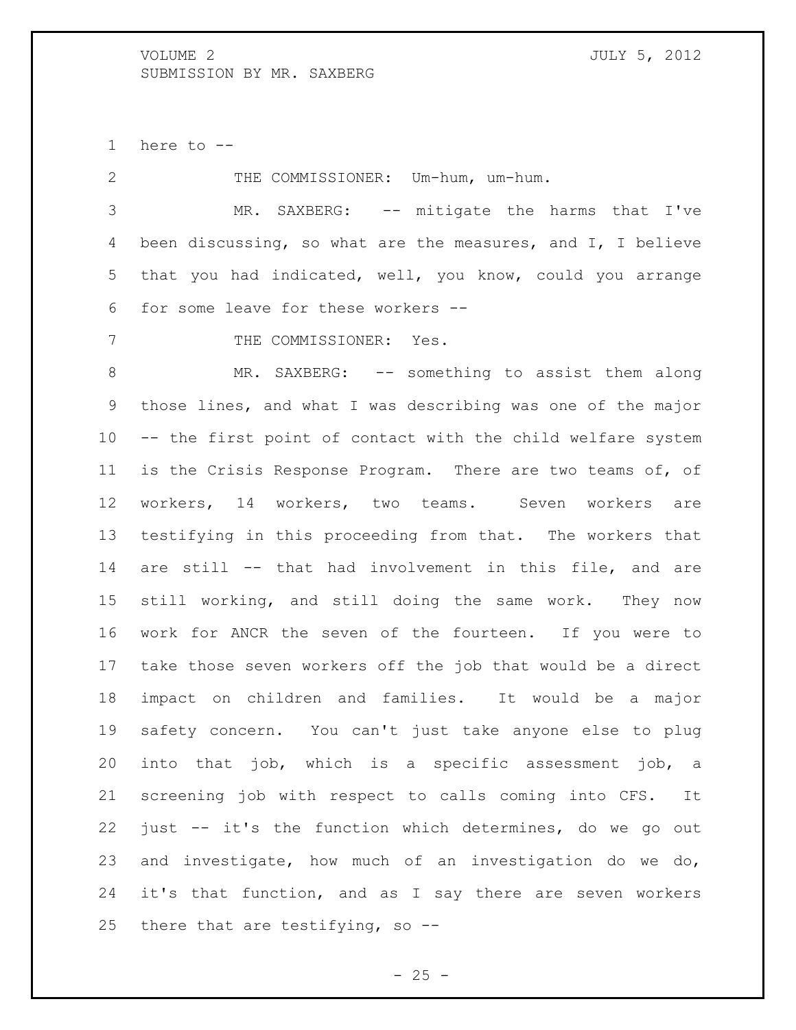here to --

THE COMMISSIONER: Um-hum, um-hum.

MR. SAXBERG: -- mitigate the harms that I've been discussing, so what are the measures, and I, I believe that you had indicated, well, you know, could you arrange for some leave for these workers --

THE COMMISSIONER: Yes.

MR. SAXBERG: -- something to assist them along those lines, and what I was describing was one of the major -- the first point of contact with the child welfare system is the Crisis Response Program. There are two teams of, of workers, 14 workers, two teams. Seven workers are testifying in this proceeding from that. The workers that are still -- that had involvement in this file, and are still working, and still doing the same work. They now work for ANCR the seven of the fourteen. If you were to take those seven workers off the job that would be a direct impact on children and families. It would be a major safety concern. You can't just take anyone else to plug into that job, which is a specific assessment job, a screening job with respect to calls coming into CFS. It just -- it's the function which determines, do we go out and investigate, how much of an investigation do we do, it's that function, and as I say there are seven workers there that are testifying, so --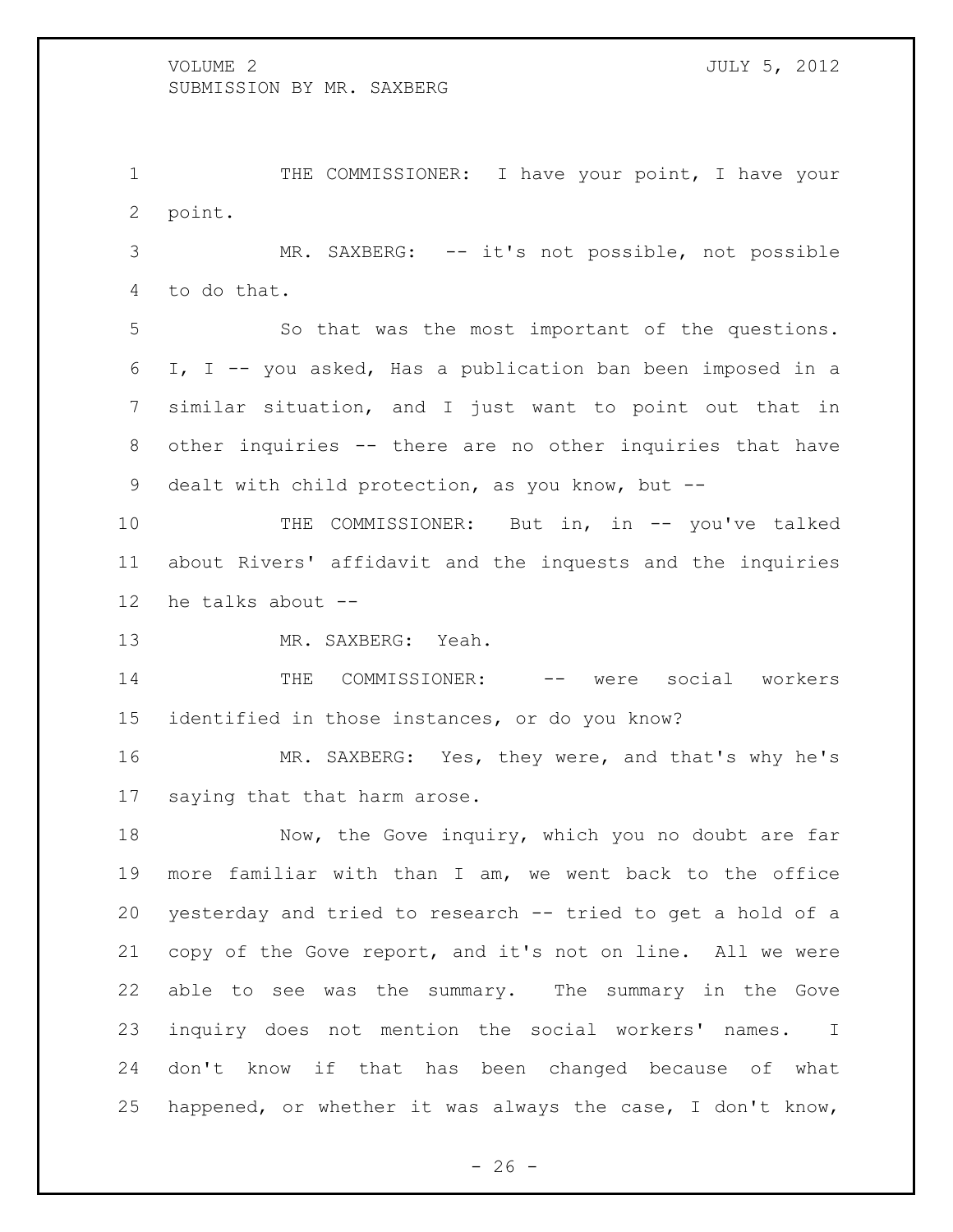THE COMMISSIONER: I have your point, I have your point.

MR. SAXBERG: -- it's not possible, not possible to do that.

So that was the most important of the questions. I, I -- you asked, Has a publication ban been imposed in a similar situation, and I just want to point out that in other inquiries -- there are no other inquiries that have dealt with child protection, as you know, but --

THE COMMISSIONER: But in, in -- you've talked about Rivers' affidavit and the inquests and the inquiries he talks about --

MR. SAXBERG: Yeah.

THE COMMISSIONER: -- were social workers identified in those instances, or do you know?

MR. SAXBERG: Yes, they were, and that's why he's saying that that harm arose.

Now, the Gove inquiry, which you no doubt are far more familiar with than I am, we went back to the office yesterday and tried to research -- tried to get a hold of a copy of the Gove report, and it's not on line. All we were able to see was the summary. The summary in the Gove inquiry does not mention the social workers' names. I don't know if that has been changed because of what happened, or whether it was always the case, I don't know,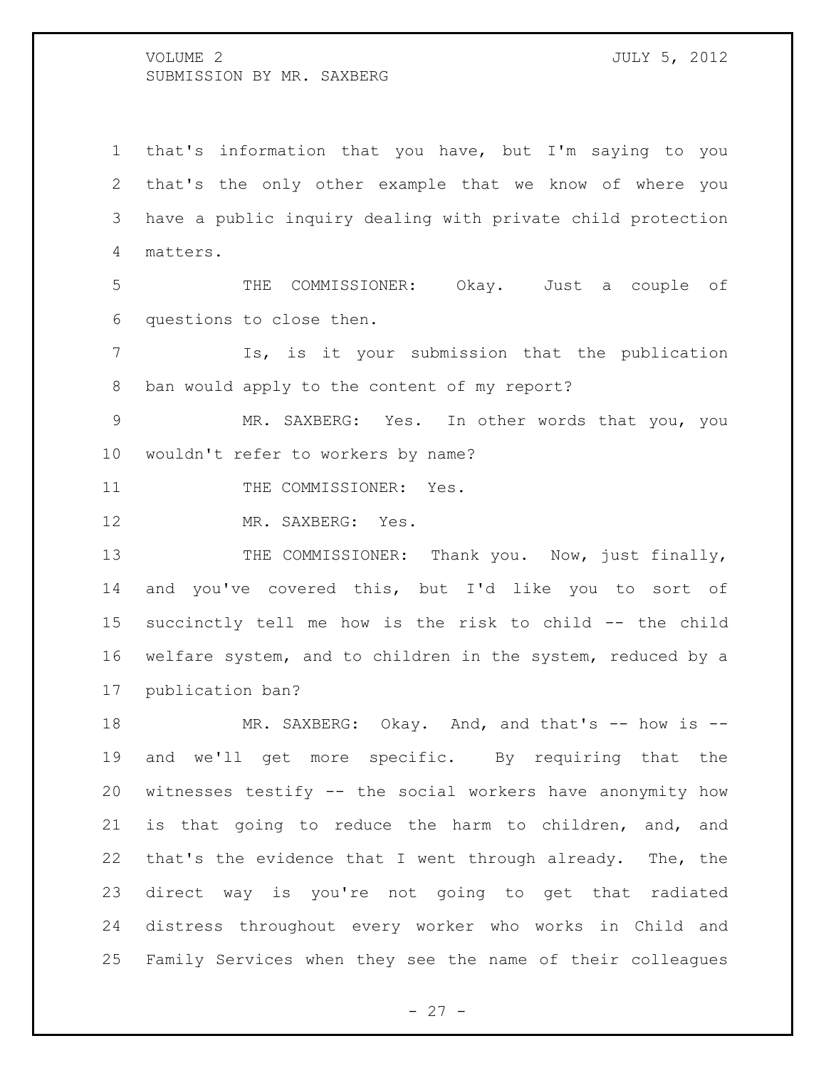that's information that you have, but I'm saying to you that's the only other example that we know of where you have a public inquiry dealing with private child protection matters.

THE COMMISSIONER: Okay. Just a couple of questions to close then.

Is, is it your submission that the publication ban would apply to the content of my report?

MR. SAXBERG: Yes. In other words that you, you wouldn't refer to workers by name?

THE COMMISSIONER: Yes.

MR. SAXBERG: Yes.

THE COMMISSIONER: Thank you. Now, just finally, and you've covered this, but I'd like you to sort of succinctly tell me how is the risk to child -- the child welfare system, and to children in the system, reduced by a publication ban?

MR. SAXBERG: Okay. And, and that's -- how is -- and we'll get more specific. By requiring that the witnesses testify -- the social workers have anonymity how is that going to reduce the harm to children, and, and that's the evidence that I went through already. The, the direct way is you're not going to get that radiated distress throughout every worker who works in Child and Family Services when they see the name of their colleagues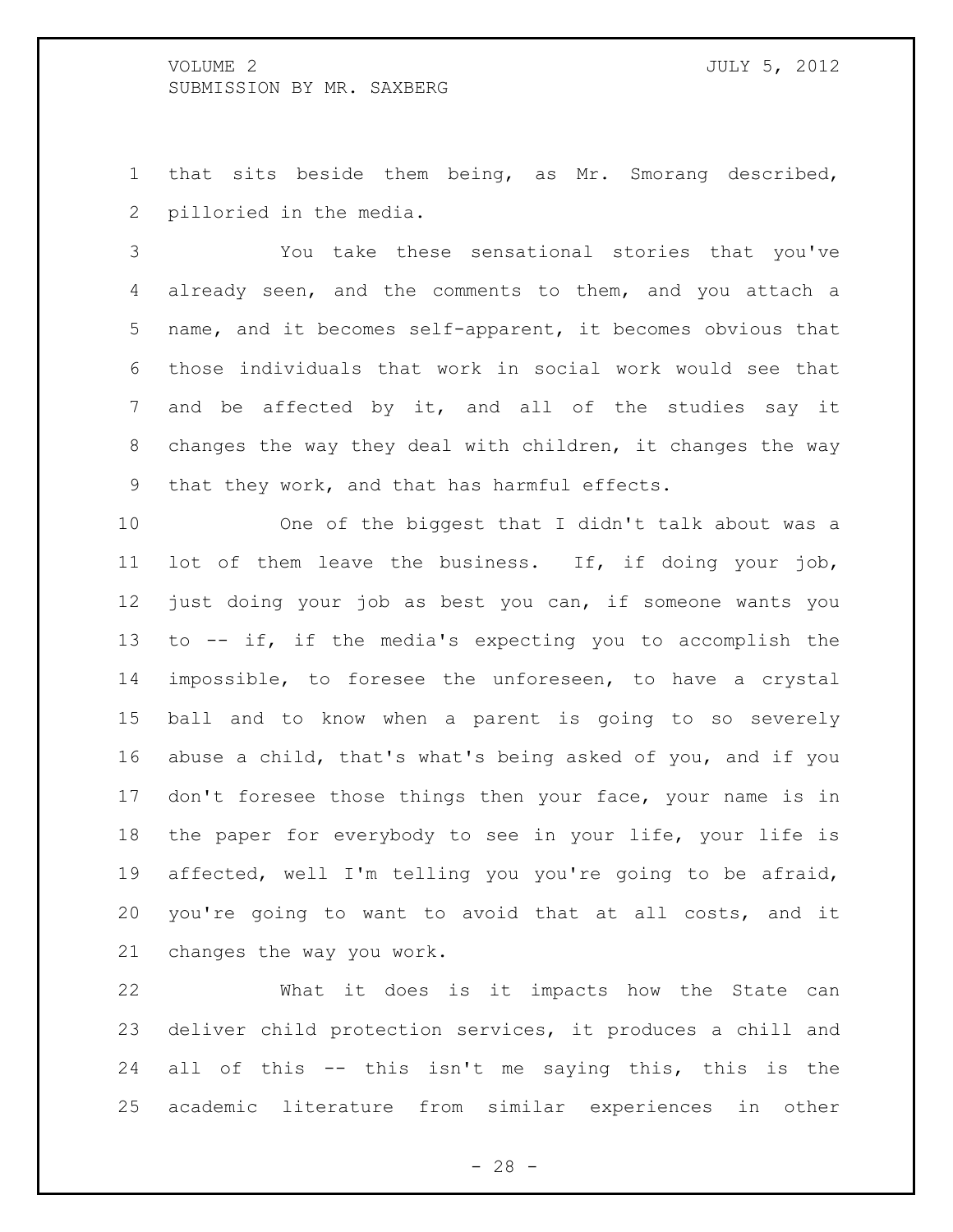that sits beside them being, as Mr. Smorang described, pilloried in the media.

You take these sensational stories that you've already seen, and the comments to them, and you attach a name, and it becomes self-apparent, it becomes obvious that those individuals that work in social work would see that and be affected by it, and all of the studies say it changes the way they deal with children, it changes the way that they work, and that has harmful effects.

One of the biggest that I didn't talk about was a lot of them leave the business. If, if doing your job, just doing your job as best you can, if someone wants you to -- if, if the media's expecting you to accomplish the impossible, to foresee the unforeseen, to have a crystal ball and to know when a parent is going to so severely abuse a child, that's what's being asked of you, and if you don't foresee those things then your face, your name is in the paper for everybody to see in your life, your life is affected, well I'm telling you you're going to be afraid, you're going to want to avoid that at all costs, and it changes the way you work.

What it does is it impacts how the State can deliver child protection services, it produces a chill and all of this -- this isn't me saying this, this is the academic literature from similar experiences in other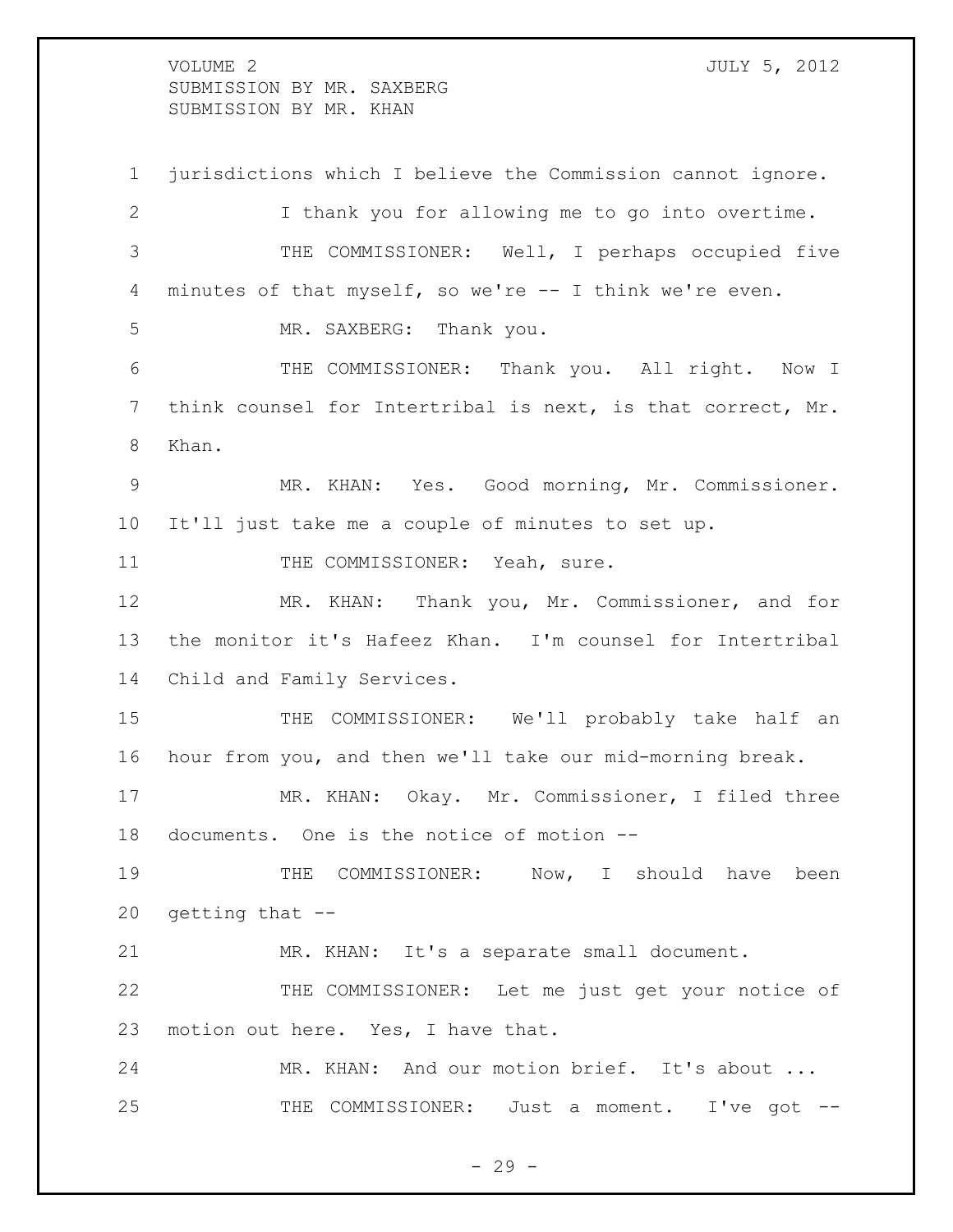jurisdictions which I believe the Commission cannot ignore.

I thank you for allowing me to go into overtime.

THE COMMISSIONER: Well, I perhaps occupied five minutes of that myself, so we're -- I think we're even.

MR. SAXBERG: Thank you.

THE COMMISSIONER: Thank you. All right. Now I think counsel for Intertribal is next, is that correct, Mr. Khan.

MR. KHAN: Yes. Good morning, Mr. Commissioner. It'll just take me a couple of minutes to set up.

THE COMMISSIONER: Yeah, sure.

MR. KHAN: Thank you, Mr. Commissioner, and for the monitor it's Hafeez Khan. I'm counsel for Intertribal Child and Family Services.

THE COMMISSIONER: We'll probably take half an hour from you, and then we'll take our mid-morning break.

MR. KHAN: Okay. Mr. Commissioner, I filed three documents. One is the notice of motion --

THE COMMISSIONER: Now, I should have been getting that --

MR. KHAN: It's a separate small document.

THE COMMISSIONER: Let me just get your notice of motion out here. Yes, I have that.

MR. KHAN: And our motion brief. It's about ...

THE COMMISSIONER: Just a moment. I've got --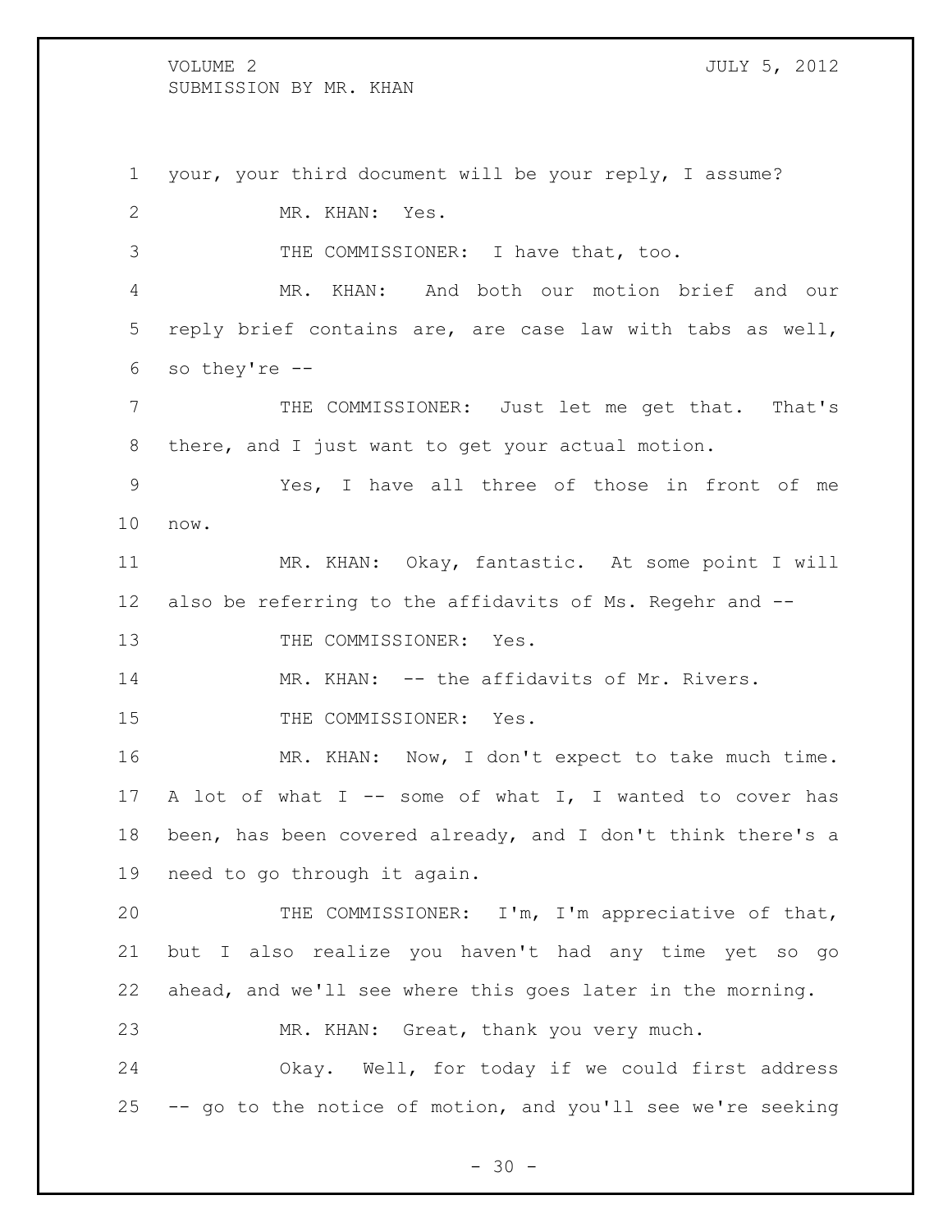your, your third document will be your reply, I assume?

MR. KHAN: Yes.

THE COMMISSIONER: I have that, too.

MR. KHAN: And both our motion brief and our reply brief contains are, are case law with tabs as well, so they're --

THE COMMISSIONER: Just let me get that. That's there, and I just want to get your actual motion.

Yes, I have all three of those in front of me now.

MR. KHAN: Okay, fantastic. At some point I will also be referring to the affidavits of Ms. Regehr and --

THE COMMISSIONER: Yes.

MR. KHAN: -- the affidavits of Mr. Rivers.

THE COMMISSIONER: Yes.

MR. KHAN: Now, I don't expect to take much time. A lot of what I -- some of what I, I wanted to cover has been, has been covered already, and I don't think there's a need to go through it again.

THE COMMISSIONER: I'm, I'm appreciative of that, but I also realize you haven't had any time yet so go ahead, and we'll see where this goes later in the morning.

MR. KHAN: Great, thank you very much.

Okay. Well, for today if we could first address -- go to the notice of motion, and you'll see we're seeking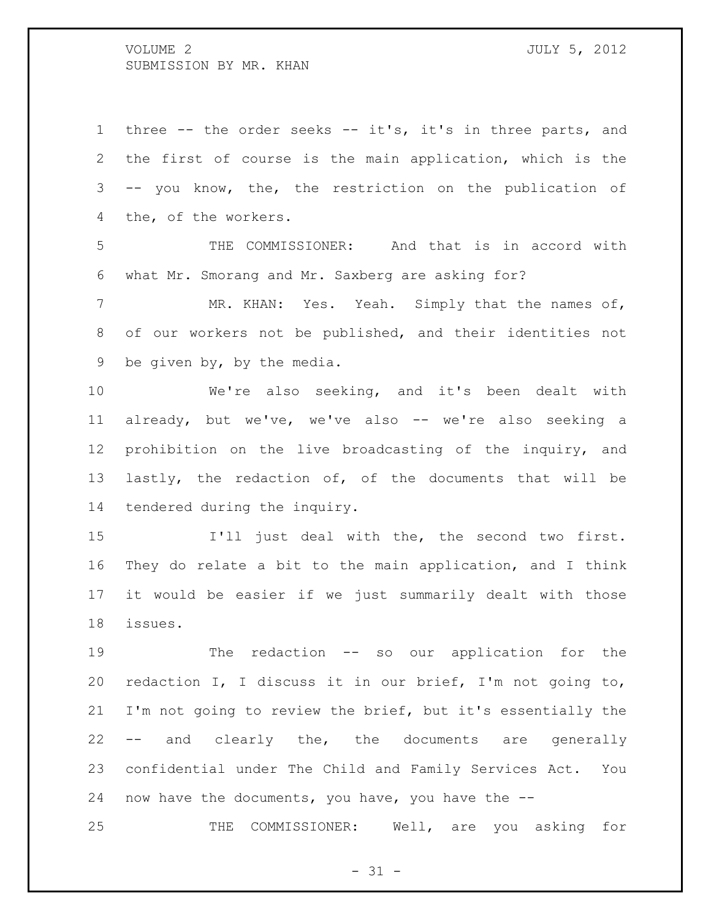three -- the order seeks -- it's, it's in three parts, and the first of course is the main application, which is the -- you know, the, the restriction on the publication of the, of the workers.

THE COMMISSIONER: And that is in accord with what Mr. Smorang and Mr. Saxberg are asking for?

MR. KHAN: Yes. Yeah. Simply that the names of, of our workers not be published, and their identities not be given by, by the media.

We're also seeking, and it's been dealt with already, but we've, we've also -- we're also seeking a prohibition on the live broadcasting of the inquiry, and lastly, the redaction of, of the documents that will be tendered during the inquiry.

I'll just deal with the, the second two first. They do relate a bit to the main application, and I think it would be easier if we just summarily dealt with those issues.

The redaction -- so our application for the redaction I, I discuss it in our brief, I'm not going to, I'm not going to review the brief, but it's essentially the -- and clearly the, the documents are generally confidential under The Child and Family Services Act. You now have the documents, you have, you have the --

THE COMMISSIONER: Well, are you asking for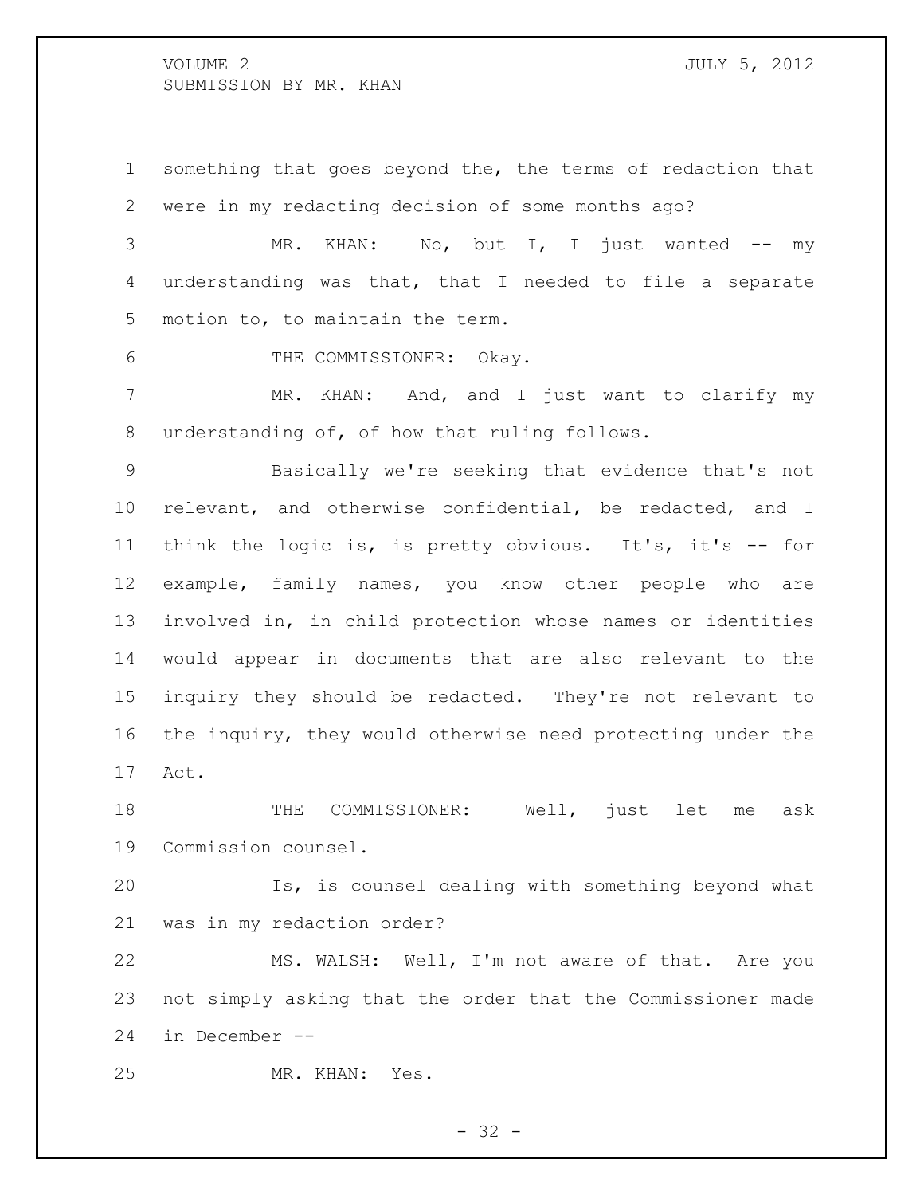something that goes beyond the, the terms of redaction that were in my redacting decision of some months ago?

MR. KHAN: No, but I, I just wanted -- my understanding was that, that I needed to file a separate motion to, to maintain the term.

THE COMMISSIONER: Okay.

MR. KHAN: And, and I just want to clarify my understanding of, of how that ruling follows.

Basically we're seeking that evidence that's not relevant, and otherwise confidential, be redacted, and I think the logic is, is pretty obvious. It's, it's -- for example, family names, you know other people who are involved in, in child protection whose names or identities would appear in documents that are also relevant to the inquiry they should be redacted. They're not relevant to the inquiry, they would otherwise need protecting under the Act.

THE COMMISSIONER: Well, just let me ask Commission counsel.

Is, is counsel dealing with something beyond what was in my redaction order?

MS. WALSH: Well, I'm not aware of that. Are you not simply asking that the order that the Commissioner made in December --

MR. KHAN: Yes.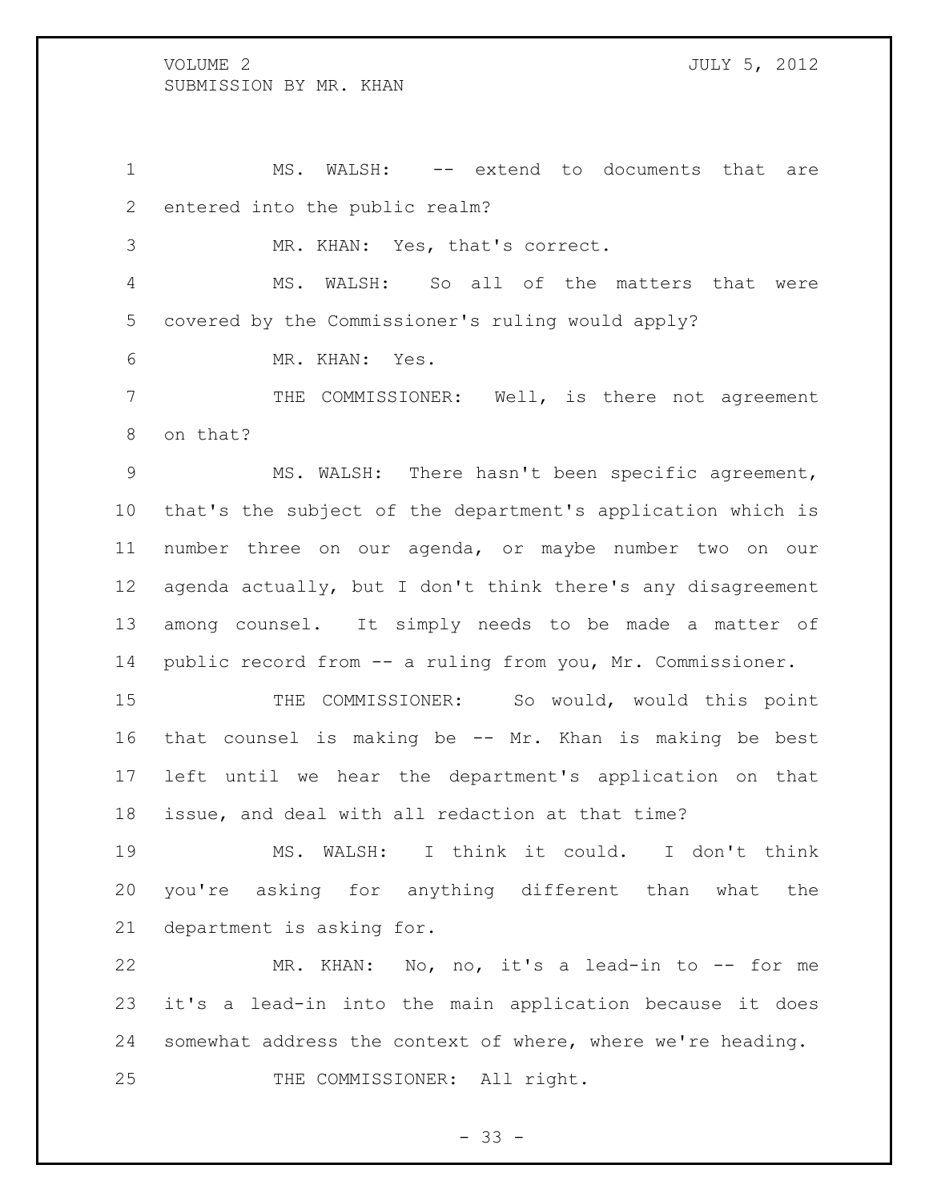MS. WALSH: -- extend to documents that are entered into the public realm?

MR. KHAN: Yes, that's correct.

MS. WALSH: So all of the matters that were covered by the Commissioner's ruling would apply?

MR. KHAN: Yes.

THE COMMISSIONER: Well, is there not agreement on that?

MS. WALSH: There hasn't been specific agreement, that's the subject of the department's application which is number three on our agenda, or maybe number two on our agenda actually, but I don't think there's any disagreement among counsel. It simply needs to be made a matter of public record from -- a ruling from you, Mr. Commissioner.

THE COMMISSIONER: So would, would this point that counsel is making be -- Mr. Khan is making be best left until we hear the department's application on that issue, and deal with all redaction at that time?

MS. WALSH: I think it could. I don't think you're asking for anything different than what the department is asking for.

MR. KHAN: No, no, it's a lead-in to -- for me it's a lead-in into the main application because it does somewhat address the context of where, where we're heading.

THE COMMISSIONER: All right.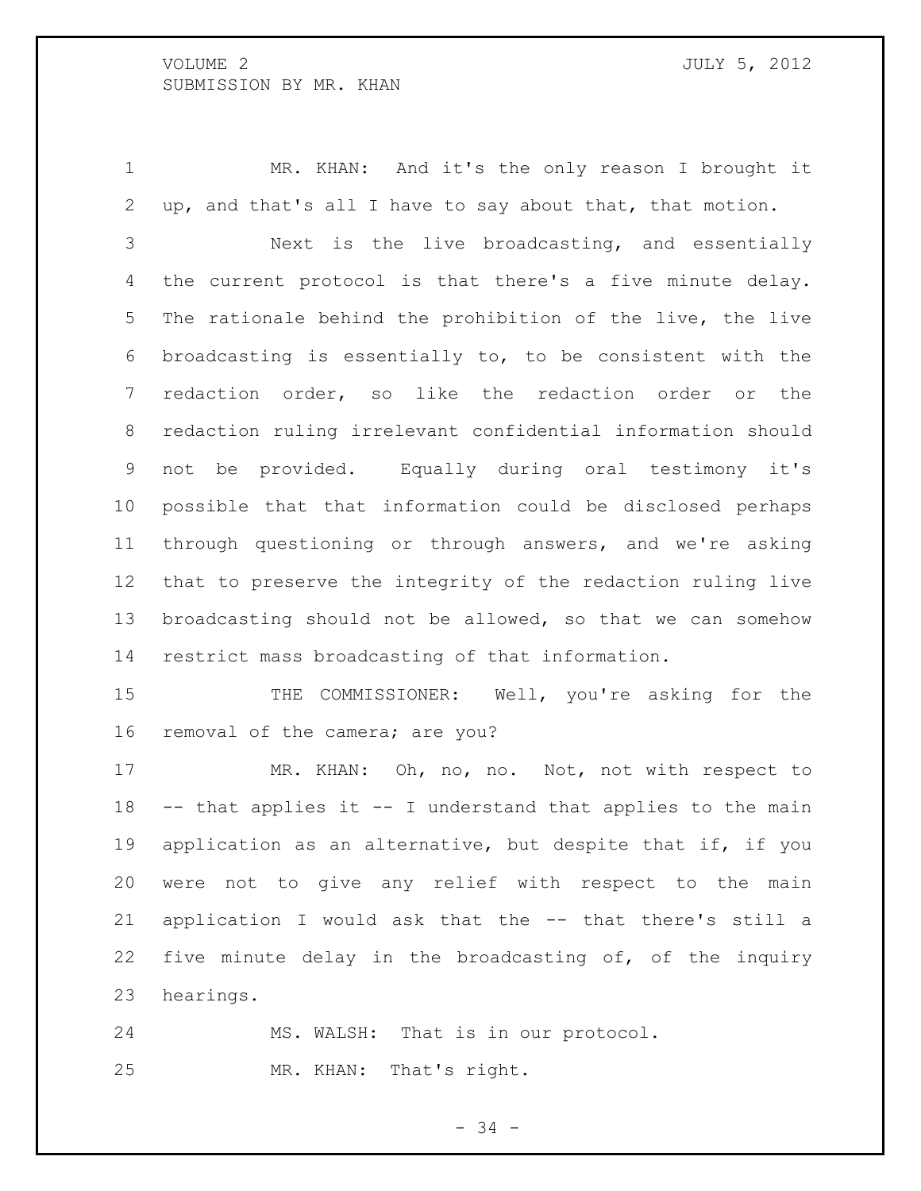MR. KHAN: And it's the only reason I brought it up, and that's all I have to say about that, that motion.

Next is the live broadcasting, and essentially the current protocol is that there's a five minute delay. The rationale behind the prohibition of the live, the live broadcasting is essentially to, to be consistent with the redaction order, so like the redaction order or the redaction ruling irrelevant confidential information should not be provided. Equally during oral testimony it's possible that that information could be disclosed perhaps through questioning or through answers, and we're asking that to preserve the integrity of the redaction ruling live broadcasting should not be allowed, so that we can somehow restrict mass broadcasting of that information.

THE COMMISSIONER: Well, you're asking for the removal of the camera; are you?

MR. KHAN: Oh, no, no. Not, not with respect to -- that applies it -- I understand that applies to the main application as an alternative, but despite that if, if you were not to give any relief with respect to the main application I would ask that the -- that there's still a five minute delay in the broadcasting of, of the inquiry hearings.

MS. WALSH: That is in our protocol.

MR. KHAN: That's right.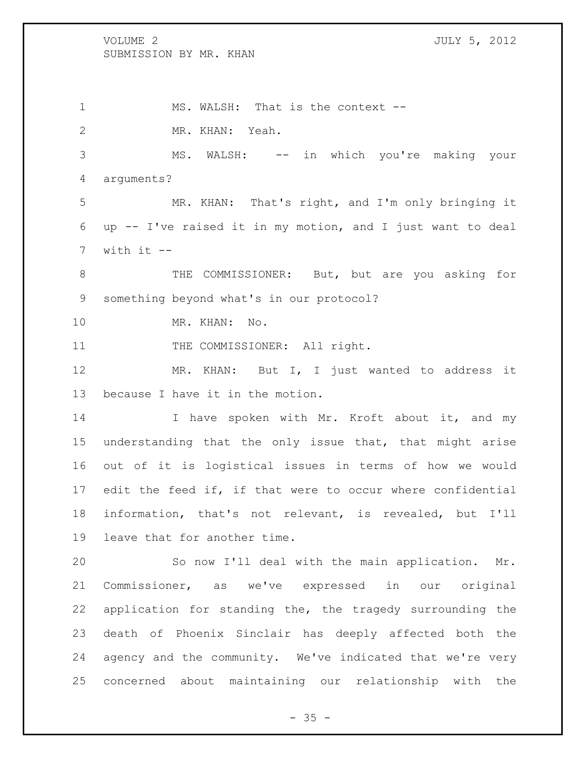MS. WALSH: That is the context --

MR. KHAN: Yeah.

MS. WALSH: -- in which you're making your arguments?

MR. KHAN: That's right, and I'm only bringing it up -- I've raised it in my motion, and I just want to deal with it --

THE COMMISSIONER: But, but are you asking for something beyond what's in our protocol?

MR. KHAN: No.

THE COMMISSIONER: All right.

MR. KHAN: But I, I just wanted to address it because I have it in the motion.

I have spoken with Mr. Kroft about it, and my understanding that the only issue that, that might arise out of it is logistical issues in terms of how we would edit the feed if, if that were to occur where confidential information, that's not relevant, is revealed, but I'll leave that for another time.

So now I'll deal with the main application. Mr. Commissioner, as we've expressed in our original application for standing the, the tragedy surrounding the death of Phoenix Sinclair has deeply affected both the agency and the community. We've indicated that we're very concerned about maintaining our relationship with the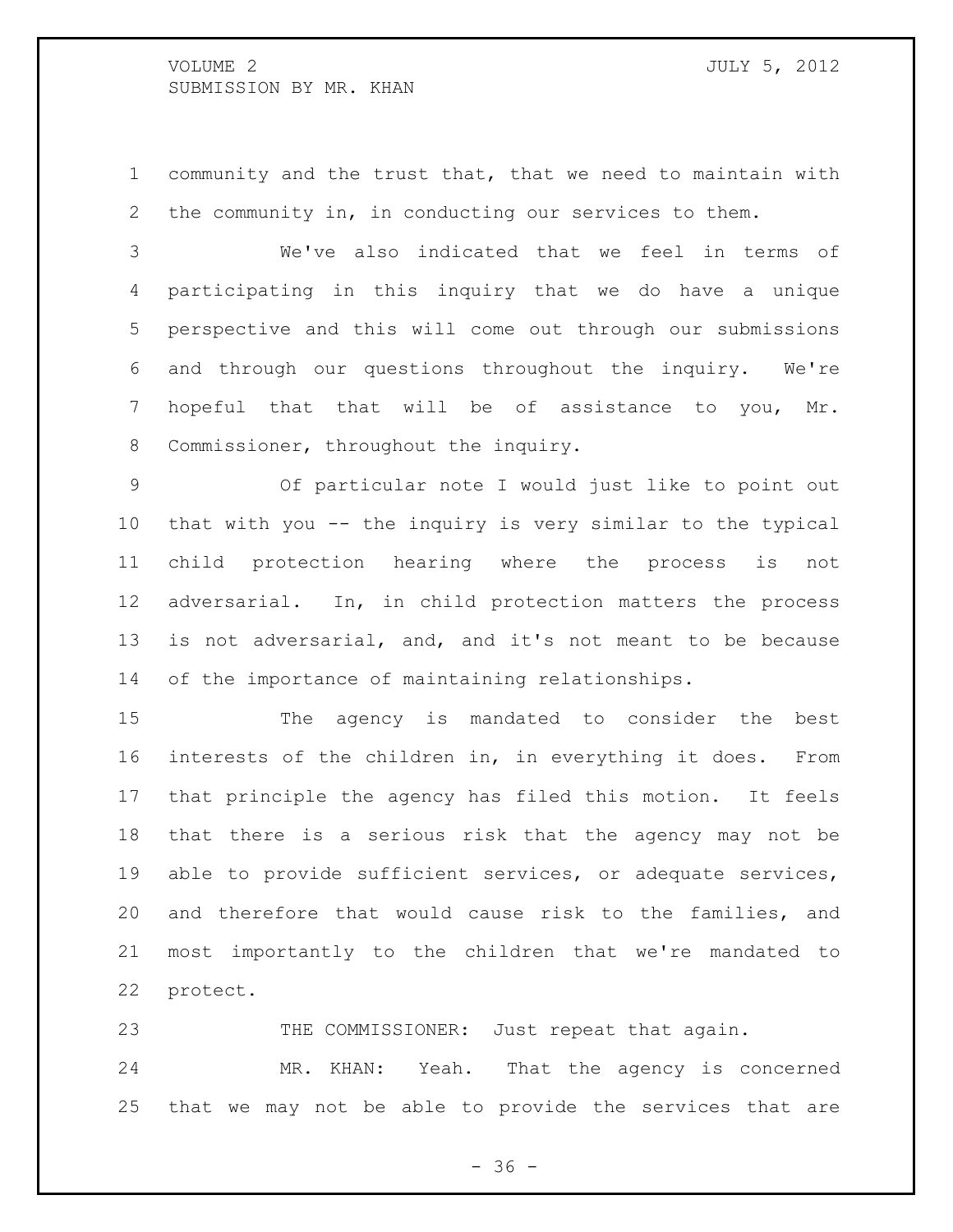community and the trust that, that we need to maintain with the community in, in conducting our services to them.

We've also indicated that we feel in terms of participating in this inquiry that we do have a unique perspective and this will come out through our submissions and through our questions throughout the inquiry. We're hopeful that that will be of assistance to you, Mr. Commissioner, throughout the inquiry.

Of particular note I would just like to point out that with you -- the inquiry is very similar to the typical child protection hearing where the process is not adversarial. In, in child protection matters the process is not adversarial, and, and it's not meant to be because of the importance of maintaining relationships.

The agency is mandated to consider the best interests of the children in, in everything it does. From that principle the agency has filed this motion. It feels that there is a serious risk that the agency may not be able to provide sufficient services, or adequate services, and therefore that would cause risk to the families, and most importantly to the children that we're mandated to protect.

THE COMMISSIONER: Just repeat that again.

MR. KHAN: Yeah. That the agency is concerned that we may not be able to provide the services that are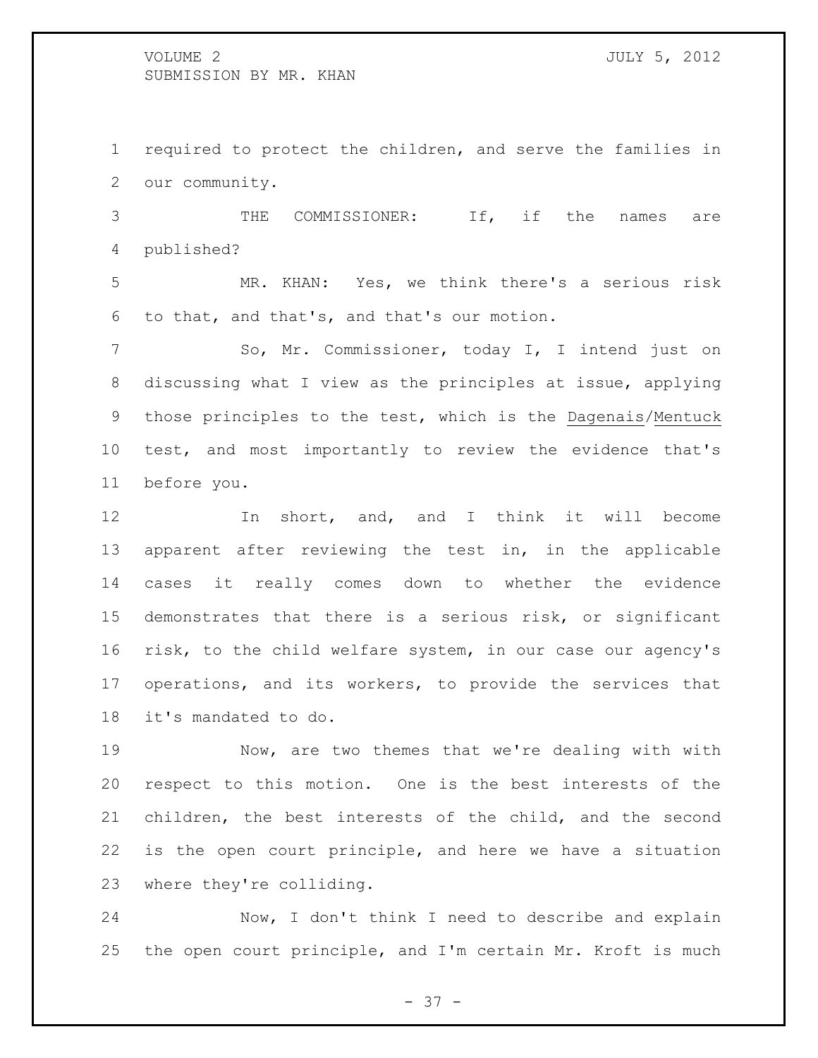required to protect the children, and serve the families in our community.

THE COMMISSIONER: If, if the names are published?

MR. KHAN: Yes, we think there's a serious risk to that, and that's, and that's our motion.

So, Mr. Commissioner, today I, I intend just on discussing what I view as the principles at issue, applying those principles to the test, which is the Dagenais/Mentuck test, and most importantly to review the evidence that's before you.

In short, and, and I think it will become apparent after reviewing the test in, in the applicable cases it really comes down to whether the evidence demonstrates that there is a serious risk, or significant risk, to the child welfare system, in our case our agency's operations, and its workers, to provide the services that it's mandated to do.

Now, are two themes that we're dealing with with respect to this motion. One is the best interests of the children, the best interests of the child, and the second is the open court principle, and here we have a situation where they're colliding.

Now, I don't think I need to describe and explain the open court principle, and I'm certain Mr. Kroft is much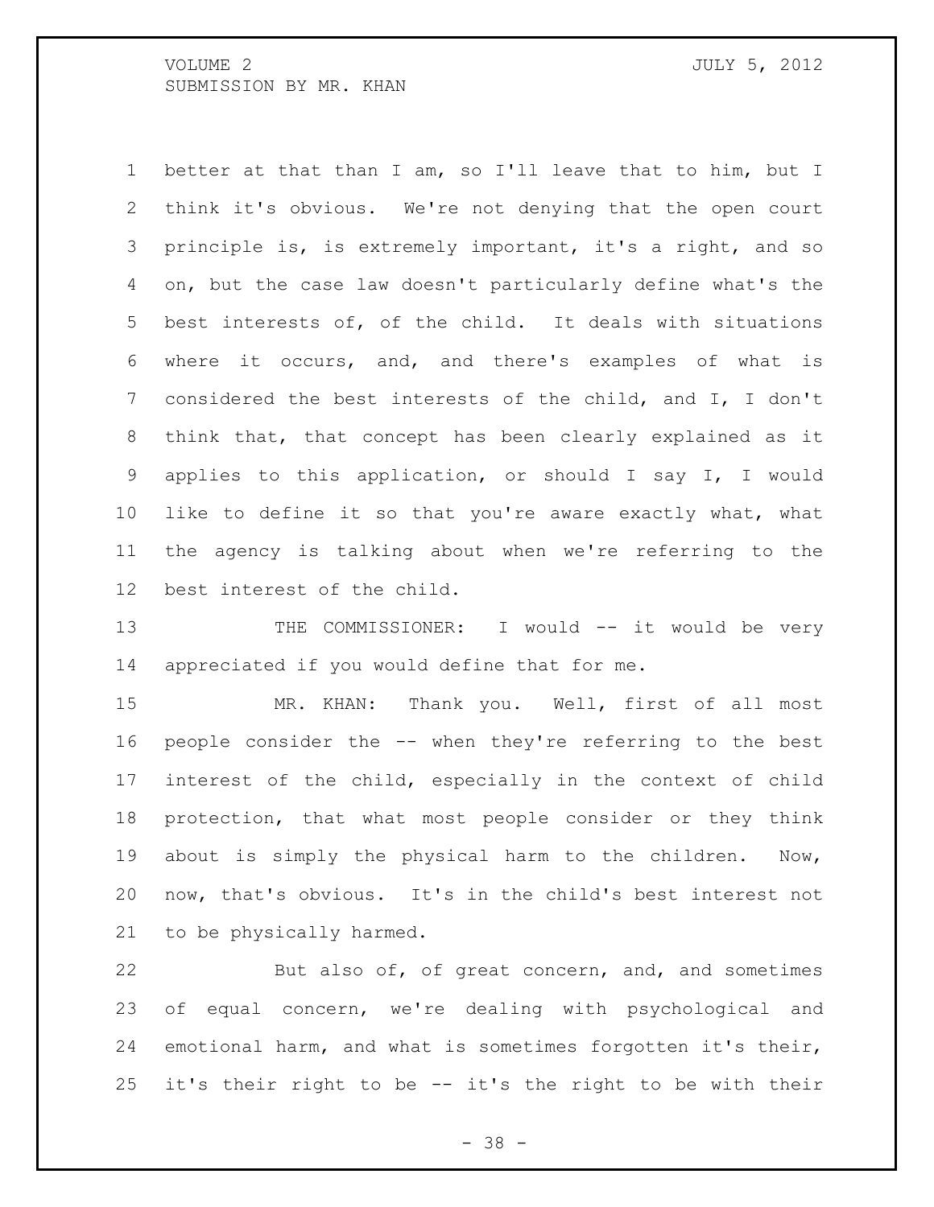better at that than I am, so I'll leave that to him, but I think it's obvious. We're not denying that the open court principle is, is extremely important, it's a right, and so on, but the case law doesn't particularly define what's the best interests of, of the child. It deals with situations where it occurs, and, and there's examples of what is considered the best interests of the child, and I, I don't think that, that concept has been clearly explained as it applies to this application, or should I say I, I would like to define it so that you're aware exactly what, what the agency is talking about when we're referring to the best interest of the child.

THE COMMISSIONER: I would -- it would be very appreciated if you would define that for me.

MR. KHAN: Thank you. Well, first of all most people consider the -- when they're referring to the best interest of the child, especially in the context of child protection, that what most people consider or they think about is simply the physical harm to the children. Now, now, that's obvious. It's in the child's best interest not to be physically harmed.

But also of, of great concern, and, and sometimes of equal concern, we're dealing with psychological and emotional harm, and what is sometimes forgotten it's their, it's their right to be -- it's the right to be with their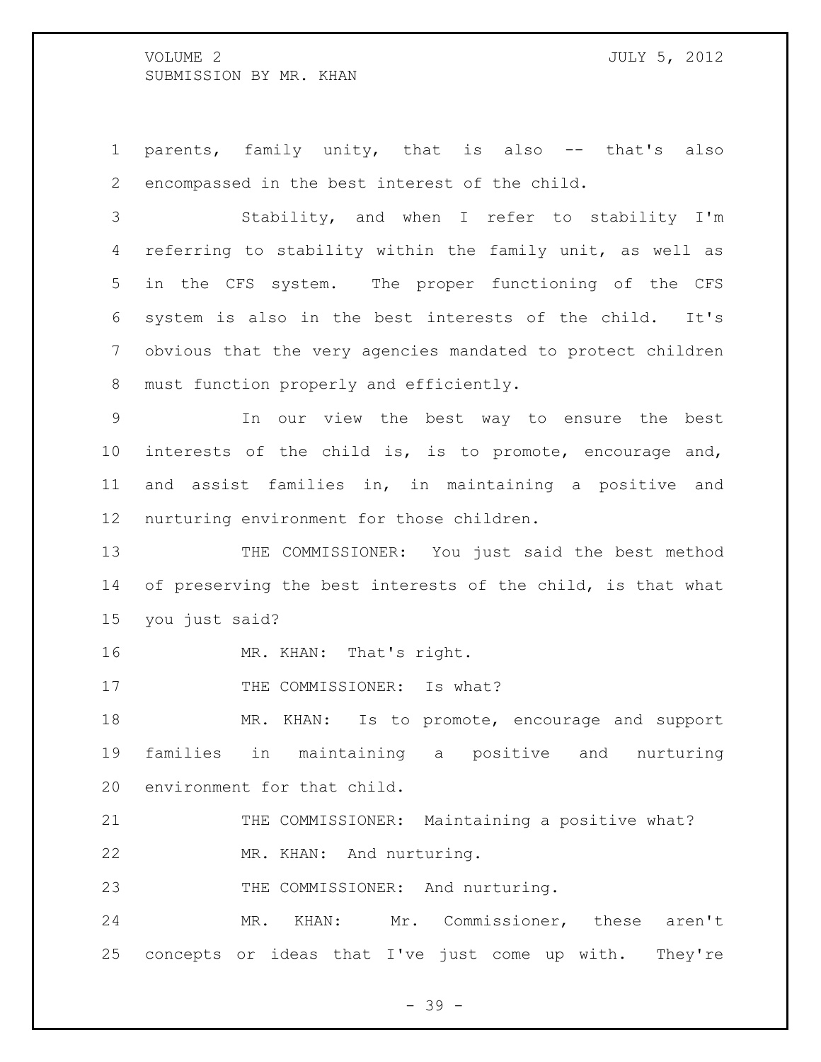parents, family unity, that is also -- that's also encompassed in the best interest of the child.

Stability, and when I refer to stability I'm referring to stability within the family unit, as well as in the CFS system. The proper functioning of the CFS system is also in the best interests of the child. It's obvious that the very agencies mandated to protect children must function properly and efficiently.

In our view the best way to ensure the best interests of the child is, is to promote, encourage and, and assist families in, in maintaining a positive and nurturing environment for those children.

THE COMMISSIONER: You just said the best method of preserving the best interests of the child, is that what you just said?

MR. KHAN: That's right.

THE COMMISSIONER: Is what?

MR. KHAN: Is to promote, encourage and support families in maintaining a positive and nurturing environment for that child.

THE COMMISSIONER: Maintaining a positive what?

MR. KHAN: And nurturing.

THE COMMISSIONER: And nurturing.

MR. KHAN: Mr. Commissioner, these aren't concepts or ideas that I've just come up with. They're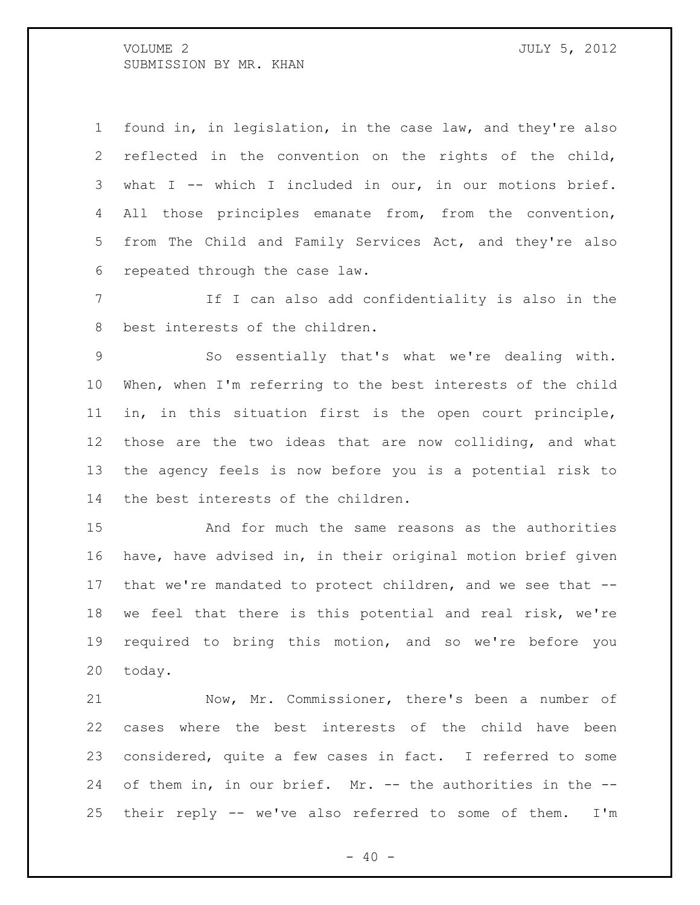found in, in legislation, in the case law, and they're also reflected in the convention on the rights of the child, what I -- which I included in our, in our motions brief. All those principles emanate from, from the convention, from The Child and Family Services Act, and they're also repeated through the case law.

If I can also add confidentiality is also in the best interests of the children.

So essentially that's what we're dealing with. When, when I'm referring to the best interests of the child in, in this situation first is the open court principle, those are the two ideas that are now colliding, and what the agency feels is now before you is a potential risk to the best interests of the children.

And for much the same reasons as the authorities have, have advised in, in their original motion brief given that we're mandated to protect children, and we see that -- we feel that there is this potential and real risk, we're required to bring this motion, and so we're before you today.

Now, Mr. Commissioner, there's been a number of cases where the best interests of the child have been considered, quite a few cases in fact. I referred to some of them in, in our brief. Mr. -- the authorities in the -- their reply -- we've also referred to some of them. I'm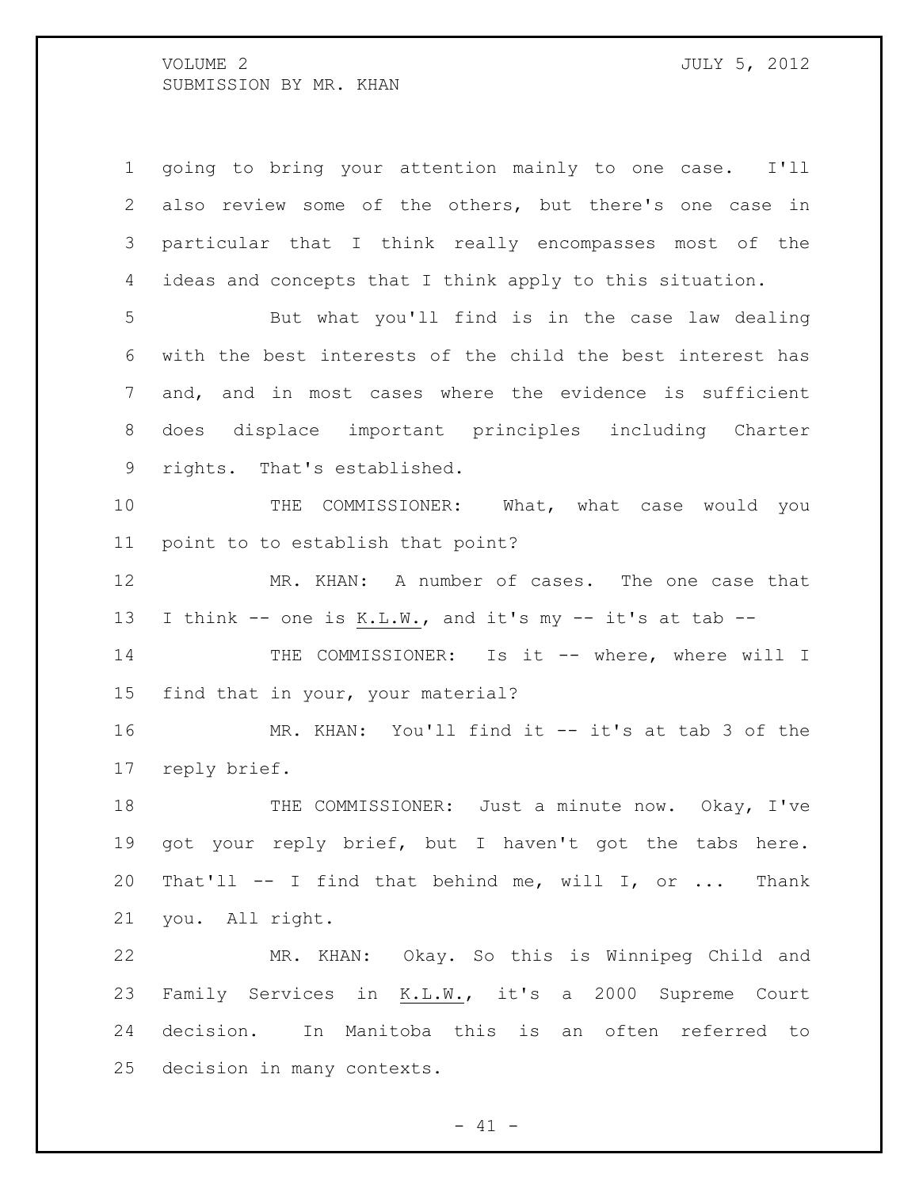going to bring your attention mainly to one case. I'll also review some of the others, but there's one case in particular that I think really encompasses most of the ideas and concepts that I think apply to this situation.

But what you'll find is in the case law dealing with the best interests of the child the best interest has and, and in most cases where the evidence is sufficient does displace important principles including Charter rights. That's established.

THE COMMISSIONER: What, what case would you point to to establish that point?

MR. KHAN: A number of cases. The one case that I think -- one is K.L.W., and it's my -- it's at tab --

THE COMMISSIONER: Is it -- where, where will I find that in your, your material?

MR. KHAN: You'll find it -- it's at tab 3 of the reply brief.

THE COMMISSIONER: Just a minute now. Okay, I've got your reply brief, but I haven't got the tabs here. That'll -- I find that behind me, will I, or ... Thank you. All right.

MR. KHAN: Okay. So this is Winnipeg Child and Family Services in K.L.W., it's a 2000 Supreme Court decision. In Manitoba this is an often referred to decision in many contexts.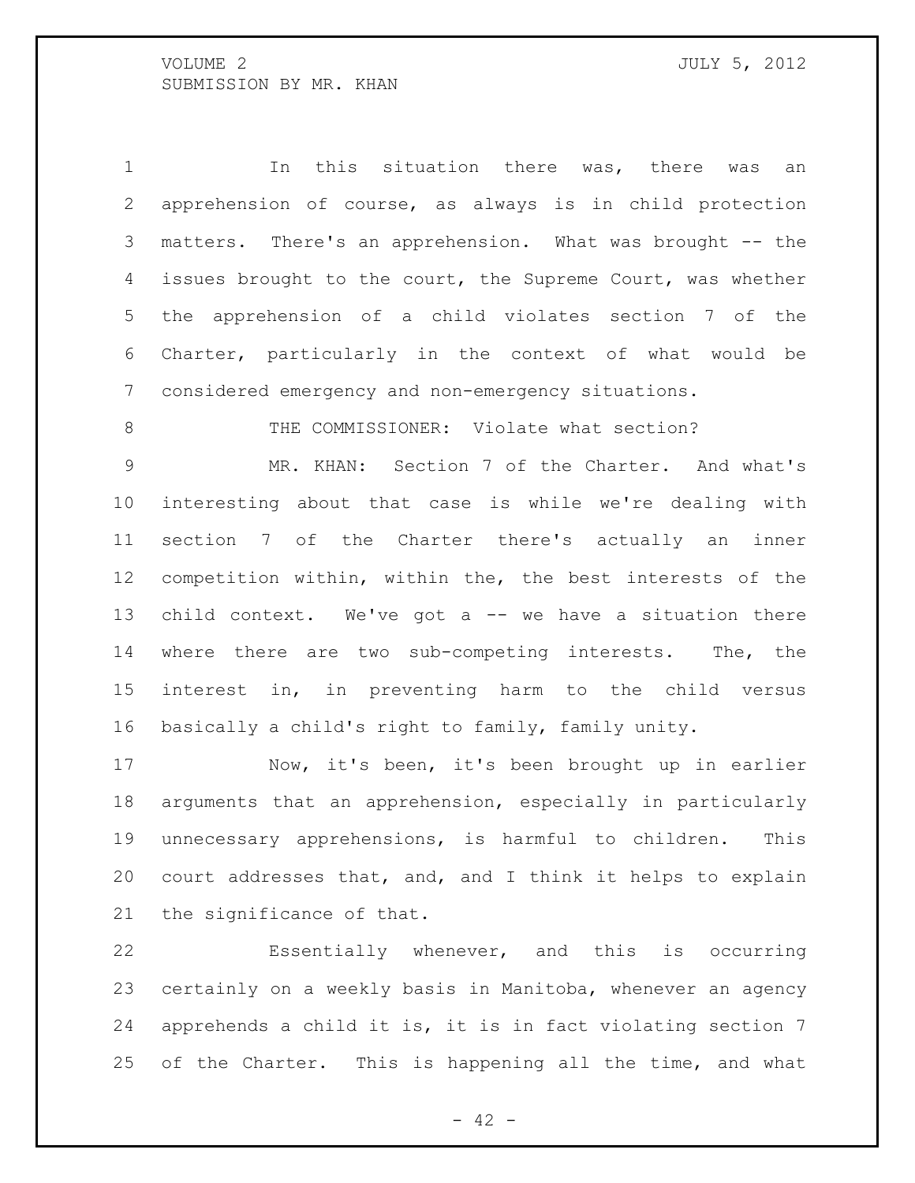In this situation there was, there was an apprehension of course, as always is in child protection matters. There's an apprehension. What was brought -- the issues brought to the court, the Supreme Court, was whether the apprehension of a child violates section 7 of the Charter, particularly in the context of what would be considered emergency and non-emergency situations.

THE COMMISSIONER: Violate what section?

MR. KHAN: Section 7 of the Charter. And what's interesting about that case is while we're dealing with section 7 of the Charter there's actually an inner competition within, within the, the best interests of the child context. We've got a -- we have a situation there where there are two sub-competing interests. The, the interest in, in preventing harm to the child versus basically a child's right to family, family unity.

Now, it's been, it's been brought up in earlier arguments that an apprehension, especially in particularly unnecessary apprehensions, is harmful to children. This court addresses that, and, and I think it helps to explain the significance of that.

Essentially whenever, and this is occurring certainly on a weekly basis in Manitoba, whenever an agency apprehends a child it is, it is in fact violating section 7 of the Charter. This is happening all the time, and what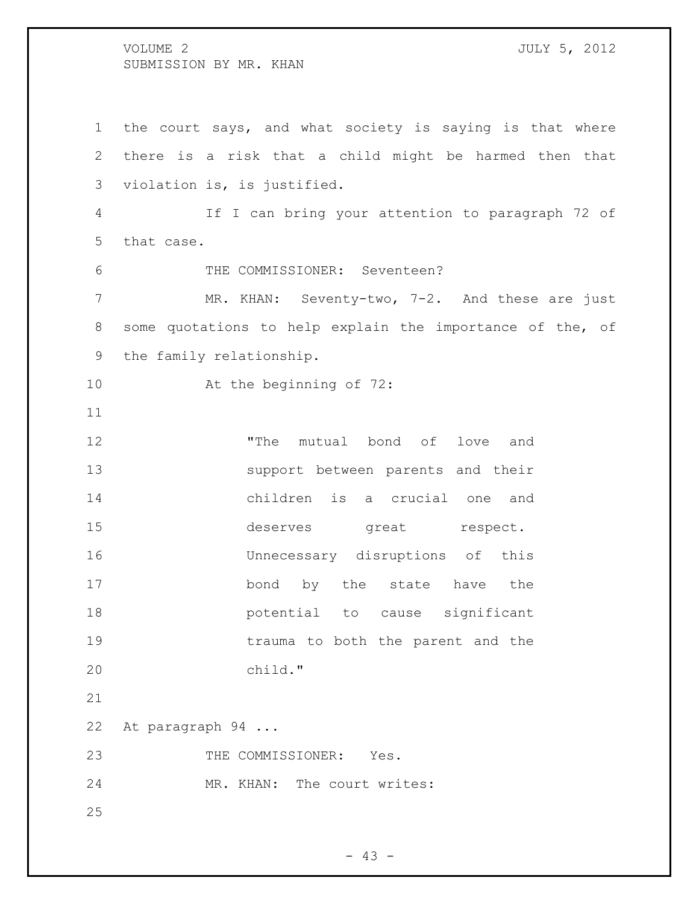the court says, and what society is saying is that where there is a risk that a child might be harmed then that violation is, is justified.

If I can bring your attention to paragraph 72 of that case.

THE COMMISSIONER: Seventeen?

MR. KHAN: Seventy-two, 7-2. And these are just some quotations to help explain the importance of the, of the family relationship.

At the beginning of 72:

> "The mutual bond of love and support between parents and their children is a crucial one and deserves great respect. Unnecessary disruptions of this bond by the state have the potential to cause significant trauma to both the parent and the child."

At paragraph 94 ...

THE COMMISSIONER: Yes.

MR. KHAN: The court writes: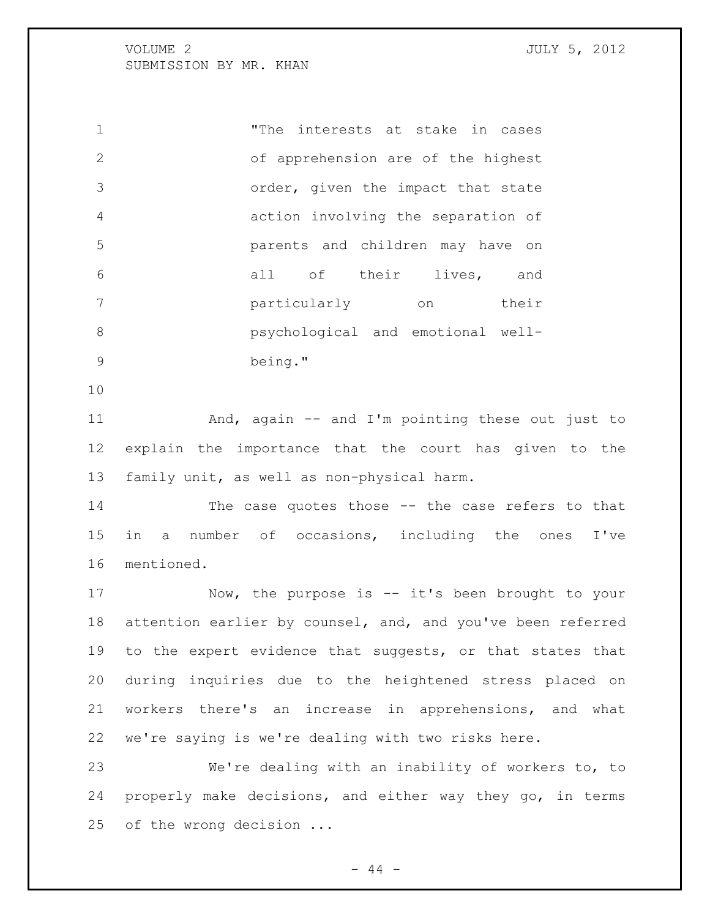> "The interests at stake in cases of apprehension are of the highest order, given the impact that state action involving the separation of parents and children may have on all of their lives, and particularly on their psychological and emotional well-being."

And, again -- and I'm pointing these out just to explain the importance that the court has given to the family unit, as well as non-physical harm.

The case quotes those -- the case refers to that in a number of occasions, including the ones I've mentioned.

Now, the purpose is -- it's been brought to your attention earlier by counsel, and, and you've been referred to the expert evidence that suggests, or that states that during inquiries due to the heightened stress placed on workers there's an increase in apprehensions, and what we're saying is we're dealing with two risks here.

We're dealing with an inability of workers to, to properly make decisions, and either way they go, in terms of the wrong decision ...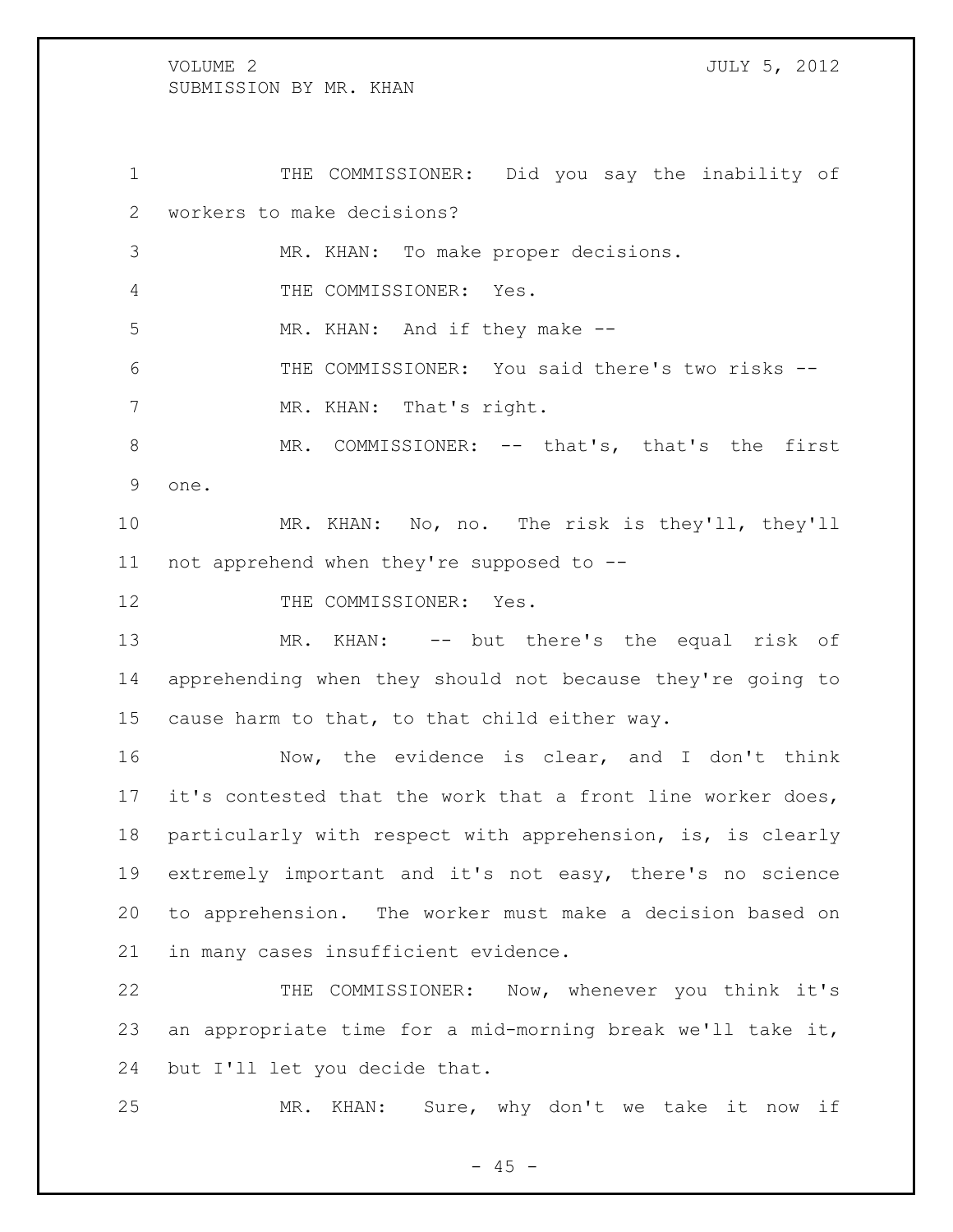THE COMMISSIONER: Did you say the inability of workers to make decisions?

MR. KHAN: To make proper decisions.

THE COMMISSIONER: Yes.

MR. KHAN: And if they make --

THE COMMISSIONER: You said there's two risks --

MR. KHAN: That's right.

MR. COMMISSIONER: -- that's, that's the first one.

MR. KHAN: No, no. The risk is they'll, they'll not apprehend when they're supposed to --

THE COMMISSIONER: Yes.

MR. KHAN: -- but there's the equal risk of apprehending when they should not because they're going to cause harm to that, to that child either way.

Now, the evidence is clear, and I don't think it's contested that the work that a front line worker does, particularly with respect with apprehension, is, is clearly extremely important and it's not easy, there's no science to apprehension. The worker must make a decision based on in many cases insufficient evidence.

THE COMMISSIONER: Now, whenever you think it's an appropriate time for a mid-morning break we'll take it, but I'll let you decide that.

MR. KHAN: Sure, why don't we take it now if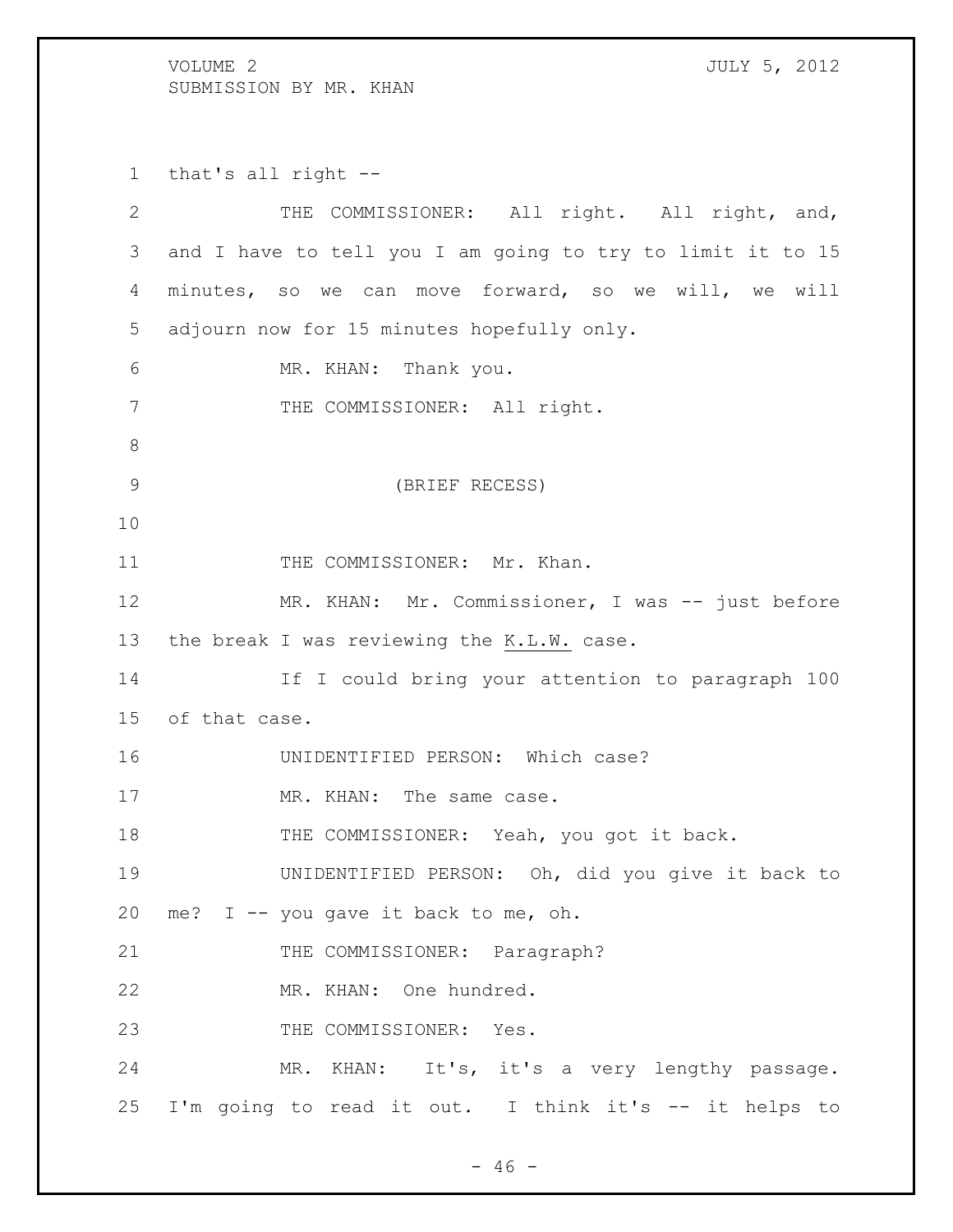that's all right --

THE COMMISSIONER: All right. All right, and, and I have to tell you I am going to try to limit it to 15 minutes, so we can move forward, so we will, we will adjourn now for 15 minutes hopefully only.

MR. KHAN: Thank you.

THE COMMISSIONER: All right.

(BRIEF RECESS)

THE COMMISSIONER: Mr. Khan.

MR. KHAN: Mr. Commissioner, I was -- just before the break I was reviewing the K.L.W. case.

If I could bring your attention to paragraph 100 of that case.

UNIDENTIFIED PERSON: Which case?

MR. KHAN: The same case.

THE COMMISSIONER: Yeah, you got it back.

UNIDENTIFIED PERSON: Oh, did you give it back to me? I -- you gave it back to me, oh.

THE COMMISSIONER: Paragraph?

MR. KHAN: One hundred.

THE COMMISSIONER: Yes.

MR. KHAN: It's, it's a very lengthy passage. I'm going to read it out. I think it's -- it helps to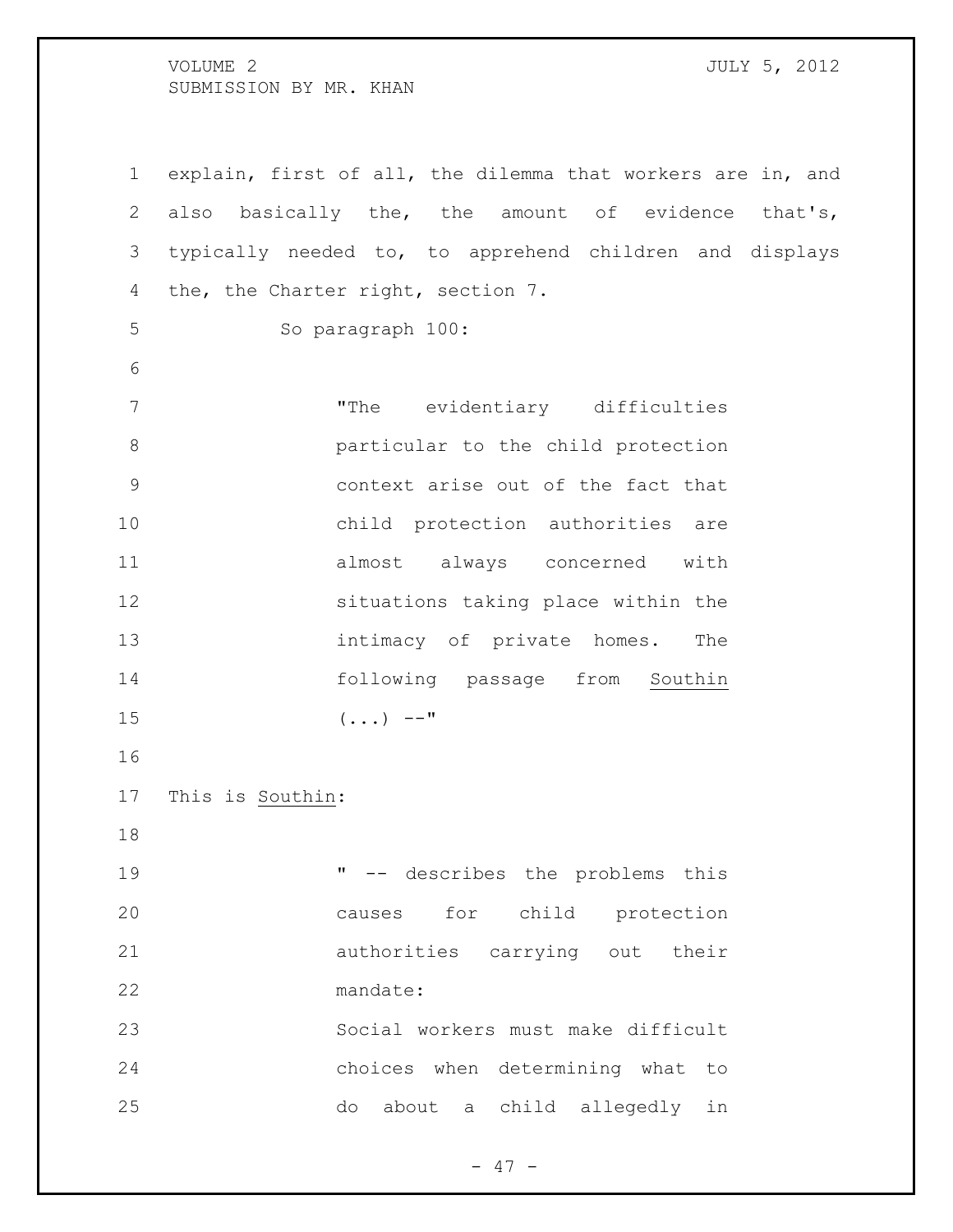explain, first of all, the dilemma that workers are in, and also basically the, the amount of evidence that's, typically needed to, to apprehend children and displays the, the Charter right, section 7.

So paragraph 100:

> "The evidentiary difficulties particular to the child protection context arise out of the fact that child protection authorities are almost always concerned with situations taking place within the intimacy of private homes. The following passage from Southin (...) --"

This is Southin:

> " -- describes the problems this causes for child protection authorities carrying out their mandate:
>
> Social workers must make difficult choices when determining what to do about a child allegedly in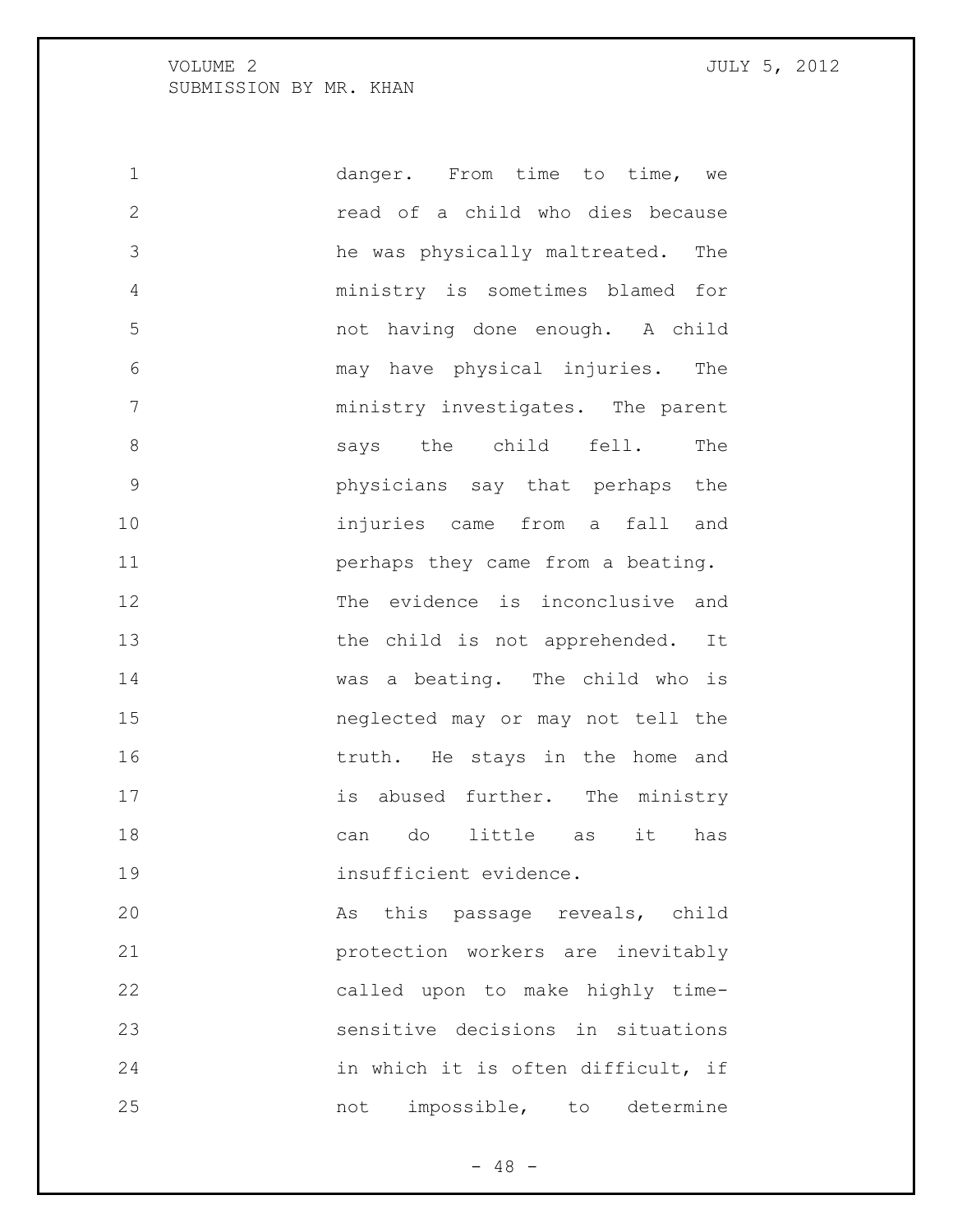danger. From time to time, we read of a child who dies because he was physically maltreated. The ministry is sometimes blamed for not having done enough. A child may have physical injuries. The ministry investigates. The parent says the child fell. The physicians say that perhaps the injuries came from a fall and perhaps they came from a beating. The evidence is inconclusive and the child is not apprehended. It was a beating. The child who is neglected may or may not tell the truth. He stays in the home and is abused further. The ministry can do little as it has insufficient evidence.

As this passage reveals, child protection workers are inevitably called upon to make highly time-sensitive decisions in situations in which it is often difficult, if not impossible, to determine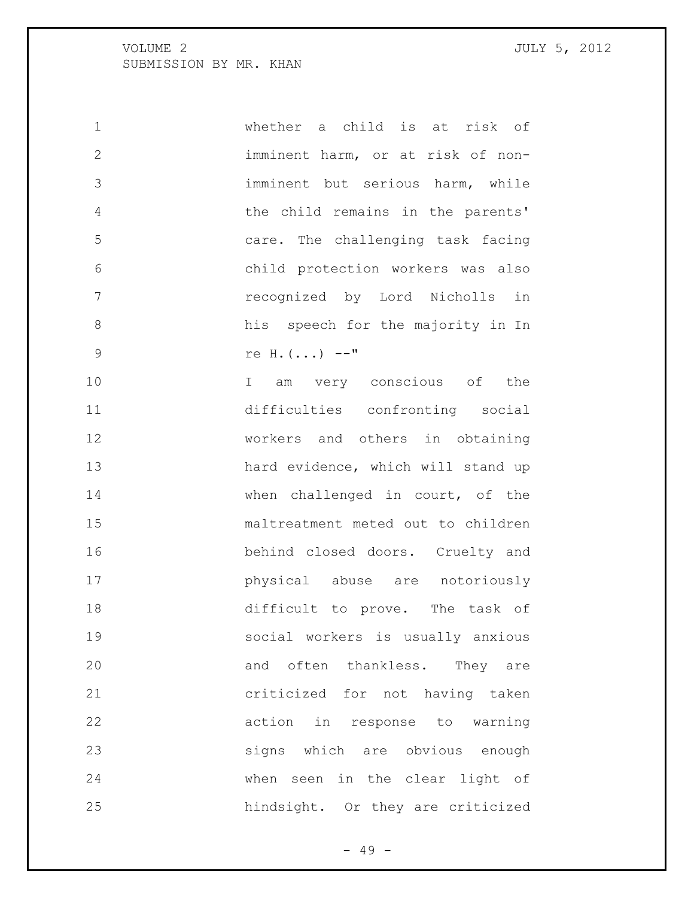whether a child is at risk of imminent harm, or at risk of non-imminent but serious harm, while the child remains in the parents' care. The challenging task facing child protection workers was also recognized by Lord Nicholls in his speech for the majority in In re H.(...) --"

I am very conscious of the difficulties confronting social workers and others in obtaining hard evidence, which will stand up when challenged in court, of the maltreatment meted out to children behind closed doors. Cruelty and physical abuse are notoriously difficult to prove. The task of social workers is usually anxious and often thankless. They are criticized for not having taken action in response to warning signs which are obvious enough when seen in the clear light of hindsight. Or they are criticized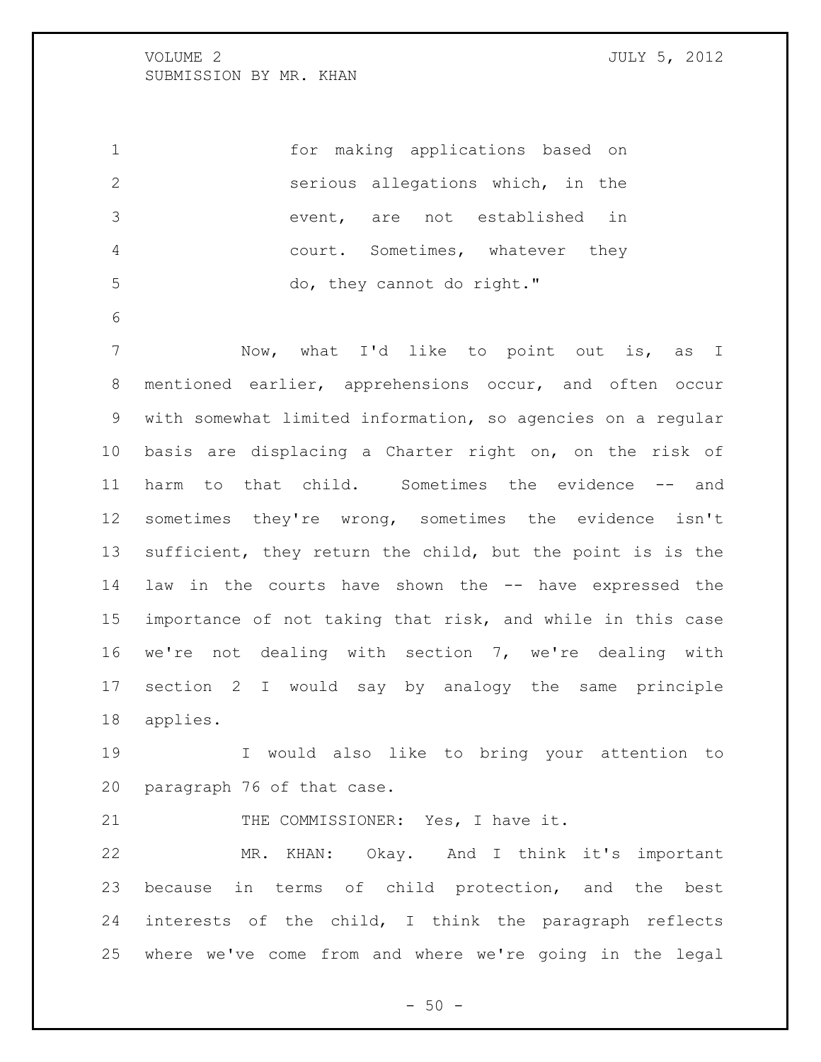> for making applications based on serious allegations which, in the event, are not established in court. Sometimes, whatever they do, they cannot do right."

Now, what I'd like to point out is, as I mentioned earlier, apprehensions occur, and often occur with somewhat limited information, so agencies on a regular basis are displacing a Charter right on, on the risk of harm to that child. Sometimes the evidence -- and sometimes they're wrong, sometimes the evidence isn't sufficient, they return the child, but the point is is the law in the courts have shown the -- have expressed the importance of not taking that risk, and while in this case we're not dealing with section 7, we're dealing with section 2 I would say by analogy the same principle applies.

I would also like to bring your attention to paragraph 76 of that case.

THE COMMISSIONER: Yes, I have it.

MR. KHAN: Okay. And I think it's important because in terms of child protection, and the best interests of the child, I think the paragraph reflects where we've come from and where we're going in the legal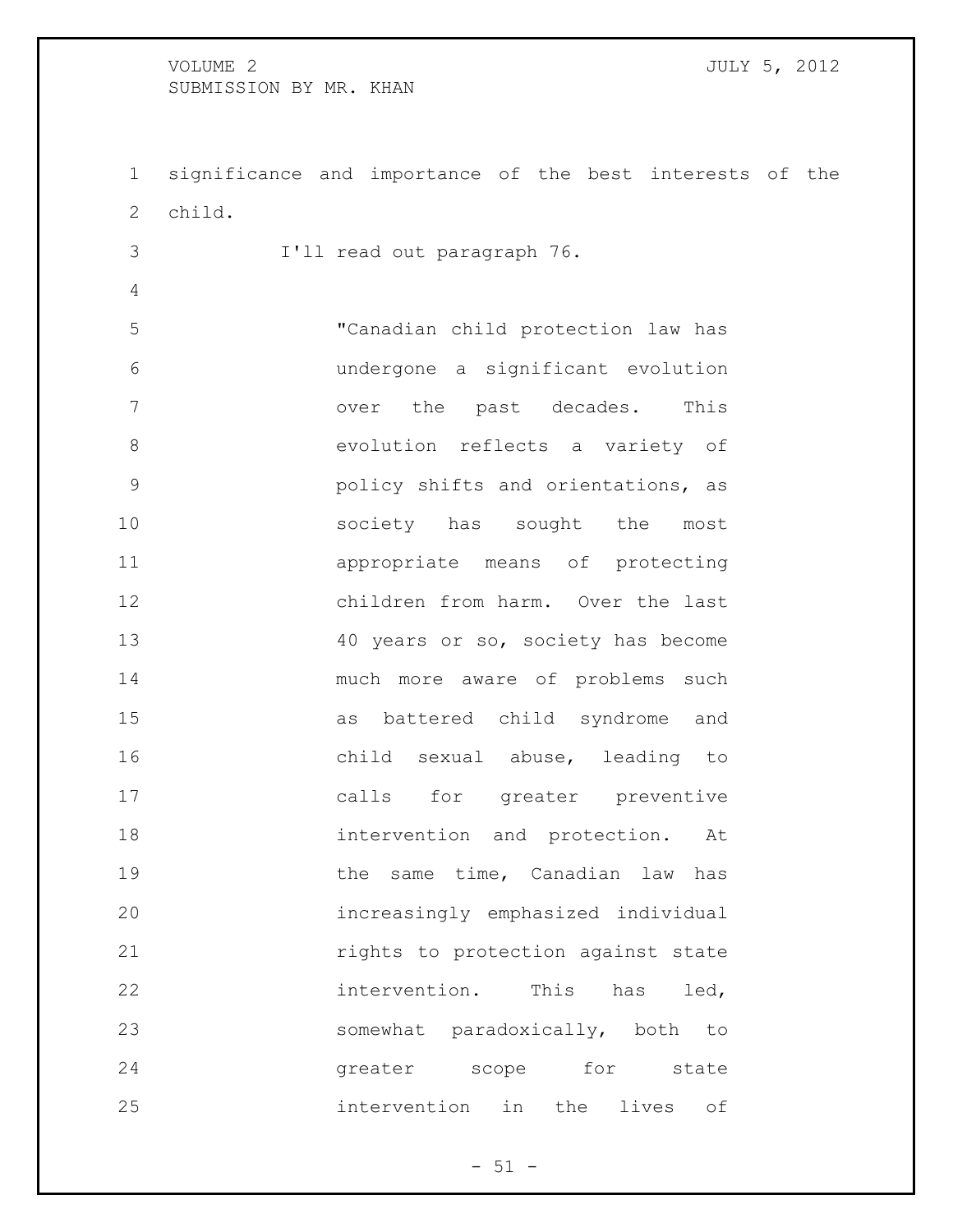significance and importance of the best interests of the child.

I'll read out paragraph 76.

> "Canadian child protection law has undergone a significant evolution over the past decades. This evolution reflects a variety of policy shifts and orientations, as society has sought the most appropriate means of protecting children from harm. Over the last 40 years or so, society has become much more aware of problems such as battered child syndrome and child sexual abuse, leading to calls for greater preventive intervention and protection. At the same time, Canadian law has increasingly emphasized individual rights to protection against state intervention. This has led, somewhat paradoxically, both to greater scope for state intervention in the lives of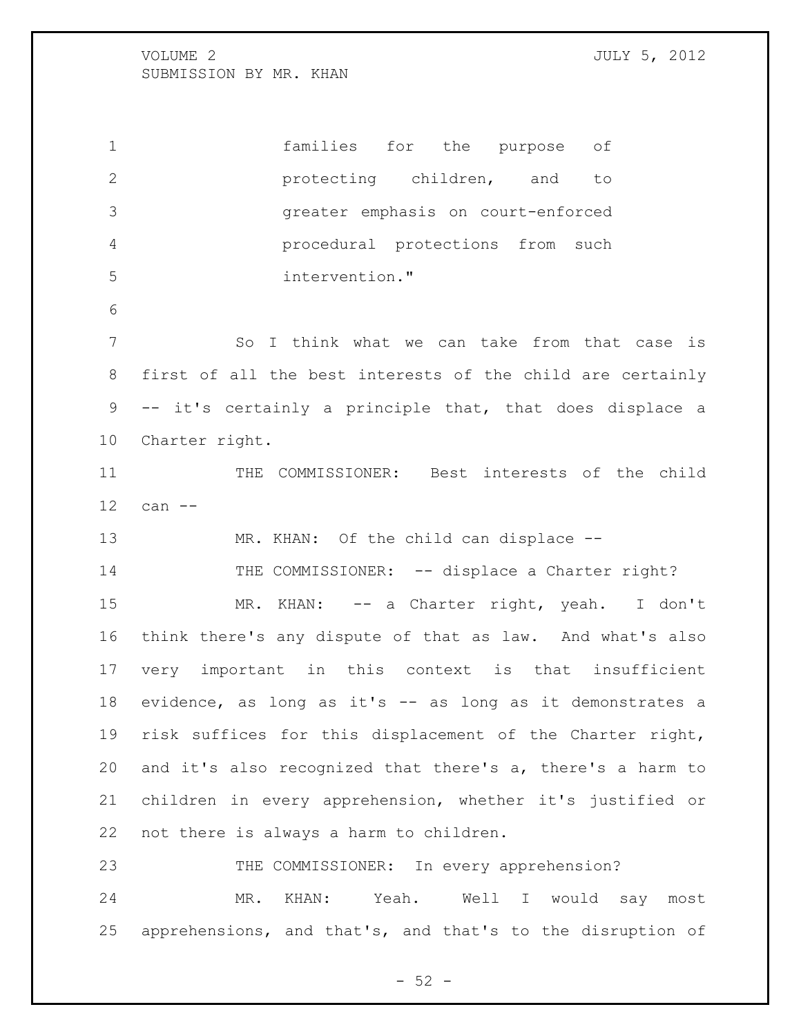families for the purpose of protecting children, and to greater emphasis on court-enforced procedural protections from such intervention."

So I think what we can take from that case is first of all the best interests of the child are certainly -- it's certainly a principle that, that does displace a Charter right.

THE COMMISSIONER: Best interests of the child can --

MR. KHAN: Of the child can displace --

THE COMMISSIONER: -- displace a Charter right?

MR. KHAN: -- a Charter right, yeah. I don't think there's any dispute of that as law. And what's also very important in this context is that insufficient evidence, as long as it's -- as long as it demonstrates a risk suffices for this displacement of the Charter right, and it's also recognized that there's a, there's a harm to children in every apprehension, whether it's justified or not there is always a harm to children.

THE COMMISSIONER: In every apprehension?

MR. KHAN: Yeah. Well I would say most apprehensions, and that's, and that's to the disruption of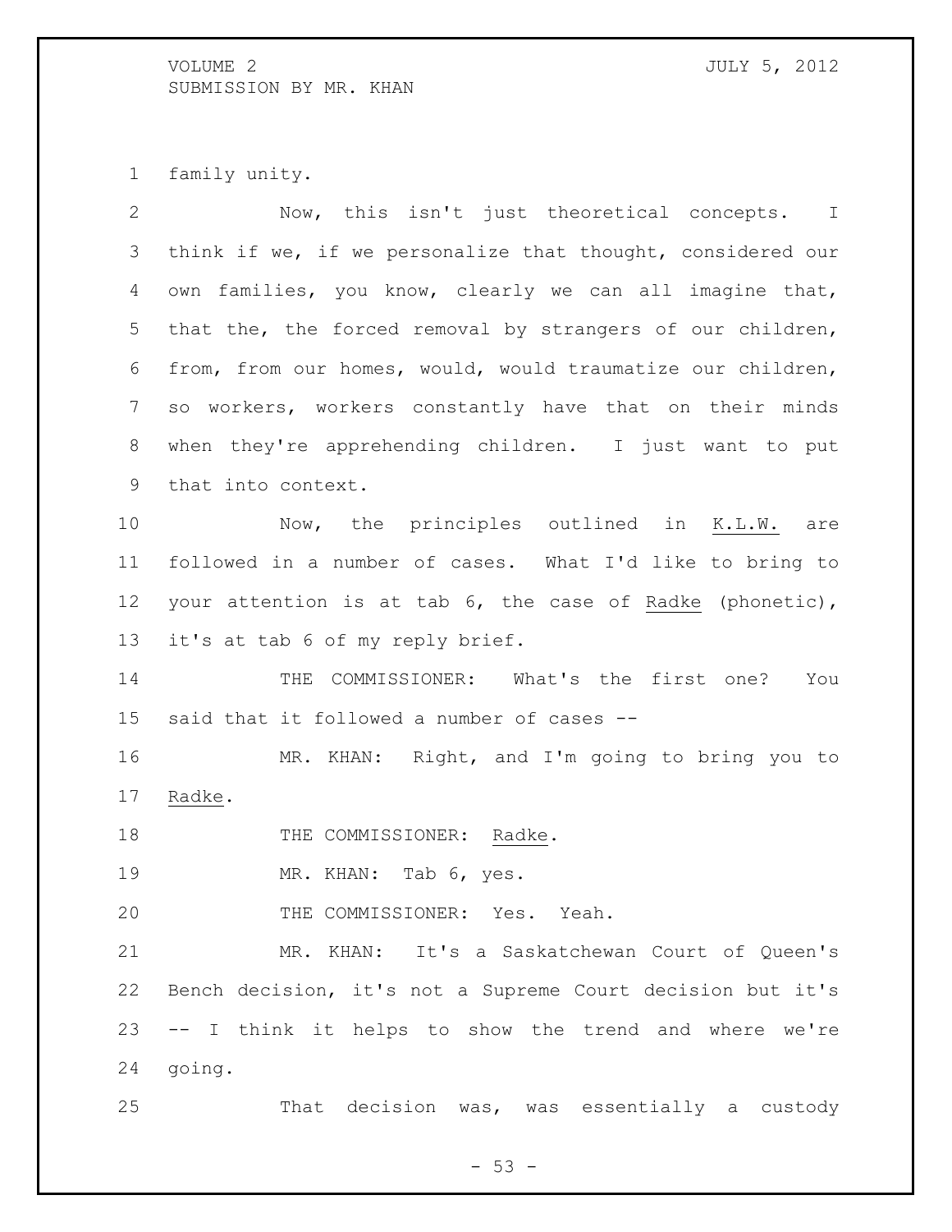family unity.

Now, this isn't just theoretical concepts. I think if we, if we personalize that thought, considered our own families, you know, clearly we can all imagine that, that the, the forced removal by strangers of our children, from, from our homes, would, would traumatize our children, so workers, workers constantly have that on their minds when they're apprehending children. I just want to put that into context.

Now, the principles outlined in K.L.W. are followed in a number of cases. What I'd like to bring to your attention is at tab 6, the case of Radke (phonetic), it's at tab 6 of my reply brief.

THE COMMISSIONER: What's the first one? You said that it followed a number of cases --

MR. KHAN: Right, and I'm going to bring you to Radke.

THE COMMISSIONER: Radke.

MR. KHAN: Tab 6, yes.

THE COMMISSIONER: Yes. Yeah.

MR. KHAN: It's a Saskatchewan Court of Queen's Bench decision, it's not a Supreme Court decision but it's -- I think it helps to show the trend and where we're going.

That decision was, was essentially a custody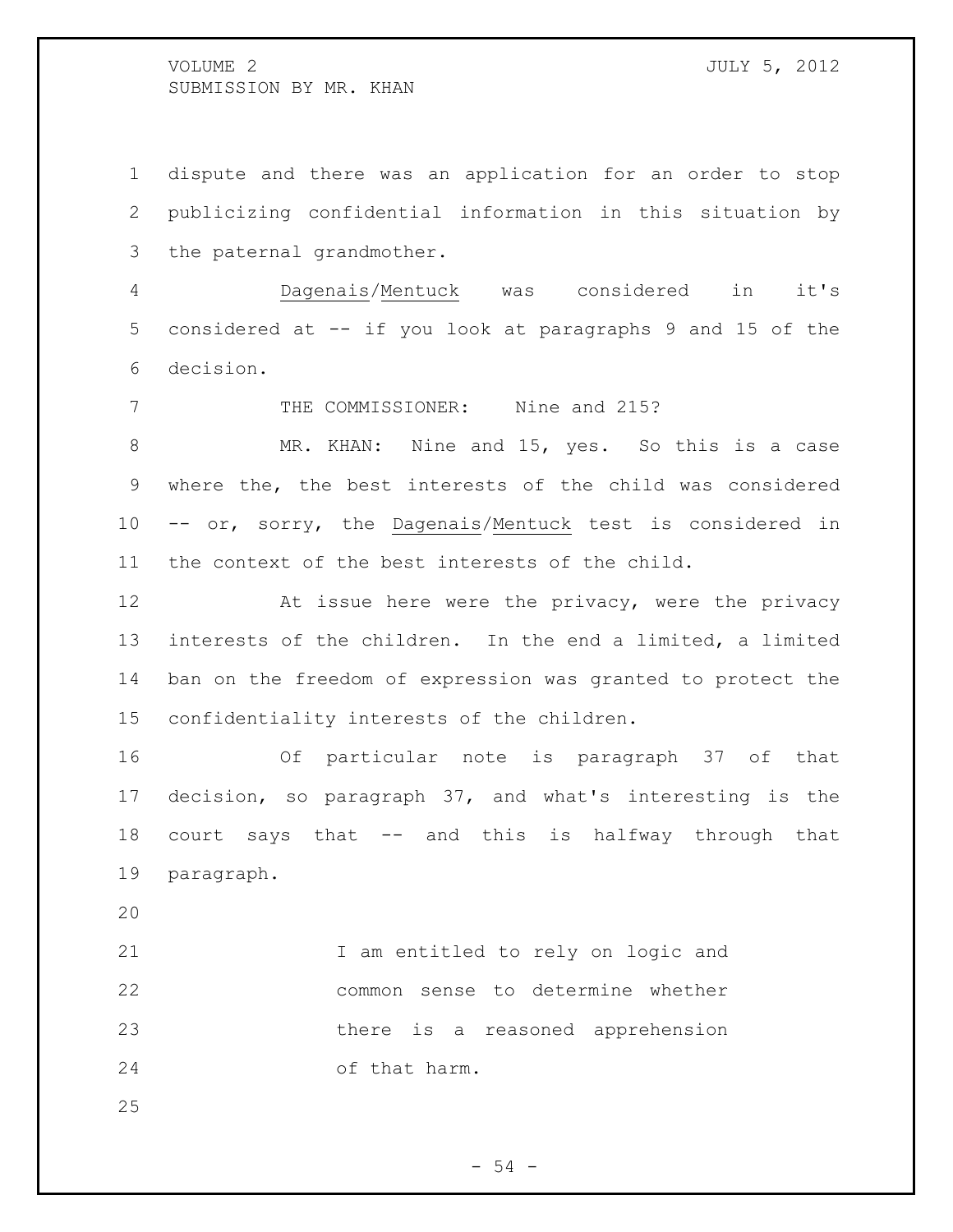dispute and there was an application for an order to stop publicizing confidential information in this situation by the paternal grandmother.

Dagenais/Mentuck was considered in it's considered at -- if you look at paragraphs 9 and 15 of the decision.

THE COMMISSIONER: Nine and 215?

MR. KHAN: Nine and 15, yes. So this is a case where the, the best interests of the child was considered -- or, sorry, the Dagenais/Mentuck test is considered in the context of the best interests of the child.

At issue here were the privacy, were the privacy interests of the children. In the end a limited, a limited ban on the freedom of expression was granted to protect the confidentiality interests of the children.

Of particular note is paragraph 37 of that decision, so paragraph 37, and what's interesting is the court says that -- and this is halfway through that paragraph.

> I am entitled to rely on logic and common sense to determine whether there is a reasoned apprehension of that harm.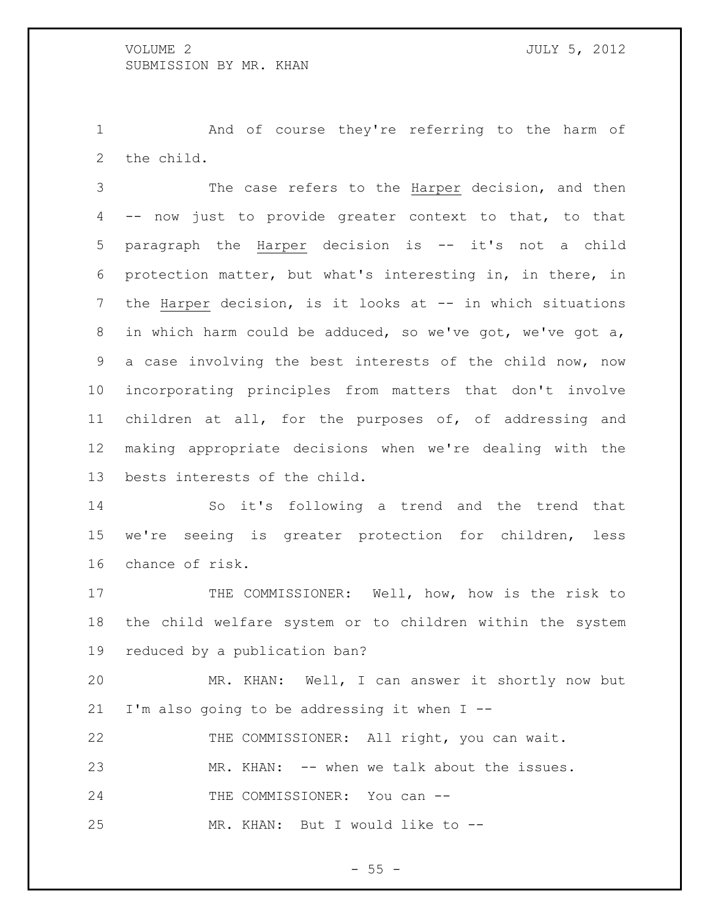And of course they're referring to the harm of the child.

The case refers to the Harper decision, and then -- now just to provide greater context to that, to that paragraph the Harper decision is -- it's not a child protection matter, but what's interesting in, in there, in the Harper decision, is it looks at -- in which situations in which harm could be adduced, so we've got, we've got a, a case involving the best interests of the child now, now incorporating principles from matters that don't involve children at all, for the purposes of, of addressing and making appropriate decisions when we're dealing with the bests interests of the child.

So it's following a trend and the trend that we're seeing is greater protection for children, less chance of risk.

THE COMMISSIONER: Well, how, how is the risk to the child welfare system or to children within the system reduced by a publication ban?

MR. KHAN: Well, I can answer it shortly now but I'm also going to be addressing it when I --

THE COMMISSIONER: All right, you can wait.

MR. KHAN: -- when we talk about the issues.

THE COMMISSIONER: You can --

MR. KHAN: But I would like to --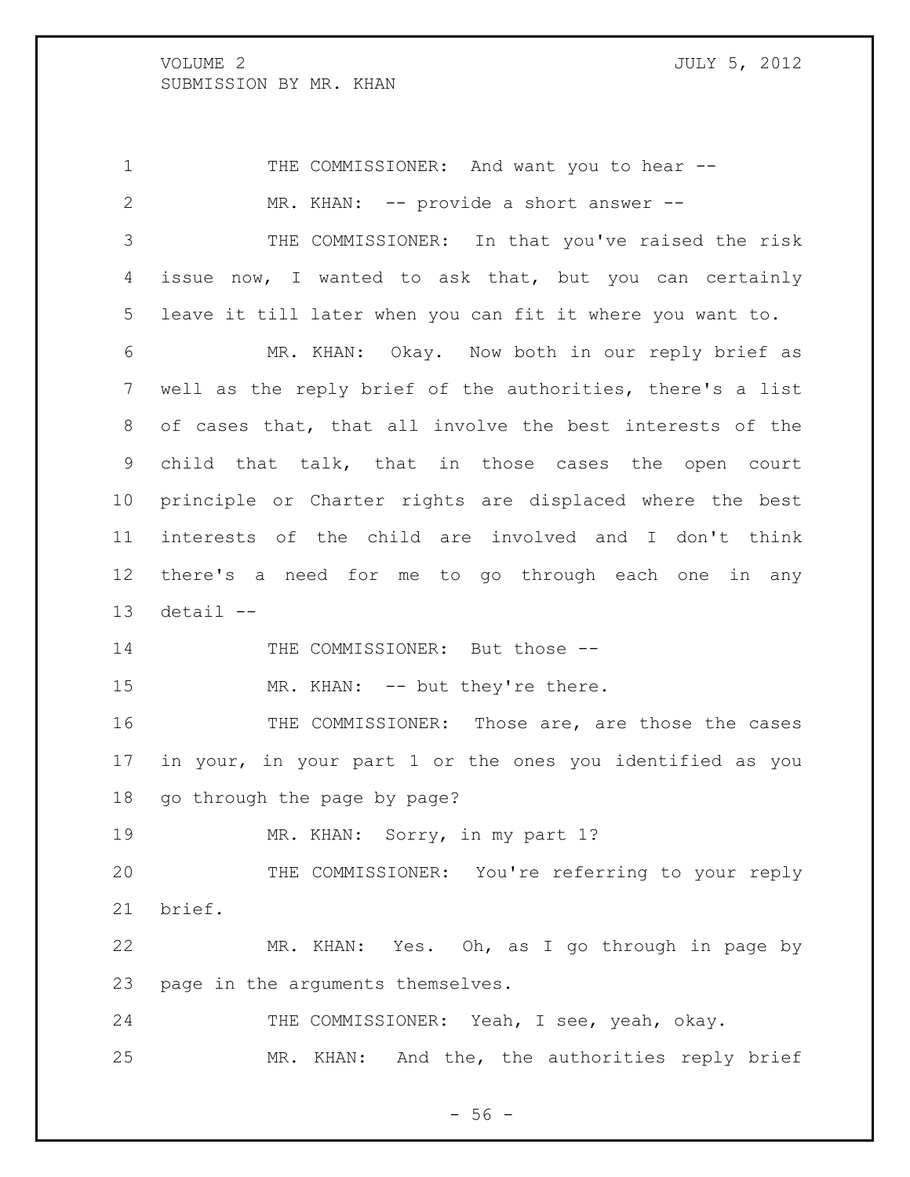THE COMMISSIONER: And want you to hear --

MR. KHAN: -- provide a short answer --

THE COMMISSIONER: In that you've raised the risk issue now, I wanted to ask that, but you can certainly leave it till later when you can fit it where you want to.

MR. KHAN: Okay. Now both in our reply brief as well as the reply brief of the authorities, there's a list of cases that, that all involve the best interests of the child that talk, that in those cases the open court principle or Charter rights are displaced where the best interests of the child are involved and I don't think there's a need for me to go through each one in any detail --

THE COMMISSIONER: But those --

MR. KHAN: -- but they're there.

THE COMMISSIONER: Those are, are those the cases in your, in your part 1 or the ones you identified as you go through the page by page?

MR. KHAN: Sorry, in my part 1?

THE COMMISSIONER: You're referring to your reply brief.

MR. KHAN: Yes. Oh, as I go through in page by page in the arguments themselves.

THE COMMISSIONER: Yeah, I see, yeah, okay.

MR. KHAN: And the, the authorities reply brief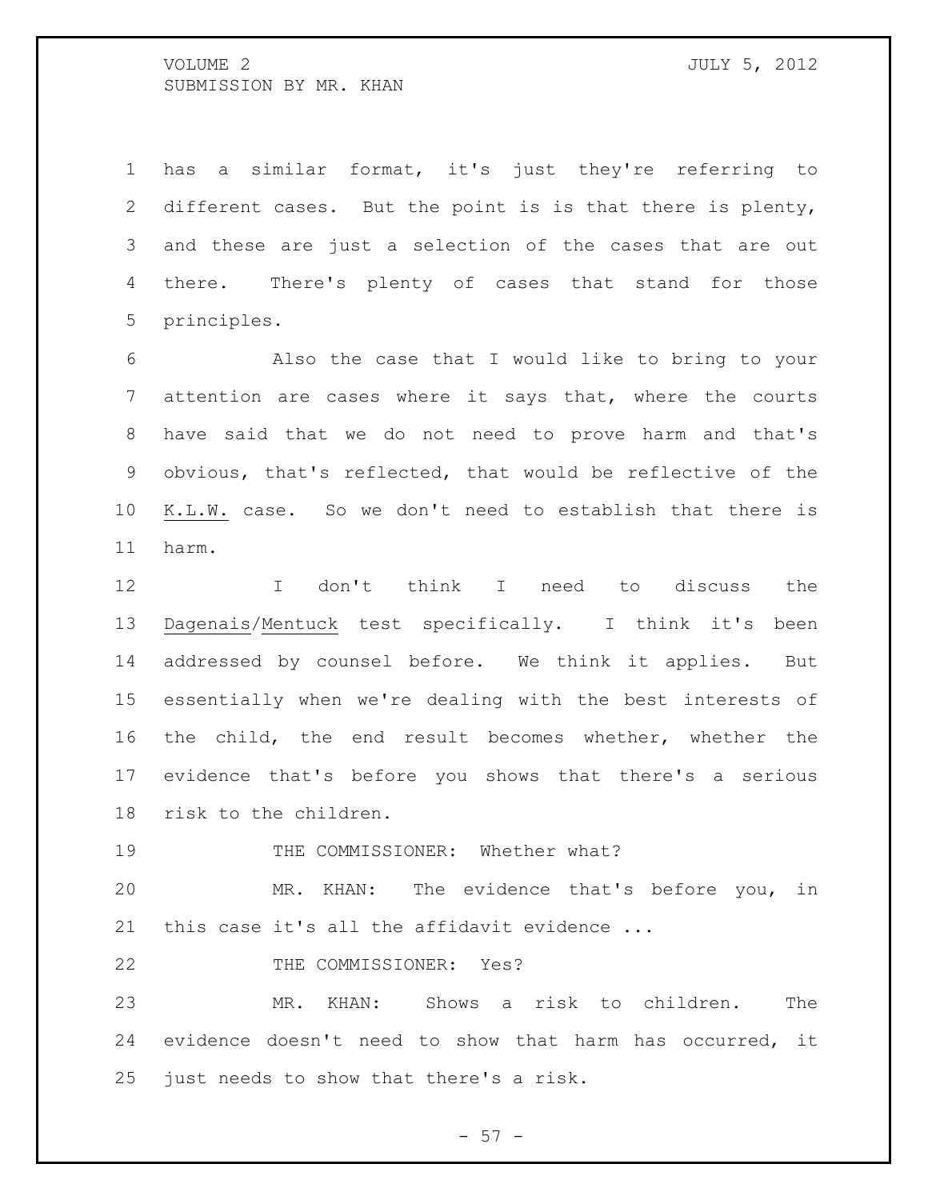has a similar format, it's just they're referring to different cases. But the point is is that there is plenty, and these are just a selection of the cases that are out there. There's plenty of cases that stand for those principles.

Also the case that I would like to bring to your attention are cases where it says that, where the courts have said that we do not need to prove harm and that's obvious, that's reflected, that would be reflective of the K.L.W. case. So we don't need to establish that there is harm.

I don't think I need to discuss the Dagenais/Mentuck test specifically. I think it's been addressed by counsel before. We think it applies. But essentially when we're dealing with the best interests of the child, the end result becomes whether, whether the evidence that's before you shows that there's a serious risk to the children.

THE COMMISSIONER: Whether what?

MR. KHAN: The evidence that's before you, in this case it's all the affidavit evidence ...

THE COMMISSIONER: Yes?

MR. KHAN: Shows a risk to children. The evidence doesn't need to show that harm has occurred, it just needs to show that there's a risk.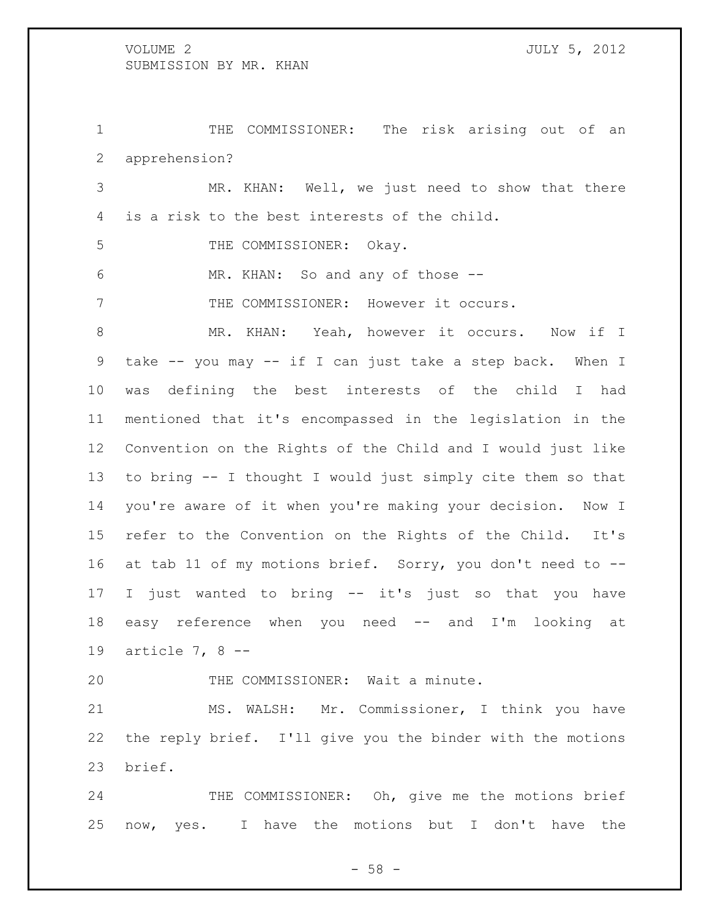THE COMMISSIONER: The risk arising out of an apprehension?

MR. KHAN: Well, we just need to show that there is a risk to the best interests of the child.

THE COMMISSIONER: Okay.

MR. KHAN: So and any of those --

THE COMMISSIONER: However it occurs.

MR. KHAN: Yeah, however it occurs. Now if I take -- you may -- if I can just take a step back. When I was defining the best interests of the child I had mentioned that it's encompassed in the legislation in the Convention on the Rights of the Child and I would just like to bring -- I thought I would just simply cite them so that you're aware of it when you're making your decision. Now I refer to the Convention on the Rights of the Child. It's at tab 11 of my motions brief. Sorry, you don't need to -- I just wanted to bring -- it's just so that you have easy reference when you need -- and I'm looking at article 7, 8 --

THE COMMISSIONER: Wait a minute.

MS. WALSH: Mr. Commissioner, I think you have the reply brief. I'll give you the binder with the motions brief.

THE COMMISSIONER: Oh, give me the motions brief now, yes. I have the motions but I don't have the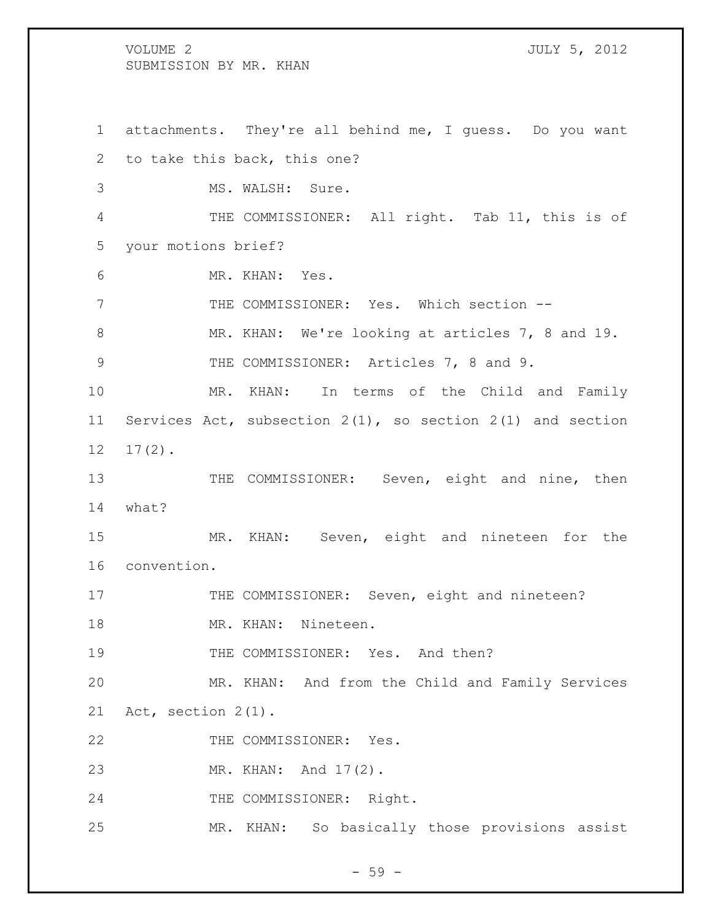attachments. They're all behind me, I guess. Do you want to take this back, this one?

MS. WALSH: Sure.

THE COMMISSIONER: All right. Tab 11, this is of your motions brief?

MR. KHAN: Yes.

THE COMMISSIONER: Yes. Which section --

MR. KHAN: We're looking at articles 7, 8 and 19.

THE COMMISSIONER: Articles 7, 8 and 9.

MR. KHAN: In terms of the Child and Family Services Act, subsection 2(1), so section 2(1) and section 17(2).

THE COMMISSIONER: Seven, eight and nine, then what?

MR. KHAN: Seven, eight and nineteen for the convention.

THE COMMISSIONER: Seven, eight and nineteen?

MR. KHAN: Nineteen.

THE COMMISSIONER: Yes. And then?

MR. KHAN: And from the Child and Family Services Act, section 2(1).

THE COMMISSIONER: Yes.

MR. KHAN: And 17(2).

THE COMMISSIONER: Right.

MR. KHAN: So basically those provisions assist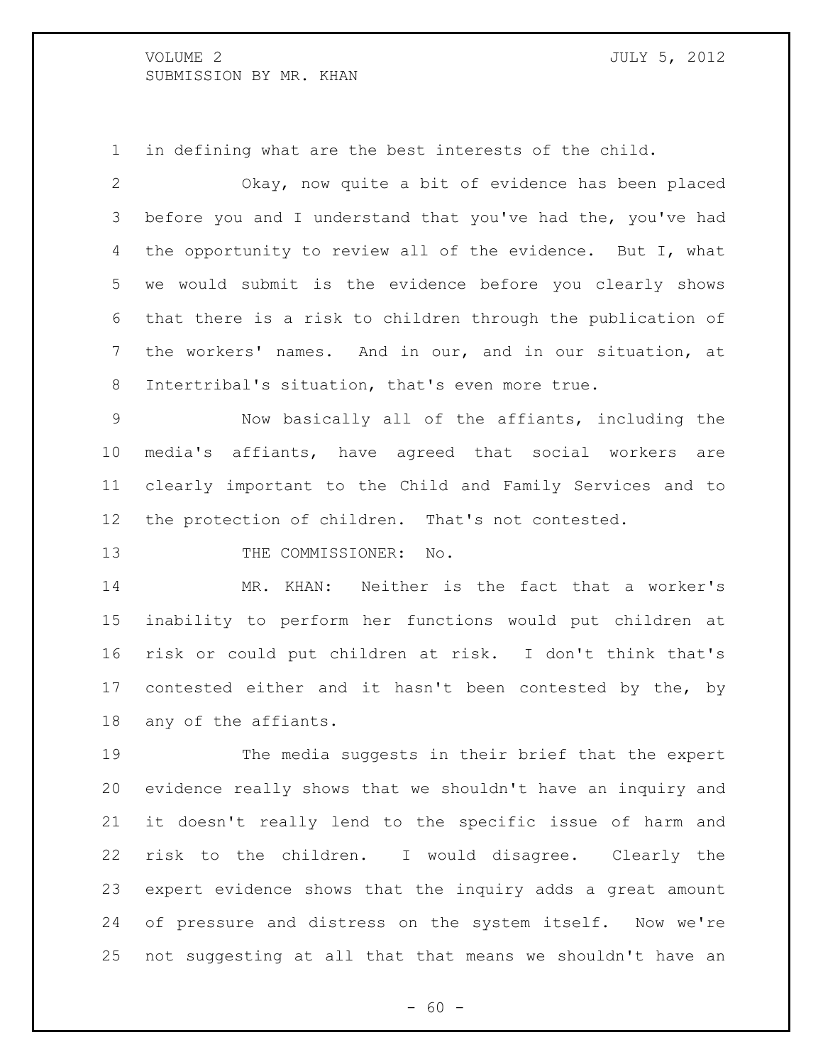in defining what are the best interests of the child.

Okay, now quite a bit of evidence has been placed before you and I understand that you've had the, you've had the opportunity to review all of the evidence. But I, what we would submit is the evidence before you clearly shows that there is a risk to children through the publication of the workers' names. And in our, and in our situation, at Intertribal's situation, that's even more true.

Now basically all of the affiants, including the media's affiants, have agreed that social workers are clearly important to the Child and Family Services and to the protection of children. That's not contested.

THE COMMISSIONER: No.

MR. KHAN: Neither is the fact that a worker's inability to perform her functions would put children at risk or could put children at risk. I don't think that's contested either and it hasn't been contested by the, by any of the affiants.

The media suggests in their brief that the expert evidence really shows that we shouldn't have an inquiry and it doesn't really lend to the specific issue of harm and risk to the children. I would disagree. Clearly the expert evidence shows that the inquiry adds a great amount of pressure and distress on the system itself. Now we're not suggesting at all that that means we shouldn't have an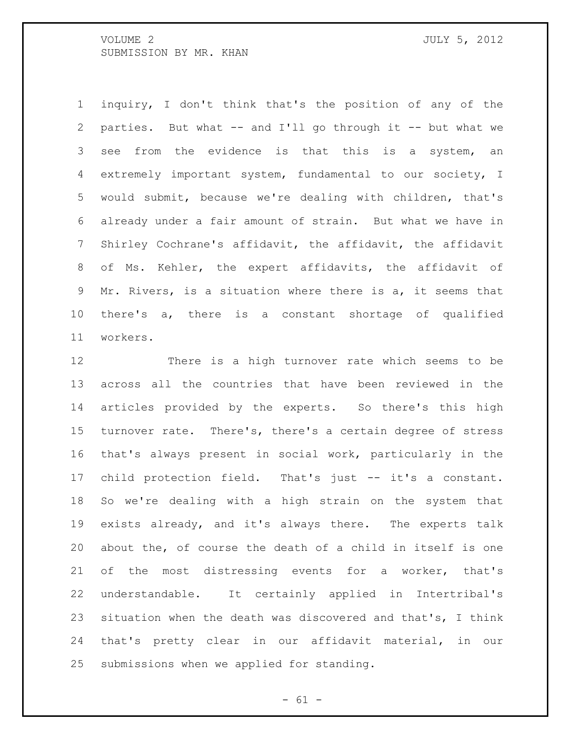inquiry, I don't think that's the position of any of the parties. But what -- and I'll go through it -- but what we see from the evidence is that this is a system, an extremely important system, fundamental to our society, I would submit, because we're dealing with children, that's already under a fair amount of strain. But what we have in Shirley Cochrane's affidavit, the affidavit, the affidavit of Ms. Kehler, the expert affidavits, the affidavit of Mr. Rivers, is a situation where there is a, it seems that there's a, there is a constant shortage of qualified workers.

There is a high turnover rate which seems to be across all the countries that have been reviewed in the articles provided by the experts. So there's this high turnover rate. There's, there's a certain degree of stress that's always present in social work, particularly in the child protection field. That's just -- it's a constant. So we're dealing with a high strain on the system that exists already, and it's always there. The experts talk about the, of course the death of a child in itself is one of the most distressing events for a worker, that's understandable. It certainly applied in Intertribal's situation when the death was discovered and that's, I think that's pretty clear in our affidavit material, in our submissions when we applied for standing.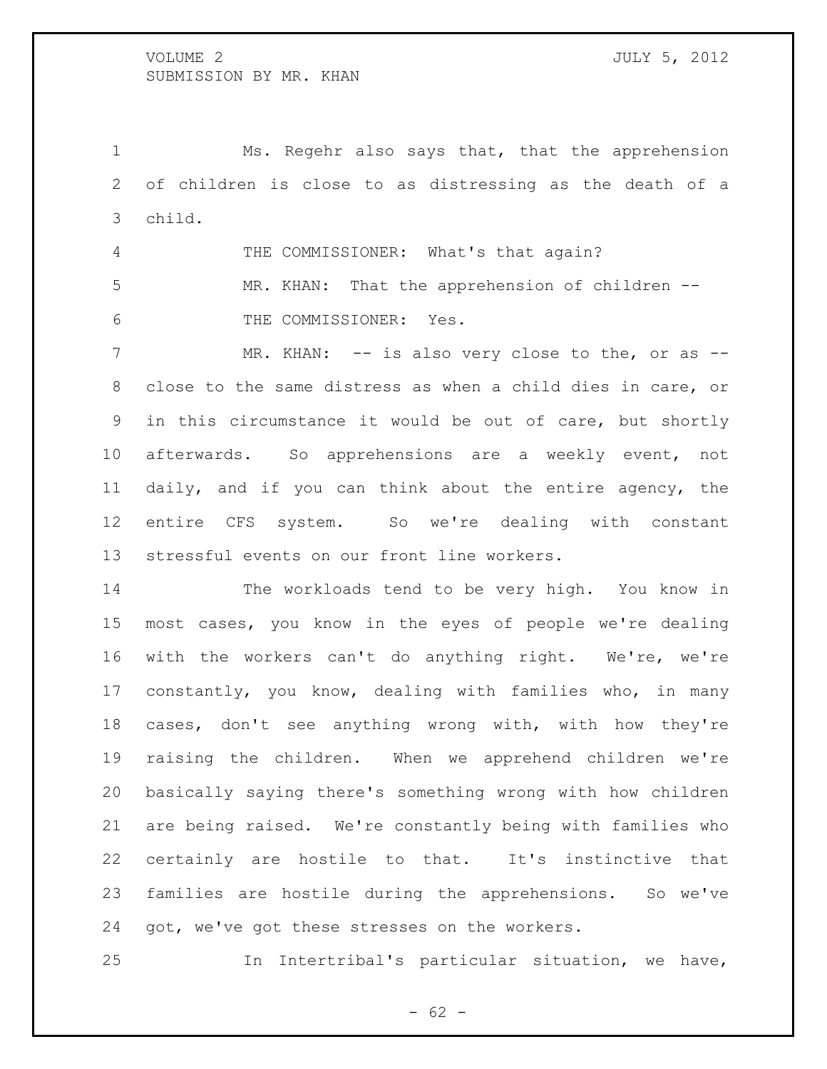Ms. Regehr also says that, that the apprehension of children is close to as distressing as the death of a child.

THE COMMISSIONER: What's that again?

MR. KHAN: That the apprehension of children --

THE COMMISSIONER: Yes.

MR. KHAN: -- is also very close to the, or as -- close to the same distress as when a child dies in care, or in this circumstance it would be out of care, but shortly afterwards. So apprehensions are a weekly event, not daily, and if you can think about the entire agency, the entire CFS system. So we're dealing with constant stressful events on our front line workers.

The workloads tend to be very high. You know in most cases, you know in the eyes of people we're dealing with the workers can't do anything right. We're, we're constantly, you know, dealing with families who, in many cases, don't see anything wrong with, with how they're raising the children. When we apprehend children we're basically saying there's something wrong with how children are being raised. We're constantly being with families who certainly are hostile to that. It's instinctive that families are hostile during the apprehensions. So we've got, we've got these stresses on the workers.

In Intertribal's particular situation, we have,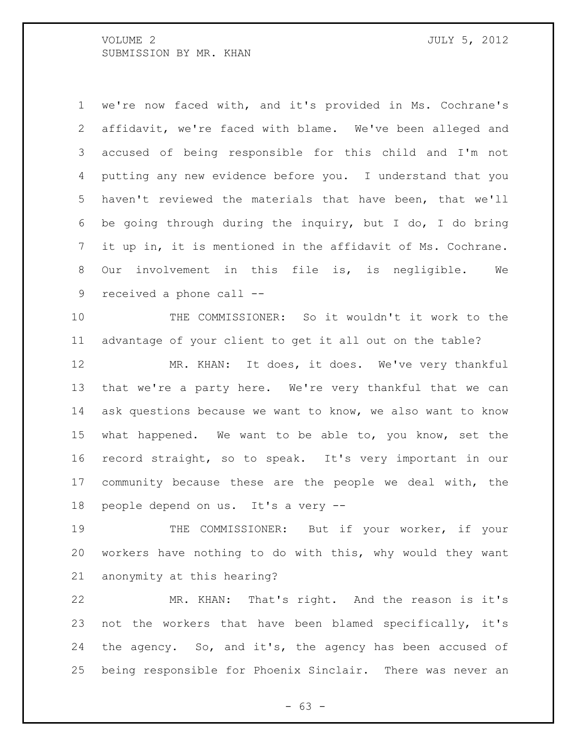we're now faced with, and it's provided in Ms. Cochrane's affidavit, we're faced with blame. We've been alleged and accused of being responsible for this child and I'm not putting any new evidence before you. I understand that you haven't reviewed the materials that have been, that we'll be going through during the inquiry, but I do, I do bring it up in, it is mentioned in the affidavit of Ms. Cochrane. Our involvement in this file is, is negligible. We received a phone call --

THE COMMISSIONER: So it wouldn't it work to the advantage of your client to get it all out on the table?

MR. KHAN: It does, it does. We've very thankful that we're a party here. We're very thankful that we can ask questions because we want to know, we also want to know what happened. We want to be able to, you know, set the record straight, so to speak. It's very important in our community because these are the people we deal with, the people depend on us. It's a very --

THE COMMISSIONER: But if your worker, if your workers have nothing to do with this, why would they want anonymity at this hearing?

MR. KHAN: That's right. And the reason is it's not the workers that have been blamed specifically, it's the agency. So, and it's, the agency has been accused of being responsible for Phoenix Sinclair. There was never an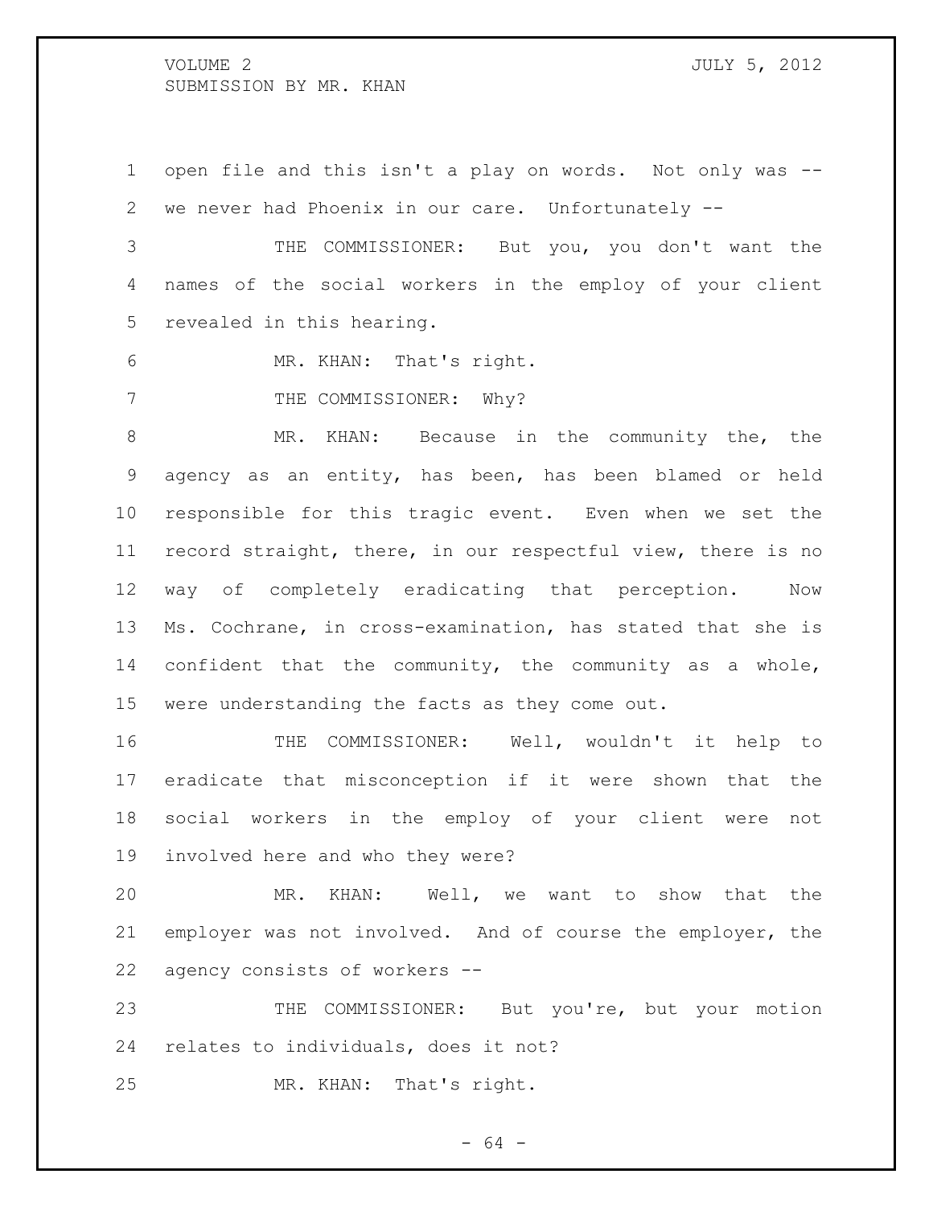open file and this isn't a play on words. Not only was -- we never had Phoenix in our care. Unfortunately --

THE COMMISSIONER: But you, you don't want the names of the social workers in the employ of your client revealed in this hearing.

MR. KHAN: That's right.

THE COMMISSIONER: Why?

MR. KHAN: Because in the community the, the agency as an entity, has been, has been blamed or held responsible for this tragic event. Even when we set the record straight, there, in our respectful view, there is no way of completely eradicating that perception. Now Ms. Cochrane, in cross-examination, has stated that she is confident that the community, the community as a whole, were understanding the facts as they come out.

THE COMMISSIONER: Well, wouldn't it help to eradicate that misconception if it were shown that the social workers in the employ of your client were not involved here and who they were?

MR. KHAN: Well, we want to show that the employer was not involved. And of course the employer, the agency consists of workers --

THE COMMISSIONER: But you're, but your motion relates to individuals, does it not?

MR. KHAN: That's right.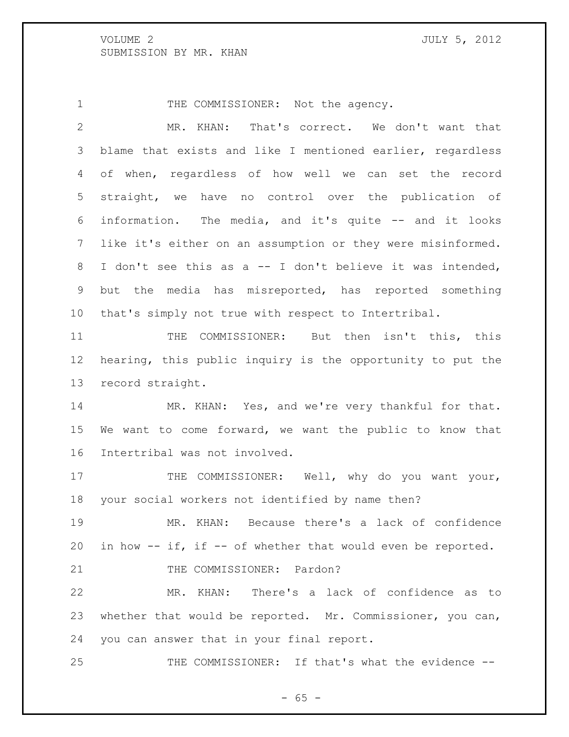THE COMMISSIONER: Not the agency.

MR. KHAN: That's correct. We don't want that blame that exists and like I mentioned earlier, regardless of when, regardless of how well we can set the record straight, we have no control over the publication of information. The media, and it's quite -- and it looks like it's either on an assumption or they were misinformed. I don't see this as a -- I don't believe it was intended, but the media has misreported, has reported something that's simply not true with respect to Intertribal.

THE COMMISSIONER: But then isn't this, this hearing, this public inquiry is the opportunity to put the record straight.

MR. KHAN: Yes, and we're very thankful for that. We want to come forward, we want the public to know that Intertribal was not involved.

THE COMMISSIONER: Well, why do you want your, your social workers not identified by name then?

MR. KHAN: Because there's a lack of confidence in how -- if, if -- of whether that would even be reported.

THE COMMISSIONER: Pardon?

MR. KHAN: There's a lack of confidence as to whether that would be reported. Mr. Commissioner, you can, you can answer that in your final report.

THE COMMISSIONER: If that's what the evidence --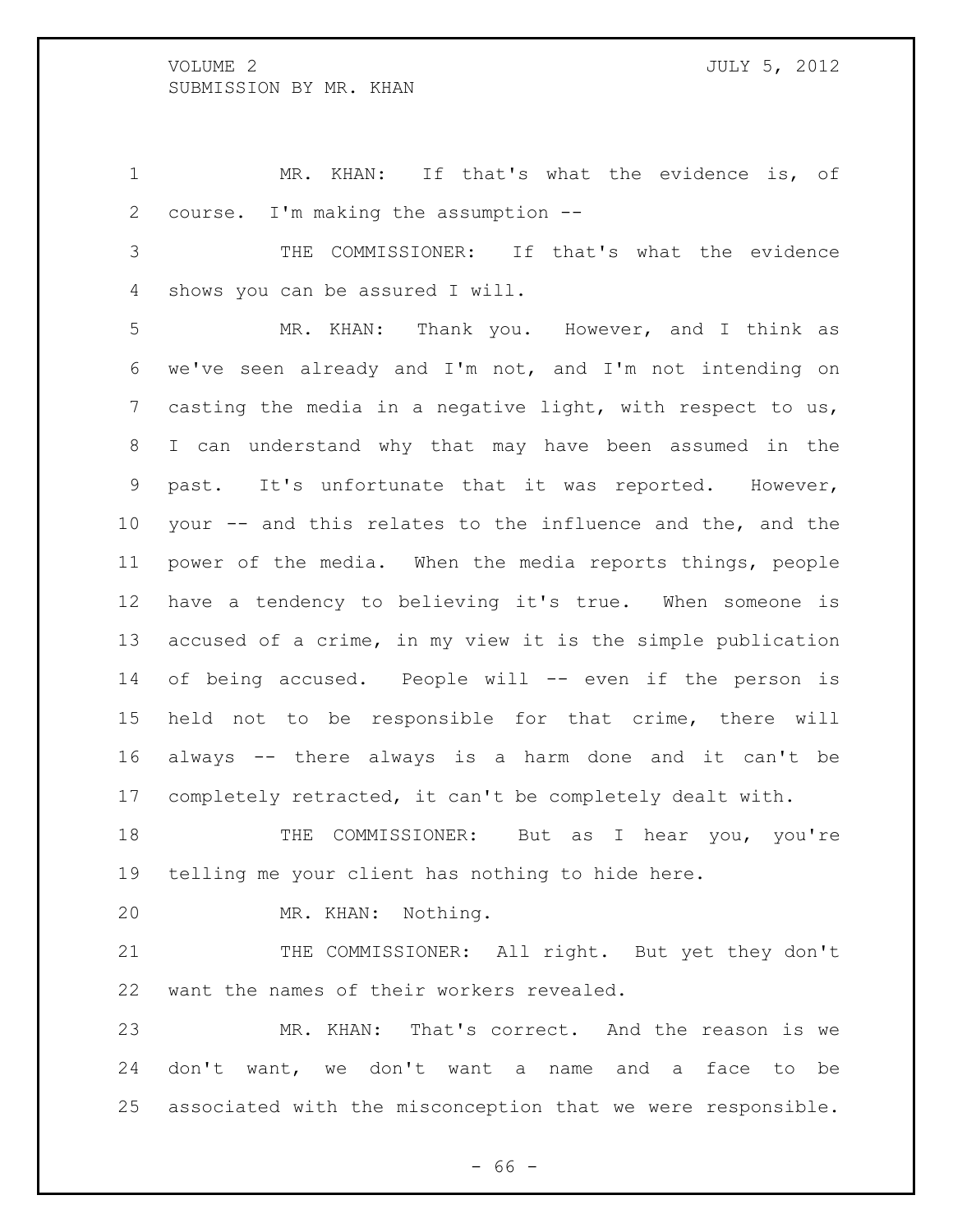MR. KHAN: If that's what the evidence is, of course. I'm making the assumption --

THE COMMISSIONER: If that's what the evidence shows you can be assured I will.

MR. KHAN: Thank you. However, and I think as we've seen already and I'm not, and I'm not intending on casting the media in a negative light, with respect to us, I can understand why that may have been assumed in the past. It's unfortunate that it was reported. However, your -- and this relates to the influence and the, and the power of the media. When the media reports things, people have a tendency to believing it's true. When someone is accused of a crime, in my view it is the simple publication of being accused. People will -- even if the person is held not to be responsible for that crime, there will always -- there always is a harm done and it can't be completely retracted, it can't be completely dealt with.

THE COMMISSIONER: But as I hear you, you're telling me your client has nothing to hide here.

MR. KHAN: Nothing.

THE COMMISSIONER: All right. But yet they don't want the names of their workers revealed.

MR. KHAN: That's correct. And the reason is we don't want, we don't want a name and a face to be associated with the misconception that we were responsible.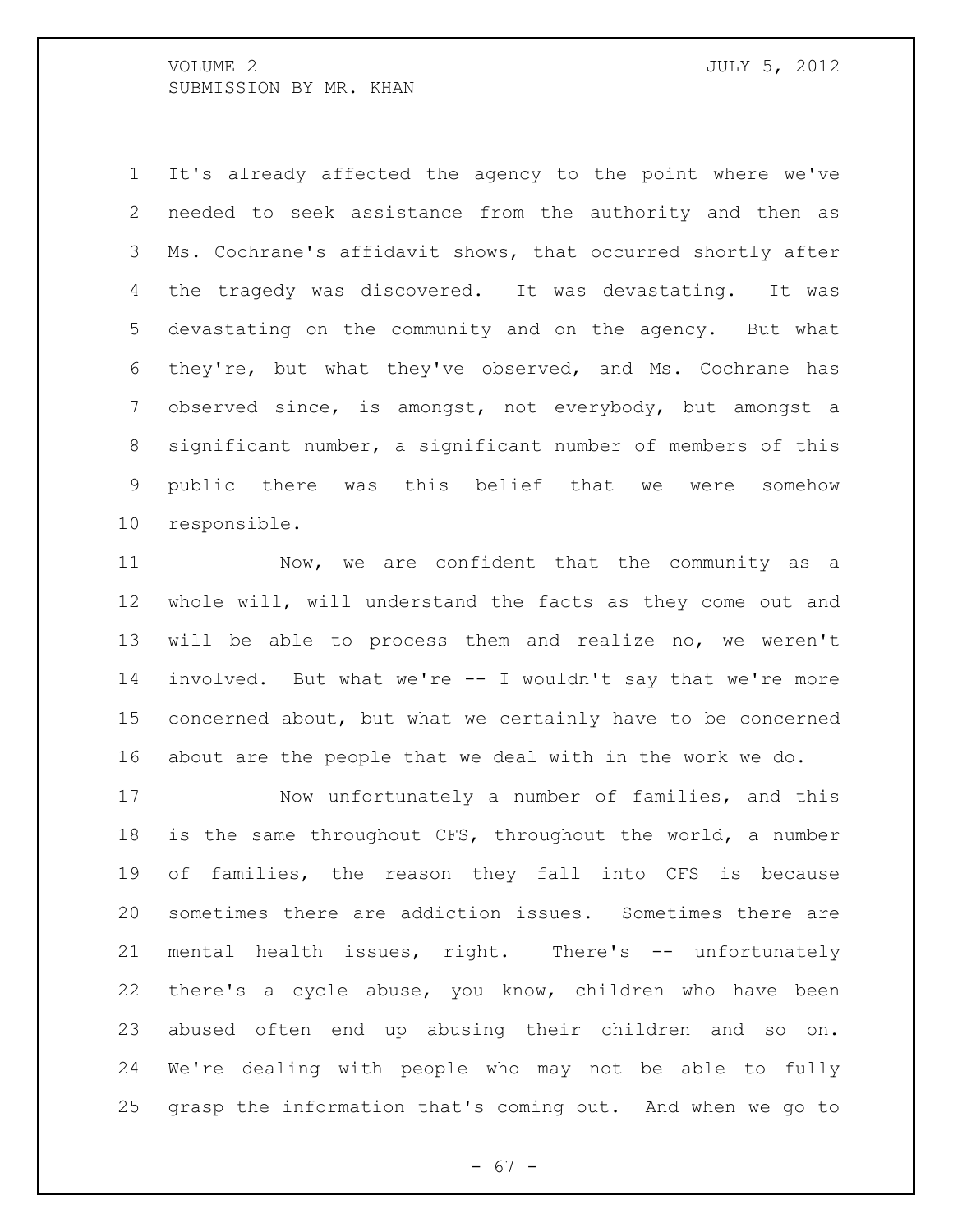It's already affected the agency to the point where we've needed to seek assistance from the authority and then as Ms. Cochrane's affidavit shows, that occurred shortly after the tragedy was discovered. It was devastating. It was devastating on the community and on the agency. But what they're, but what they've observed, and Ms. Cochrane has observed since, is amongst, not everybody, but amongst a significant number, a significant number of members of this public there was this belief that we were somehow responsible.

Now, we are confident that the community as a whole will, will understand the facts as they come out and will be able to process them and realize no, we weren't involved. But what we're -- I wouldn't say that we're more concerned about, but what we certainly have to be concerned about are the people that we deal with in the work we do.

Now unfortunately a number of families, and this is the same throughout CFS, throughout the world, a number of families, the reason they fall into CFS is because sometimes there are addiction issues. Sometimes there are mental health issues, right. There's -- unfortunately there's a cycle abuse, you know, children who have been abused often end up abusing their children and so on. We're dealing with people who may not be able to fully grasp the information that's coming out. And when we go to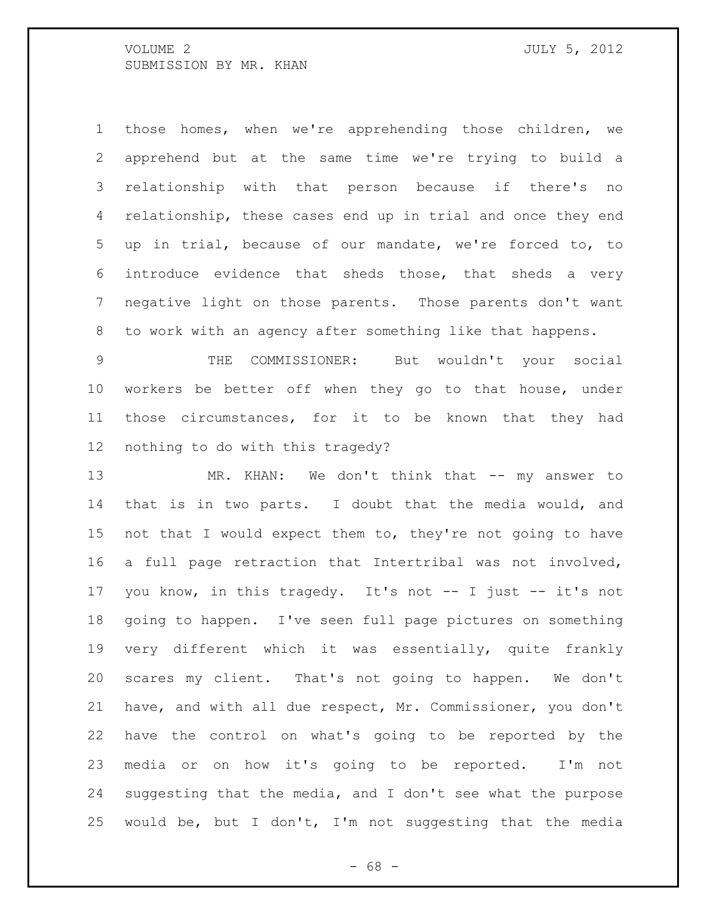those homes, when we're apprehending those children, we apprehend but at the same time we're trying to build a relationship with that person because if there's no relationship, these cases end up in trial and once they end up in trial, because of our mandate, we're forced to, to introduce evidence that sheds those, that sheds a very negative light on those parents. Those parents don't want to work with an agency after something like that happens.

THE COMMISSIONER: But wouldn't your social workers be better off when they go to that house, under those circumstances, for it to be known that they had nothing to do with this tragedy?

MR. KHAN: We don't think that -- my answer to that is in two parts. I doubt that the media would, and not that I would expect them to, they're not going to have a full page retraction that Intertribal was not involved, you know, in this tragedy. It's not -- I just -- it's not going to happen. I've seen full page pictures on something very different which it was essentially, quite frankly scares my client. That's not going to happen. We don't have, and with all due respect, Mr. Commissioner, you don't have the control on what's going to be reported by the media or on how it's going to be reported. I'm not suggesting that the media, and I don't see what the purpose would be, but I don't, I'm not suggesting that the media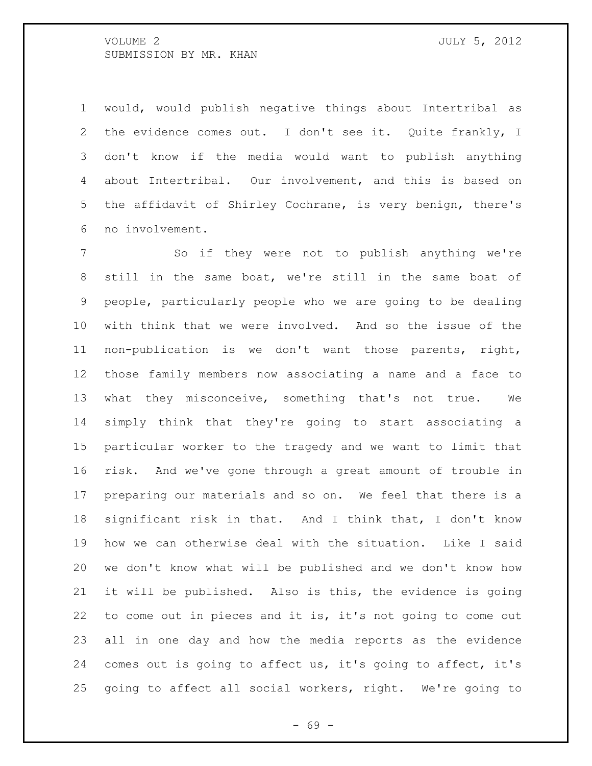would, would publish negative things about Intertribal as the evidence comes out. I don't see it. Quite frankly, I don't know if the media would want to publish anything about Intertribal. Our involvement, and this is based on the affidavit of Shirley Cochrane, is very benign, there's no involvement.

So if they were not to publish anything we're still in the same boat, we're still in the same boat of people, particularly people who we are going to be dealing with think that we were involved. And so the issue of the non-publication is we don't want those parents, right, those family members now associating a name and a face to what they misconceive, something that's not true. We simply think that they're going to start associating a particular worker to the tragedy and we want to limit that risk. And we've gone through a great amount of trouble in preparing our materials and so on. We feel that there is a significant risk in that. And I think that, I don't know how we can otherwise deal with the situation. Like I said we don't know what will be published and we don't know how it will be published. Also is this, the evidence is going to come out in pieces and it is, it's not going to come out all in one day and how the media reports as the evidence comes out is going to affect us, it's going to affect, it's going to affect all social workers, right. We're going to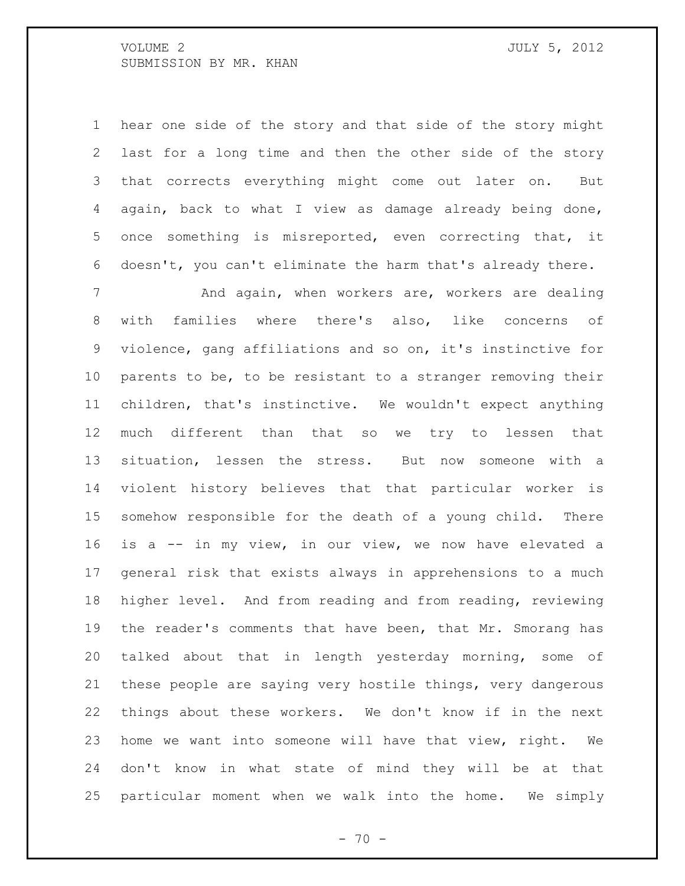hear one side of the story and that side of the story might last for a long time and then the other side of the story that corrects everything might come out later on. But again, back to what I view as damage already being done, once something is misreported, even correcting that, it doesn't, you can't eliminate the harm that's already there.

And again, when workers are, workers are dealing with families where there's also, like concerns of violence, gang affiliations and so on, it's instinctive for parents to be, to be resistant to a stranger removing their children, that's instinctive. We wouldn't expect anything much different than that so we try to lessen that situation, lessen the stress. But now someone with a violent history believes that that particular worker is somehow responsible for the death of a young child. There is a -- in my view, in our view, we now have elevated a general risk that exists always in apprehensions to a much higher level. And from reading and from reading, reviewing the reader's comments that have been, that Mr. Smorang has talked about that in length yesterday morning, some of these people are saying very hostile things, very dangerous things about these workers. We don't know if in the next home we want into someone will have that view, right. We don't know in what state of mind they will be at that particular moment when we walk into the home. We simply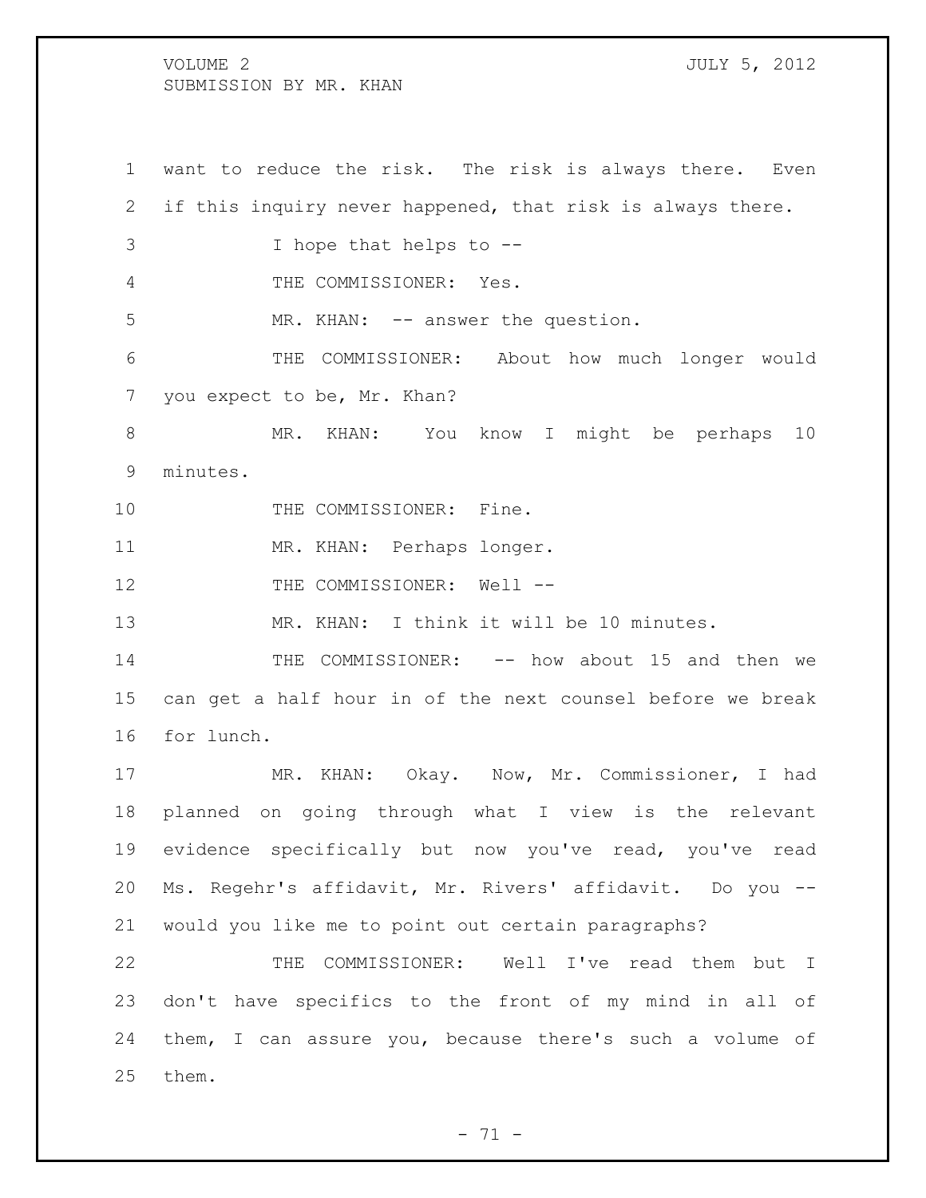want to reduce the risk. The risk is always there. Even if this inquiry never happened, that risk is always there.

I hope that helps to --

THE COMMISSIONER: Yes.

MR. KHAN: -- answer the question.

THE COMMISSIONER: About how much longer would you expect to be, Mr. Khan?

MR. KHAN: You know I might be perhaps 10 minutes.

THE COMMISSIONER: Fine.

MR. KHAN: Perhaps longer.

THE COMMISSIONER: Well --

MR. KHAN: I think it will be 10 minutes.

THE COMMISSIONER: -- how about 15 and then we can get a half hour in of the next counsel before we break for lunch.

MR. KHAN: Okay. Now, Mr. Commissioner, I had planned on going through what I view is the relevant evidence specifically but now you've read, you've read Ms. Regehr's affidavit, Mr. Rivers' affidavit. Do you -- would you like me to point out certain paragraphs?

THE COMMISSIONER: Well I've read them but I don't have specifics to the front of my mind in all of them, I can assure you, because there's such a volume of them.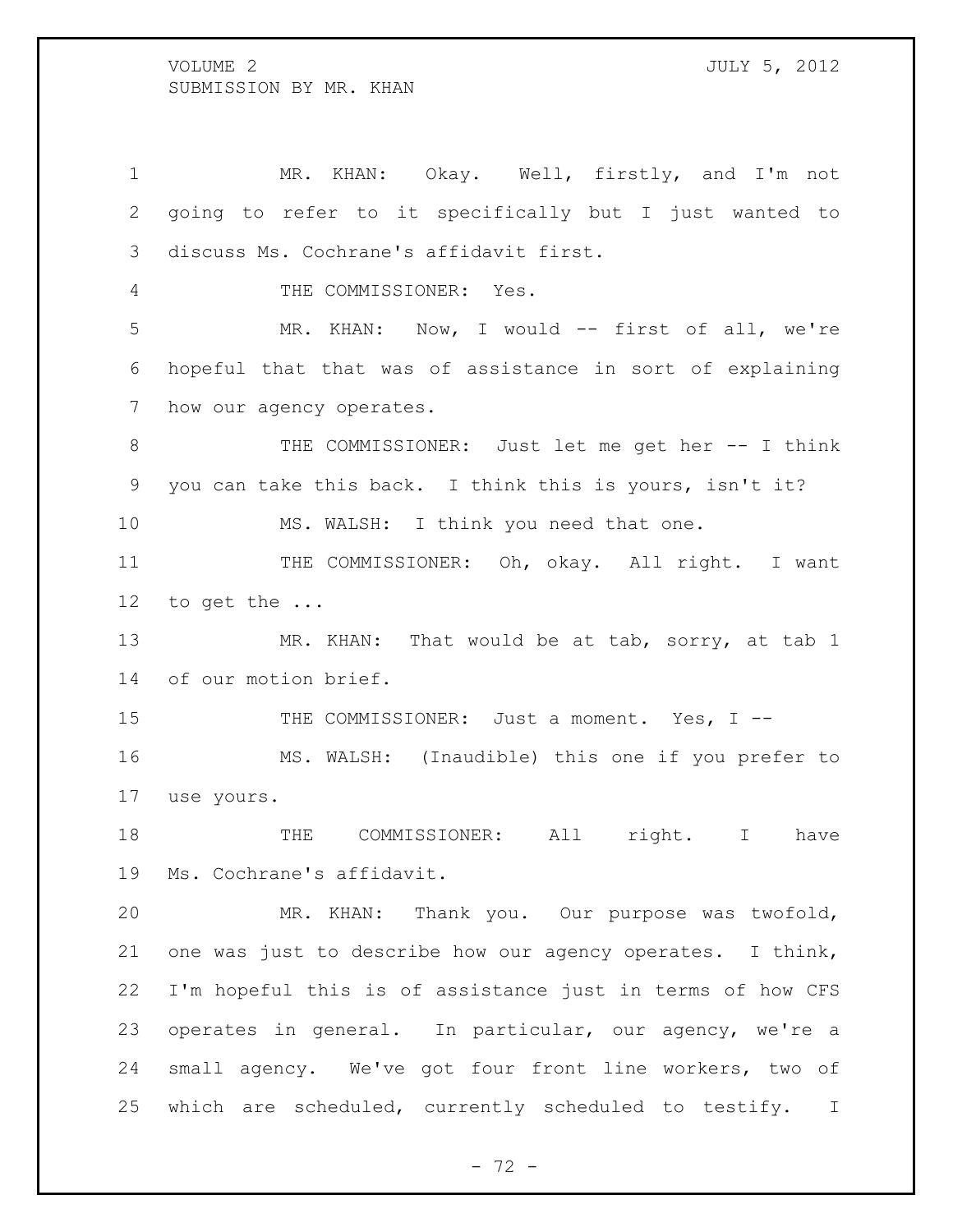MR. KHAN: Okay. Well, firstly, and I'm not going to refer to it specifically but I just wanted to discuss Ms. Cochrane's affidavit first.

THE COMMISSIONER: Yes.

MR. KHAN: Now, I would -- first of all, we're hopeful that that was of assistance in sort of explaining how our agency operates.

THE COMMISSIONER: Just let me get her -- I think you can take this back. I think this is yours, isn't it?

MS. WALSH: I think you need that one.

THE COMMISSIONER: Oh, okay. All right. I want to get the ...

MR. KHAN: That would be at tab, sorry, at tab 1 of our motion brief.

THE COMMISSIONER: Just a moment. Yes, I --

MS. WALSH: (Inaudible) this one if you prefer to use yours.

THE COMMISSIONER: All right. I have Ms. Cochrane's affidavit.

MR. KHAN: Thank you. Our purpose was twofold, one was just to describe how our agency operates. I think, I'm hopeful this is of assistance just in terms of how CFS operates in general. In particular, our agency, we're a small agency. We've got four front line workers, two of which are scheduled, currently scheduled to testify. I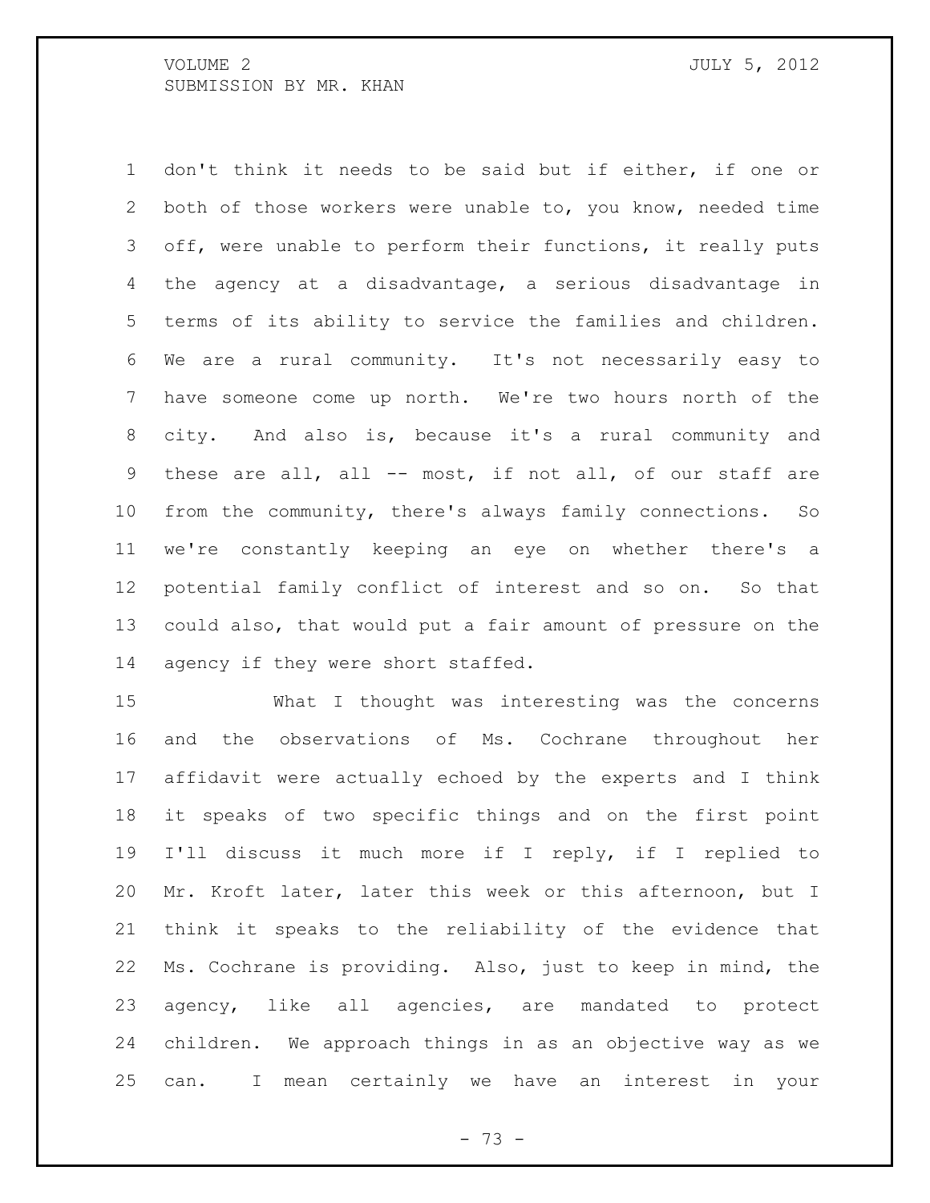don't think it needs to be said but if either, if one or both of those workers were unable to, you know, needed time off, were unable to perform their functions, it really puts the agency at a disadvantage, a serious disadvantage in terms of its ability to service the families and children. We are a rural community. It's not necessarily easy to have someone come up north. We're two hours north of the city. And also is, because it's a rural community and these are all, all -- most, if not all, of our staff are from the community, there's always family connections. So we're constantly keeping an eye on whether there's a potential family conflict of interest and so on. So that could also, that would put a fair amount of pressure on the agency if they were short staffed.

What I thought was interesting was the concerns and the observations of Ms. Cochrane throughout her affidavit were actually echoed by the experts and I think it speaks of two specific things and on the first point I'll discuss it much more if I reply, if I replied to Mr. Kroft later, later this week or this afternoon, but I think it speaks to the reliability of the evidence that Ms. Cochrane is providing. Also, just to keep in mind, the agency, like all agencies, are mandated to protect children. We approach things in as an objective way as we can. I mean certainly we have an interest in your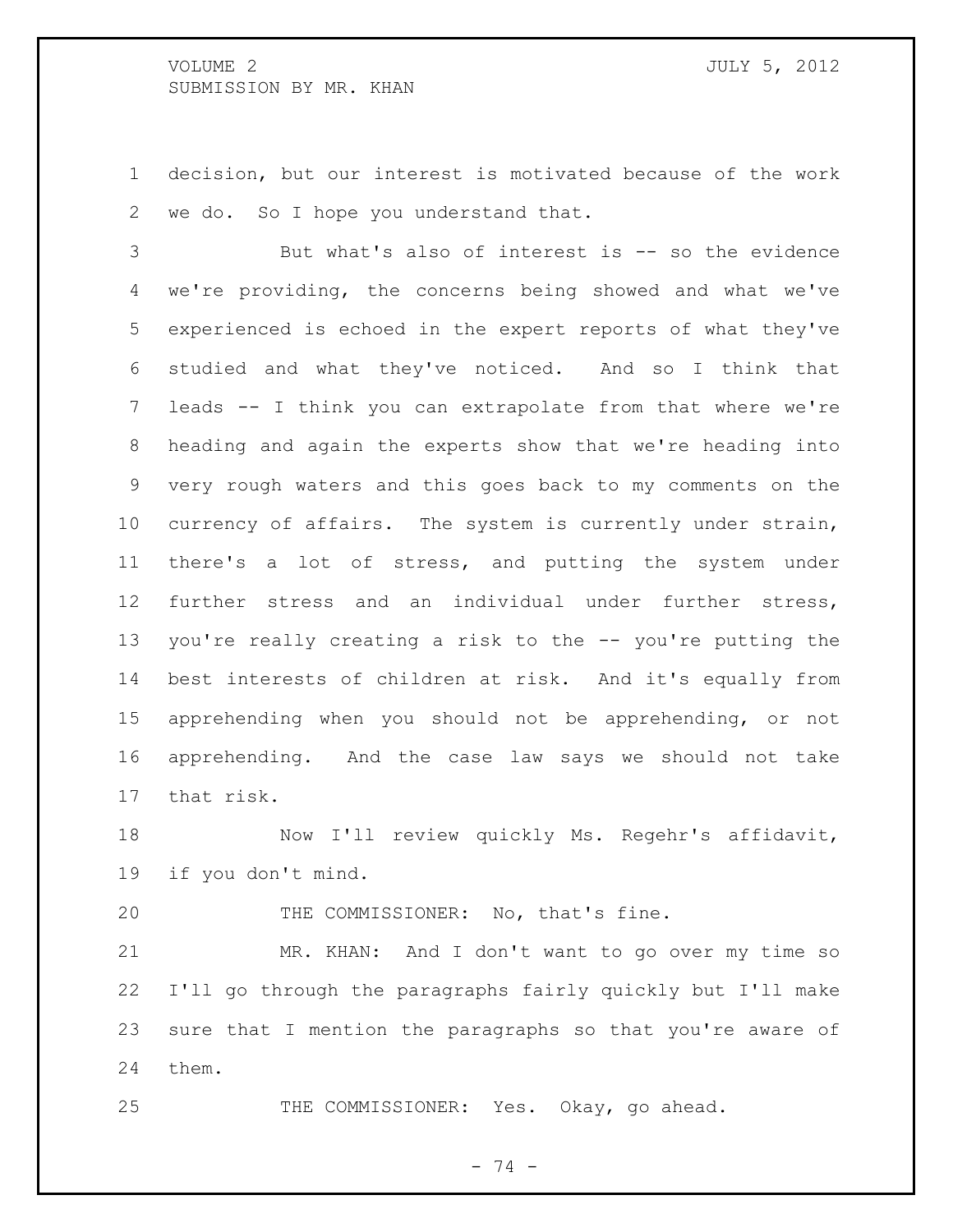decision, but our interest is motivated because of the work we do. So I hope you understand that.

But what's also of interest is -- so the evidence we're providing, the concerns being showed and what we've experienced is echoed in the expert reports of what they've studied and what they've noticed. And so I think that leads -- I think you can extrapolate from that where we're heading and again the experts show that we're heading into very rough waters and this goes back to my comments on the currency of affairs. The system is currently under strain, there's a lot of stress, and putting the system under further stress and an individual under further stress, you're really creating a risk to the -- you're putting the best interests of children at risk. And it's equally from apprehending when you should not be apprehending, or not apprehending. And the case law says we should not take that risk.

Now I'll review quickly Ms. Regehr's affidavit, if you don't mind.

THE COMMISSIONER: No, that's fine.

MR. KHAN: And I don't want to go over my time so I'll go through the paragraphs fairly quickly but I'll make sure that I mention the paragraphs so that you're aware of them.

THE COMMISSIONER: Yes. Okay, go ahead.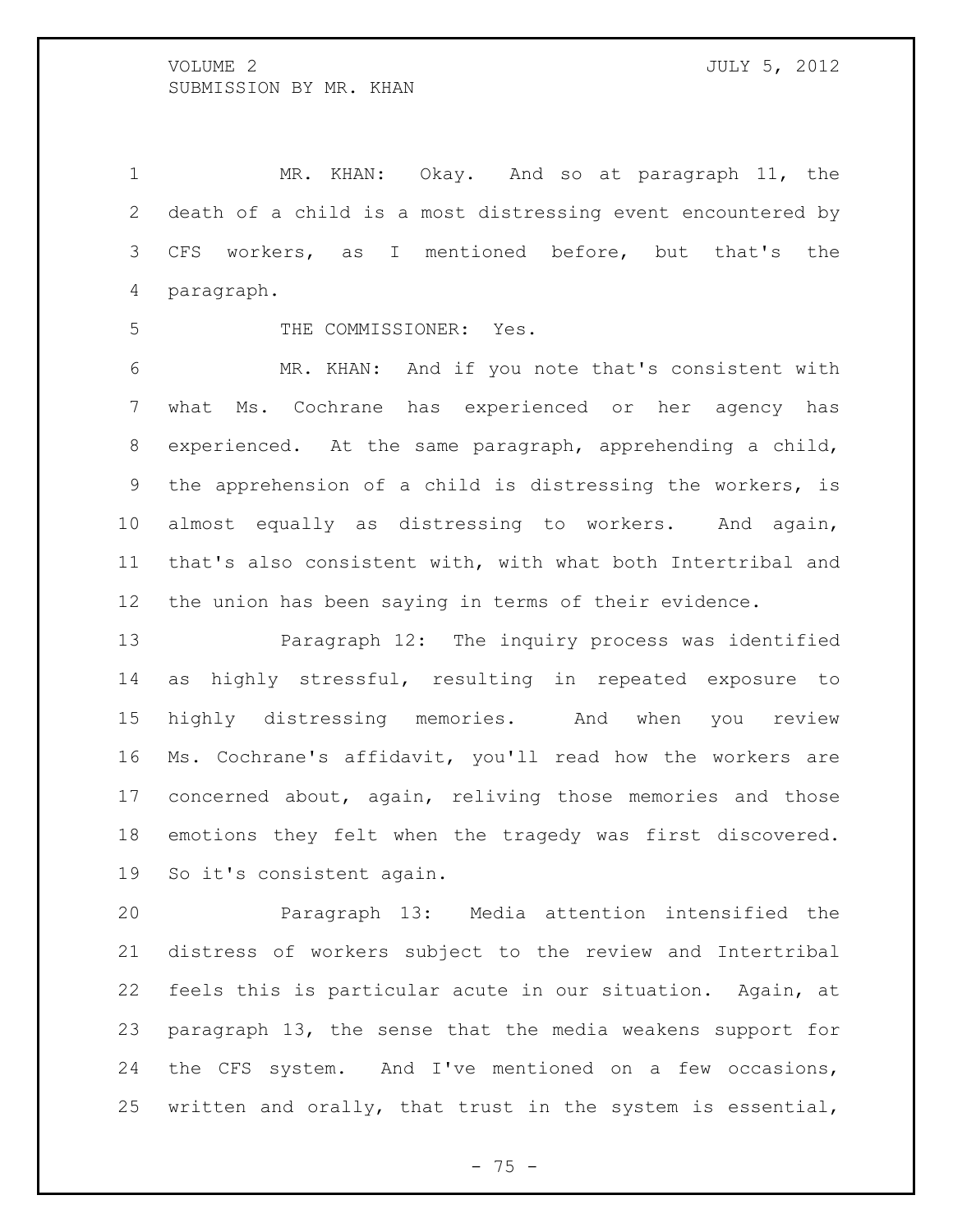MR. KHAN: Okay. And so at paragraph 11, the death of a child is a most distressing event encountered by CFS workers, as I mentioned before, but that's the paragraph.

THE COMMISSIONER: Yes.

MR. KHAN: And if you note that's consistent with what Ms. Cochrane has experienced or her agency has experienced. At the same paragraph, apprehending a child, the apprehension of a child is distressing the workers, is almost equally as distressing to workers. And again, that's also consistent with, with what both Intertribal and the union has been saying in terms of their evidence.

Paragraph 12: The inquiry process was identified as highly stressful, resulting in repeated exposure to highly distressing memories. And when you review Ms. Cochrane's affidavit, you'll read how the workers are concerned about, again, reliving those memories and those emotions they felt when the tragedy was first discovered. So it's consistent again.

Paragraph 13: Media attention intensified the distress of workers subject to the review and Intertribal feels this is particular acute in our situation. Again, at paragraph 13, the sense that the media weakens support for the CFS system. And I've mentioned on a few occasions, written and orally, that trust in the system is essential,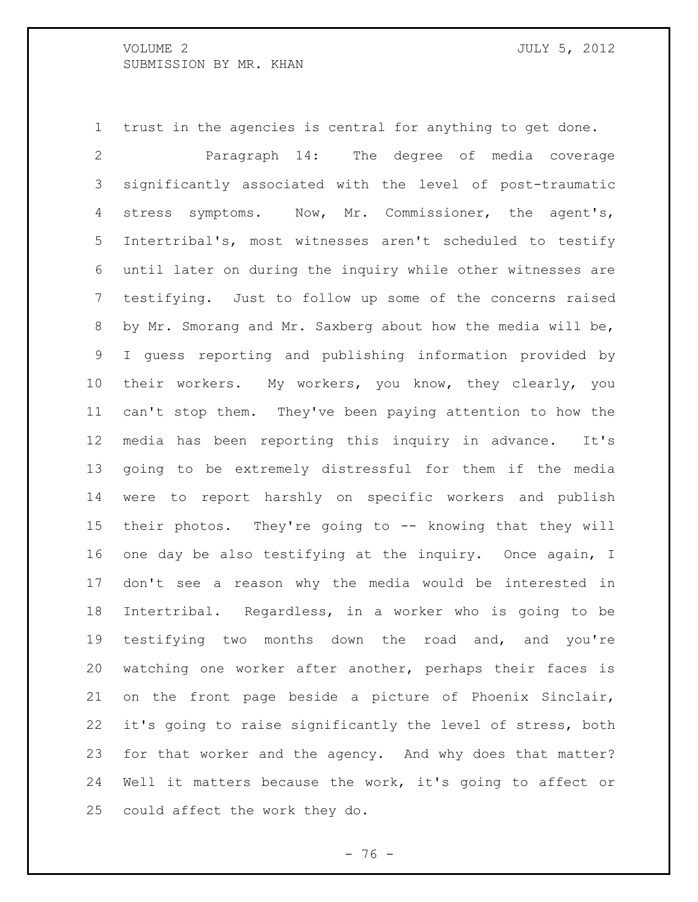trust in the agencies is central for anything to get done.

Paragraph 14: The degree of media coverage significantly associated with the level of post-traumatic stress symptoms. Now, Mr. Commissioner, the agent's, Intertribal's, most witnesses aren't scheduled to testify until later on during the inquiry while other witnesses are testifying. Just to follow up some of the concerns raised by Mr. Smorang and Mr. Saxberg about how the media will be, I guess reporting and publishing information provided by their workers. My workers, you know, they clearly, you can't stop them. They've been paying attention to how the media has been reporting this inquiry in advance. It's going to be extremely distressful for them if the media were to report harshly on specific workers and publish their photos. They're going to -- knowing that they will one day be also testifying at the inquiry. Once again, I don't see a reason why the media would be interested in Intertribal. Regardless, in a worker who is going to be testifying two months down the road and, and you're watching one worker after another, perhaps their faces is on the front page beside a picture of Phoenix Sinclair, it's going to raise significantly the level of stress, both for that worker and the agency. And why does that matter? Well it matters because the work, it's going to affect or could affect the work they do.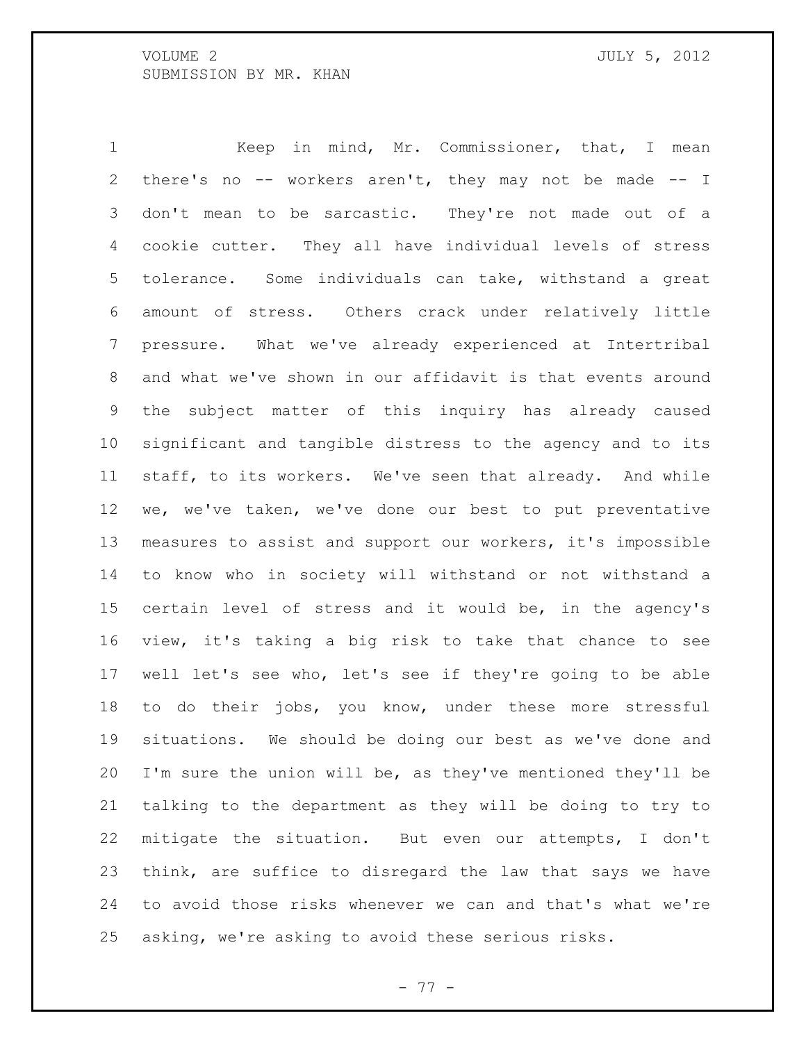Keep in mind, Mr. Commissioner, that, I mean there's no -- workers aren't, they may not be made -- I don't mean to be sarcastic. They're not made out of a cookie cutter. They all have individual levels of stress tolerance. Some individuals can take, withstand a great amount of stress. Others crack under relatively little pressure. What we've already experienced at Intertribal and what we've shown in our affidavit is that events around the subject matter of this inquiry has already caused significant and tangible distress to the agency and to its staff, to its workers. We've seen that already. And while we, we've taken, we've done our best to put preventative measures to assist and support our workers, it's impossible to know who in society will withstand or not withstand a certain level of stress and it would be, in the agency's view, it's taking a big risk to take that chance to see well let's see who, let's see if they're going to be able to do their jobs, you know, under these more stressful situations. We should be doing our best as we've done and I'm sure the union will be, as they've mentioned they'll be talking to the department as they will be doing to try to mitigate the situation. But even our attempts, I don't think, are suffice to disregard the law that says we have to avoid those risks whenever we can and that's what we're asking, we're asking to avoid these serious risks.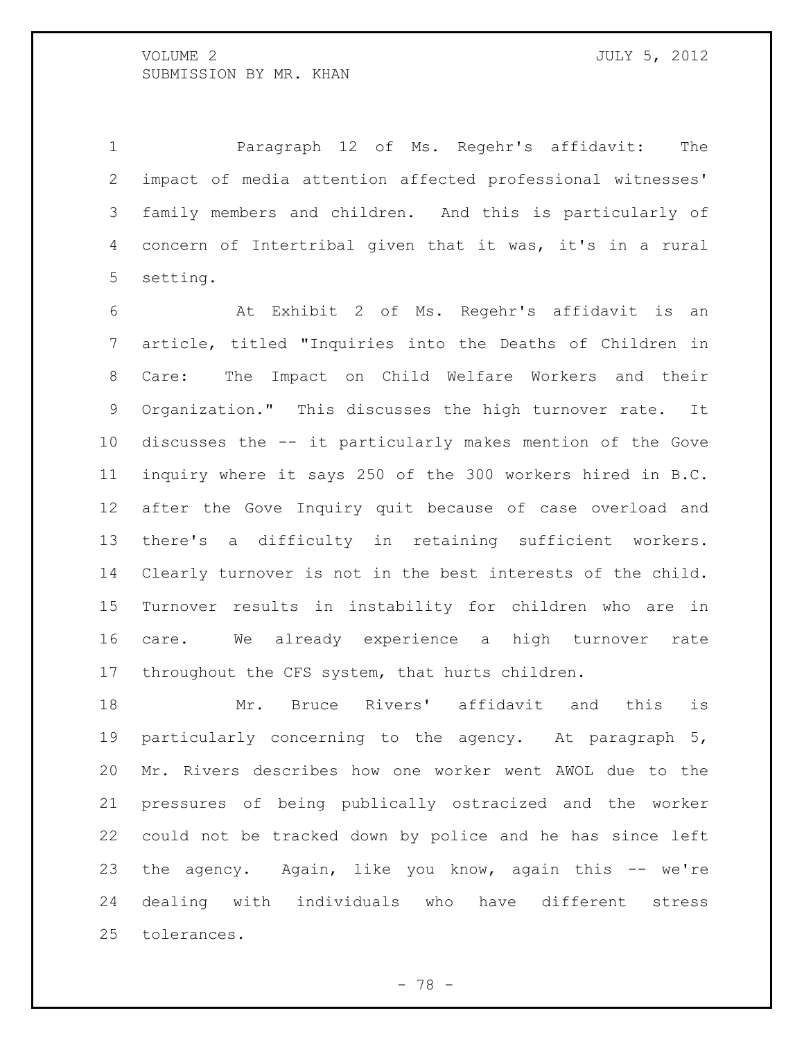Paragraph 12 of Ms. Regehr's affidavit: The impact of media attention affected professional witnesses' family members and children. And this is particularly of concern of Intertribal given that it was, it's in a rural setting.

At Exhibit 2 of Ms. Regehr's affidavit is an article, titled "Inquiries into the Deaths of Children in Care: The Impact on Child Welfare Workers and their Organization." This discusses the high turnover rate. It discusses the -- it particularly makes mention of the Gove inquiry where it says 250 of the 300 workers hired in B.C. after the Gove Inquiry quit because of case overload and there's a difficulty in retaining sufficient workers. Clearly turnover is not in the best interests of the child. Turnover results in instability for children who are in care. We already experience a high turnover rate throughout the CFS system, that hurts children.

Mr. Bruce Rivers' affidavit and this is particularly concerning to the agency. At paragraph 5, Mr. Rivers describes how one worker went AWOL due to the pressures of being publically ostracized and the worker could not be tracked down by police and he has since left the agency. Again, like you know, again this -- we're dealing with individuals who have different stress tolerances.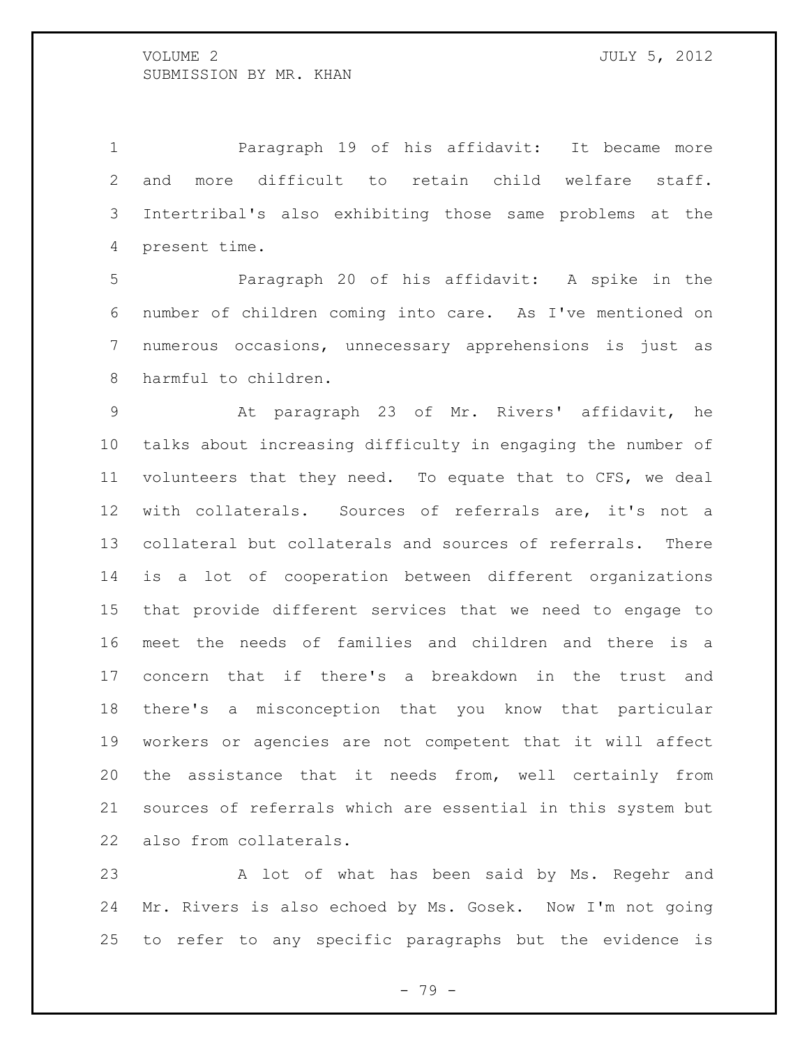Paragraph 19 of his affidavit: It became more and more difficult to retain child welfare staff. Intertribal's also exhibiting those same problems at the present time.

Paragraph 20 of his affidavit: A spike in the number of children coming into care. As I've mentioned on numerous occasions, unnecessary apprehensions is just as harmful to children.

At paragraph 23 of Mr. Rivers' affidavit, he talks about increasing difficulty in engaging the number of volunteers that they need. To equate that to CFS, we deal with collaterals. Sources of referrals are, it's not a collateral but collaterals and sources of referrals. There is a lot of cooperation between different organizations that provide different services that we need to engage to meet the needs of families and children and there is a concern that if there's a breakdown in the trust and there's a misconception that you know that particular workers or agencies are not competent that it will affect the assistance that it needs from, well certainly from sources of referrals which are essential in this system but also from collaterals.

A lot of what has been said by Ms. Regehr and Mr. Rivers is also echoed by Ms. Gosek. Now I'm not going to refer to any specific paragraphs but the evidence is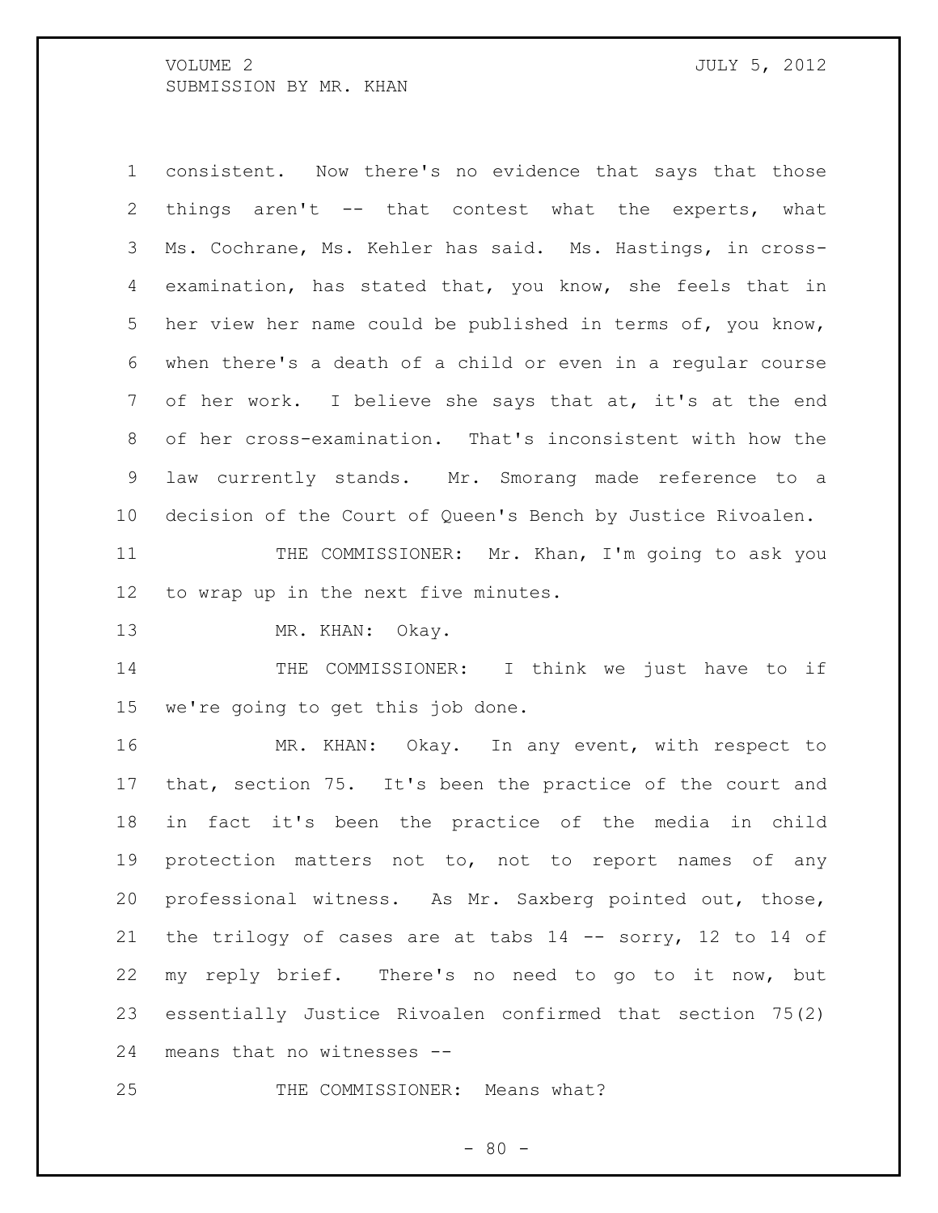consistent. Now there's no evidence that says that those things aren't -- that contest what the experts, what Ms. Cochrane, Ms. Kehler has said. Ms. Hastings, in cross-examination, has stated that, you know, she feels that in her view her name could be published in terms of, you know, when there's a death of a child or even in a regular course of her work. I believe she says that at, it's at the end of her cross-examination. That's inconsistent with how the law currently stands. Mr. Smorang made reference to a decision of the Court of Queen's Bench by Justice Rivoalen.

THE COMMISSIONER: Mr. Khan, I'm going to ask you to wrap up in the next five minutes.

MR. KHAN: Okay.

THE COMMISSIONER: I think we just have to if we're going to get this job done.

MR. KHAN: Okay. In any event, with respect to that, section 75. It's been the practice of the court and in fact it's been the practice of the media in child protection matters not to, not to report names of any professional witness. As Mr. Saxberg pointed out, those, the trilogy of cases are at tabs 14 -- sorry, 12 to 14 of my reply brief. There's no need to go to it now, but essentially Justice Rivoalen confirmed that section 75(2) means that no witnesses --

THE COMMISSIONER: Means what?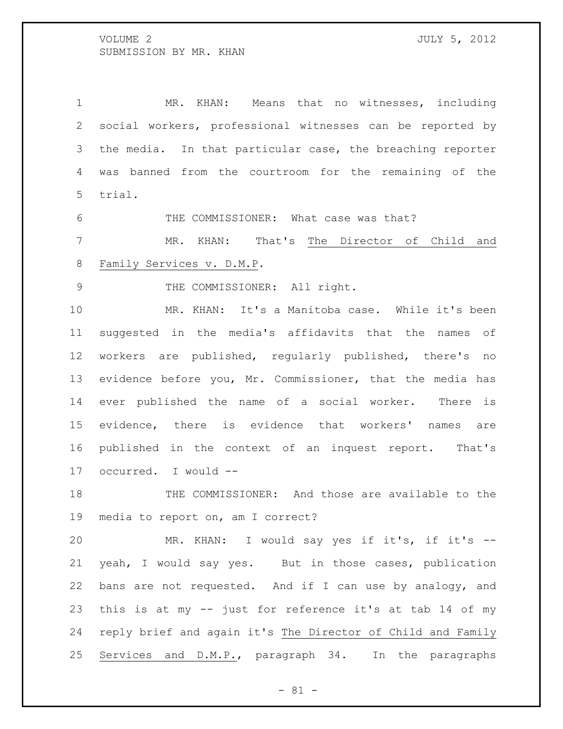MR. KHAN: Means that no witnesses, including social workers, professional witnesses can be reported by the media. In that particular case, the breaching reporter was banned from the courtroom for the remaining of the trial.

THE COMMISSIONER: What case was that?

MR. KHAN: That's The Director of Child and Family Services v. D.M.P.

THE COMMISSIONER: All right.

MR. KHAN: It's a Manitoba case. While it's been suggested in the media's affidavits that the names of workers are published, regularly published, there's no evidence before you, Mr. Commissioner, that the media has ever published the name of a social worker. There is evidence, there is evidence that workers' names are published in the context of an inquest report. That's occurred. I would --

THE COMMISSIONER: And those are available to the media to report on, am I correct?

MR. KHAN: I would say yes if it's, if it's -- yeah, I would say yes. But in those cases, publication bans are not requested. And if I can use by analogy, and this is at my -- just for reference it's at tab 14 of my reply brief and again it's The Director of Child and Family Services and D.M.P., paragraph 34. In the paragraphs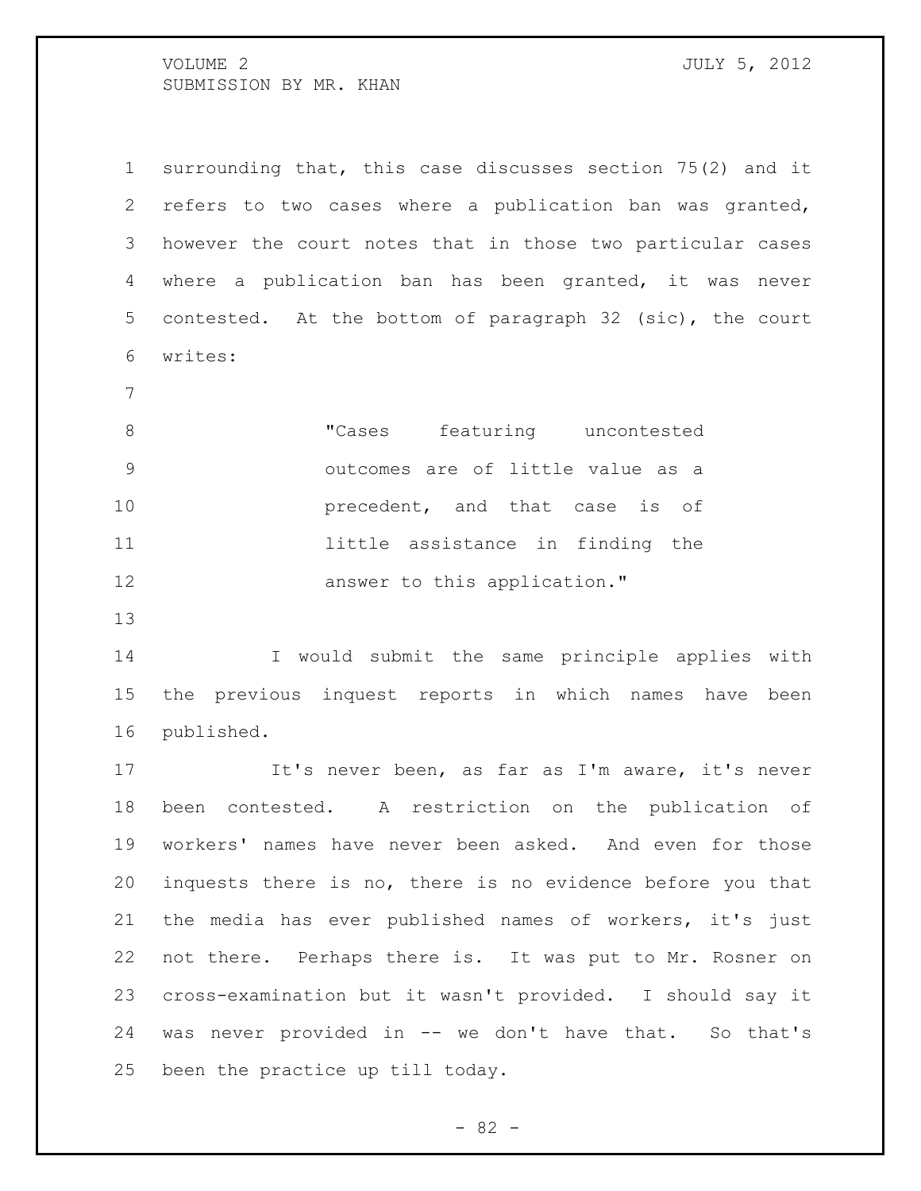surrounding that, this case discusses section 75(2) and it refers to two cases where a publication ban was granted, however the court notes that in those two particular cases where a publication ban has been granted, it was never contested. At the bottom of paragraph 32 (sic), the court writes:

> "Cases featuring uncontested outcomes are of little value as a precedent, and that case is of little assistance in finding the answer to this application."

I would submit the same principle applies with the previous inquest reports in which names have been published.

It's never been, as far as I'm aware, it's never been contested. A restriction on the publication of workers' names have never been asked. And even for those inquests there is no, there is no evidence before you that the media has ever published names of workers, it's just not there. Perhaps there is. It was put to Mr. Rosner on cross-examination but it wasn't provided. I should say it was never provided in -- we don't have that. So that's been the practice up till today.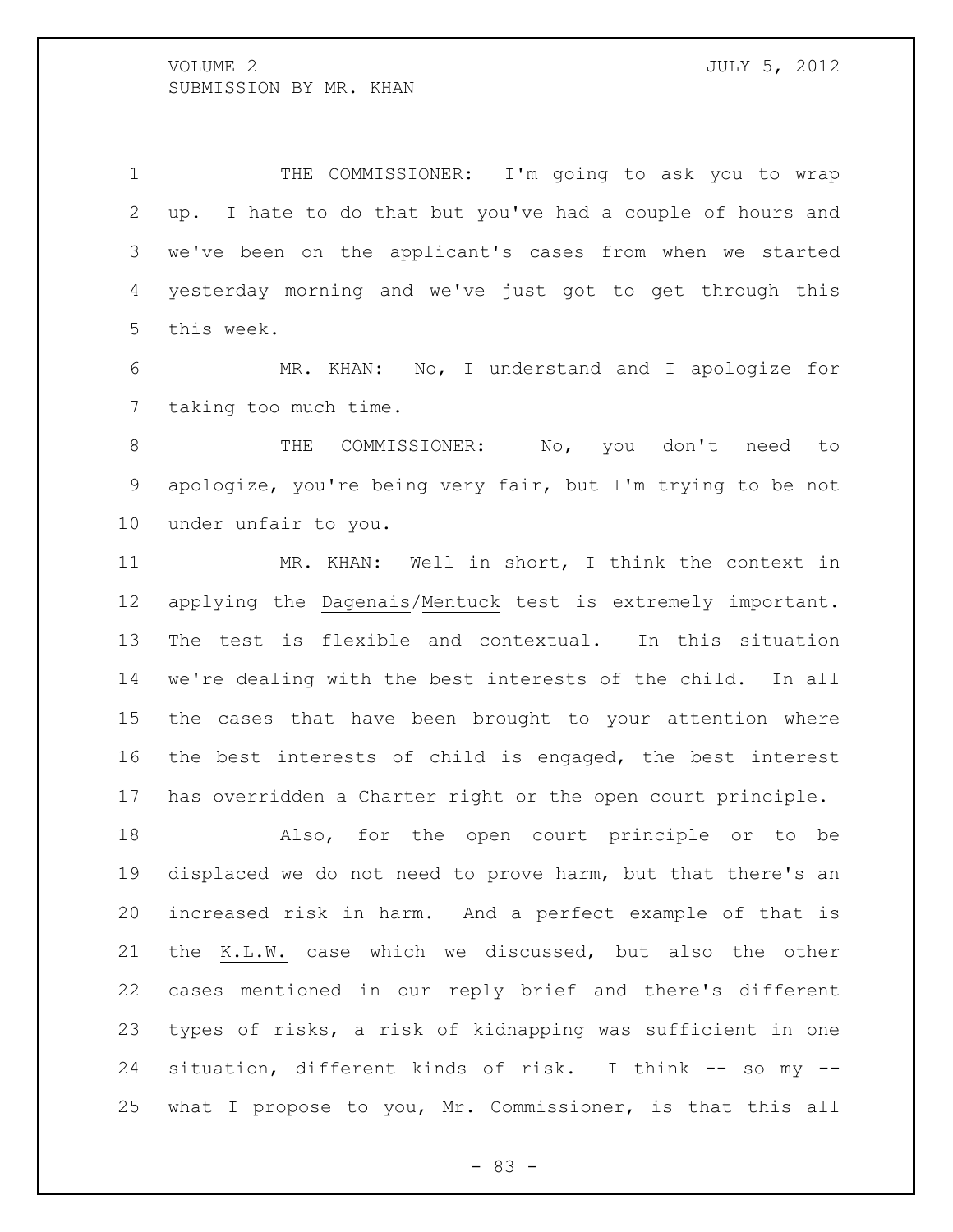THE COMMISSIONER: I'm going to ask you to wrap up. I hate to do that but you've had a couple of hours and we've been on the applicant's cases from when we started yesterday morning and we've just got to get through this this week.

MR. KHAN: No, I understand and I apologize for taking too much time.

THE COMMISSIONER: No, you don't need to apologize, you're being very fair, but I'm trying to be not under unfair to you.

MR. KHAN: Well in short, I think the context in applying the Dagenais/Mentuck test is extremely important. The test is flexible and contextual. In this situation we're dealing with the best interests of the child. In all the cases that have been brought to your attention where the best interests of child is engaged, the best interest has overridden a Charter right or the open court principle.

Also, for the open court principle or to be displaced we do not need to prove harm, but that there's an increased risk in harm. And a perfect example of that is the K.L.W. case which we discussed, but also the other cases mentioned in our reply brief and there's different types of risks, a risk of kidnapping was sufficient in one situation, different kinds of risk. I think -- so my -- what I propose to you, Mr. Commissioner, is that this all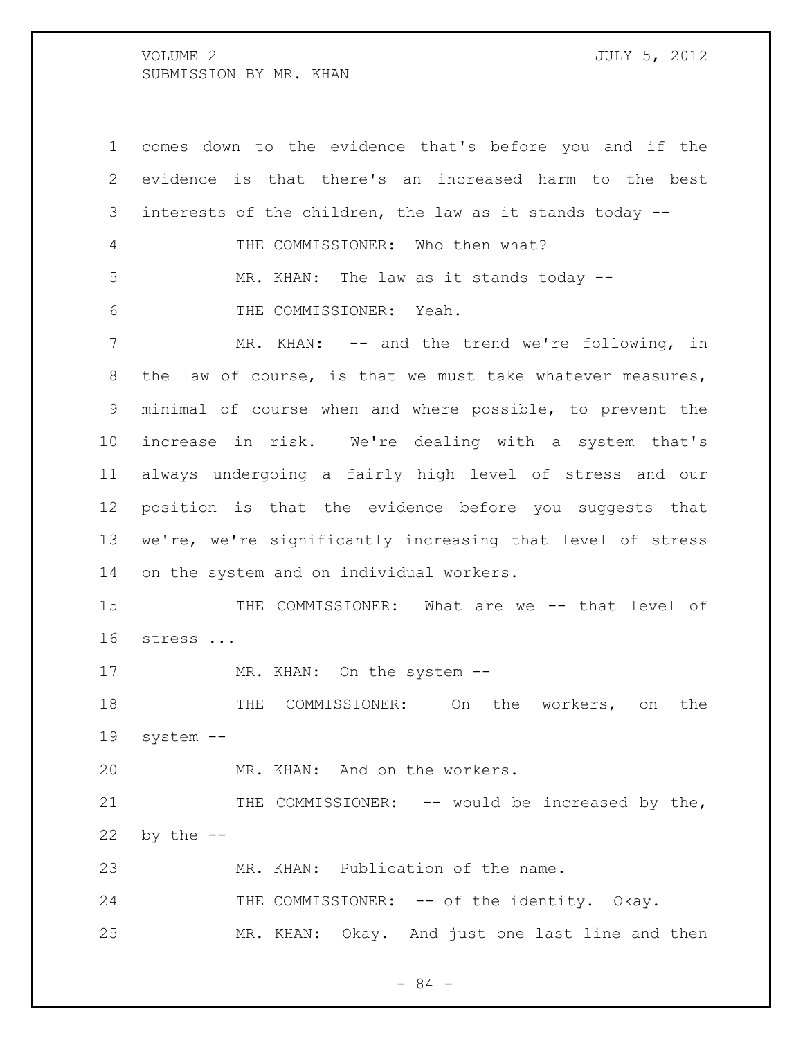comes down to the evidence that's before you and if the evidence is that there's an increased harm to the best interests of the children, the law as it stands today --

THE COMMISSIONER: Who then what?

MR. KHAN: The law as it stands today --

THE COMMISSIONER: Yeah.

MR. KHAN: -- and the trend we're following, in the law of course, is that we must take whatever measures, minimal of course when and where possible, to prevent the increase in risk. We're dealing with a system that's always undergoing a fairly high level of stress and our position is that the evidence before you suggests that we're, we're significantly increasing that level of stress on the system and on individual workers.

THE COMMISSIONER: What are we -- that level of stress ...

MR. KHAN: On the system --

THE COMMISSIONER: On the workers, on the system --

MR. KHAN: And on the workers.

THE COMMISSIONER: -- would be increased by the, by the --

MR. KHAN: Publication of the name.

THE COMMISSIONER: -- of the identity. Okay.

MR. KHAN: Okay. And just one last line and then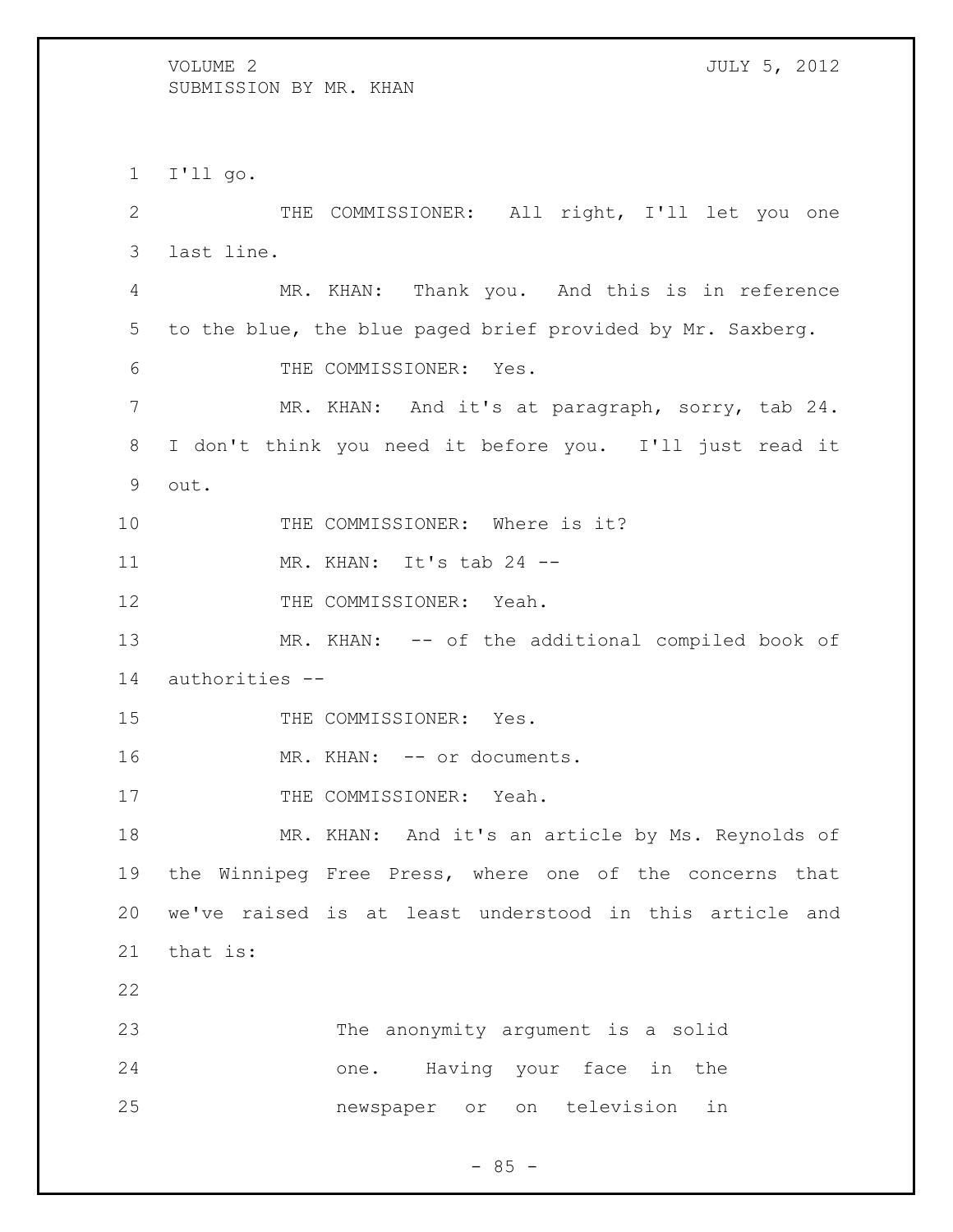I'll go.

THE COMMISSIONER: All right, I'll let you one last line.

MR. KHAN: Thank you. And this is in reference to the blue, the blue paged brief provided by Mr. Saxberg.

THE COMMISSIONER: Yes.

MR. KHAN: And it's at paragraph, sorry, tab 24. I don't think you need it before you. I'll just read it out.

THE COMMISSIONER: Where is it?

MR. KHAN: It's tab 24 --

THE COMMISSIONER: Yeah.

MR. KHAN: -- of the additional compiled book of authorities --

THE COMMISSIONER: Yes.

MR. KHAN: -- or documents.

THE COMMISSIONER: Yeah.

MR. KHAN: And it's an article by Ms. Reynolds of the Winnipeg Free Press, where one of the concerns that we've raised is at least understood in this article and that is:

> The anonymity argument is a solid one. Having your face in the newspaper or on television in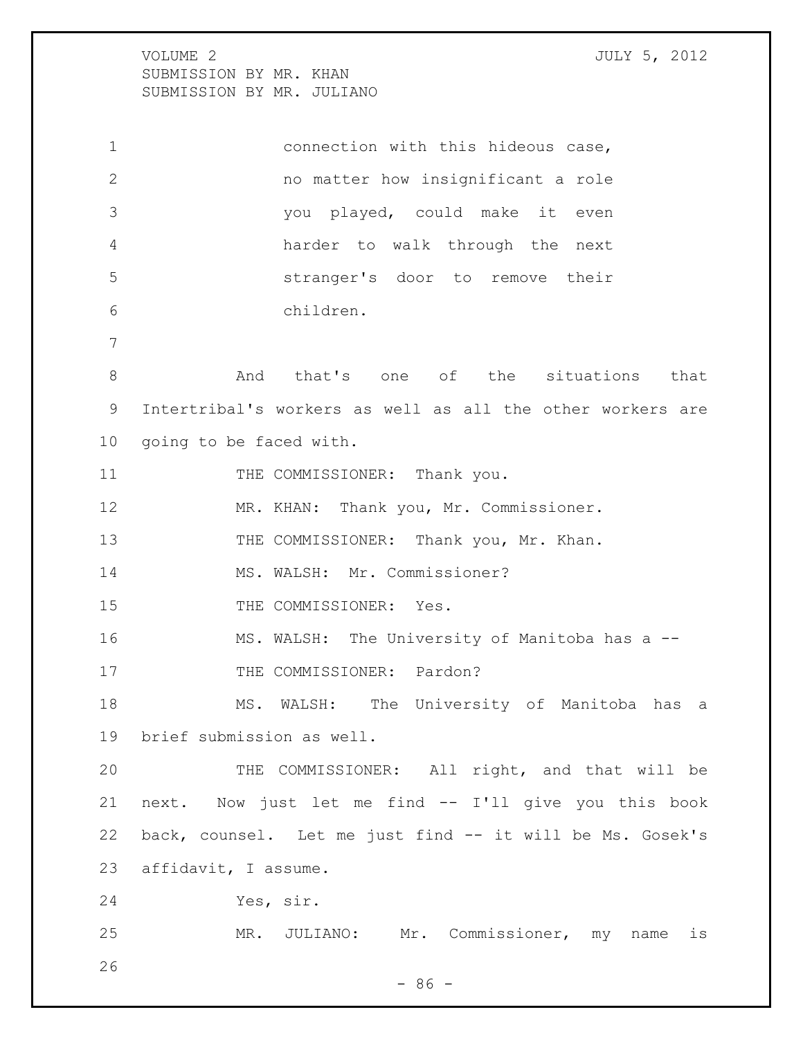connection with this hideous case, no matter how insignificant a role you played, could make it even harder to walk through the next stranger's door to remove their children.

And that's one of the situations that Intertribal's workers as well as all the other workers are going to be faced with.

THE COMMISSIONER: Thank you.

MR. KHAN: Thank you, Mr. Commissioner.

THE COMMISSIONER: Thank you, Mr. Khan.

MS. WALSH: Mr. Commissioner?

THE COMMISSIONER: Yes.

MS. WALSH: The University of Manitoba has a --

THE COMMISSIONER: Pardon?

MS. WALSH: The University of Manitoba has a brief submission as well.

THE COMMISSIONER: All right, and that will be next. Now just let me find -- I'll give you this book back, counsel. Let me just find -- it will be Ms. Gosek's affidavit, I assume.

Yes, sir.

MR. JULIANO: Mr. Commissioner, my name is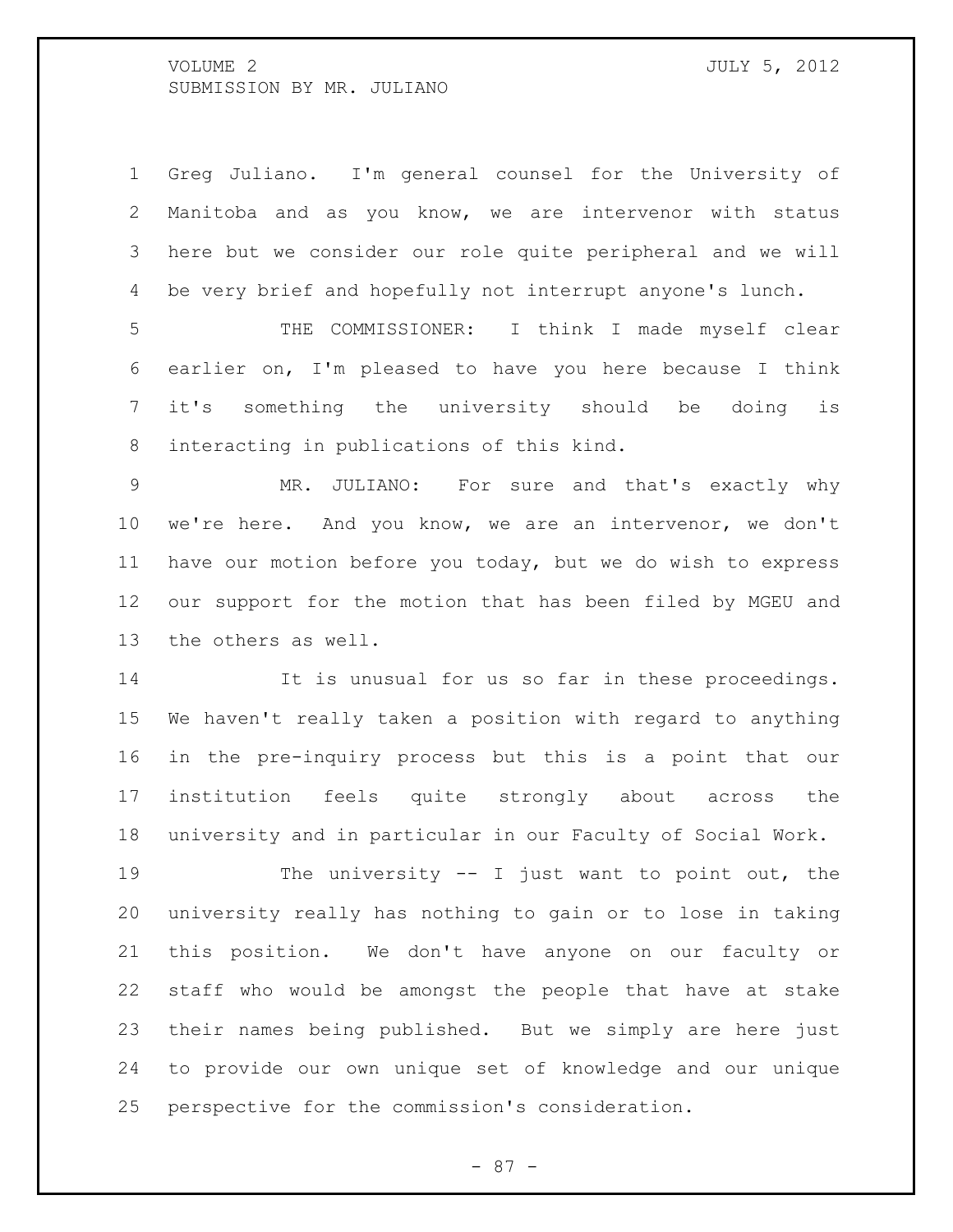Greg Juliano. I'm general counsel for the University of Manitoba and as you know, we are intervenor with status here but we consider our role quite peripheral and we will be very brief and hopefully not interrupt anyone's lunch.

THE COMMISSIONER: I think I made myself clear earlier on, I'm pleased to have you here because I think it's something the university should be doing is interacting in publications of this kind.

MR. JULIANO: For sure and that's exactly why we're here. And you know, we are an intervenor, we don't have our motion before you today, but we do wish to express our support for the motion that has been filed by MGEU and the others as well.

It is unusual for us so far in these proceedings. We haven't really taken a position with regard to anything in the pre-inquiry process but this is a point that our institution feels quite strongly about across the university and in particular in our Faculty of Social Work.

The university -- I just want to point out, the university really has nothing to gain or to lose in taking this position. We don't have anyone on our faculty or staff who would be amongst the people that have at stake their names being published. But we simply are here just to provide our own unique set of knowledge and our unique perspective for the commission's consideration.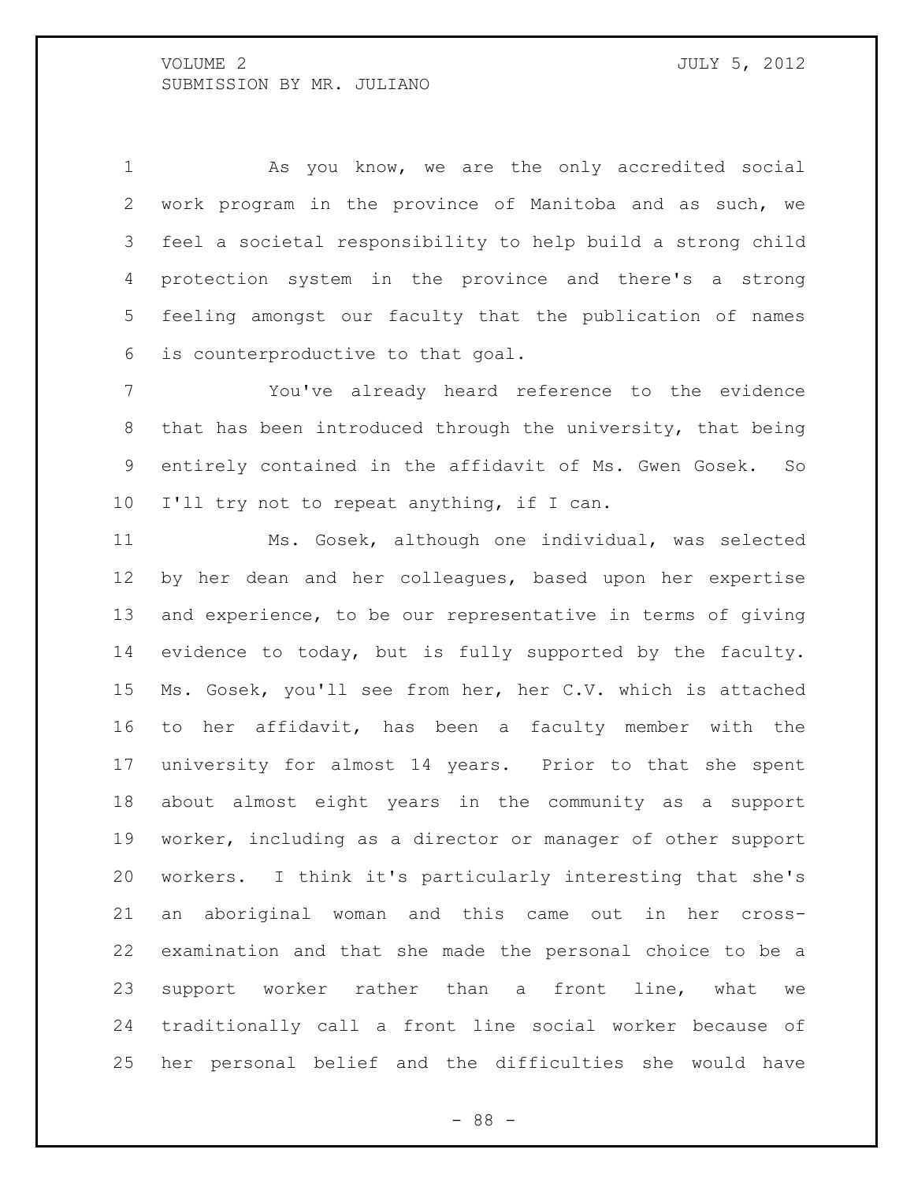As you know, we are the only accredited social work program in the province of Manitoba and as such, we feel a societal responsibility to help build a strong child protection system in the province and there's a strong feeling amongst our faculty that the publication of names is counterproductive to that goal.

You've already heard reference to the evidence that has been introduced through the university, that being entirely contained in the affidavit of Ms. Gwen Gosek. So I'll try not to repeat anything, if I can.

Ms. Gosek, although one individual, was selected by her dean and her colleagues, based upon her expertise and experience, to be our representative in terms of giving evidence to today, but is fully supported by the faculty. Ms. Gosek, you'll see from her, her C.V. which is attached to her affidavit, has been a faculty member with the university for almost 14 years. Prior to that she spent about almost eight years in the community as a support worker, including as a director or manager of other support workers. I think it's particularly interesting that she's an aboriginal woman and this came out in her cross-examination and that she made the personal choice to be a support worker rather than a front line, what we traditionally call a front line social worker because of her personal belief and the difficulties she would have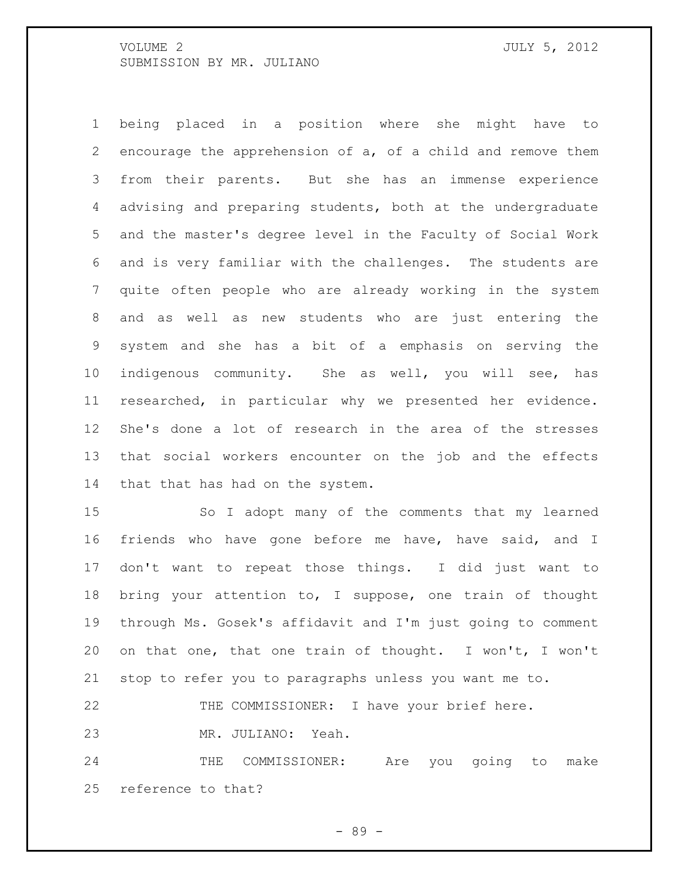being placed in a position where she might have to encourage the apprehension of a, of a child and remove them from their parents. But she has an immense experience advising and preparing students, both at the undergraduate and the master's degree level in the Faculty of Social Work and is very familiar with the challenges. The students are quite often people who are already working in the system and as well as new students who are just entering the system and she has a bit of a emphasis on serving the indigenous community. She as well, you will see, has researched, in particular why we presented her evidence. She's done a lot of research in the area of the stresses that social workers encounter on the job and the effects that that has had on the system.

So I adopt many of the comments that my learned friends who have gone before me have, have said, and I don't want to repeat those things. I did just want to bring your attention to, I suppose, one train of thought through Ms. Gosek's affidavit and I'm just going to comment on that one, that one train of thought. I won't, I won't stop to refer you to paragraphs unless you want me to.

THE COMMISSIONER: I have your brief here.

MR. JULIANO: Yeah.

THE COMMISSIONER: Are you going to make reference to that?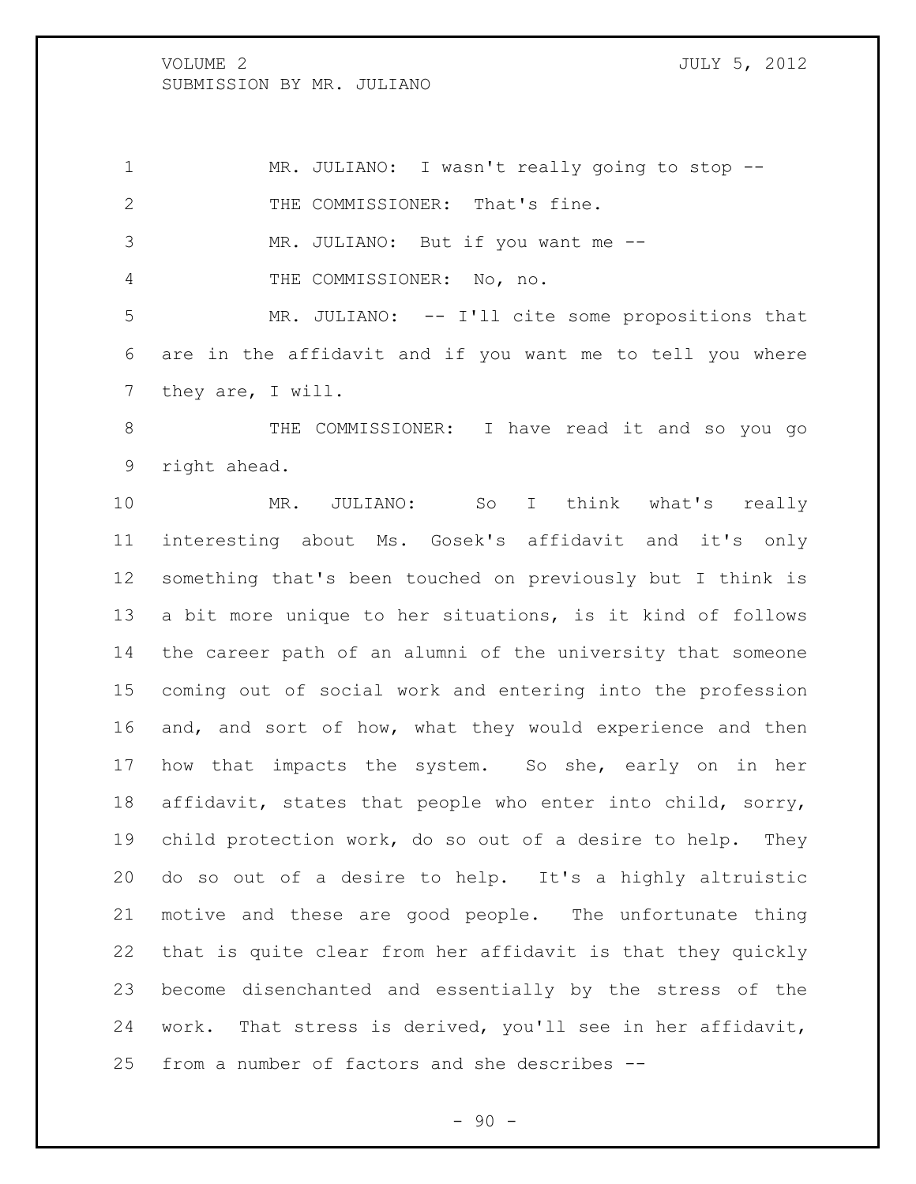MR. JULIANO: I wasn't really going to stop --

THE COMMISSIONER: That's fine.

MR. JULIANO: But if you want me --

THE COMMISSIONER: No, no.

MR. JULIANO: -- I'll cite some propositions that are in the affidavit and if you want me to tell you where they are, I will.

THE COMMISSIONER: I have read it and so you go right ahead.

MR. JULIANO: So I think what's really interesting about Ms. Gosek's affidavit and it's only something that's been touched on previously but I think is a bit more unique to her situations, is it kind of follows the career path of an alumni of the university that someone coming out of social work and entering into the profession and, and sort of how, what they would experience and then how that impacts the system. So she, early on in her affidavit, states that people who enter into child, sorry, child protection work, do so out of a desire to help. They do so out of a desire to help. It's a highly altruistic motive and these are good people. The unfortunate thing that is quite clear from her affidavit is that they quickly become disenchanted and essentially by the stress of the work. That stress is derived, you'll see in her affidavit, from a number of factors and she describes --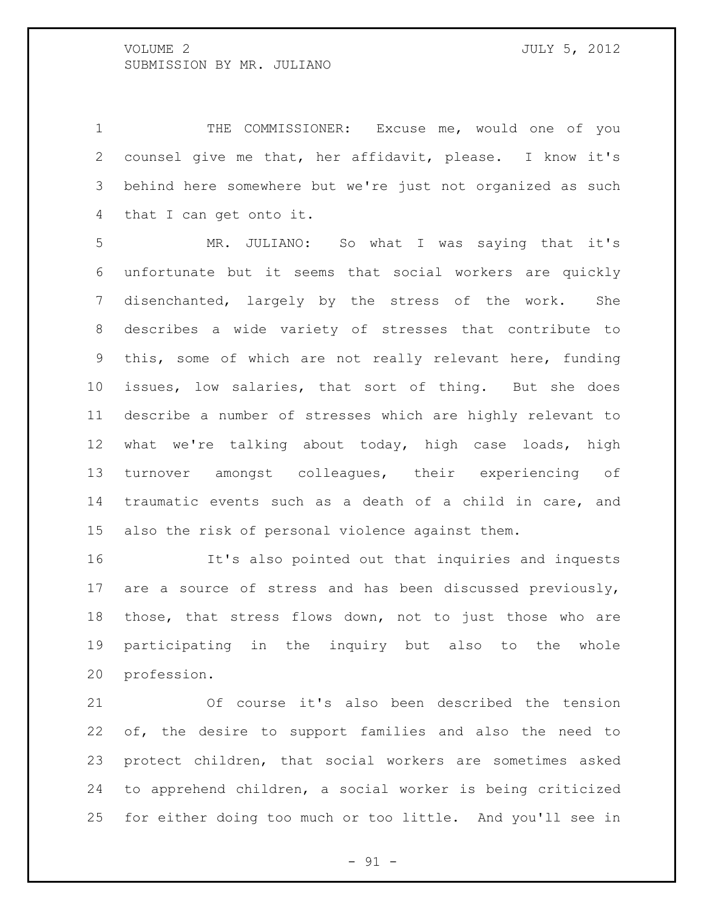THE COMMISSIONER: Excuse me, would one of you counsel give me that, her affidavit, please. I know it's behind here somewhere but we're just not organized as such that I can get onto it.

MR. JULIANO: So what I was saying that it's unfortunate but it seems that social workers are quickly disenchanted, largely by the stress of the work. She describes a wide variety of stresses that contribute to this, some of which are not really relevant here, funding issues, low salaries, that sort of thing. But she does describe a number of stresses which are highly relevant to what we're talking about today, high case loads, high turnover amongst colleagues, their experiencing of traumatic events such as a death of a child in care, and also the risk of personal violence against them.

It's also pointed out that inquiries and inquests are a source of stress and has been discussed previously, those, that stress flows down, not to just those who are participating in the inquiry but also to the whole profession.

Of course it's also been described the tension of, the desire to support families and also the need to protect children, that social workers are sometimes asked to apprehend children, a social worker is being criticized for either doing too much or too little. And you'll see in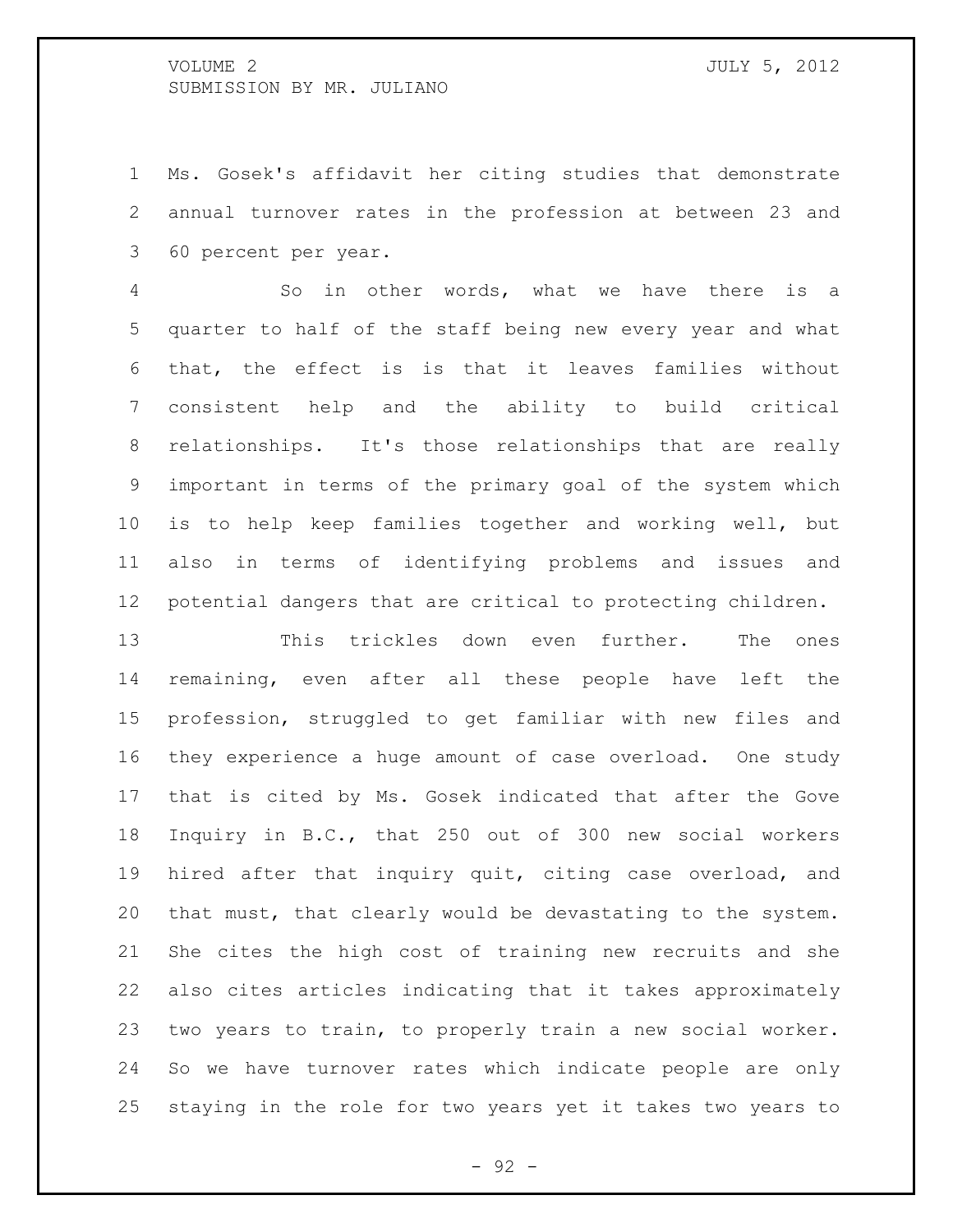Ms. Gosek's affidavit her citing studies that demonstrate annual turnover rates in the profession at between 23 and 60 percent per year.

So in other words, what we have there is a quarter to half of the staff being new every year and what that, the effect is is that it leaves families without consistent help and the ability to build critical relationships. It's those relationships that are really important in terms of the primary goal of the system which is to help keep families together and working well, but also in terms of identifying problems and issues and potential dangers that are critical to protecting children.

This trickles down even further. The ones remaining, even after all these people have left the profession, struggled to get familiar with new files and they experience a huge amount of case overload. One study that is cited by Ms. Gosek indicated that after the Gove Inquiry in B.C., that 250 out of 300 new social workers hired after that inquiry quit, citing case overload, and that must, that clearly would be devastating to the system. She cites the high cost of training new recruits and she also cites articles indicating that it takes approximately two years to train, to properly train a new social worker. So we have turnover rates which indicate people are only staying in the role for two years yet it takes two years to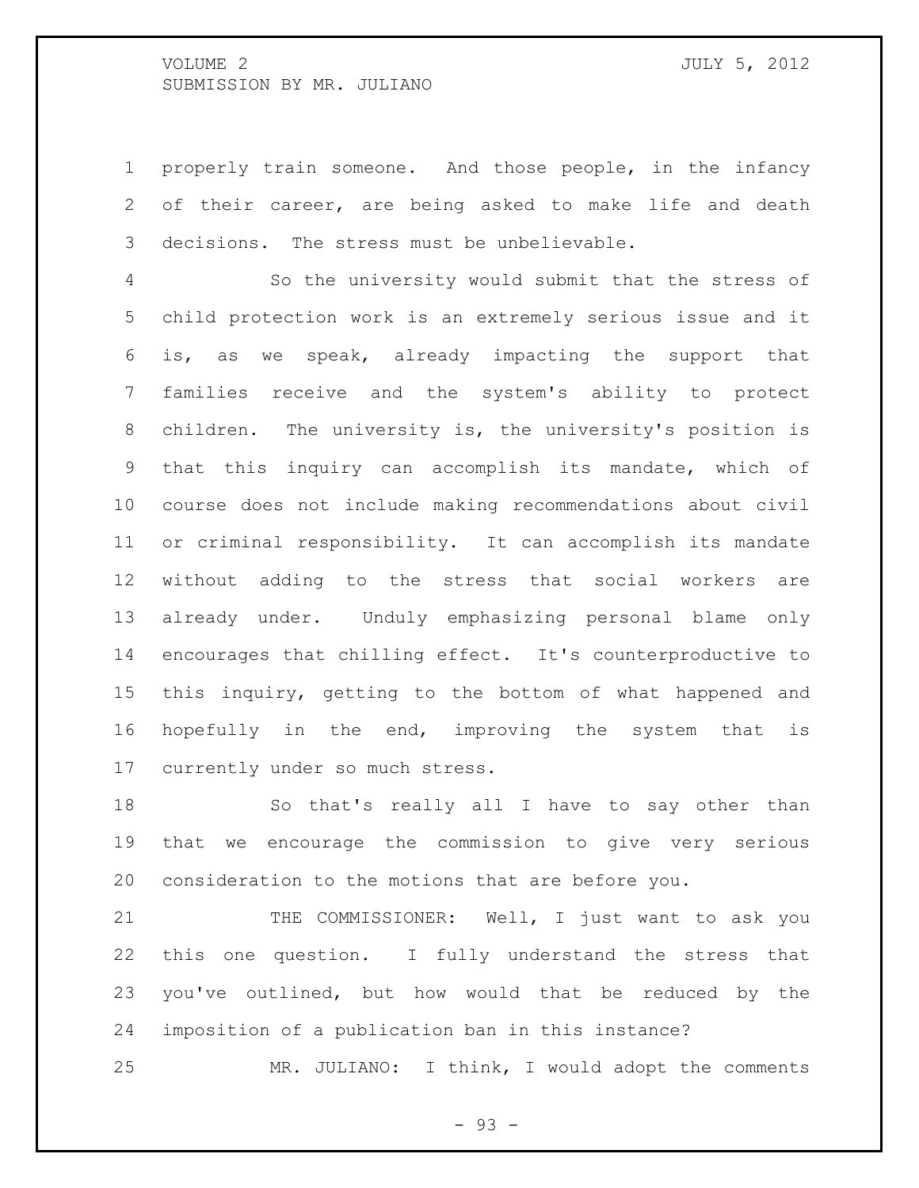properly train someone. And those people, in the infancy of their career, are being asked to make life and death decisions. The stress must be unbelievable.

So the university would submit that the stress of child protection work is an extremely serious issue and it is, as we speak, already impacting the support that families receive and the system's ability to protect children. The university is, the university's position is that this inquiry can accomplish its mandate, which of course does not include making recommendations about civil or criminal responsibility. It can accomplish its mandate without adding to the stress that social workers are already under. Unduly emphasizing personal blame only encourages that chilling effect. It's counterproductive to this inquiry, getting to the bottom of what happened and hopefully in the end, improving the system that is currently under so much stress.

So that's really all I have to say other than that we encourage the commission to give very serious consideration to the motions that are before you.

THE COMMISSIONER: Well, I just want to ask you this one question. I fully understand the stress that you've outlined, but how would that be reduced by the imposition of a publication ban in this instance?

MR. JULIANO: I think, I would adopt the comments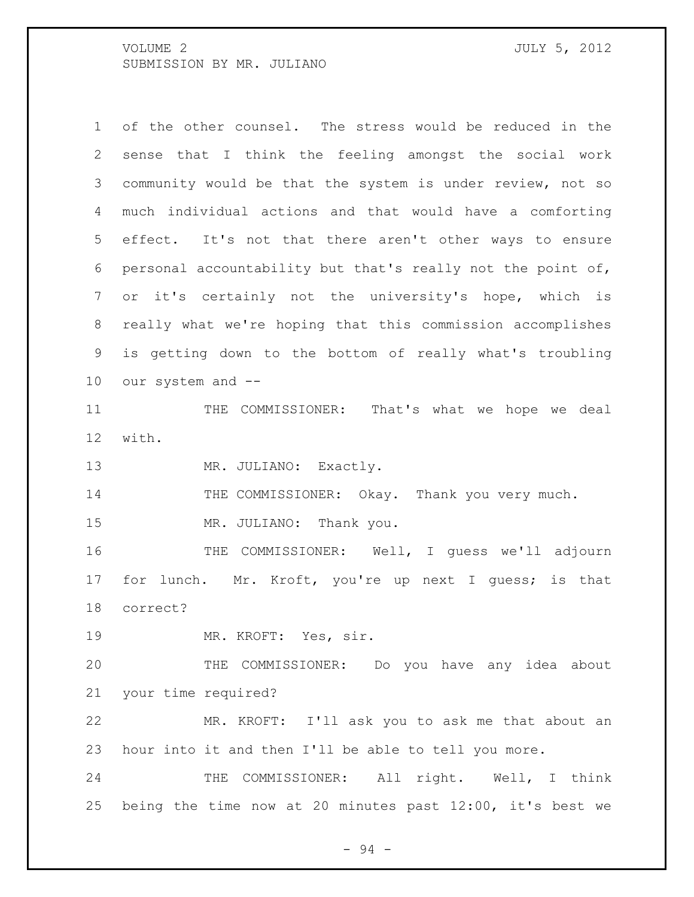of the other counsel. The stress would be reduced in the sense that I think the feeling amongst the social work community would be that the system is under review, not so much individual actions and that would have a comforting effect. It's not that there aren't other ways to ensure personal accountability but that's really not the point of, or it's certainly not the university's hope, which is really what we're hoping that this commission accomplishes is getting down to the bottom of really what's troubling our system and --

THE COMMISSIONER: That's what we hope we deal with.

MR. JULIANO: Exactly.

THE COMMISSIONER: Okay. Thank you very much.

MR. JULIANO: Thank you.

THE COMMISSIONER: Well, I guess we'll adjourn for lunch. Mr. Kroft, you're up next I guess; is that correct?

MR. KROFT: Yes, sir.

THE COMMISSIONER: Do you have any idea about your time required?

MR. KROFT: I'll ask you to ask me that about an hour into it and then I'll be able to tell you more.

THE COMMISSIONER: All right. Well, I think being the time now at 20 minutes past 12:00, it's best we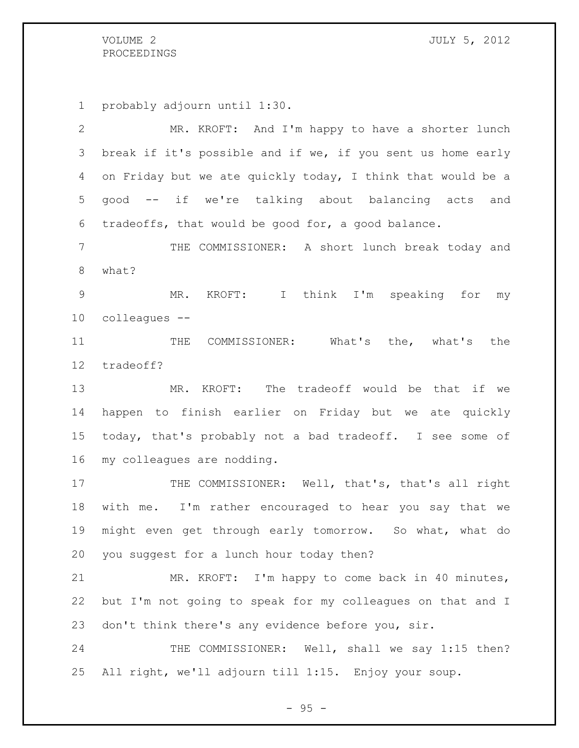probably adjourn until 1:30.

MR. KROFT: And I'm happy to have a shorter lunch break if it's possible and if we, if you sent us home early on Friday but we ate quickly today, I think that would be a good -- if we're talking about balancing acts and tradeoffs, that would be good for, a good balance.

THE COMMISSIONER: A short lunch break today and what?

MR. KROFT: I think I'm speaking for my colleagues --

THE COMMISSIONER: What's the, what's the tradeoff?

MR. KROFT: The tradeoff would be that if we happen to finish earlier on Friday but we ate quickly today, that's probably not a bad tradeoff. I see some of my colleagues are nodding.

THE COMMISSIONER: Well, that's, that's all right with me. I'm rather encouraged to hear you say that we might even get through early tomorrow. So what, what do you suggest for a lunch hour today then?

MR. KROFT: I'm happy to come back in 40 minutes, but I'm not going to speak for my colleagues on that and I don't think there's any evidence before you, sir.

THE COMMISSIONER: Well, shall we say 1:15 then? All right, we'll adjourn till 1:15. Enjoy your soup.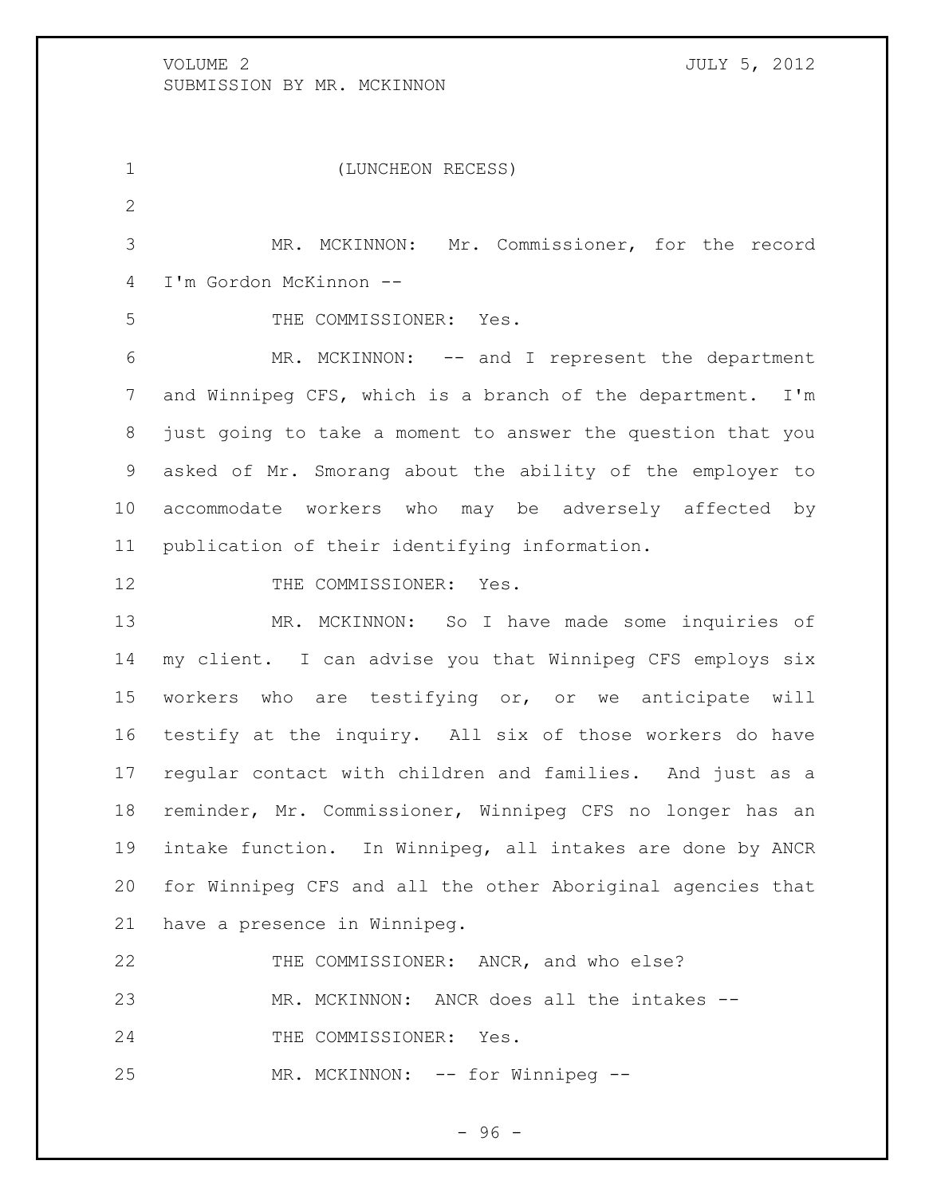(LUNCHEON RECESS)

MR. MCKINNON: Mr. Commissioner, for the record I'm Gordon McKinnon --

THE COMMISSIONER: Yes.

MR. MCKINNON: -- and I represent the department and Winnipeg CFS, which is a branch of the department. I'm just going to take a moment to answer the question that you asked of Mr. Smorang about the ability of the employer to accommodate workers who may be adversely affected by publication of their identifying information.

THE COMMISSIONER: Yes.

MR. MCKINNON: So I have made some inquiries of my client. I can advise you that Winnipeg CFS employs six workers who are testifying or, or we anticipate will testify at the inquiry. All six of those workers do have regular contact with children and families. And just as a reminder, Mr. Commissioner, Winnipeg CFS no longer has an intake function. In Winnipeg, all intakes are done by ANCR for Winnipeg CFS and all the other Aboriginal agencies that have a presence in Winnipeg.

THE COMMISSIONER: ANCR, and who else?

MR. MCKINNON: ANCR does all the intakes --

THE COMMISSIONER: Yes.

MR. MCKINNON: -- for Winnipeg --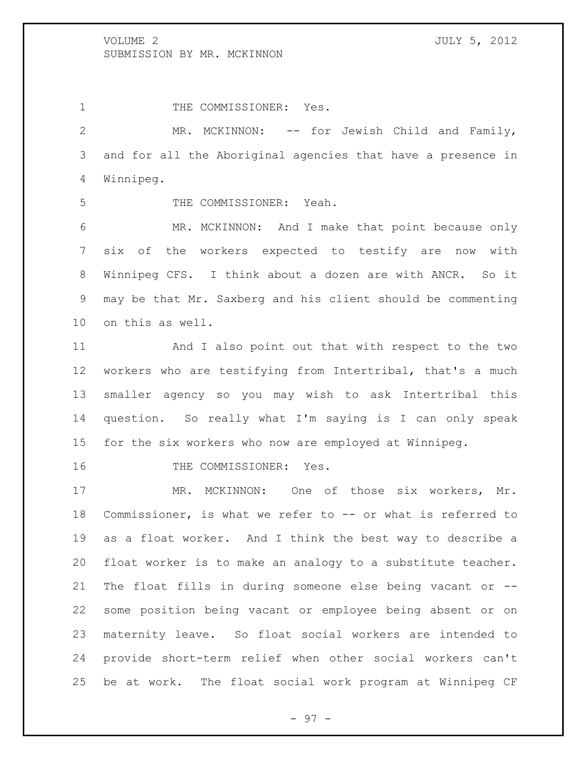THE COMMISSIONER: Yes.

MR. MCKINNON: -- for Jewish Child and Family, and for all the Aboriginal agencies that have a presence in Winnipeg.

THE COMMISSIONER: Yeah.

MR. MCKINNON: And I make that point because only six of the workers expected to testify are now with Winnipeg CFS. I think about a dozen are with ANCR. So it may be that Mr. Saxberg and his client should be commenting on this as well.

And I also point out that with respect to the two workers who are testifying from Intertribal, that's a much smaller agency so you may wish to ask Intertribal this question. So really what I'm saying is I can only speak for the six workers who now are employed at Winnipeg.

THE COMMISSIONER: Yes.

MR. MCKINNON: One of those six workers, Mr. Commissioner, is what we refer to -- or what is referred to as a float worker. And I think the best way to describe a float worker is to make an analogy to a substitute teacher. The float fills in during someone else being vacant or -- some position being vacant or employee being absent or on maternity leave. So float social workers are intended to provide short-term relief when other social workers can't be at work. The float social work program at Winnipeg CF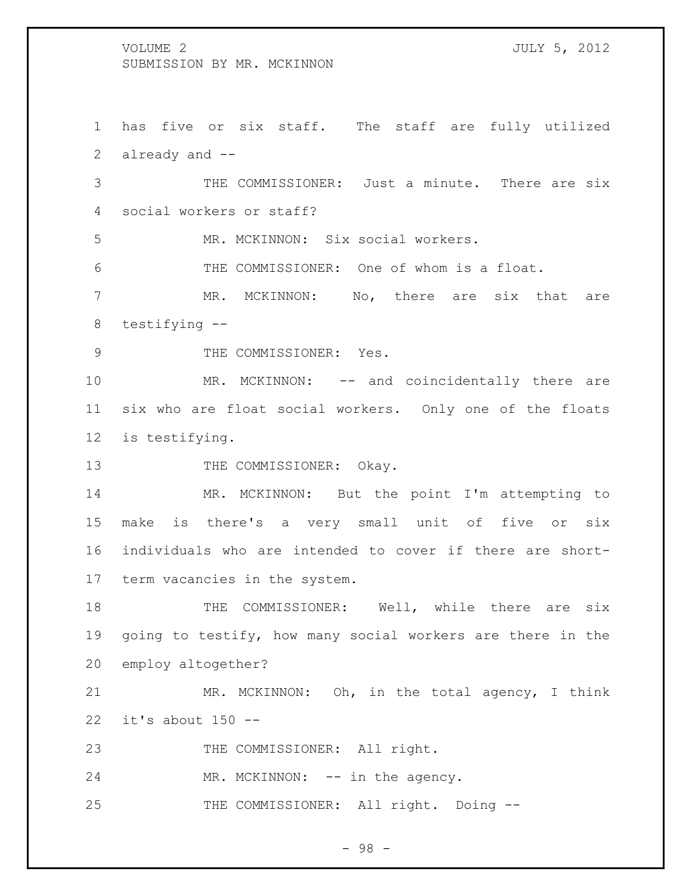has five or six staff. The staff are fully utilized already and --

THE COMMISSIONER: Just a minute. There are six social workers or staff?

MR. MCKINNON: Six social workers.

THE COMMISSIONER: One of whom is a float.

MR. MCKINNON: No, there are six that are testifying --

THE COMMISSIONER: Yes.

MR. MCKINNON: -- and coincidentally there are six who are float social workers. Only one of the floats is testifying.

THE COMMISSIONER: Okay.

MR. MCKINNON: But the point I'm attempting to make is there's a very small unit of five or six individuals who are intended to cover if there are short-term vacancies in the system.

THE COMMISSIONER: Well, while there are six going to testify, how many social workers are there in the employ altogether?

MR. MCKINNON: Oh, in the total agency, I think it's about 150 --

THE COMMISSIONER: All right.

MR. MCKINNON: -- in the agency.

THE COMMISSIONER: All right. Doing --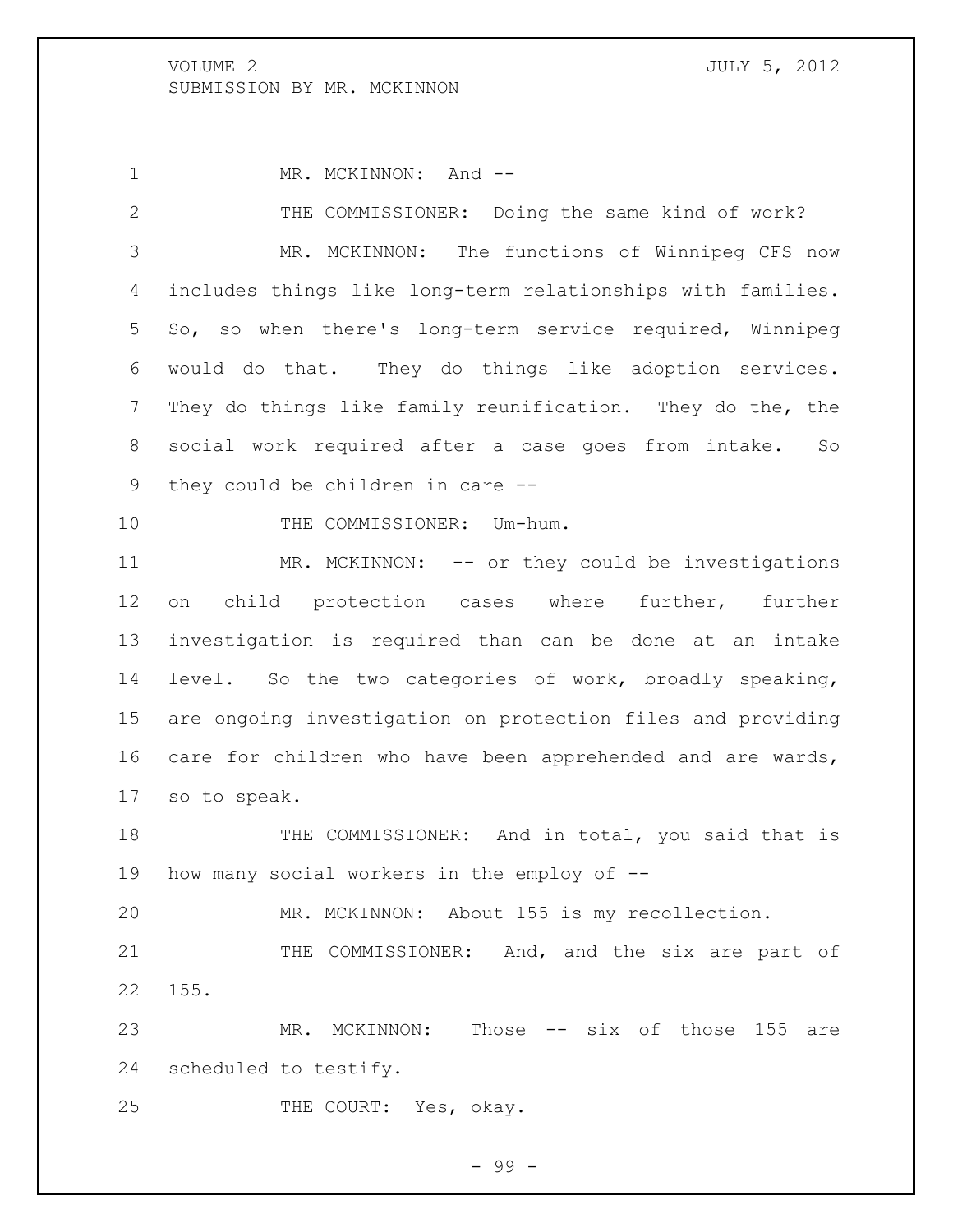MR. MCKINNON: And --

THE COMMISSIONER: Doing the same kind of work?

MR. MCKINNON: The functions of Winnipeg CFS now includes things like long-term relationships with families. So, so when there's long-term service required, Winnipeg would do that. They do things like adoption services. They do things like family reunification. They do the, the social work required after a case goes from intake. So they could be children in care --

THE COMMISSIONER: Um-hum.

MR. MCKINNON: -- or they could be investigations on child protection cases where further, further investigation is required than can be done at an intake level. So the two categories of work, broadly speaking, are ongoing investigation on protection files and providing care for children who have been apprehended and are wards, so to speak.

THE COMMISSIONER: And in total, you said that is how many social workers in the employ of --

MR. MCKINNON: About 155 is my recollection.

THE COMMISSIONER: And, and the six are part of 155.

MR. MCKINNON: Those -- six of those 155 are scheduled to testify.

THE COURT: Yes, okay.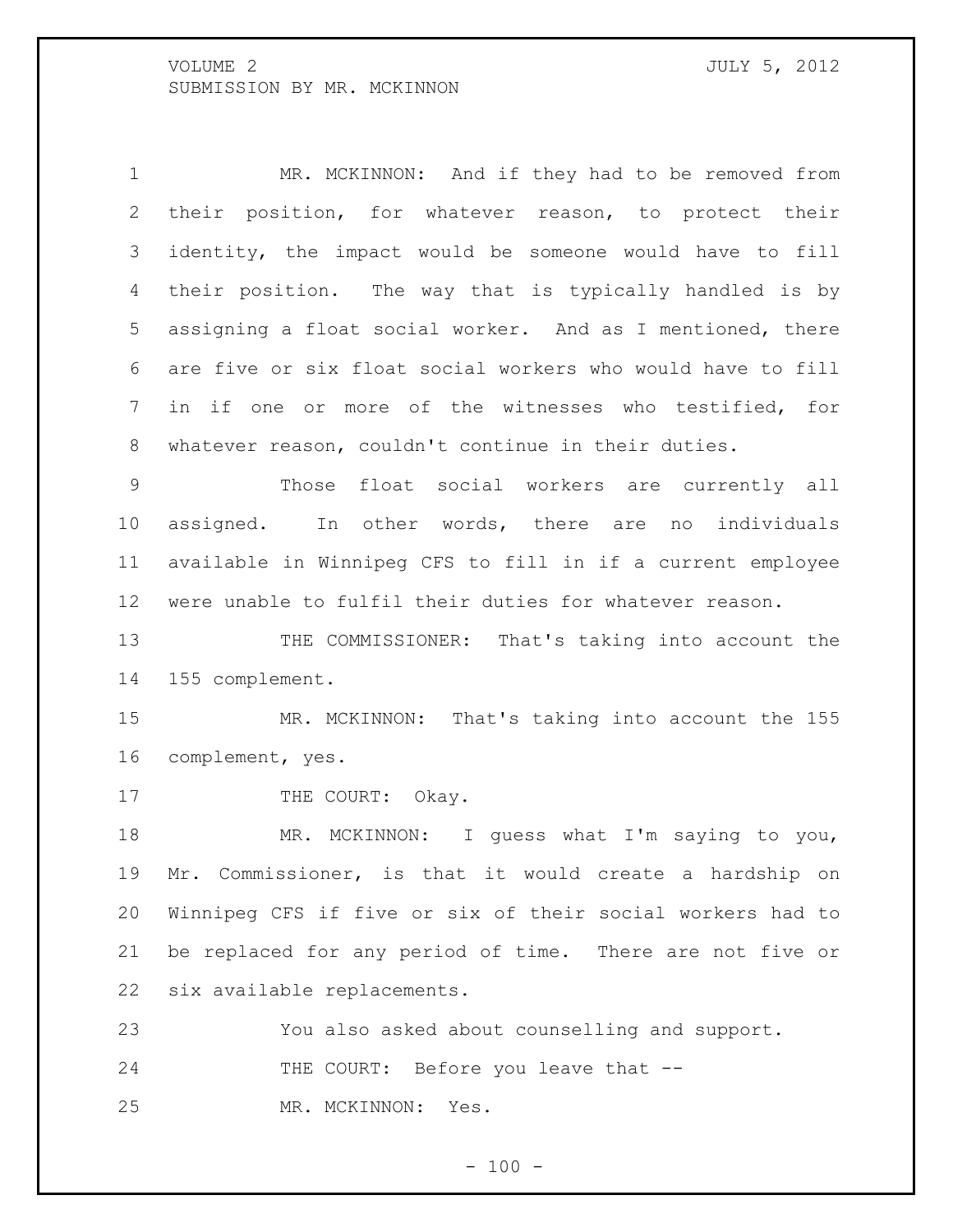MR. MCKINNON: And if they had to be removed from their position, for whatever reason, to protect their identity, the impact would be someone would have to fill their position. The way that is typically handled is by assigning a float social worker. And as I mentioned, there are five or six float social workers who would have to fill in if one or more of the witnesses who testified, for whatever reason, couldn't continue in their duties.

Those float social workers are currently all assigned. In other words, there are no individuals available in Winnipeg CFS to fill in if a current employee were unable to fulfil their duties for whatever reason.

THE COMMISSIONER: That's taking into account the 155 complement.

MR. MCKINNON: That's taking into account the 155 complement, yes.

THE COURT: Okay.

MR. MCKINNON: I guess what I'm saying to you, Mr. Commissioner, is that it would create a hardship on Winnipeg CFS if five or six of their social workers had to be replaced for any period of time. There are not five or six available replacements.

You also asked about counselling and support.

THE COURT: Before you leave that --

MR. MCKINNON: Yes.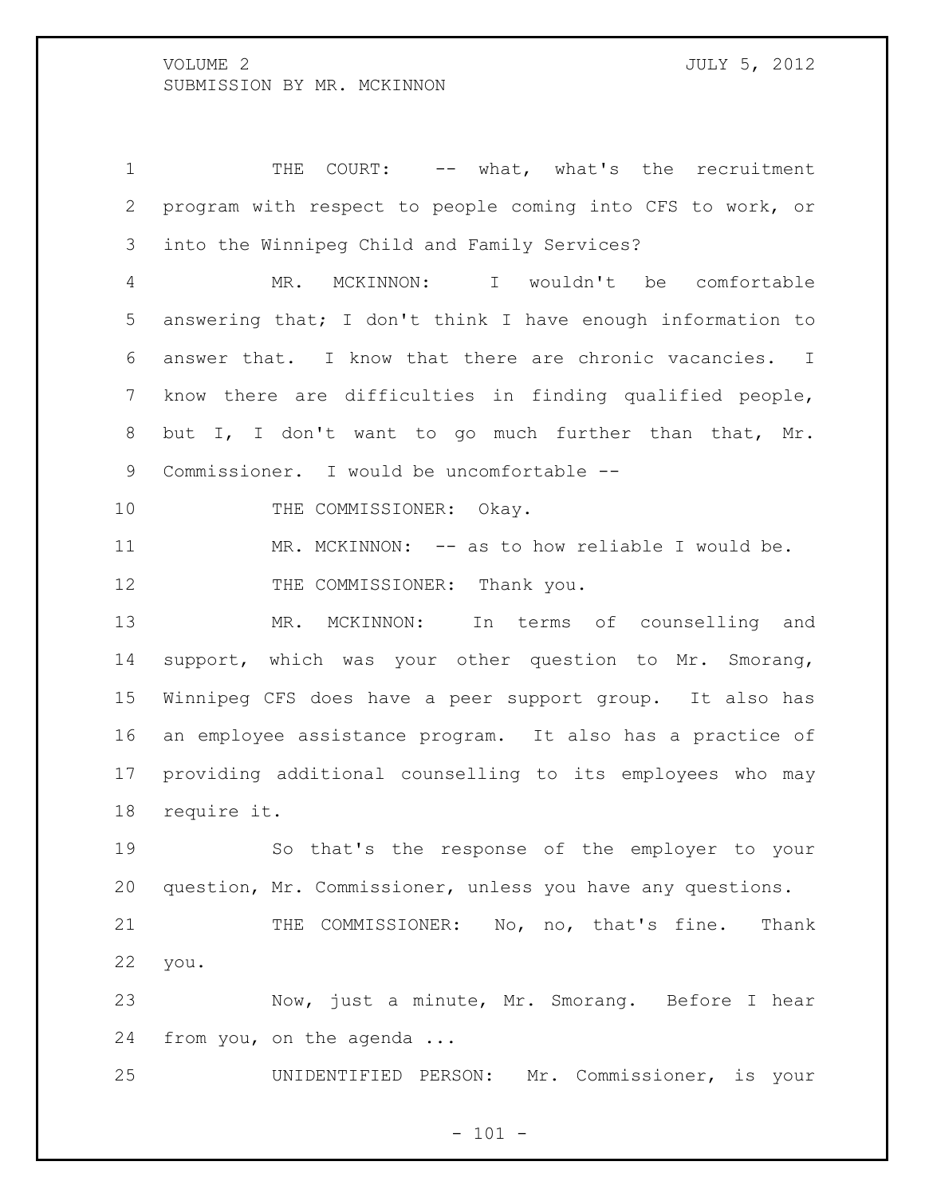THE COURT: -- what, what's the recruitment program with respect to people coming into CFS to work, or into the Winnipeg Child and Family Services?

MR. MCKINNON: I wouldn't be comfortable answering that; I don't think I have enough information to answer that. I know that there are chronic vacancies. I know there are difficulties in finding qualified people, but I, I don't want to go much further than that, Mr. Commissioner. I would be uncomfortable --

THE COMMISSIONER: Okay.

MR. MCKINNON: -- as to how reliable I would be.

THE COMMISSIONER: Thank you.

MR. MCKINNON: In terms of counselling and support, which was your other question to Mr. Smorang, Winnipeg CFS does have a peer support group. It also has an employee assistance program. It also has a practice of providing additional counselling to its employees who may require it.

So that's the response of the employer to your question, Mr. Commissioner, unless you have any questions.

THE COMMISSIONER: No, no, that's fine. Thank you.

Now, just a minute, Mr. Smorang. Before I hear from you, on the agenda ...

UNIDENTIFIED PERSON: Mr. Commissioner, is your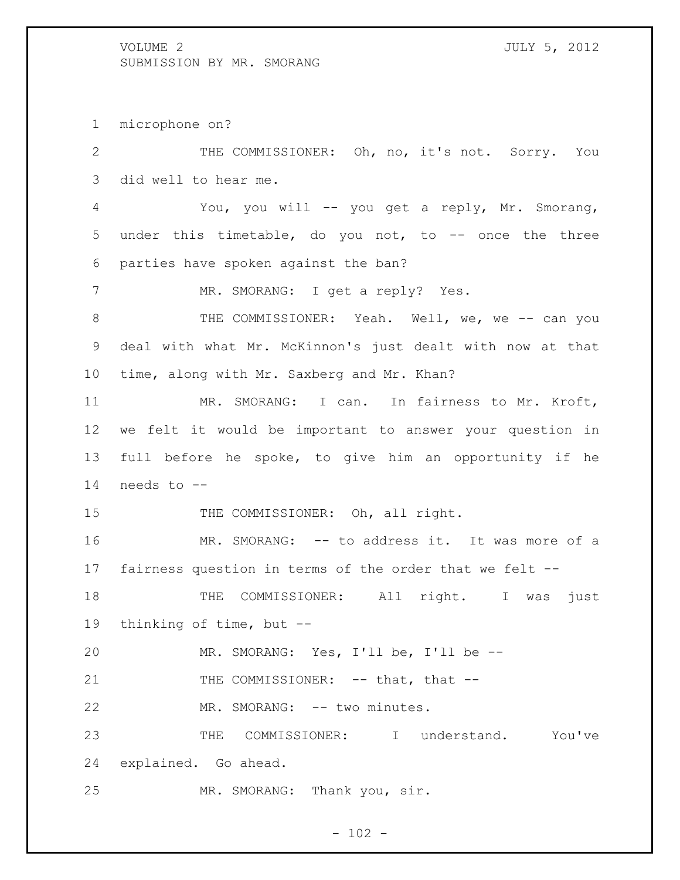microphone on?

THE COMMISSIONER: Oh, no, it's not. Sorry. You did well to hear me.

You, you will -- you get a reply, Mr. Smorang, under this timetable, do you not, to -- once the three parties have spoken against the ban?

MR. SMORANG: I get a reply? Yes.

THE COMMISSIONER: Yeah. Well, we, we -- can you deal with what Mr. McKinnon's just dealt with now at that time, along with Mr. Saxberg and Mr. Khan?

MR. SMORANG: I can. In fairness to Mr. Kroft, we felt it would be important to answer your question in full before he spoke, to give him an opportunity if he needs to --

THE COMMISSIONER: Oh, all right.

MR. SMORANG: -- to address it. It was more of a fairness question in terms of the order that we felt --

THE COMMISSIONER: All right. I was just thinking of time, but --

MR. SMORANG: Yes, I'll be, I'll be --

THE COMMISSIONER: -- that, that --

MR. SMORANG: -- two minutes.

THE COMMISSIONER: I understand. You've explained. Go ahead.

MR. SMORANG: Thank you, sir.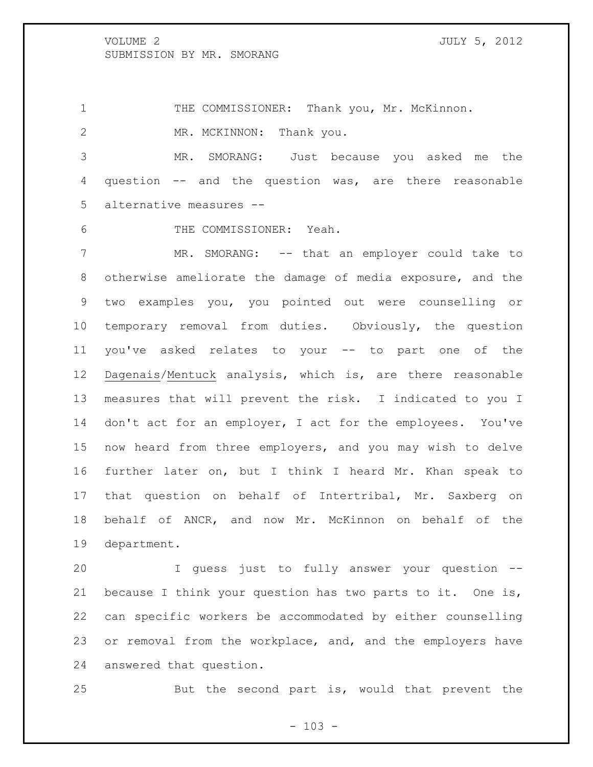THE COMMISSIONER: Thank you, Mr. McKinnon.

MR. MCKINNON: Thank you.

MR. SMORANG: Just because you asked me the question -- and the question was, are there reasonable alternative measures --

THE COMMISSIONER: Yeah.

MR. SMORANG: -- that an employer could take to otherwise ameliorate the damage of media exposure, and the two examples you, you pointed out were counselling or temporary removal from duties. Obviously, the question you've asked relates to your -- to part one of the Dagenais/Mentuck analysis, which is, are there reasonable measures that will prevent the risk. I indicated to you I don't act for an employer, I act for the employees. You've now heard from three employers, and you may wish to delve further later on, but I think I heard Mr. Khan speak to that question on behalf of Intertribal, Mr. Saxberg on behalf of ANCR, and now Mr. McKinnon on behalf of the department.

I guess just to fully answer your question -- because I think your question has two parts to it. One is, can specific workers be accommodated by either counselling or removal from the workplace, and, and the employers have answered that question.

But the second part is, would that prevent the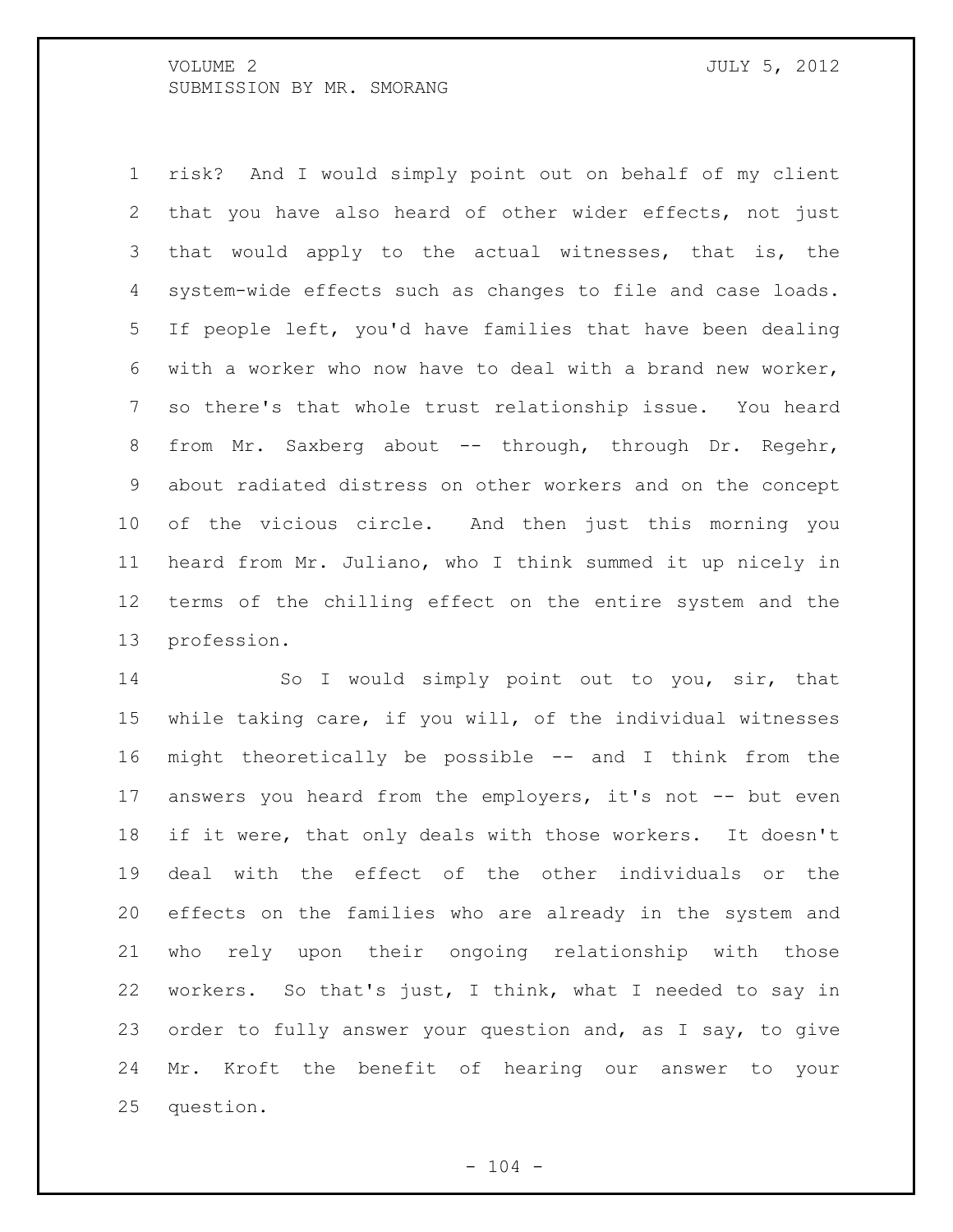risk? And I would simply point out on behalf of my client that you have also heard of other wider effects, not just that would apply to the actual witnesses, that is, the system-wide effects such as changes to file and case loads. If people left, you'd have families that have been dealing with a worker who now have to deal with a brand new worker, so there's that whole trust relationship issue. You heard from Mr. Saxberg about -- through, through Dr. Regehr, about radiated distress on other workers and on the concept of the vicious circle. And then just this morning you heard from Mr. Juliano, who I think summed it up nicely in terms of the chilling effect on the entire system and the profession.

So I would simply point out to you, sir, that while taking care, if you will, of the individual witnesses might theoretically be possible -- and I think from the answers you heard from the employers, it's not -- but even if it were, that only deals with those workers. It doesn't deal with the effect of the other individuals or the effects on the families who are already in the system and who rely upon their ongoing relationship with those workers. So that's just, I think, what I needed to say in order to fully answer your question and, as I say, to give Mr. Kroft the benefit of hearing our answer to your question.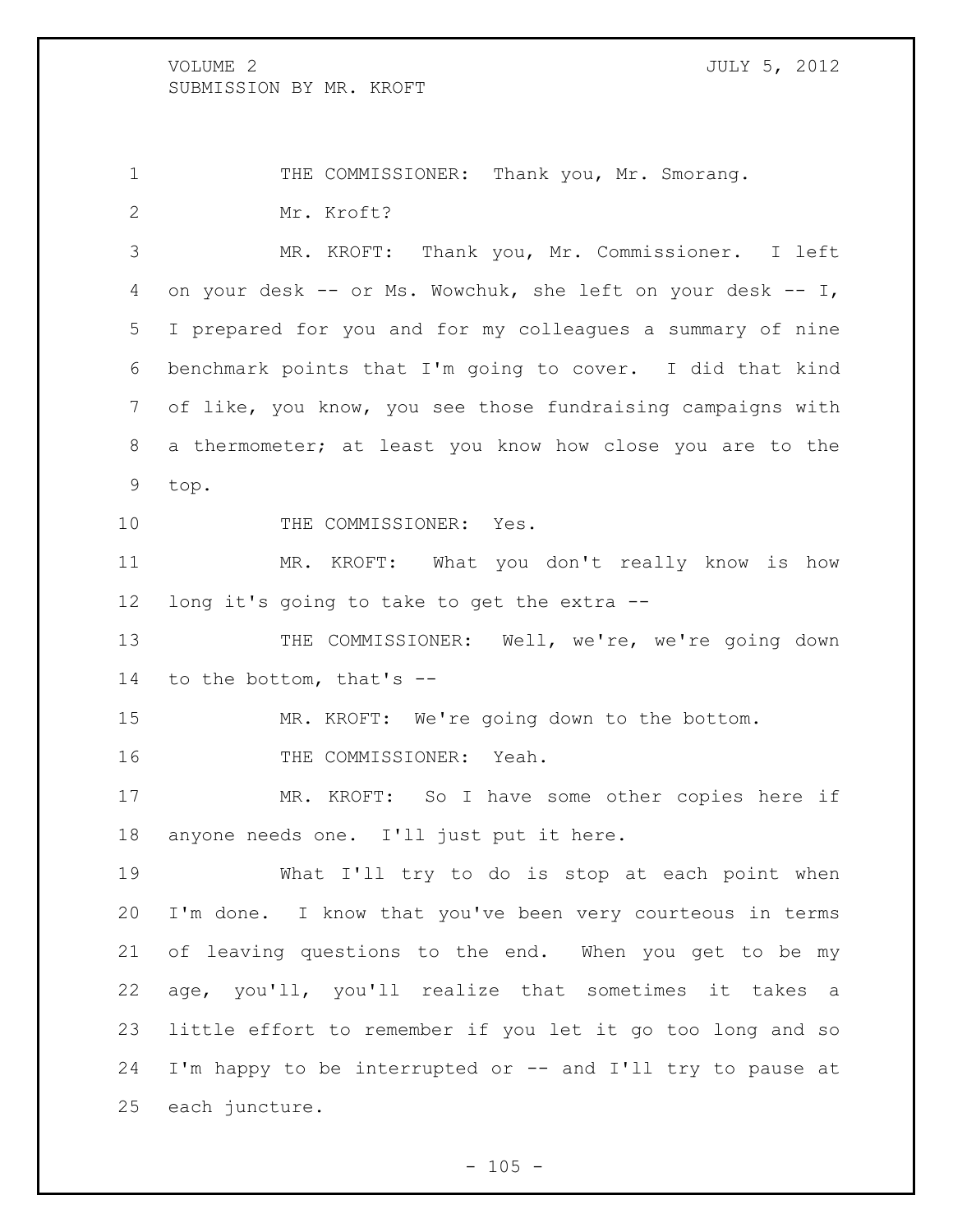THE COMMISSIONER: Thank you, Mr. Smorang.

Mr. Kroft?

MR. KROFT: Thank you, Mr. Commissioner. I left on your desk -- or Ms. Wowchuk, she left on your desk -- I, I prepared for you and for my colleagues a summary of nine benchmark points that I'm going to cover. I did that kind of like, you know, you see those fundraising campaigns with a thermometer; at least you know how close you are to the top.

THE COMMISSIONER: Yes.

MR. KROFT: What you don't really know is how long it's going to take to get the extra --

THE COMMISSIONER: Well, we're, we're going down to the bottom, that's --

MR. KROFT: We're going down to the bottom.

THE COMMISSIONER: Yeah.

MR. KROFT: So I have some other copies here if anyone needs one. I'll just put it here.

What I'll try to do is stop at each point when I'm done. I know that you've been very courteous in terms of leaving questions to the end. When you get to be my age, you'll, you'll realize that sometimes it takes a little effort to remember if you let it go too long and so I'm happy to be interrupted or -- and I'll try to pause at each juncture.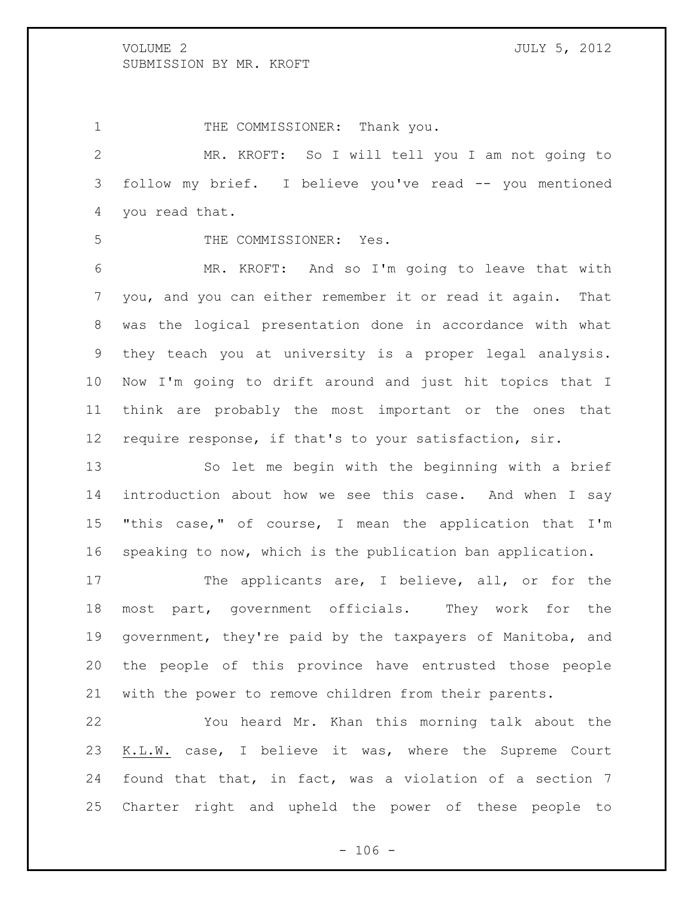THE COMMISSIONER: Thank you.

MR. KROFT: So I will tell you I am not going to follow my brief. I believe you've read -- you mentioned you read that.

THE COMMISSIONER: Yes.

MR. KROFT: And so I'm going to leave that with you, and you can either remember it or read it again. That was the logical presentation done in accordance with what they teach you at university is a proper legal analysis. Now I'm going to drift around and just hit topics that I think are probably the most important or the ones that require response, if that's to your satisfaction, sir.

So let me begin with the beginning with a brief introduction about how we see this case. And when I say "this case," of course, I mean the application that I'm speaking to now, which is the publication ban application.

The applicants are, I believe, all, or for the most part, government officials. They work for the government, they're paid by the taxpayers of Manitoba, and the people of this province have entrusted those people with the power to remove children from their parents.

You heard Mr. Khan this morning talk about the K.L.W. case, I believe it was, where the Supreme Court found that that, in fact, was a violation of a section 7 Charter right and upheld the power of these people to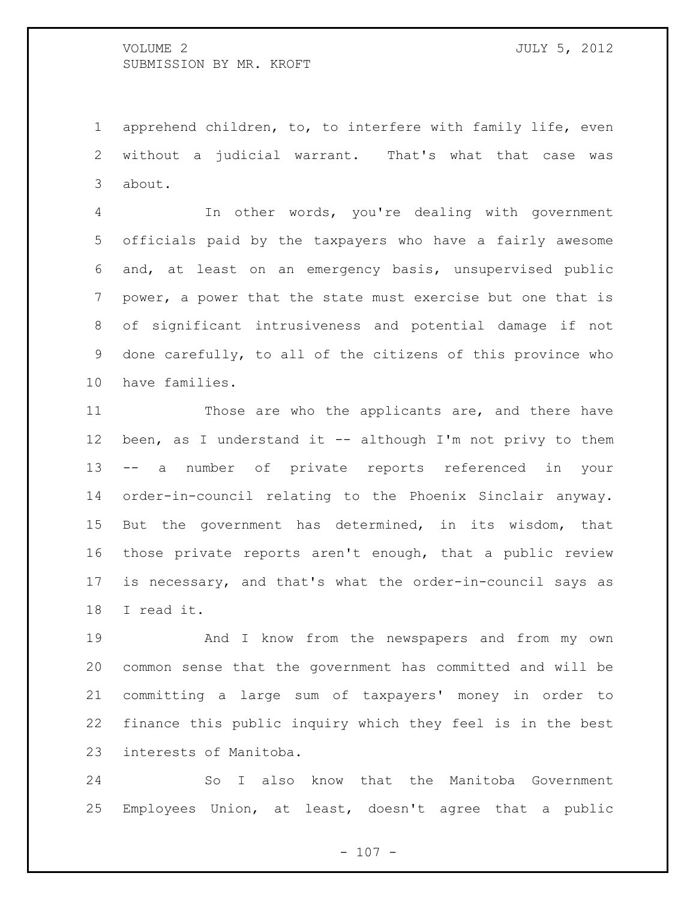apprehend children, to, to interfere with family life, even without a judicial warrant. That's what that case was about.

In other words, you're dealing with government officials paid by the taxpayers who have a fairly awesome and, at least on an emergency basis, unsupervised public power, a power that the state must exercise but one that is of significant intrusiveness and potential damage if not done carefully, to all of the citizens of this province who have families.

Those are who the applicants are, and there have been, as I understand it -- although I'm not privy to them -- a number of private reports referenced in your order-in-council relating to the Phoenix Sinclair anyway. But the government has determined, in its wisdom, that those private reports aren't enough, that a public review is necessary, and that's what the order-in-council says as I read it.

And I know from the newspapers and from my own common sense that the government has committed and will be committing a large sum of taxpayers' money in order to finance this public inquiry which they feel is in the best interests of Manitoba.

So I also know that the Manitoba Government Employees Union, at least, doesn't agree that a public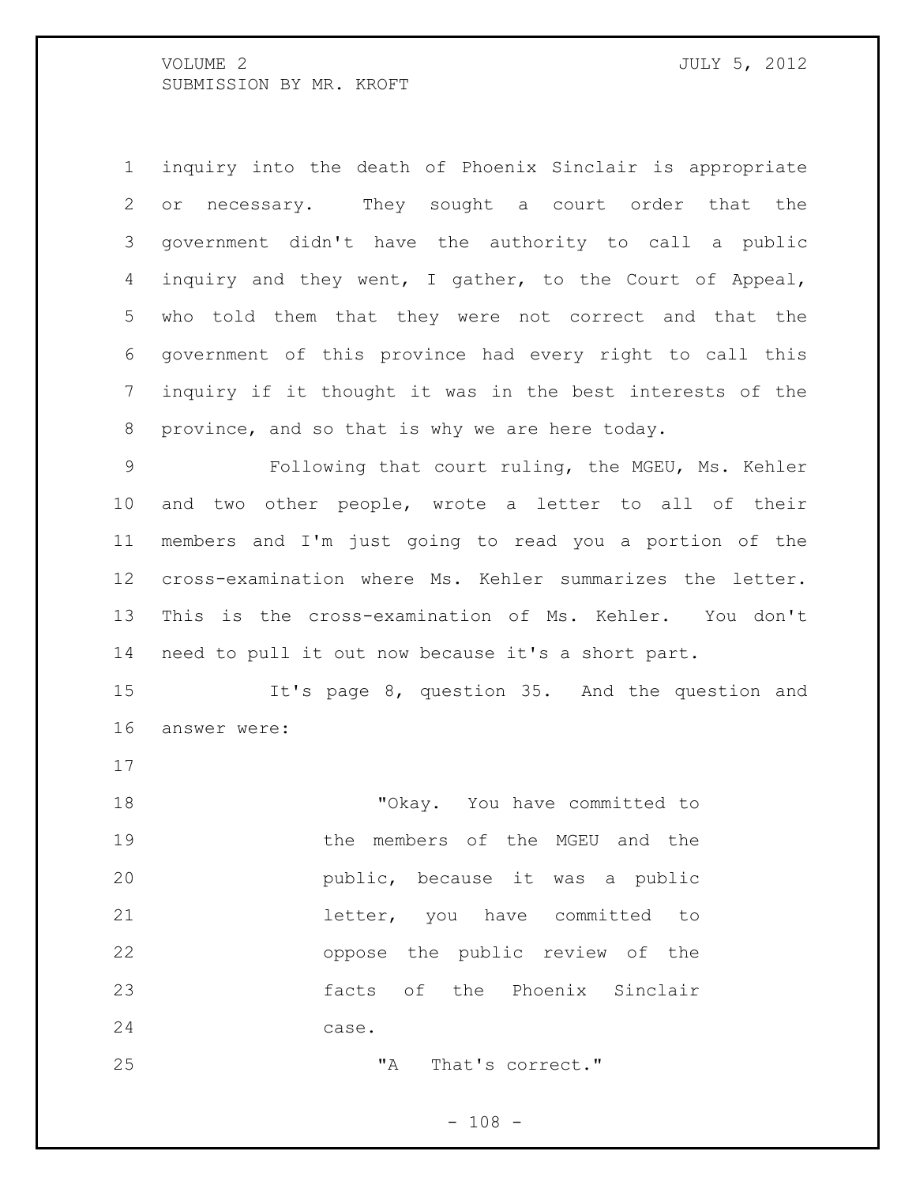inquiry into the death of Phoenix Sinclair is appropriate or necessary. They sought a court order that the government didn't have the authority to call a public inquiry and they went, I gather, to the Court of Appeal, who told them that they were not correct and that the government of this province had every right to call this inquiry if it thought it was in the best interests of the province, and so that is why we are here today.

Following that court ruling, the MGEU, Ms. Kehler and two other people, wrote a letter to all of their members and I'm just going to read you a portion of the cross-examination where Ms. Kehler summarizes the letter. This is the cross-examination of Ms. Kehler. You don't need to pull it out now because it's a short part.

It's page 8, question 35. And the question and answer were:

> "Okay. You have committed to the members of the MGEU and the public, because it was a public letter, you have committed to oppose the public review of the facts of the Phoenix Sinclair case.
>
> "A That's correct."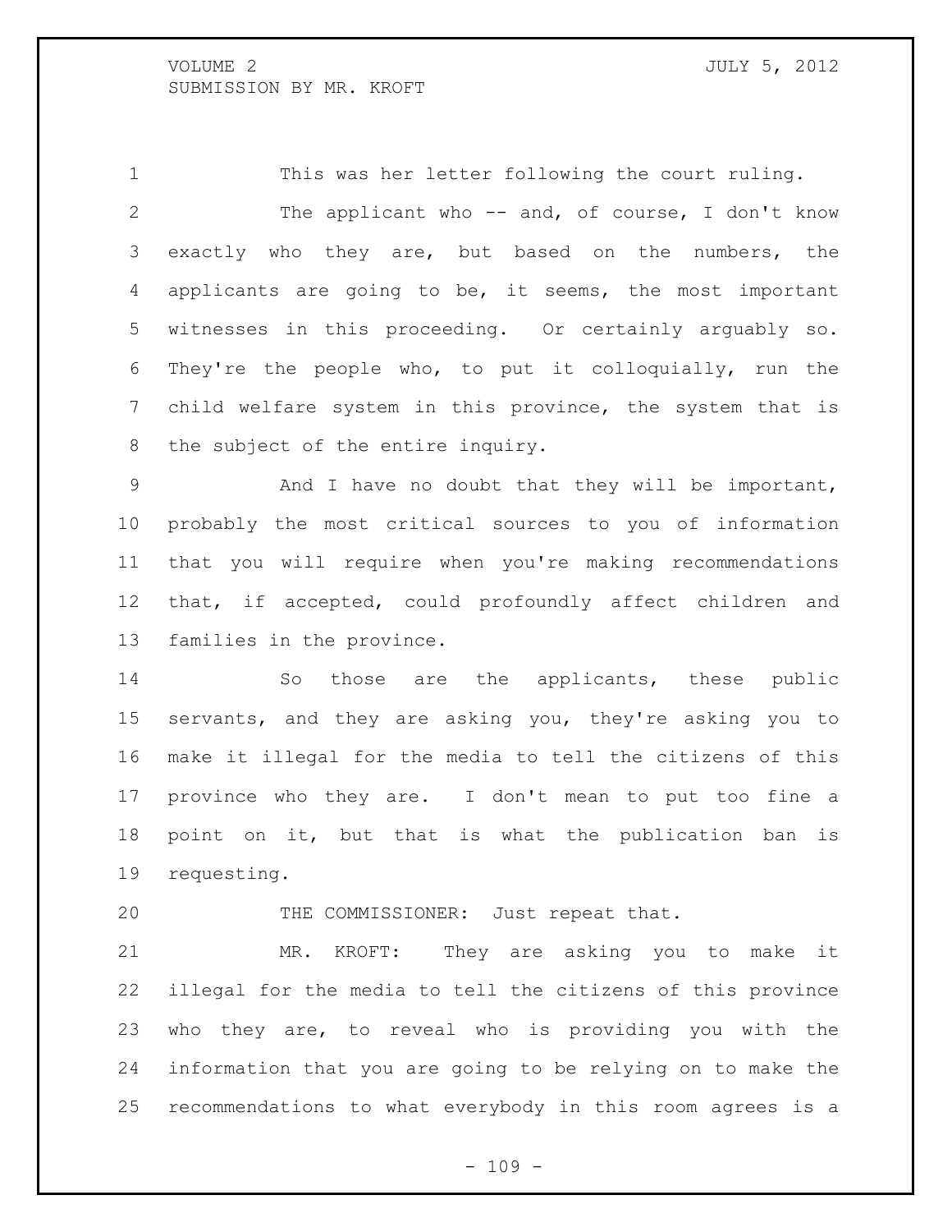This was her letter following the court ruling.

The applicant who -- and, of course, I don't know exactly who they are, but based on the numbers, the applicants are going to be, it seems, the most important witnesses in this proceeding. Or certainly arguably so. They're the people who, to put it colloquially, run the child welfare system in this province, the system that is the subject of the entire inquiry.

And I have no doubt that they will be important, probably the most critical sources to you of information that you will require when you're making recommendations that, if accepted, could profoundly affect children and families in the province.

So those are the applicants, these public servants, and they are asking you, they're asking you to make it illegal for the media to tell the citizens of this province who they are. I don't mean to put too fine a point on it, but that is what the publication ban is requesting.

THE COMMISSIONER: Just repeat that.

MR. KROFT: They are asking you to make it illegal for the media to tell the citizens of this province who they are, to reveal who is providing you with the information that you are going to be relying on to make the recommendations to what everybody in this room agrees is a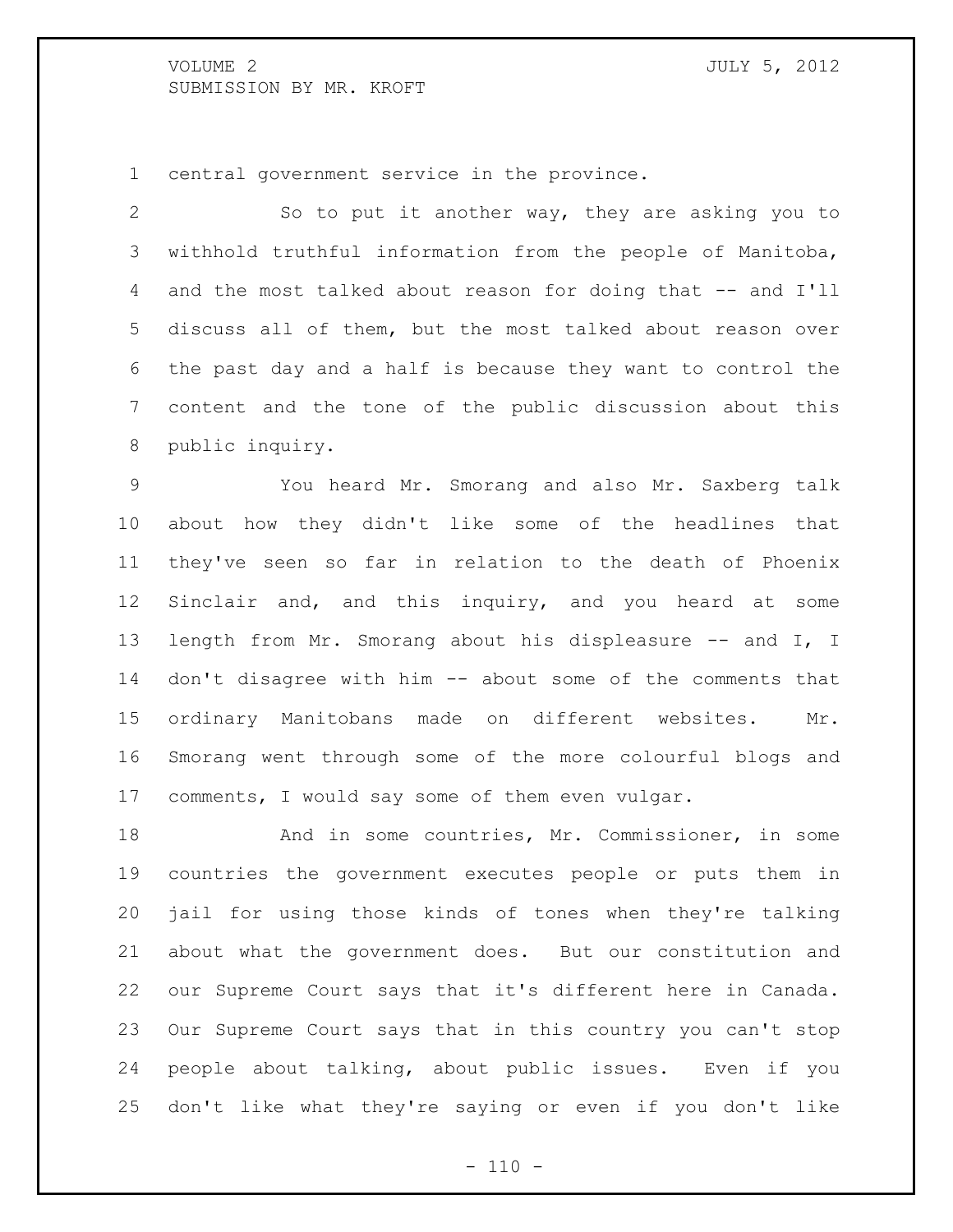central government service in the province.

So to put it another way, they are asking you to withhold truthful information from the people of Manitoba, and the most talked about reason for doing that -- and I'll discuss all of them, but the most talked about reason over the past day and a half is because they want to control the content and the tone of the public discussion about this public inquiry.

You heard Mr. Smorang and also Mr. Saxberg talk about how they didn't like some of the headlines that they've seen so far in relation to the death of Phoenix Sinclair and, and this inquiry, and you heard at some length from Mr. Smorang about his displeasure -- and I, I don't disagree with him -- about some of the comments that ordinary Manitobans made on different websites. Mr. Smorang went through some of the more colourful blogs and comments, I would say some of them even vulgar.

And in some countries, Mr. Commissioner, in some countries the government executes people or puts them in jail for using those kinds of tones when they're talking about what the government does. But our constitution and our Supreme Court says that it's different here in Canada. Our Supreme Court says that in this country you can't stop people about talking, about public issues. Even if you don't like what they're saying or even if you don't like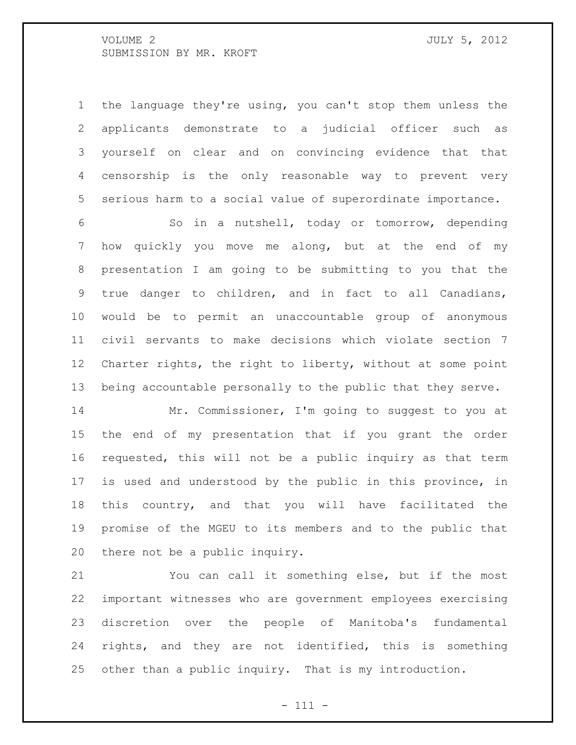the language they're using, you can't stop them unless the applicants demonstrate to a judicial officer such as yourself on clear and on convincing evidence that that censorship is the only reasonable way to prevent very serious harm to a social value of superordinate importance.

So in a nutshell, today or tomorrow, depending how quickly you move me along, but at the end of my presentation I am going to be submitting to you that the true danger to children, and in fact to all Canadians, would be to permit an unaccountable group of anonymous civil servants to make decisions which violate section 7 Charter rights, the right to liberty, without at some point being accountable personally to the public that they serve.

Mr. Commissioner, I'm going to suggest to you at the end of my presentation that if you grant the order requested, this will not be a public inquiry as that term is used and understood by the public in this province, in this country, and that you will have facilitated the promise of the MGEU to its members and to the public that there not be a public inquiry.

You can call it something else, but if the most important witnesses who are government employees exercising discretion over the people of Manitoba's fundamental rights, and they are not identified, this is something other than a public inquiry. That is my introduction.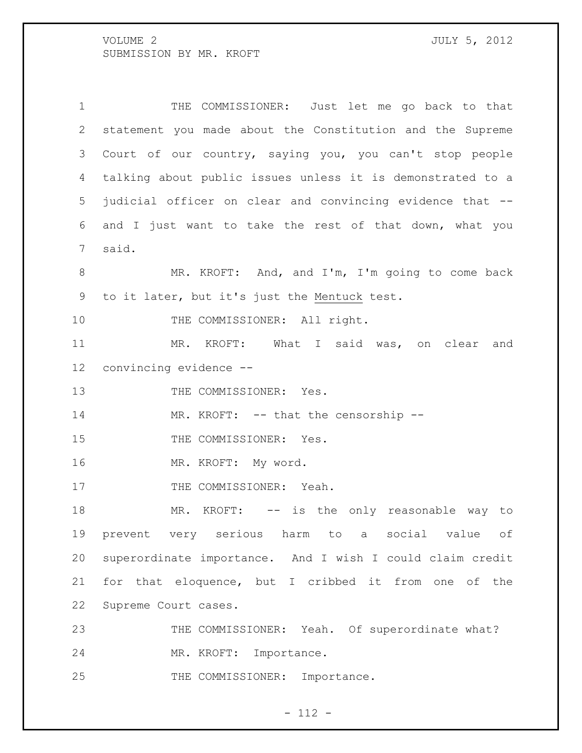THE COMMISSIONER: Just let me go back to that statement you made about the Constitution and the Supreme Court of our country, saying you, you can't stop people talking about public issues unless it is demonstrated to a judicial officer on clear and convincing evidence that -- and I just want to take the rest of that down, what you said.

MR. KROFT: And, and I'm, I'm going to come back to it later, but it's just the Mentuck test.

THE COMMISSIONER: All right.

MR. KROFT: What I said was, on clear and convincing evidence --

THE COMMISSIONER: Yes.

MR. KROFT: -- that the censorship --

THE COMMISSIONER: Yes.

MR. KROFT: My word.

THE COMMISSIONER: Yeah.

MR. KROFT: -- is the only reasonable way to prevent very serious harm to a social value of superordinate importance. And I wish I could claim credit for that eloquence, but I cribbed it from one of the Supreme Court cases.

THE COMMISSIONER: Yeah. Of superordinate what?

MR. KROFT: Importance.

THE COMMISSIONER: Importance.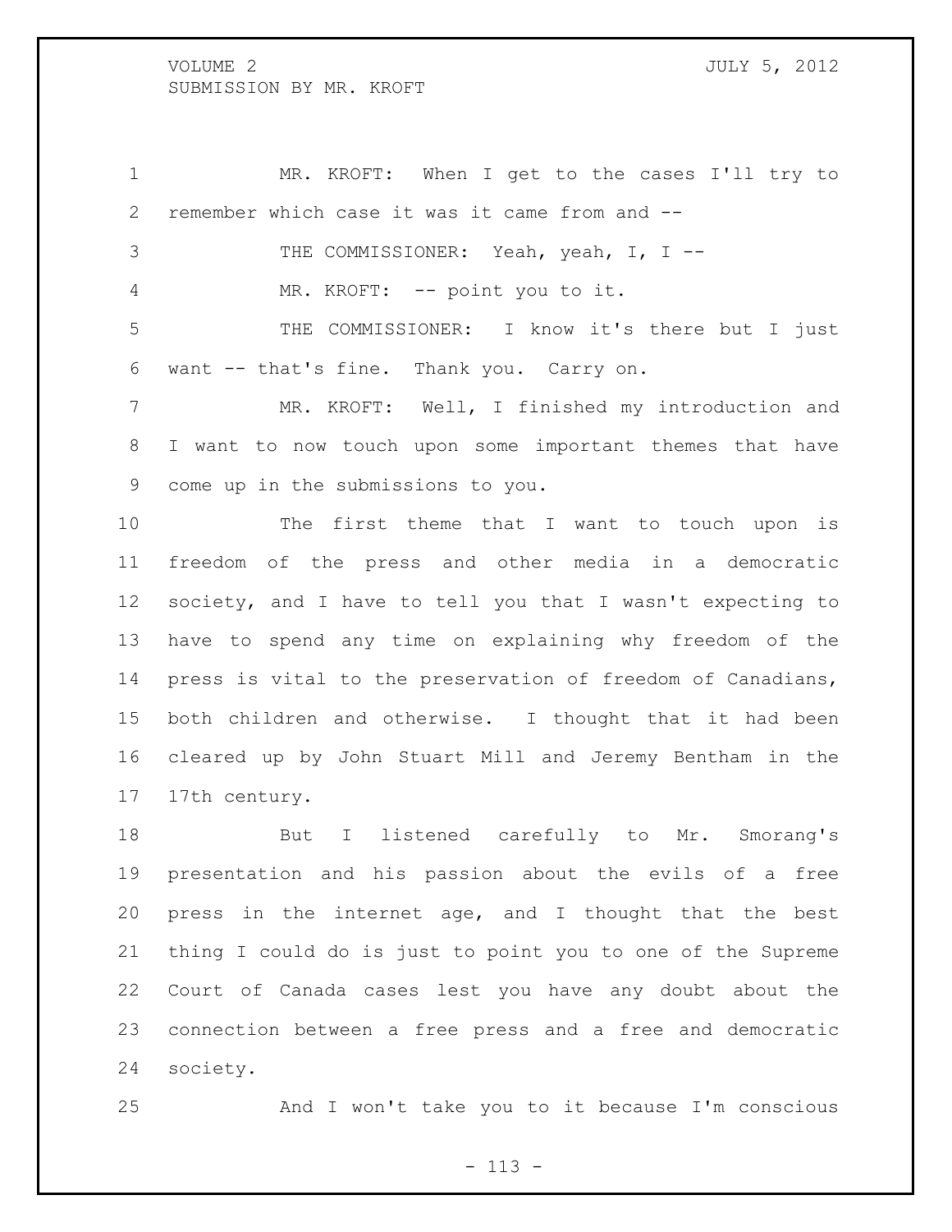MR. KROFT: When I get to the cases I'll try to remember which case it was it came from and --

THE COMMISSIONER: Yeah, yeah, I, I --

MR. KROFT: -- point you to it.

THE COMMISSIONER: I know it's there but I just want -- that's fine. Thank you. Carry on.

MR. KROFT: Well, I finished my introduction and I want to now touch upon some important themes that have come up in the submissions to you.

The first theme that I want to touch upon is freedom of the press and other media in a democratic society, and I have to tell you that I wasn't expecting to have to spend any time on explaining why freedom of the press is vital to the preservation of freedom of Canadians, both children and otherwise. I thought that it had been cleared up by John Stuart Mill and Jeremy Bentham in the 17th century.

But I listened carefully to Mr. Smorang's presentation and his passion about the evils of a free press in the internet age, and I thought that the best thing I could do is just to point you to one of the Supreme Court of Canada cases lest you have any doubt about the connection between a free press and a free and democratic society.

And I won't take you to it because I'm conscious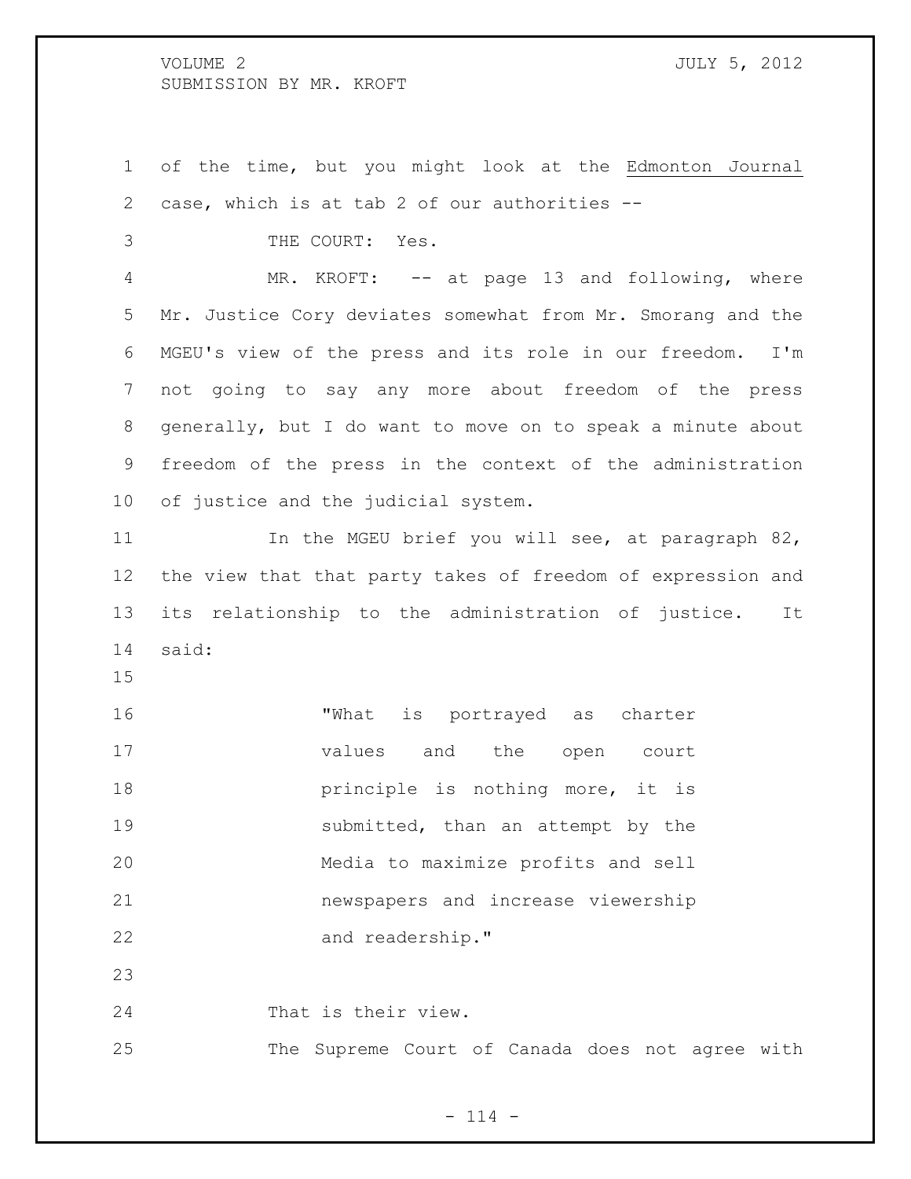of the time, but you might look at the *Edmonton Journal* case, which is at tab 2 of our authorities --

THE COURT: Yes.

MR. KROFT: -- at page 13 and following, where Mr. Justice Cory deviates somewhat from Mr. Smorang and the MGEU's view of the press and its role in our freedom. I'm not going to say any more about freedom of the press generally, but I do want to move on to speak a minute about freedom of the press in the context of the administration of justice and the judicial system.

In the MGEU brief you will see, at paragraph 82, the view that that party takes of freedom of expression and its relationship to the administration of justice. It said:

> "What is portrayed as charter values and the open court principle is nothing more, it is submitted, than an attempt by the Media to maximize profits and sell newspapers and increase viewership and readership."

That is their view.

The Supreme Court of Canada does not agree with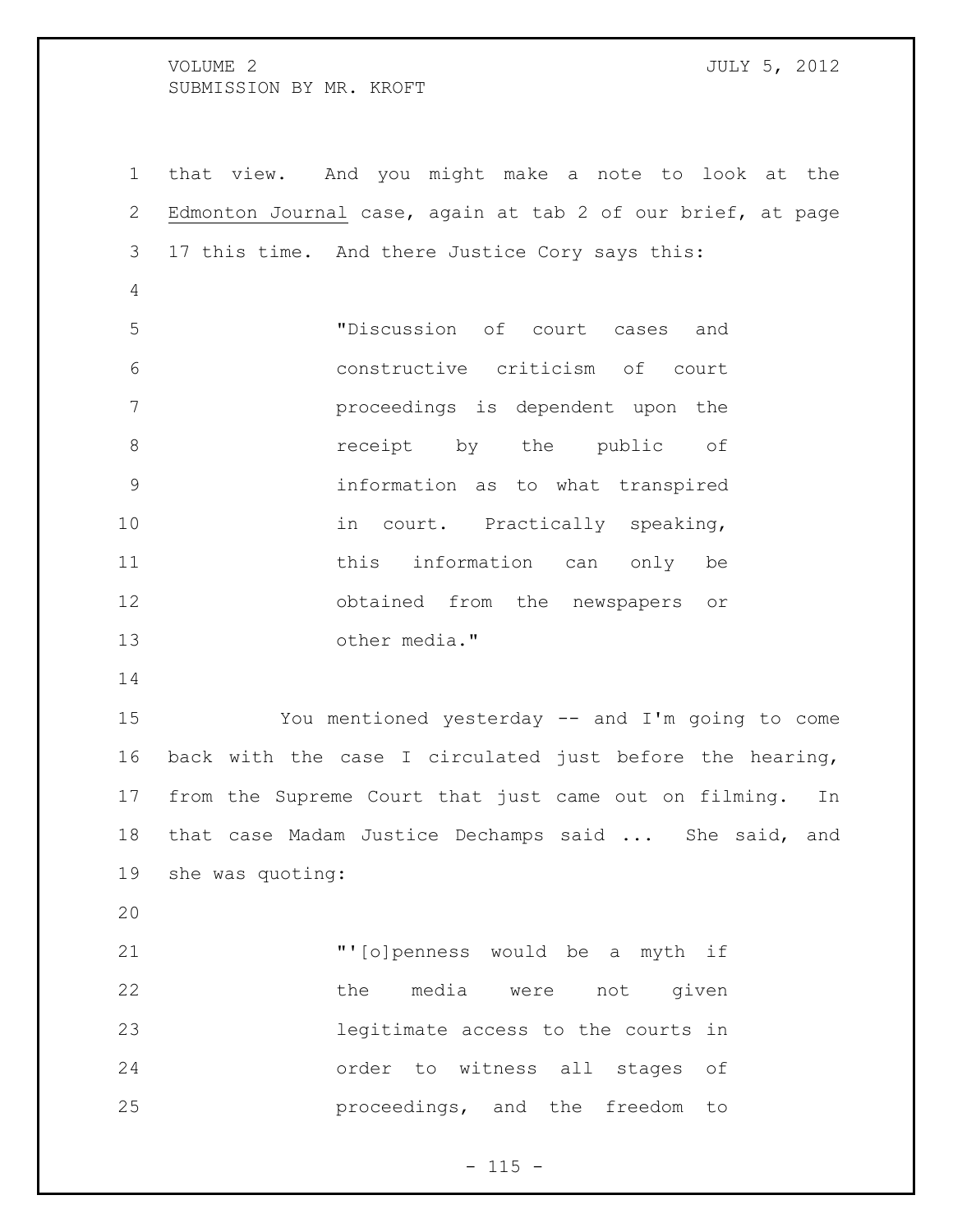that view. And you might make a note to look at the Edmonton Journal case, again at tab 2 of our brief, at page 17 this time. And there Justice Cory says this:

> "Discussion of court cases and constructive criticism of court proceedings is dependent upon the receipt by the public of information as to what transpired in court. Practically speaking, this information can only be obtained from the newspapers or other media."

You mentioned yesterday -- and I'm going to come back with the case I circulated just before the hearing, from the Supreme Court that just came out on filming. In that case Madam Justice Dechamps said ... She said, and she was quoting:

> "'[o]penness would be a myth if the media were not given legitimate access to the courts in order to witness all stages of proceedings, and the freedom to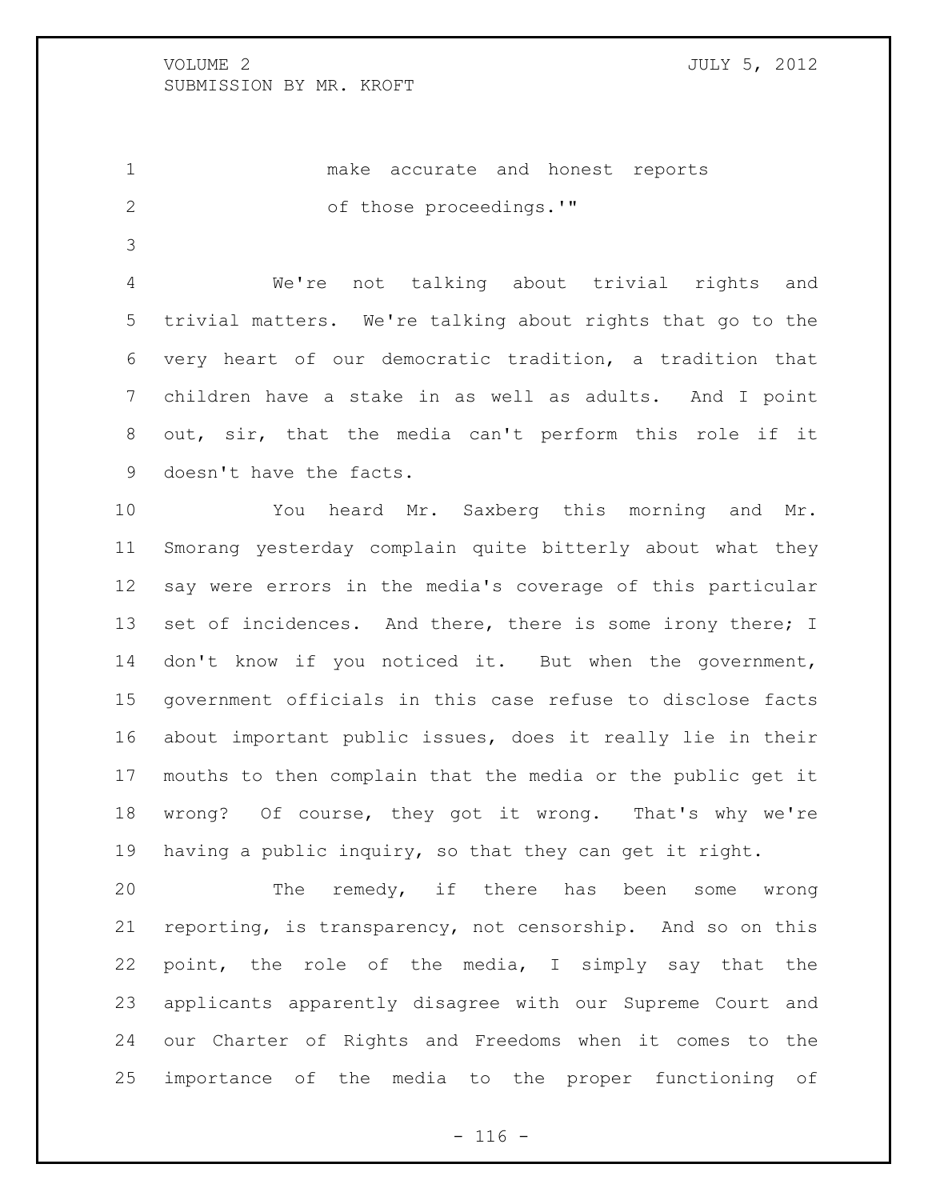make accurate and honest reports of those proceedings.'"

We're not talking about trivial rights and trivial matters. We're talking about rights that go to the very heart of our democratic tradition, a tradition that children have a stake in as well as adults. And I point out, sir, that the media can't perform this role if it doesn't have the facts.

You heard Mr. Saxberg this morning and Mr. Smorang yesterday complain quite bitterly about what they say were errors in the media's coverage of this particular set of incidences. And there, there is some irony there; I don't know if you noticed it. But when the government, government officials in this case refuse to disclose facts about important public issues, does it really lie in their mouths to then complain that the media or the public get it wrong? Of course, they got it wrong. That's why we're having a public inquiry, so that they can get it right.

The remedy, if there has been some wrong reporting, is transparency, not censorship. And so on this point, the role of the media, I simply say that the applicants apparently disagree with our Supreme Court and our Charter of Rights and Freedoms when it comes to the importance of the media to the proper functioning of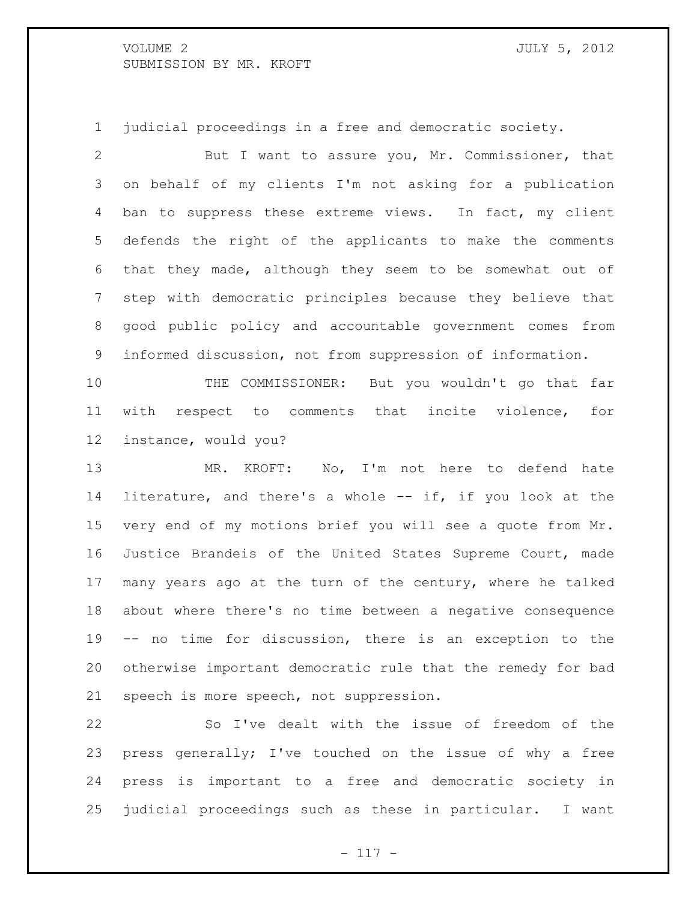judicial proceedings in a free and democratic society.

But I want to assure you, Mr. Commissioner, that on behalf of my clients I'm not asking for a publication ban to suppress these extreme views. In fact, my client defends the right of the applicants to make the comments that they made, although they seem to be somewhat out of step with democratic principles because they believe that good public policy and accountable government comes from informed discussion, not from suppression of information.

THE COMMISSIONER: But you wouldn't go that far with respect to comments that incite violence, for instance, would you?

MR. KROFT: No, I'm not here to defend hate literature, and there's a whole -- if, if you look at the very end of my motions brief you will see a quote from Mr. Justice Brandeis of the United States Supreme Court, made many years ago at the turn of the century, where he talked about where there's no time between a negative consequence -- no time for discussion, there is an exception to the otherwise important democratic rule that the remedy for bad speech is more speech, not suppression.

So I've dealt with the issue of freedom of the press generally; I've touched on the issue of why a free press is important to a free and democratic society in judicial proceedings such as these in particular. I want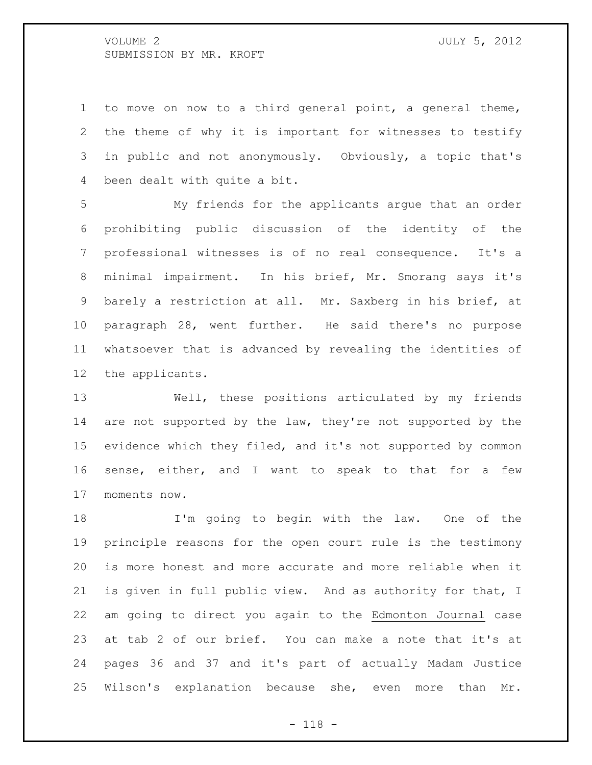to move on now to a third general point, a general theme, the theme of why it is important for witnesses to testify in public and not anonymously. Obviously, a topic that's been dealt with quite a bit.

My friends for the applicants argue that an order prohibiting public discussion of the identity of the professional witnesses is of no real consequence. It's a minimal impairment. In his brief, Mr. Smorang says it's barely a restriction at all. Mr. Saxberg in his brief, at paragraph 28, went further. He said there's no purpose whatsoever that is advanced by revealing the identities of the applicants.

Well, these positions articulated by my friends are not supported by the law, they're not supported by the evidence which they filed, and it's not supported by common sense, either, and I want to speak to that for a few moments now.

I'm going to begin with the law. One of the principle reasons for the open court rule is the testimony is more honest and more accurate and more reliable when it is given in full public view. And as authority for that, I am going to direct you again to the Edmonton Journal case at tab 2 of our brief. You can make a note that it's at pages 36 and 37 and it's part of actually Madam Justice Wilson's explanation because she, even more than Mr.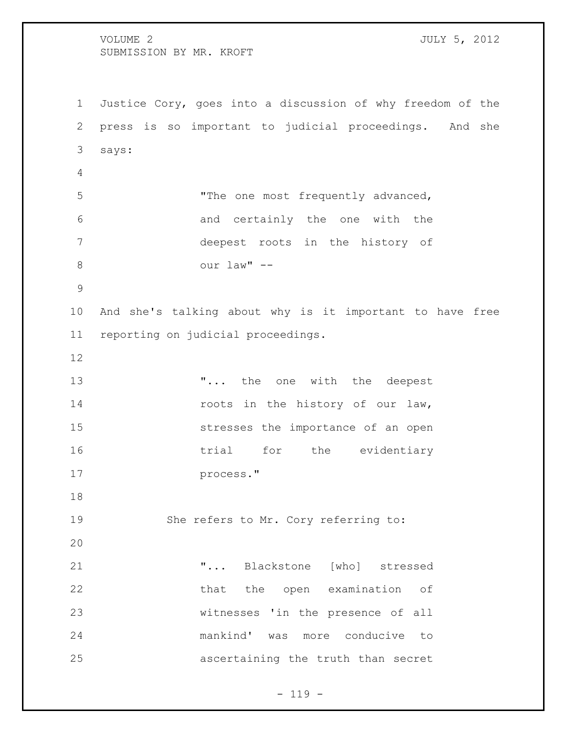Justice Cory, goes into a discussion of why freedom of the press is so important to judicial proceedings. And she says:

> "The one most frequently advanced, and certainly the one with the deepest roots in the history of our law" --

And she's talking about why is it important to have free reporting on judicial proceedings.

> "... the one with the deepest roots in the history of our law, stresses the importance of an open trial for the evidentiary process."

She refers to Mr. Cory referring to:

> "... Blackstone [who] stressed that the open examination of witnesses 'in the presence of all mankind' was more conducive to ascertaining the truth than secret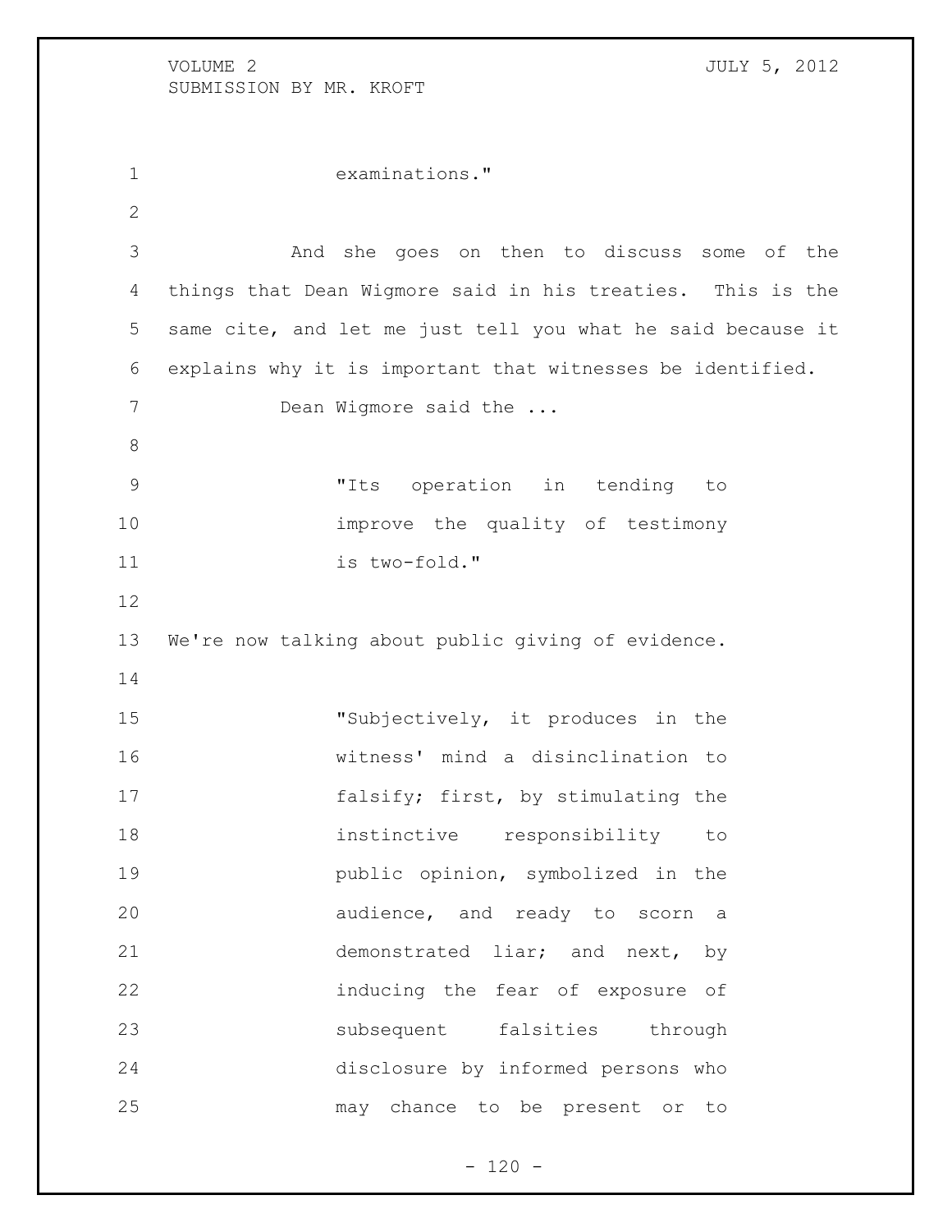examinations."

And she goes on then to discuss some of the things that Dean Wigmore said in his treaties. This is the same cite, and let me just tell you what he said because it explains why it is important that witnesses be identified.

Dean Wigmore said the ...

> "Its operation in tending to improve the quality of testimony is two-fold."

We're now talking about public giving of evidence.

> "Subjectively, it produces in the witness' mind a disinclination to falsify; first, by stimulating the instinctive responsibility to public opinion, symbolized in the audience, and ready to scorn a demonstrated liar; and next, by inducing the fear of exposure of subsequent falsities through disclosure by informed persons who may chance to be present or to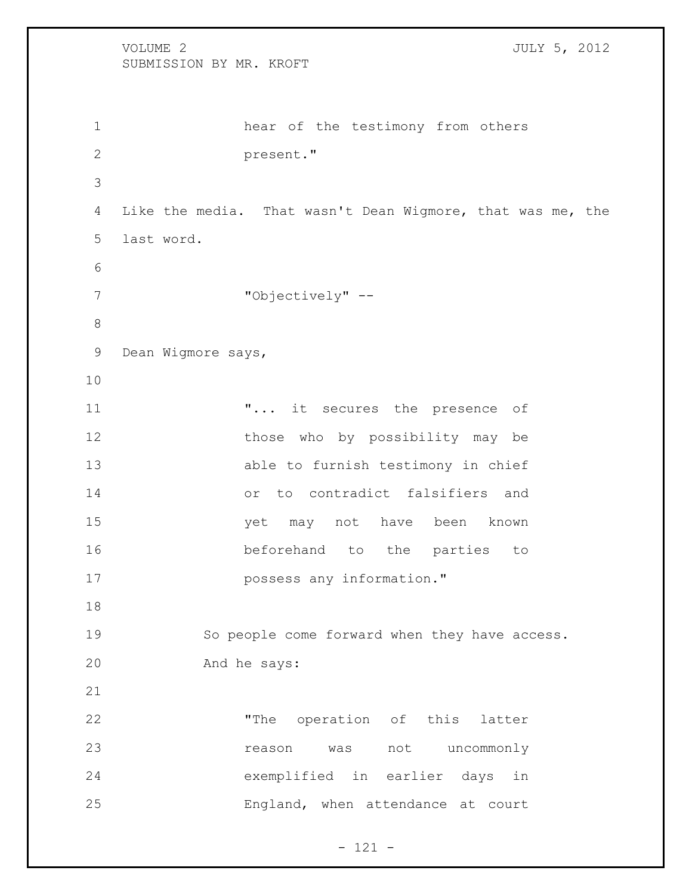> hear of the testimony from others present."

Like the media. That wasn't Dean Wigmore, that was me, the last word.

> "Objectively" --

Dean Wigmore says,

> "... it secures the presence of those who by possibility may be able to furnish testimony in chief or to contradict falsifiers and yet may not have been known beforehand to the parties to possess any information."

So people come forward when they have access. And he says:

> "The operation of this latter reason was not uncommonly exemplified in earlier days in England, when attendance at court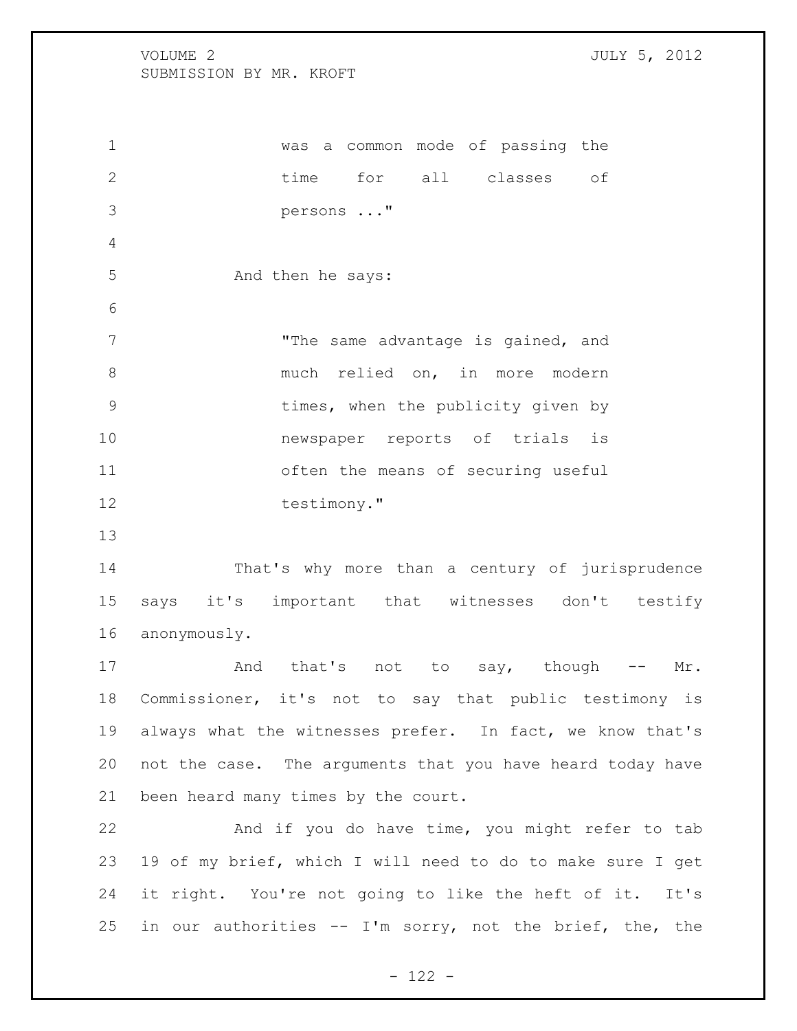> was a common mode of passing the time for all classes of persons ..."

And then he says:

> "The same advantage is gained, and much relied on, in more modern times, when the publicity given by newspaper reports of trials is often the means of securing useful testimony."

That's why more than a century of jurisprudence says it's important that witnesses don't testify anonymously.

And that's not to say, though -- Mr. Commissioner, it's not to say that public testimony is always what the witnesses prefer. In fact, we know that's not the case. The arguments that you have heard today have been heard many times by the court.

And if you do have time, you might refer to tab 19 of my brief, which I will need to do to make sure I get it right. You're not going to like the heft of it. It's in our authorities -- I'm sorry, not the brief, the, the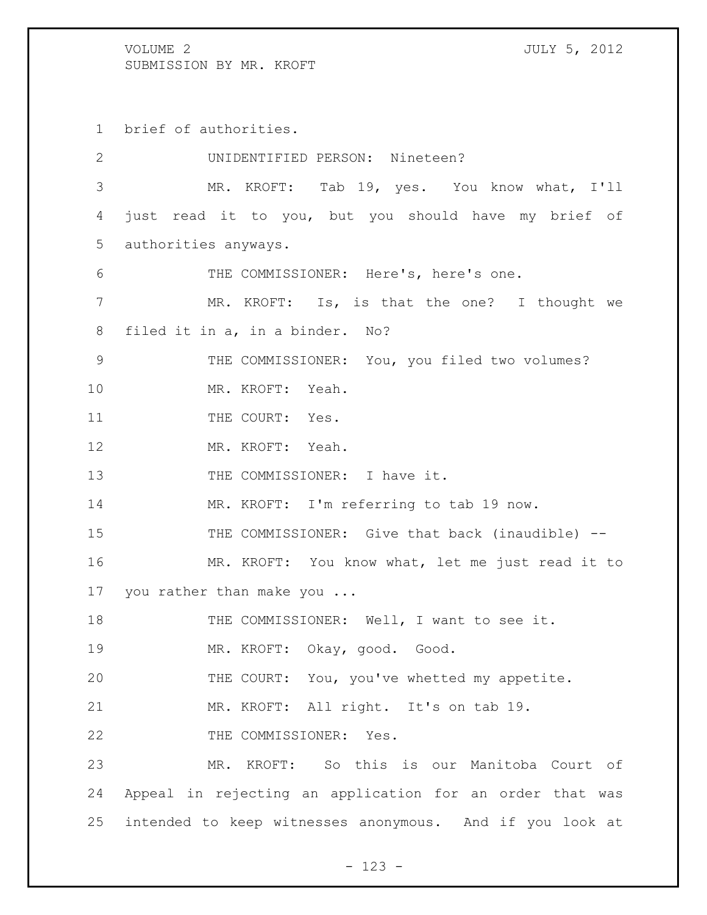brief of authorities.

UNIDENTIFIED PERSON: Nineteen?

MR. KROFT: Tab 19, yes. You know what, I'll just read it to you, but you should have my brief of authorities anyways.

THE COMMISSIONER: Here's, here's one.

MR. KROFT: Is, is that the one? I thought we filed it in a, in a binder. No?

THE COMMISSIONER: You, you filed two volumes?

MR. KROFT: Yeah.

THE COURT: Yes.

MR. KROFT: Yeah.

THE COMMISSIONER: I have it.

MR. KROFT: I'm referring to tab 19 now.

THE COMMISSIONER: Give that back (inaudible) --

MR. KROFT: You know what, let me just read it to you rather than make you ...

THE COMMISSIONER: Well, I want to see it.

MR. KROFT: Okay, good. Good.

THE COURT: You, you've whetted my appetite.

MR. KROFT: All right. It's on tab 19.

THE COMMISSIONER: Yes.

MR. KROFT: So this is our Manitoba Court of Appeal in rejecting an application for an order that was intended to keep witnesses anonymous. And if you look at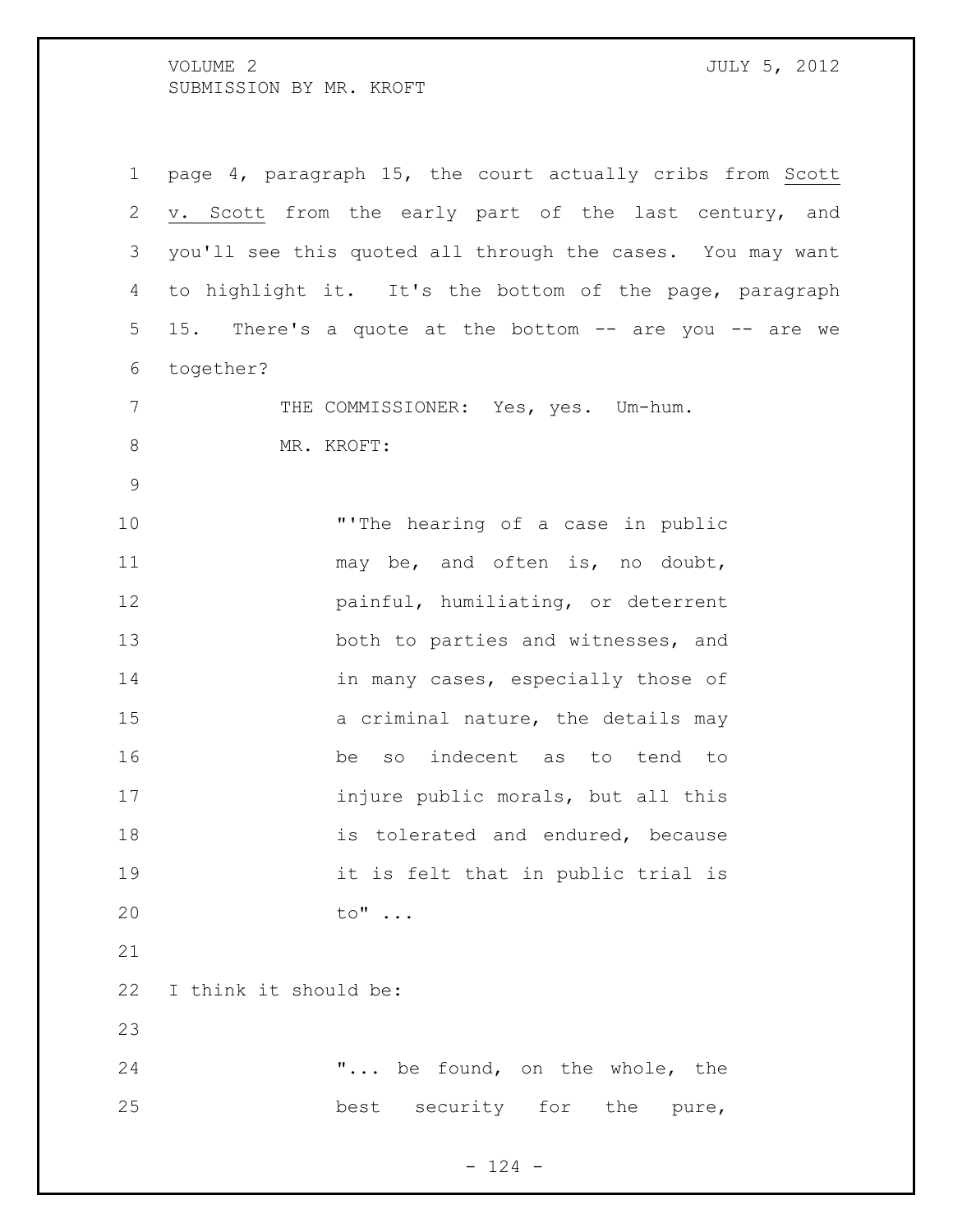page 4, paragraph 15, the court actually cribs from Scott v. Scott from the early part of the last century, and you'll see this quoted all through the cases. You may want to highlight it. It's the bottom of the page, paragraph 15. There's a quote at the bottom -- are you -- are we together?

THE COMMISSIONER: Yes, yes. Um-hum.

MR. KROFT:

> "'The hearing of a case in public may be, and often is, no doubt, painful, humiliating, or deterrent both to parties and witnesses, and in many cases, especially those of a criminal nature, the details may be so indecent as to tend to injure public morals, but all this is tolerated and endured, because it is felt that in public trial is to" ...

I think it should be:

> "... be found, on the whole, the best security for the pure,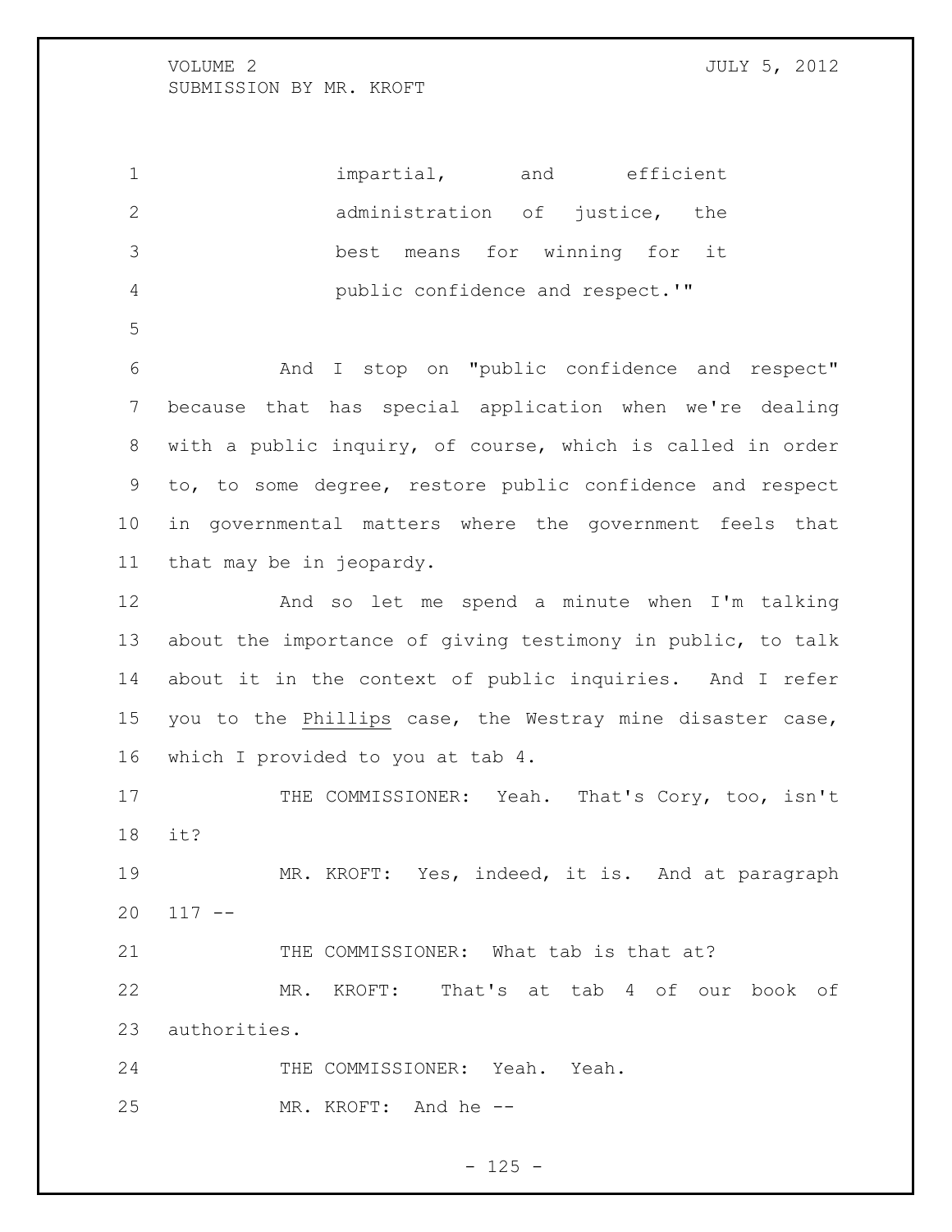impartial, and efficient administration of justice, the best means for winning for it public confidence and respect.'"

And I stop on "public confidence and respect" because that has special application when we're dealing with a public inquiry, of course, which is called in order to, to some degree, restore public confidence and respect in governmental matters where the government feels that that may be in jeopardy.

And so let me spend a minute when I'm talking about the importance of giving testimony in public, to talk about it in the context of public inquiries. And I refer you to the Phillips case, the Westray mine disaster case, which I provided to you at tab 4.

THE COMMISSIONER: Yeah. That's Cory, too, isn't it?

MR. KROFT: Yes, indeed, it is. And at paragraph 117 --

THE COMMISSIONER: What tab is that at?

MR. KROFT: That's at tab 4 of our book of authorities.

THE COMMISSIONER: Yeah. Yeah.

MR. KROFT: And he --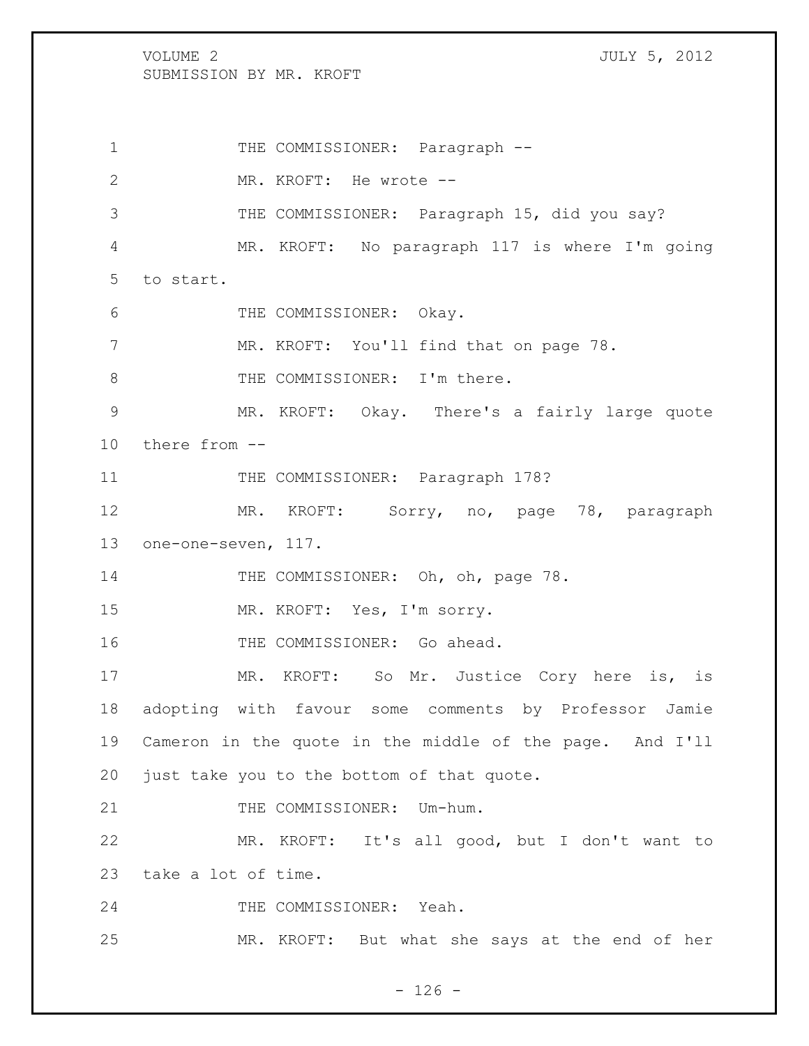THE COMMISSIONER: Paragraph --

MR. KROFT: He wrote --

THE COMMISSIONER: Paragraph 15, did you say?

MR. KROFT: No paragraph 117 is where I'm going to start.

THE COMMISSIONER: Okay.

MR. KROFT: You'll find that on page 78.

THE COMMISSIONER: I'm there.

MR. KROFT: Okay. There's a fairly large quote there from --

THE COMMISSIONER: Paragraph 178?

MR. KROFT: Sorry, no, page 78, paragraph one-one-seven, 117.

THE COMMISSIONER: Oh, oh, page 78.

MR. KROFT: Yes, I'm sorry.

THE COMMISSIONER: Go ahead.

MR. KROFT: So Mr. Justice Cory here is, is adopting with favour some comments by Professor Jamie Cameron in the quote in the middle of the page. And I'll just take you to the bottom of that quote.

THE COMMISSIONER: Um-hum.

MR. KROFT: It's all good, but I don't want to take a lot of time.

THE COMMISSIONER: Yeah.

MR. KROFT: But what she says at the end of her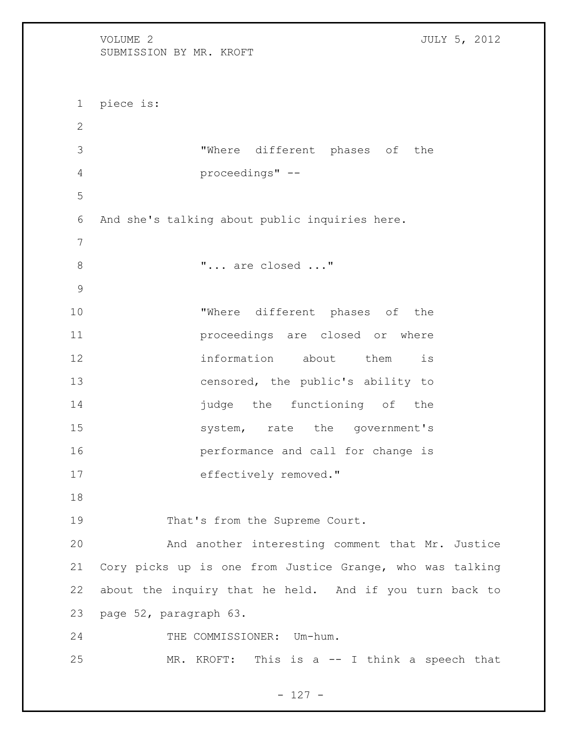piece is:

> "Where different phases of the proceedings" --

And she's talking about public inquiries here.

> "... are closed ..."

> "Where different phases of the proceedings are closed or where information about them is censored, the public's ability to judge the functioning of the system, rate the government's performance and call for change is effectively removed."

That's from the Supreme Court.

And another interesting comment that Mr. Justice Cory picks up is one from Justice Grange, who was talking about the inquiry that he held. And if you turn back to page 52, paragraph 63.

THE COMMISSIONER: Um-hum.

MR. KROFT: This is a -- I think a speech that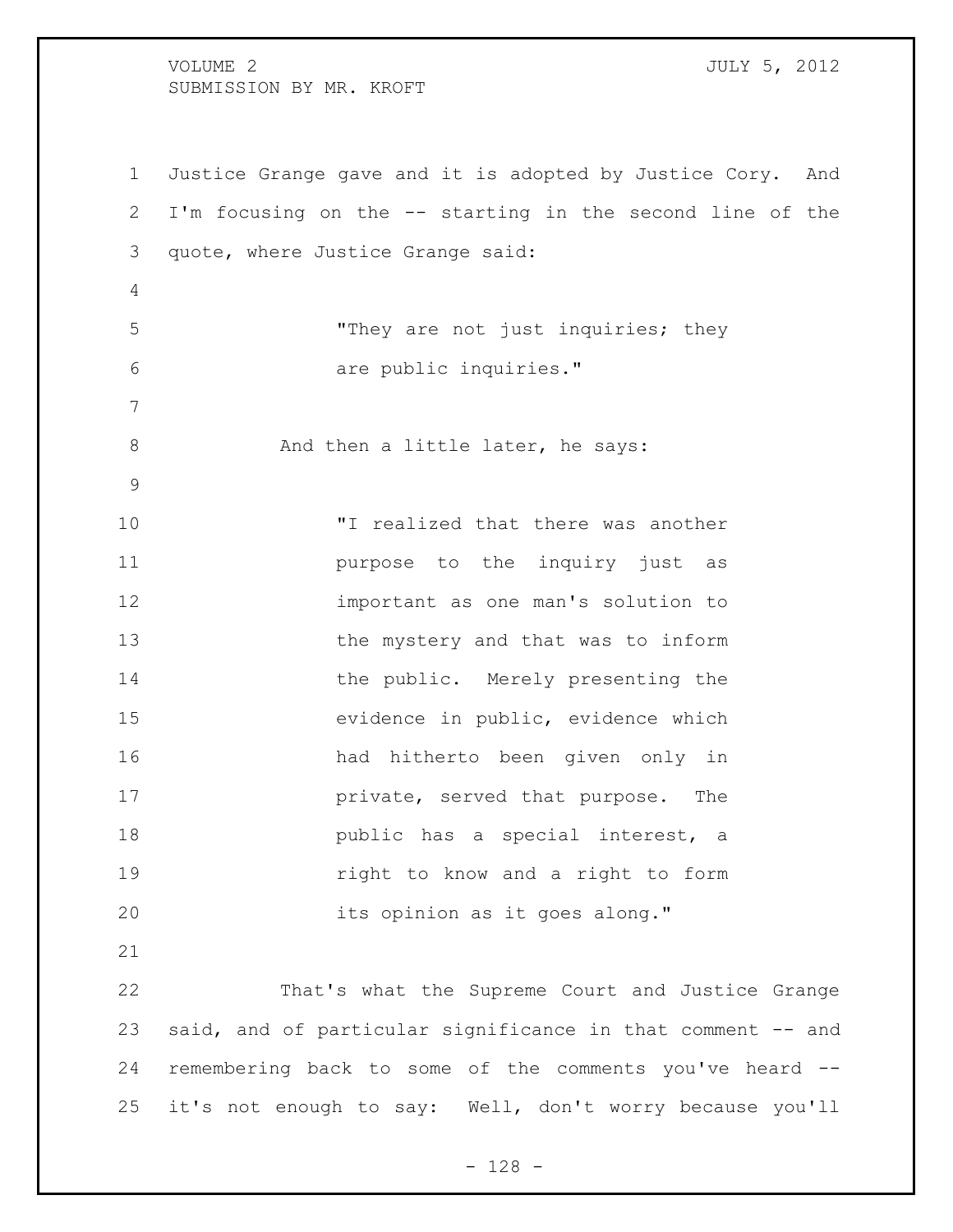Justice Grange gave and it is adopted by Justice Cory. And I'm focusing on the -- starting in the second line of the quote, where Justice Grange said:

> "They are not just inquiries; they are public inquiries."

And then a little later, he says:

> "I realized that there was another purpose to the inquiry just as important as one man's solution to the mystery and that was to inform the public. Merely presenting the evidence in public, evidence which had hitherto been given only in private, served that purpose. The public has a special interest, a right to know and a right to form its opinion as it goes along."

That's what the Supreme Court and Justice Grange said, and of particular significance in that comment -- and remembering back to some of the comments you've heard -- it's not enough to say: Well, don't worry because you'll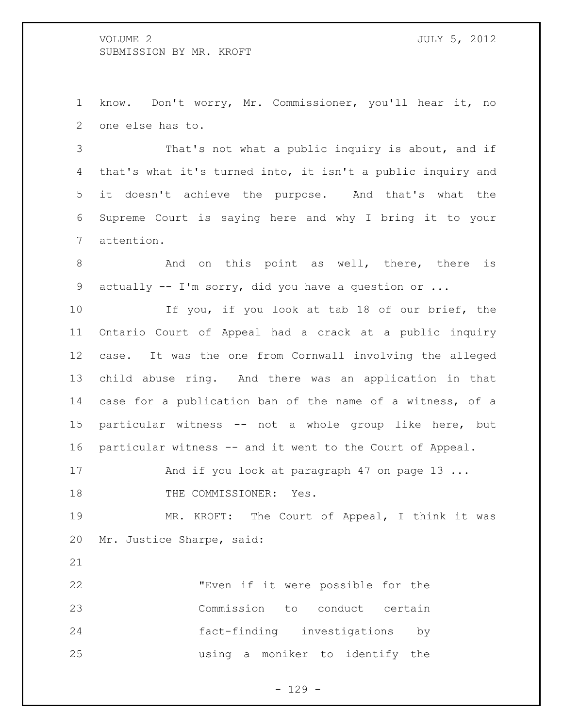know. Don't worry, Mr. Commissioner, you'll hear it, no one else has to.

That's not what a public inquiry is about, and if that's what it's turned into, it isn't a public inquiry and it doesn't achieve the purpose. And that's what the Supreme Court is saying here and why I bring it to your attention.

And on this point as well, there, there is actually -- I'm sorry, did you have a question or ...

If you, if you look at tab 18 of our brief, the Ontario Court of Appeal had a crack at a public inquiry case. It was the one from Cornwall involving the alleged child abuse ring. And there was an application in that case for a publication ban of the name of a witness, of a particular witness -- not a whole group like here, but particular witness -- and it went to the Court of Appeal.

And if you look at paragraph 47 on page 13 ...

THE COMMISSIONER: Yes.

MR. KROFT: The Court of Appeal, I think it was Mr. Justice Sharpe, said:

> "Even if it were possible for the Commission to conduct certain fact-finding investigations by using a moniker to identify the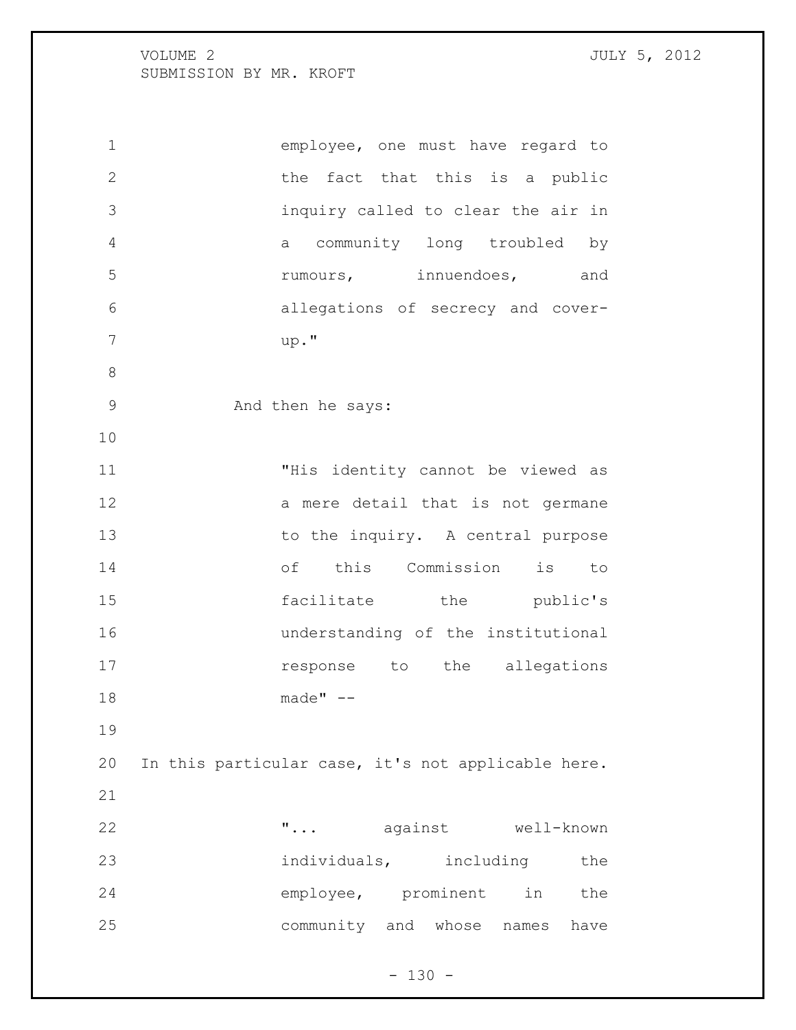employee, one must have regard to the fact that this is a public inquiry called to clear the air in a community long troubled by rumours, innuendoes, and allegations of secrecy and cover-up."

And then he says:

"His identity cannot be viewed as a mere detail that is not germane to the inquiry. A central purpose of this Commission is to facilitate the public's understanding of the institutional response to the allegations made" --

In this particular case, it's not applicable here.

"... against well-known individuals, including the employee, prominent in the community and whose names have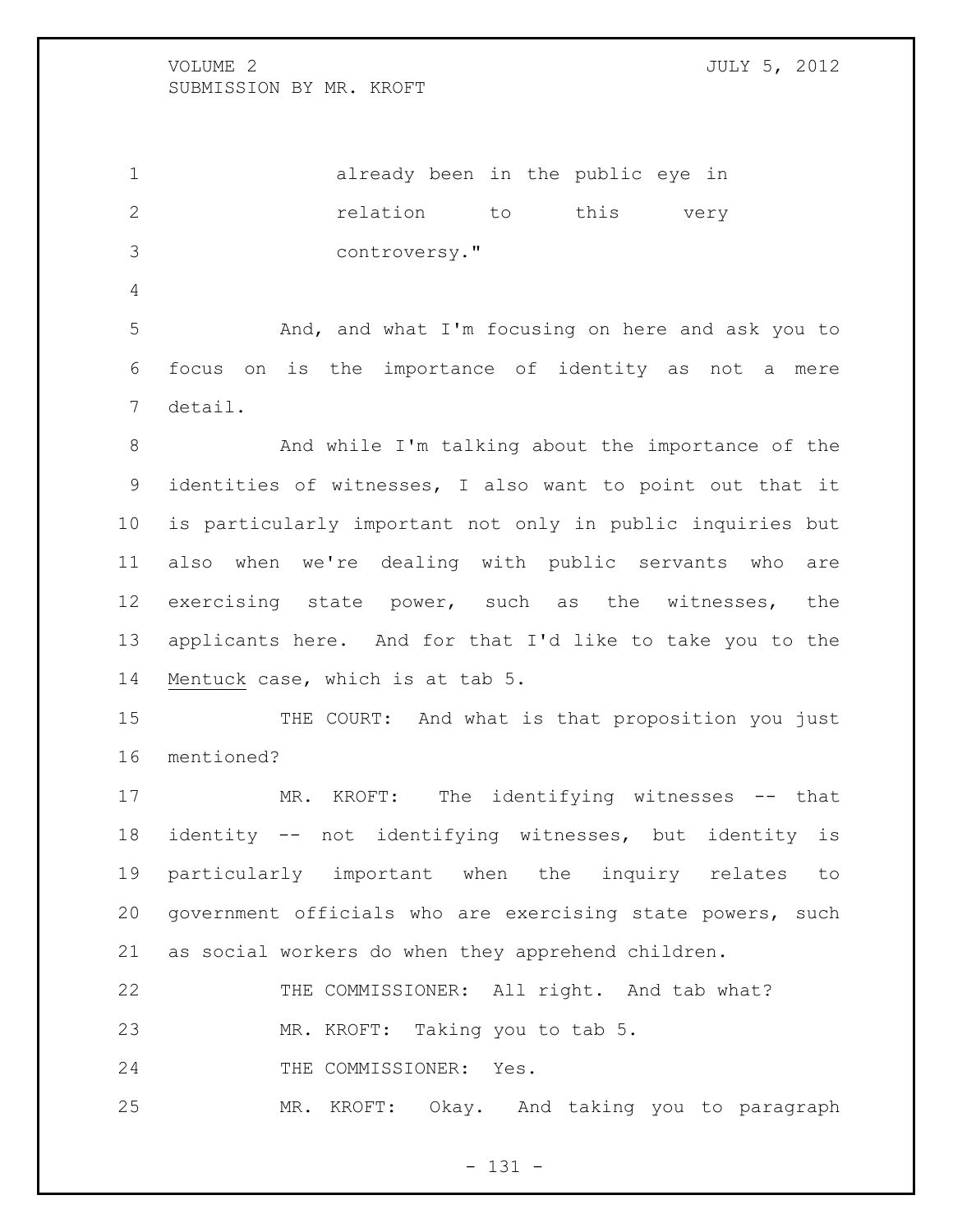already been in the public eye in relation to this very controversy."

And, and what I'm focusing on here and ask you to focus on is the importance of identity as not a mere detail.

And while I'm talking about the importance of the identities of witnesses, I also want to point out that it is particularly important not only in public inquiries but also when we're dealing with public servants who are exercising state power, such as the witnesses, the applicants here. And for that I'd like to take you to the Mentuck case, which is at tab 5.

THE COURT: And what is that proposition you just mentioned?

MR. KROFT: The identifying witnesses -- that identity -- not identifying witnesses, but identity is particularly important when the inquiry relates to government officials who are exercising state powers, such as social workers do when they apprehend children.

THE COMMISSIONER: All right. And tab what?

MR. KROFT: Taking you to tab 5.

THE COMMISSIONER: Yes.

MR. KROFT: Okay. And taking you to paragraph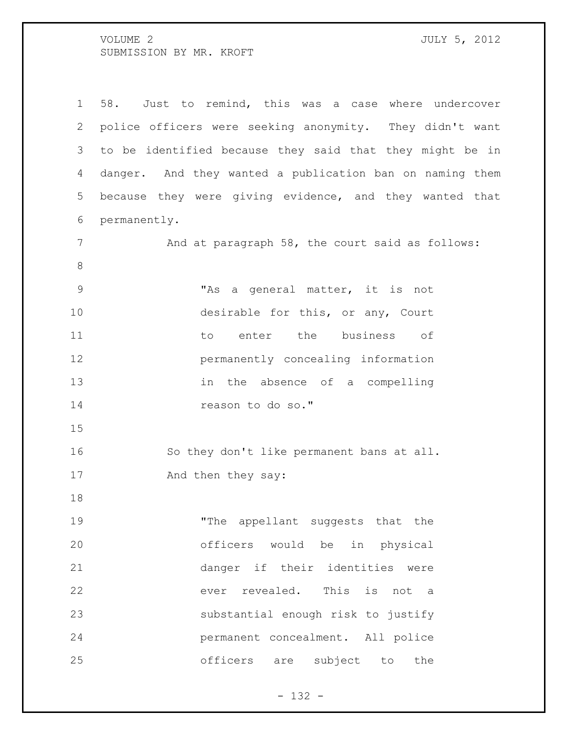58. Just to remind, this was a case where undercover police officers were seeking anonymity. They didn't want to be identified because they said that they might be in danger. And they wanted a publication ban on naming them because they were giving evidence, and they wanted that permanently.

And at paragraph 58, the court said as follows:

> "As a general matter, it is not desirable for this, or any, Court to enter the business of permanently concealing information in the absence of a compelling reason to do so."

So they don't like permanent bans at all.

And then they say:

> "The appellant suggests that the officers would be in physical danger if their identities were ever revealed. This is not a substantial enough risk to justify permanent concealment. All police officers are subject to the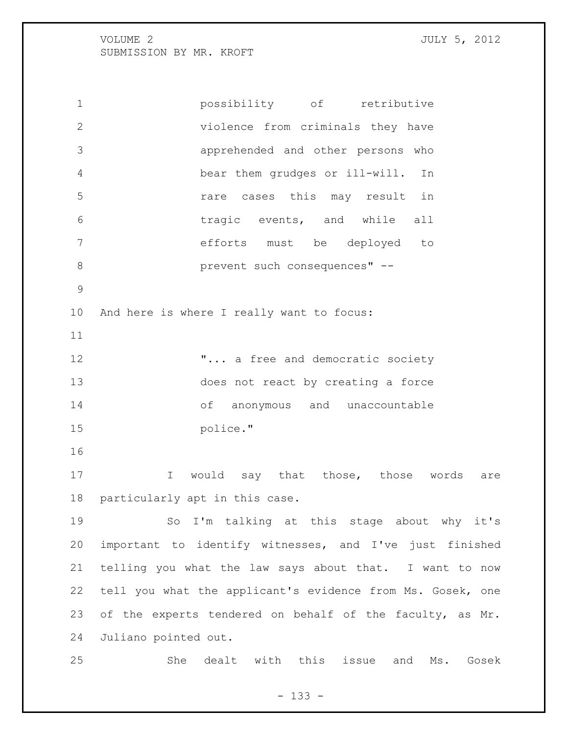possibility of retributive violence from criminals they have apprehended and other persons who bear them grudges or ill-will. In rare cases this may result in tragic events, and while all efforts must be deployed to prevent such consequences" --

And here is where I really want to focus:

> "... a free and democratic society does not react by creating a force of anonymous and unaccountable police."

I would say that those, those words are particularly apt in this case.

So I'm talking at this stage about why it's important to identify witnesses, and I've just finished telling you what the law says about that. I want to now tell you what the applicant's evidence from Ms. Gosek, one of the experts tendered on behalf of the faculty, as Mr. Juliano pointed out.

She dealt with this issue and Ms. Gosek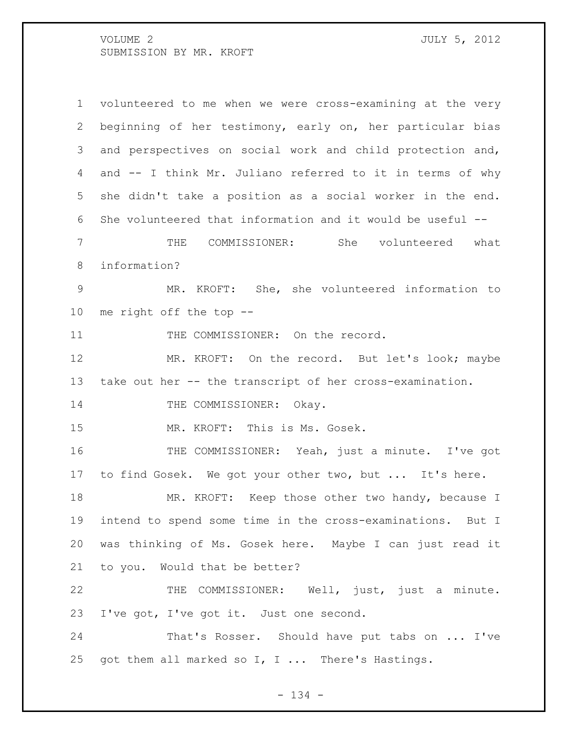volunteered to me when we were cross-examining at the very beginning of her testimony, early on, her particular bias and perspectives on social work and child protection and, and -- I think Mr. Juliano referred to it in terms of why she didn't take a position as a social worker in the end. She volunteered that information and it would be useful --

THE COMMISSIONER: She volunteered what information?

MR. KROFT: She, she volunteered information to me right off the top --

THE COMMISSIONER: On the record.

MR. KROFT: On the record. But let's look; maybe take out her -- the transcript of her cross-examination.

THE COMMISSIONER: Okay.

MR. KROFT: This is Ms. Gosek.

THE COMMISSIONER: Yeah, just a minute. I've got to find Gosek. We got your other two, but ... It's here.

MR. KROFT: Keep those other two handy, because I intend to spend some time in the cross-examinations. But I was thinking of Ms. Gosek here. Maybe I can just read it to you. Would that be better?

THE COMMISSIONER: Well, just, just a minute. I've got, I've got it. Just one second.

That's Rosser. Should have put tabs on ... I've got them all marked so I, I ... There's Hastings.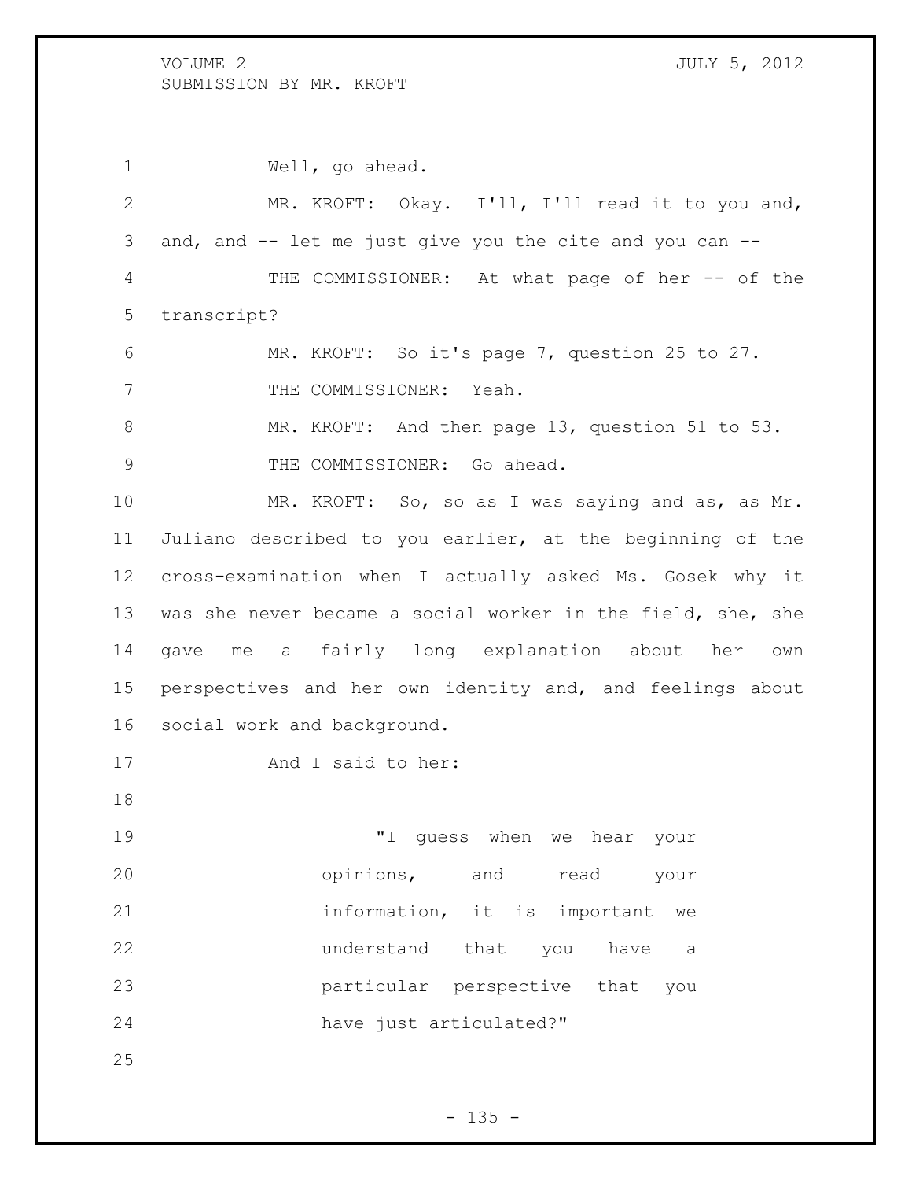Well, go ahead.

MR. KROFT: Okay. I'll, I'll read it to you and, and, and -- let me just give you the cite and you can --

THE COMMISSIONER: At what page of her -- of the transcript?

MR. KROFT: So it's page 7, question 25 to 27.

THE COMMISSIONER: Yeah.

MR. KROFT: And then page 13, question 51 to 53.

THE COMMISSIONER: Go ahead.

MR. KROFT: So, so as I was saying and as, as Mr. Juliano described to you earlier, at the beginning of the cross-examination when I actually asked Ms. Gosek why it was she never became a social worker in the field, she, she gave me a fairly long explanation about her own perspectives and her own identity and, and feelings about social work and background.

And I said to her:

> "I guess when we hear your opinions, and read your information, it is important we understand that you have a particular perspective that you have just articulated?"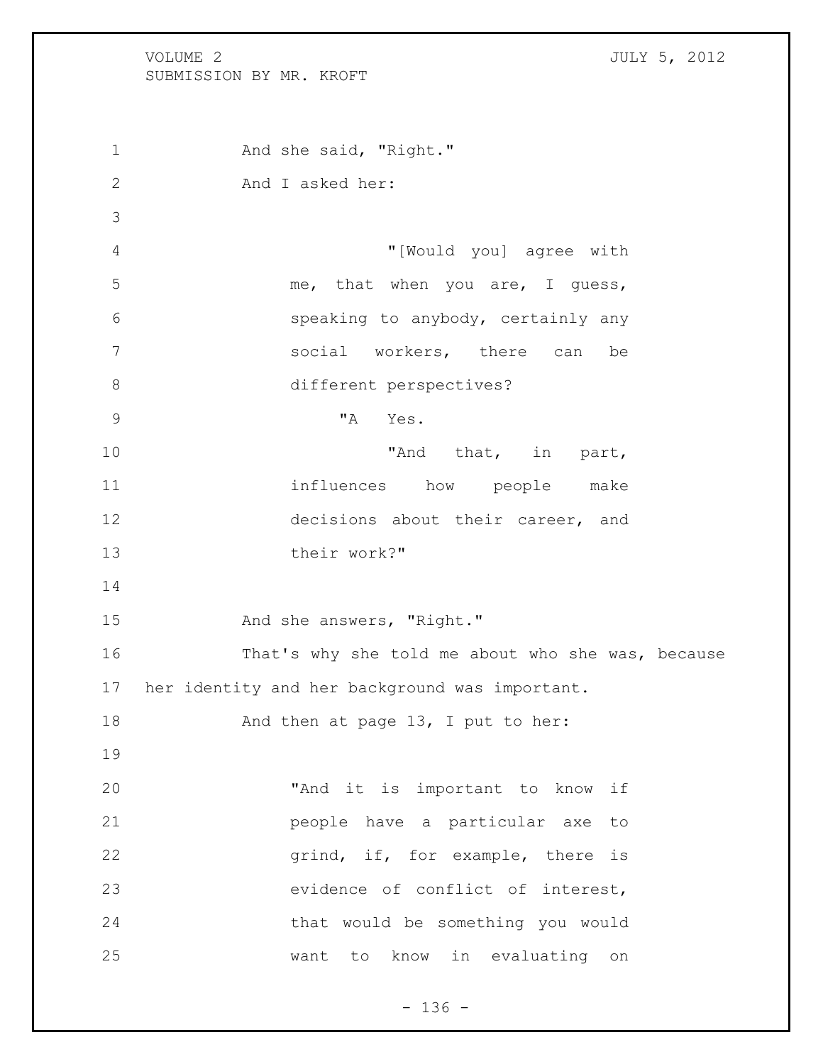And she said, "Right."

And I asked her:

> "[Would you] agree with me, that when you are, I guess, speaking to anybody, certainly any social workers, there can be different perspectives?
>
> "A Yes.
>
> "And that, in part, influences how people make decisions about their career, and their work?"

And she answers, "Right."

That's why she told me about who she was, because her identity and her background was important.

And then at page 13, I put to her:

> "And it is important to know if people have a particular axe to grind, if, for example, there is evidence of conflict of interest, that would be something you would want to know in evaluating on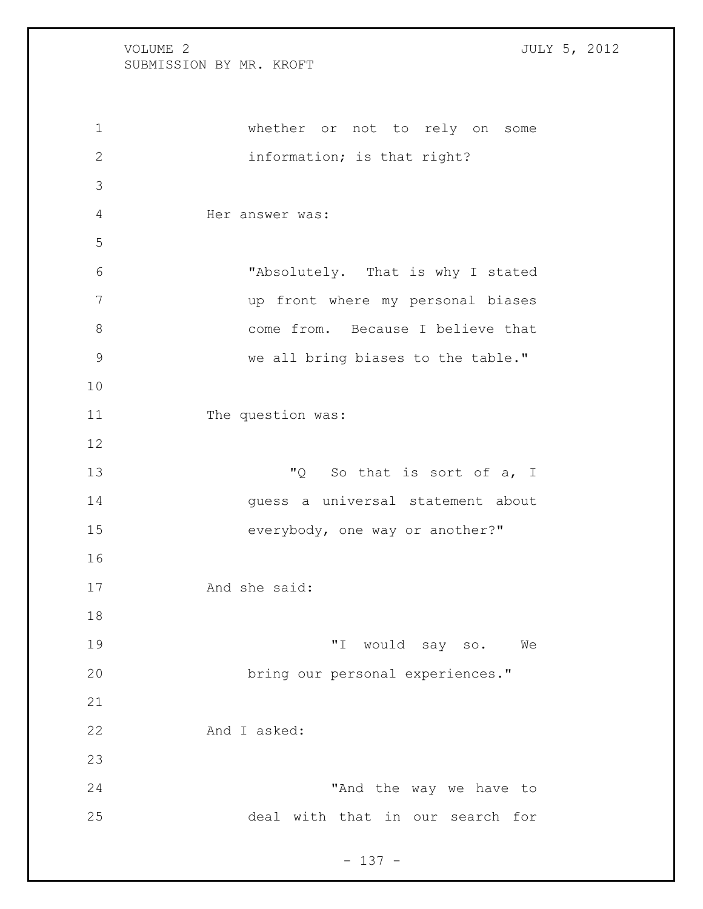whether or not to rely on some information; is that right?

Her answer was:

"Absolutely. That is why I stated up front where my personal biases come from. Because I believe that we all bring biases to the table."

The question was:

"Q So that is sort of a, I guess a universal statement about everybody, one way or another?"

And she said:

"I would say so. We bring our personal experiences."

And I asked:

"And the way we have to deal with that in our search for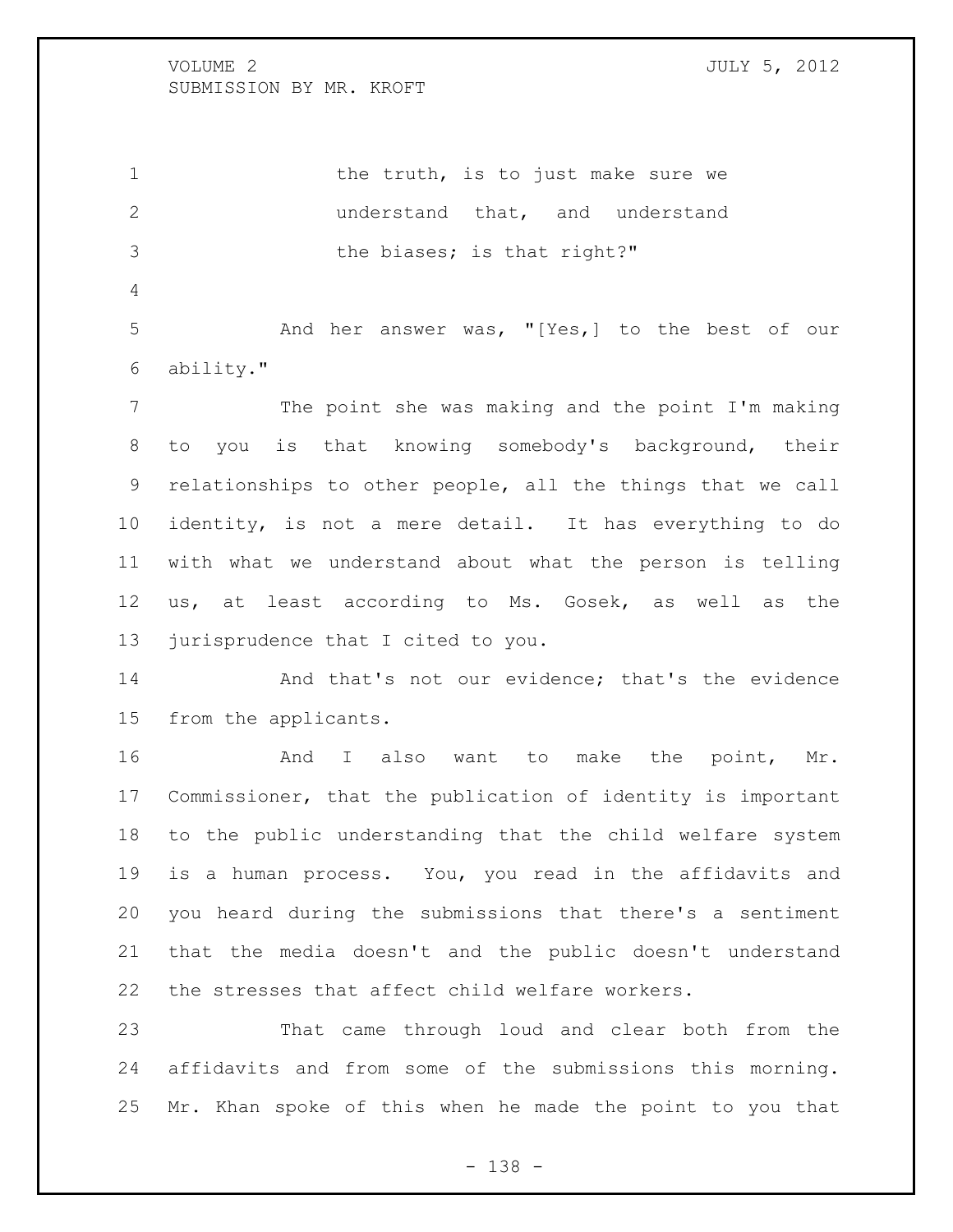the truth, is to just make sure we understand that, and understand the biases; is that right?"

And her answer was, "[Yes,] to the best of our ability."

The point she was making and the point I'm making to you is that knowing somebody's background, their relationships to other people, all the things that we call identity, is not a mere detail. It has everything to do with what we understand about what the person is telling us, at least according to Ms. Gosek, as well as the jurisprudence that I cited to you.

And that's not our evidence; that's the evidence from the applicants.

And I also want to make the point, Mr. Commissioner, that the publication of identity is important to the public understanding that the child welfare system is a human process. You, you read in the affidavits and you heard during the submissions that there's a sentiment that the media doesn't and the public doesn't understand the stresses that affect child welfare workers.

That came through loud and clear both from the affidavits and from some of the submissions this morning. Mr. Khan spoke of this when he made the point to you that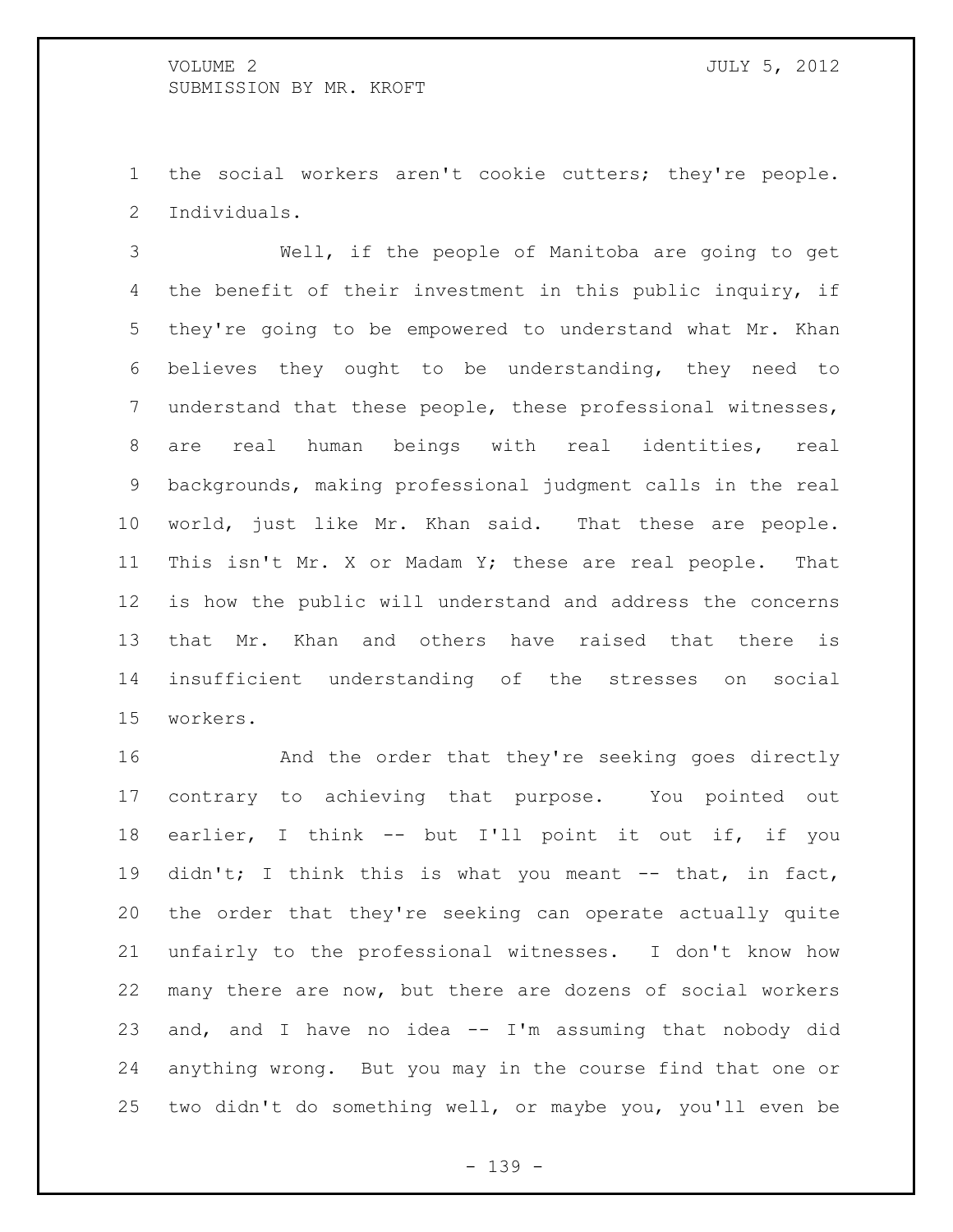the social workers aren't cookie cutters; they're people. Individuals.

Well, if the people of Manitoba are going to get the benefit of their investment in this public inquiry, if they're going to be empowered to understand what Mr. Khan believes they ought to be understanding, they need to understand that these people, these professional witnesses, are real human beings with real identities, real backgrounds, making professional judgment calls in the real world, just like Mr. Khan said. That these are people. This isn't Mr. X or Madam Y; these are real people. That is how the public will understand and address the concerns that Mr. Khan and others have raised that there is insufficient understanding of the stresses on social workers.

And the order that they're seeking goes directly contrary to achieving that purpose. You pointed out earlier, I think -- but I'll point it out if, if you didn't; I think this is what you meant -- that, in fact, the order that they're seeking can operate actually quite unfairly to the professional witnesses. I don't know how many there are now, but there are dozens of social workers and, and I have no idea -- I'm assuming that nobody did anything wrong. But you may in the course find that one or two didn't do something well, or maybe you, you'll even be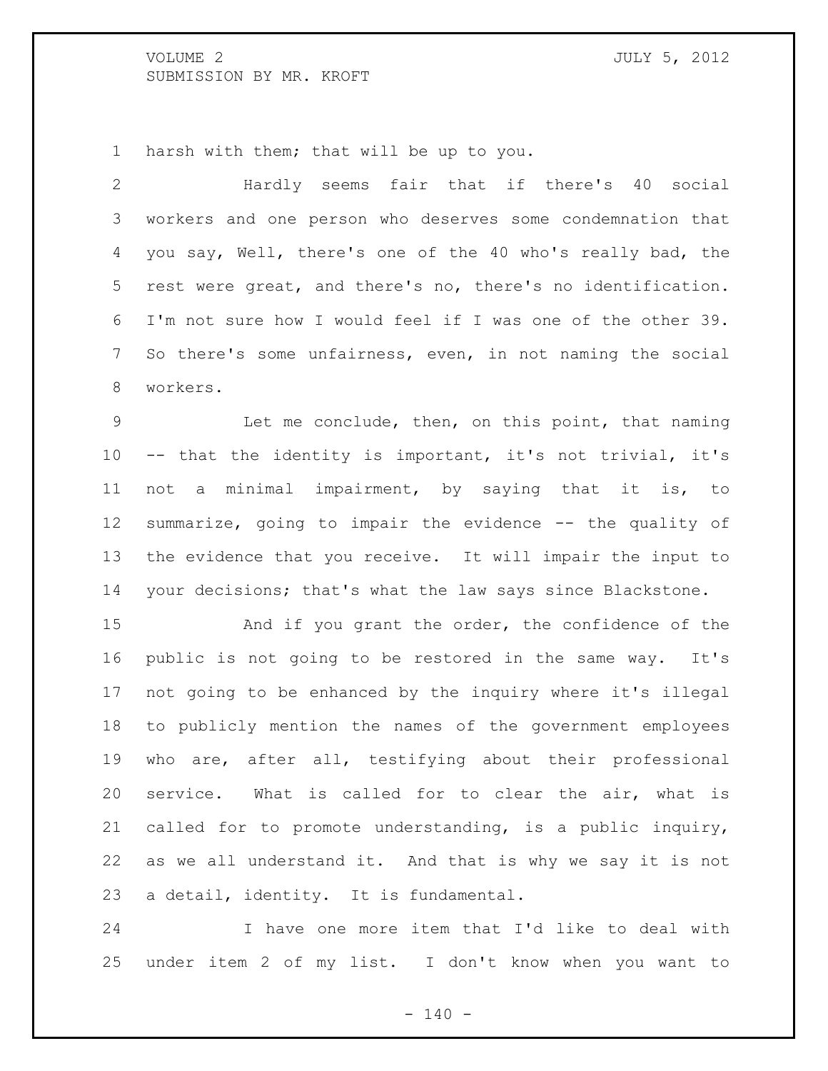harsh with them; that will be up to you.

Hardly seems fair that if there's 40 social workers and one person who deserves some condemnation that you say, Well, there's one of the 40 who's really bad, the rest were great, and there's no, there's no identification. I'm not sure how I would feel if I was one of the other 39. So there's some unfairness, even, in not naming the social workers.

Let me conclude, then, on this point, that naming -- that the identity is important, it's not trivial, it's not a minimal impairment, by saying that it is, to summarize, going to impair the evidence -- the quality of the evidence that you receive. It will impair the input to your decisions; that's what the law says since Blackstone.

And if you grant the order, the confidence of the public is not going to be restored in the same way. It's not going to be enhanced by the inquiry where it's illegal to publicly mention the names of the government employees who are, after all, testifying about their professional service. What is called for to clear the air, what is called for to promote understanding, is a public inquiry, as we all understand it. And that is why we say it is not a detail, identity. It is fundamental.

I have one more item that I'd like to deal with under item 2 of my list. I don't know when you want to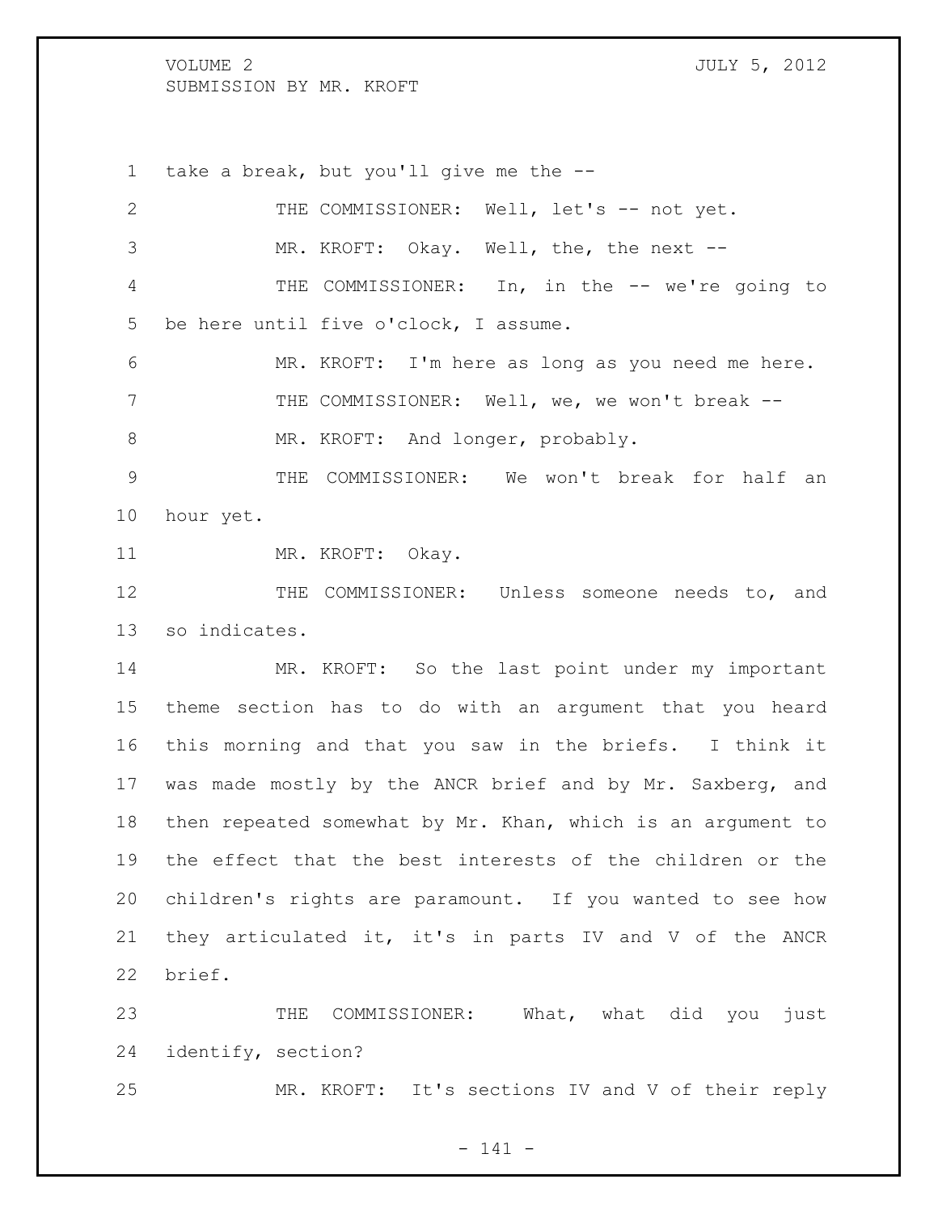take a break, but you'll give me the --

THE COMMISSIONER: Well, let's -- not yet.

MR. KROFT: Okay. Well, the, the next --

THE COMMISSIONER: In, in the -- we're going to be here until five o'clock, I assume.

MR. KROFT: I'm here as long as you need me here.

THE COMMISSIONER: Well, we, we won't break --

MR. KROFT: And longer, probably.

THE COMMISSIONER: We won't break for half an hour yet.

MR. KROFT: Okay.

THE COMMISSIONER: Unless someone needs to, and so indicates.

MR. KROFT: So the last point under my important theme section has to do with an argument that you heard this morning and that you saw in the briefs. I think it was made mostly by the ANCR brief and by Mr. Saxberg, and then repeated somewhat by Mr. Khan, which is an argument to the effect that the best interests of the children or the children's rights are paramount. If you wanted to see how they articulated it, it's in parts IV and V of the ANCR brief.

THE COMMISSIONER: What, what did you just identify, section?

MR. KROFT: It's sections IV and V of their reply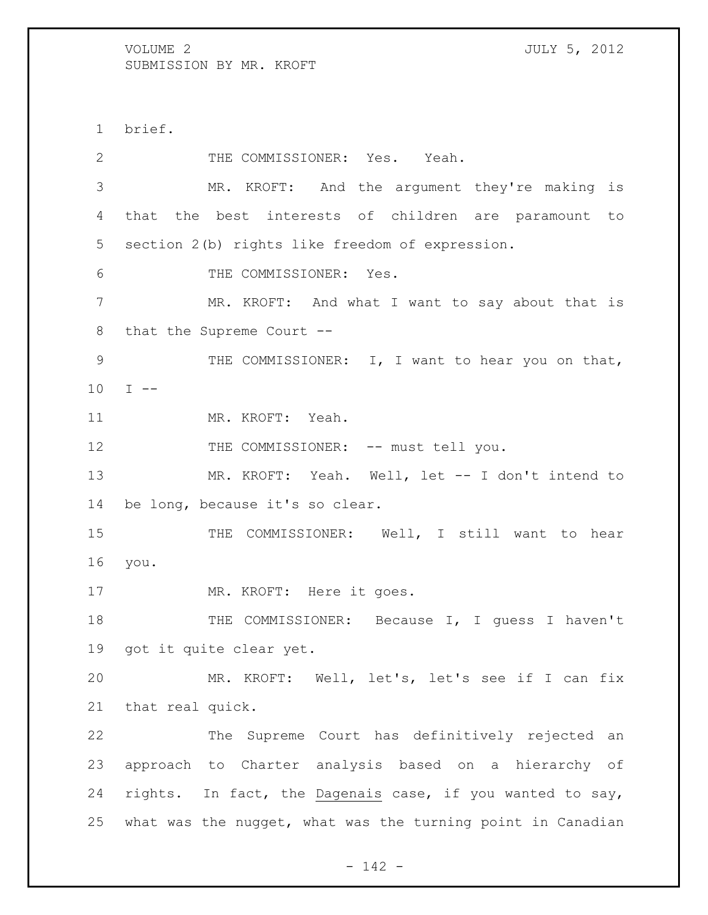brief.

THE COMMISSIONER: Yes. Yeah.

MR. KROFT: And the argument they're making is that the best interests of children are paramount to section 2(b) rights like freedom of expression.

THE COMMISSIONER: Yes.

MR. KROFT: And what I want to say about that is that the Supreme Court --

THE COMMISSIONER: I, I want to hear you on that, I --

MR. KROFT: Yeah.

THE COMMISSIONER: -- must tell you.

MR. KROFT: Yeah. Well, let -- I don't intend to be long, because it's so clear.

THE COMMISSIONER: Well, I still want to hear you.

MR. KROFT: Here it goes.

THE COMMISSIONER: Because I, I guess I haven't got it quite clear yet.

MR. KROFT: Well, let's, let's see if I can fix that real quick.

The Supreme Court has definitively rejected an approach to Charter analysis based on a hierarchy of rights. In fact, the Dagenais case, if you wanted to say, what was the nugget, what was the turning point in Canadian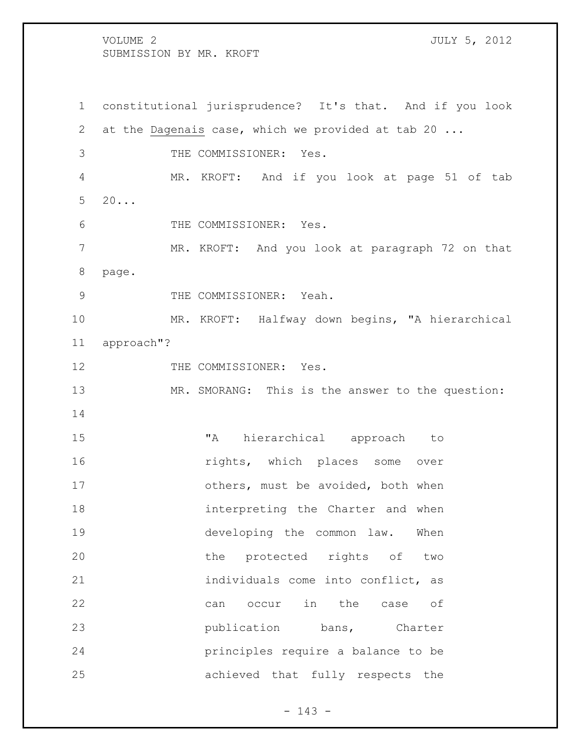constitutional jurisprudence? It's that. And if you look at the Dagenais case, which we provided at tab 20 ...

THE COMMISSIONER: Yes.

MR. KROFT: And if you look at page 51 of tab 20...

THE COMMISSIONER: Yes.

MR. KROFT: And you look at paragraph 72 on that page.

THE COMMISSIONER: Yeah.

MR. KROFT: Halfway down begins, "A hierarchical approach"?

THE COMMISSIONER: Yes.

MR. SMORANG: This is the answer to the question:

> "A hierarchical approach to rights, which places some over others, must be avoided, both when interpreting the Charter and when developing the common law. When the protected rights of two individuals come into conflict, as can occur in the case of publication bans, Charter principles require a balance to be achieved that fully respects the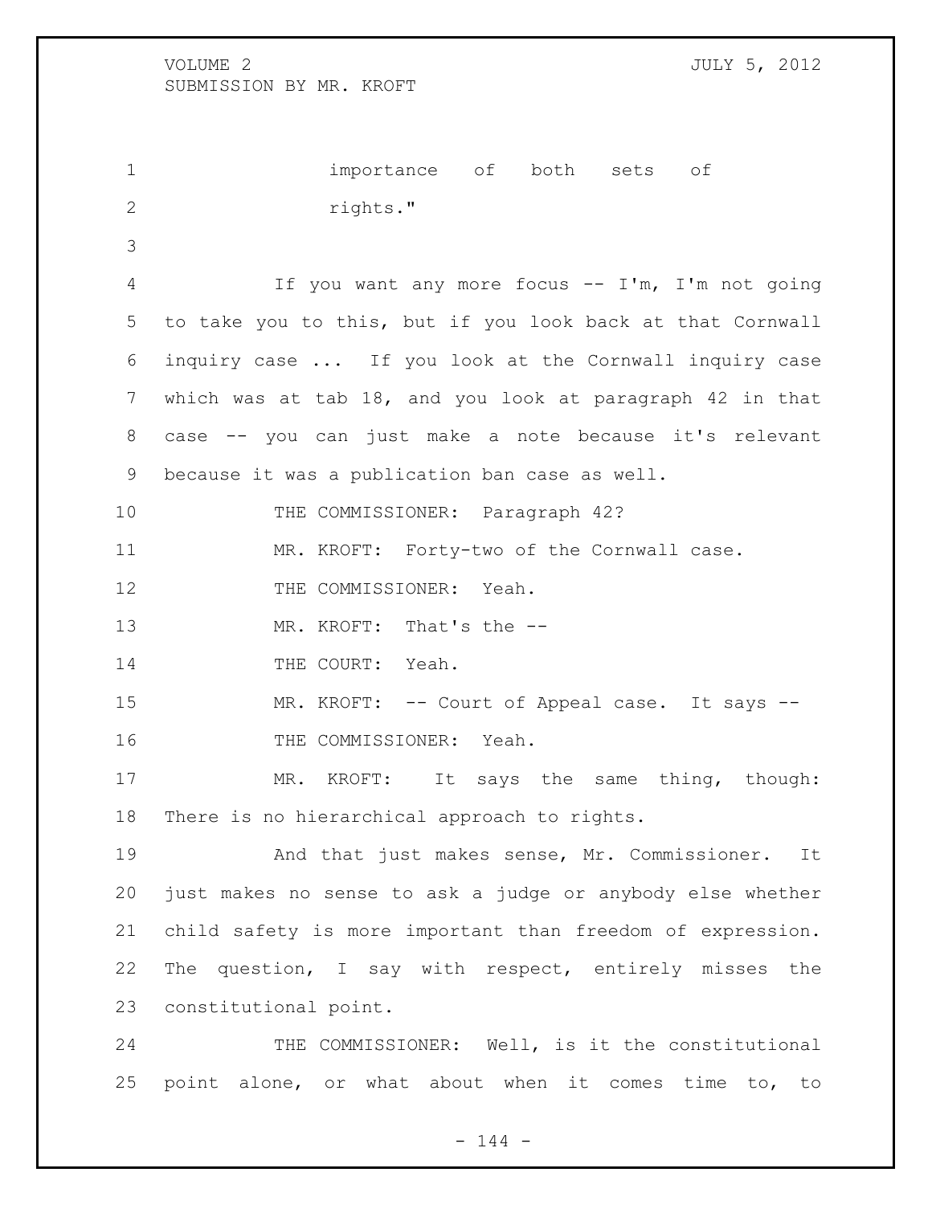importance of both sets of rights."

If you want any more focus -- I'm, I'm not going to take you to this, but if you look back at that Cornwall inquiry case ... If you look at the Cornwall inquiry case which was at tab 18, and you look at paragraph 42 in that case -- you can just make a note because it's relevant because it was a publication ban case as well.

THE COMMISSIONER: Paragraph 42?

MR. KROFT: Forty-two of the Cornwall case.

THE COMMISSIONER: Yeah.

MR. KROFT: That's the --

THE COURT: Yeah.

MR. KROFT: -- Court of Appeal case. It says --

THE COMMISSIONER: Yeah.

MR. KROFT: It says the same thing, though: There is no hierarchical approach to rights.

And that just makes sense, Mr. Commissioner. It just makes no sense to ask a judge or anybody else whether child safety is more important than freedom of expression. The question, I say with respect, entirely misses the constitutional point.

THE COMMISSIONER: Well, is it the constitutional point alone, or what about when it comes time to, to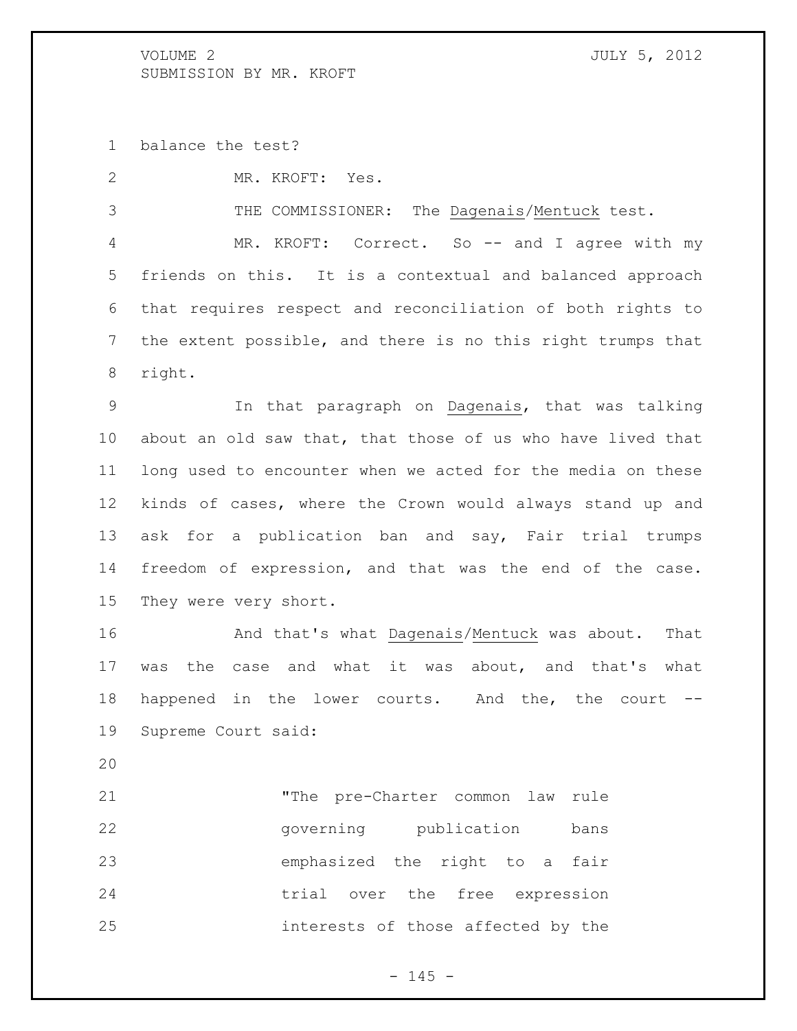balance the test?

MR. KROFT: Yes.

THE COMMISSIONER: The _Dagenais_/_Mentuck_ test.

MR. KROFT: Correct. So -- and I agree with my friends on this. It is a contextual and balanced approach that requires respect and reconciliation of both rights to the extent possible, and there is no this right trumps that right.

In that paragraph on _Dagenais_, that was talking about an old saw that, that those of us who have lived that long used to encounter when we acted for the media on these kinds of cases, where the Crown would always stand up and ask for a publication ban and say, Fair trial trumps freedom of expression, and that was the end of the case. They were very short.

And that's what _Dagenais_/_Mentuck_ was about. That was the case and what it was about, and that's what happened in the lower courts. And the, the court -- Supreme Court said:

> "The pre-Charter common law rule governing publication bans emphasized the right to a fair trial over the free expression interests of those affected by the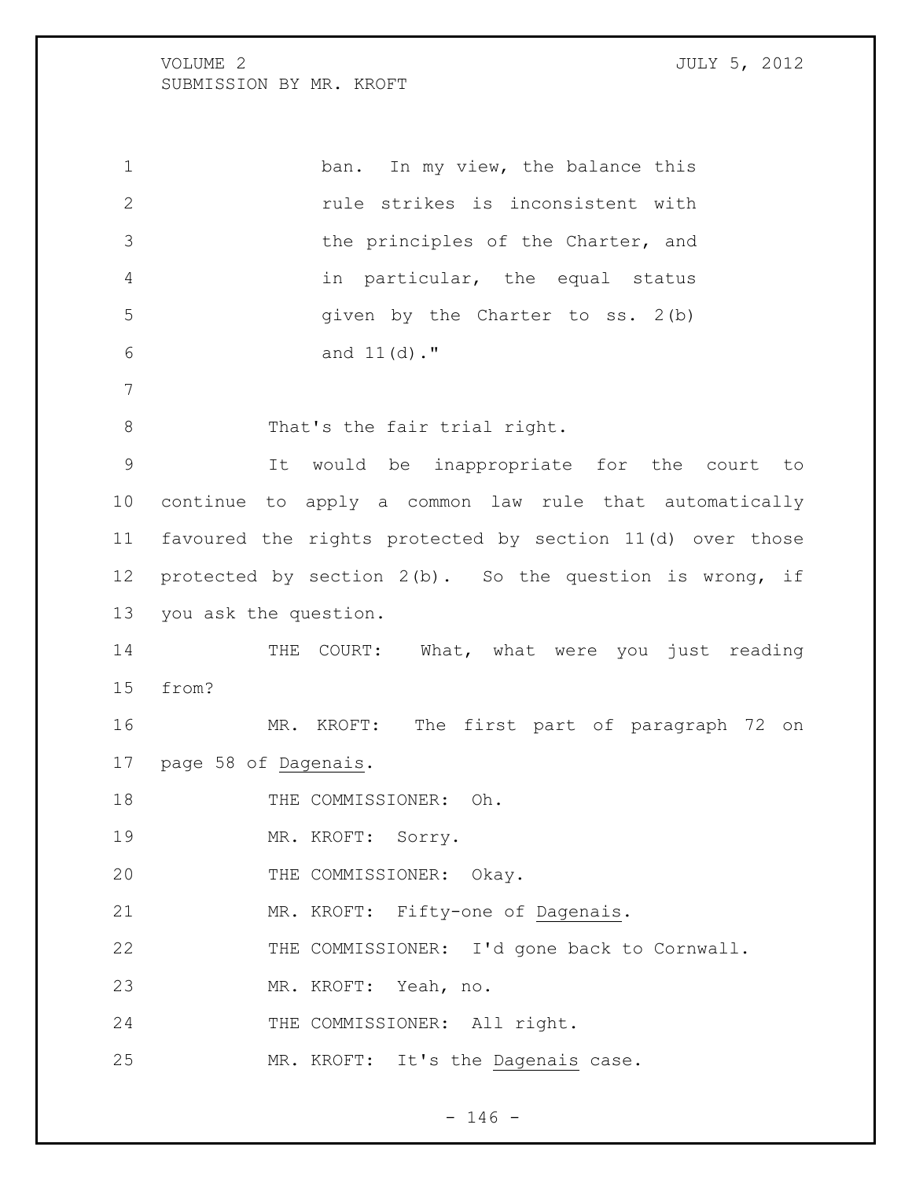ban. In my view, the balance this rule strikes is inconsistent with the principles of the Charter, and in particular, the equal status given by the Charter to ss. 2(b) and 11(d)."

That's the fair trial right.

It would be inappropriate for the court to continue to apply a common law rule that automatically favoured the rights protected by section 11(d) over those protected by section 2(b). So the question is wrong, if you ask the question.

THE COURT: What, what were you just reading from?

MR. KROFT: The first part of paragraph 72 on page 58 of Dagenais.

THE COMMISSIONER: Oh.

MR. KROFT: Sorry.

THE COMMISSIONER: Okay.

MR. KROFT: Fifty-one of Dagenais.

THE COMMISSIONER: I'd gone back to Cornwall.

MR. KROFT: Yeah, no.

THE COMMISSIONER: All right.

MR. KROFT: It's the Dagenais case.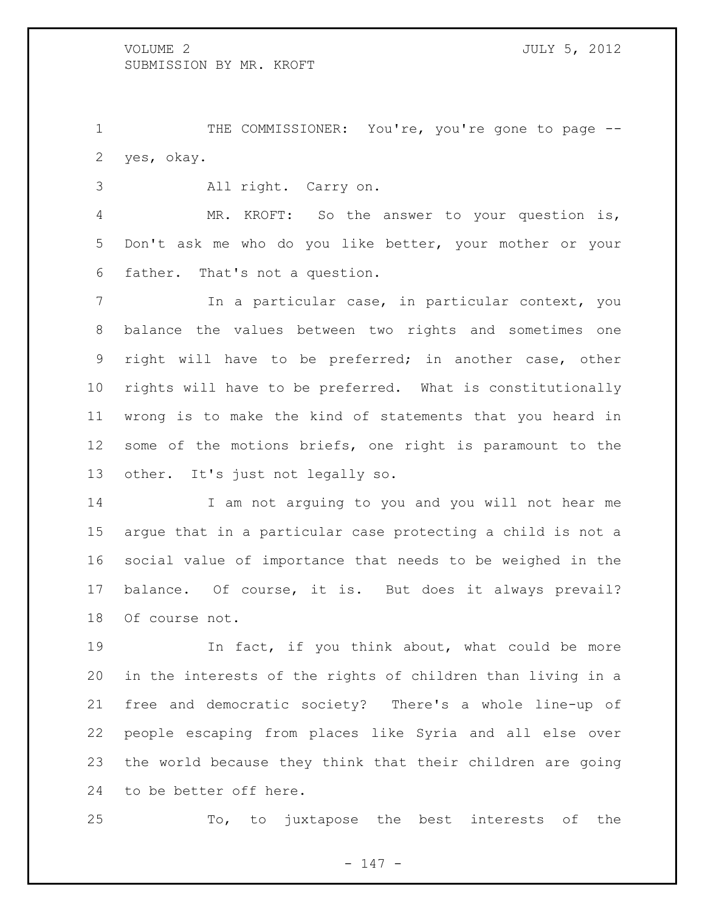THE COMMISSIONER: You're, you're gone to page -- yes, okay.

All right. Carry on.

MR. KROFT: So the answer to your question is, Don't ask me who do you like better, your mother or your father. That's not a question.

In a particular case, in particular context, you balance the values between two rights and sometimes one right will have to be preferred; in another case, other rights will have to be preferred. What is constitutionally wrong is to make the kind of statements that you heard in some of the motions briefs, one right is paramount to the other. It's just not legally so.

I am not arguing to you and you will not hear me argue that in a particular case protecting a child is not a social value of importance that needs to be weighed in the balance. Of course, it is. But does it always prevail? Of course not.

In fact, if you think about, what could be more in the interests of the rights of children than living in a free and democratic society? There's a whole line-up of people escaping from places like Syria and all else over the world because they think that their children are going to be better off here.

To, to juxtapose the best interests of the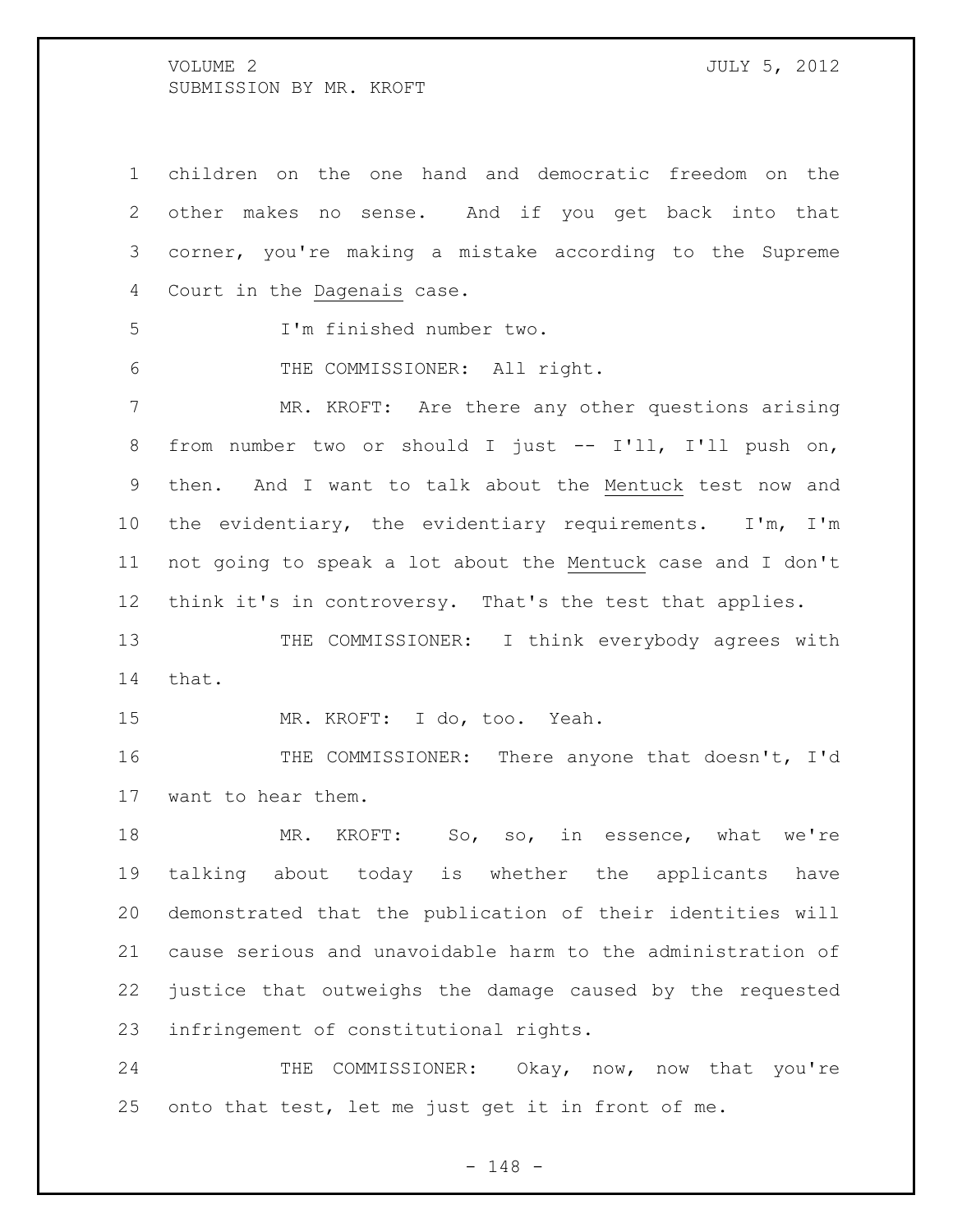children on the one hand and democratic freedom on the other makes no sense. And if you get back into that corner, you're making a mistake according to the Supreme Court in the Dagenais case.

I'm finished number two.

THE COMMISSIONER: All right.

MR. KROFT: Are there any other questions arising from number two or should I just -- I'll, I'll push on, then. And I want to talk about the Mentuck test now and the evidentiary, the evidentiary requirements. I'm, I'm not going to speak a lot about the Mentuck case and I don't think it's in controversy. That's the test that applies.

THE COMMISSIONER: I think everybody agrees with that.

MR. KROFT: I do, too. Yeah.

THE COMMISSIONER: There anyone that doesn't, I'd want to hear them.

MR. KROFT: So, so, in essence, what we're talking about today is whether the applicants have demonstrated that the publication of their identities will cause serious and unavoidable harm to the administration of justice that outweighs the damage caused by the requested infringement of constitutional rights.

THE COMMISSIONER: Okay, now, now that you're onto that test, let me just get it in front of me.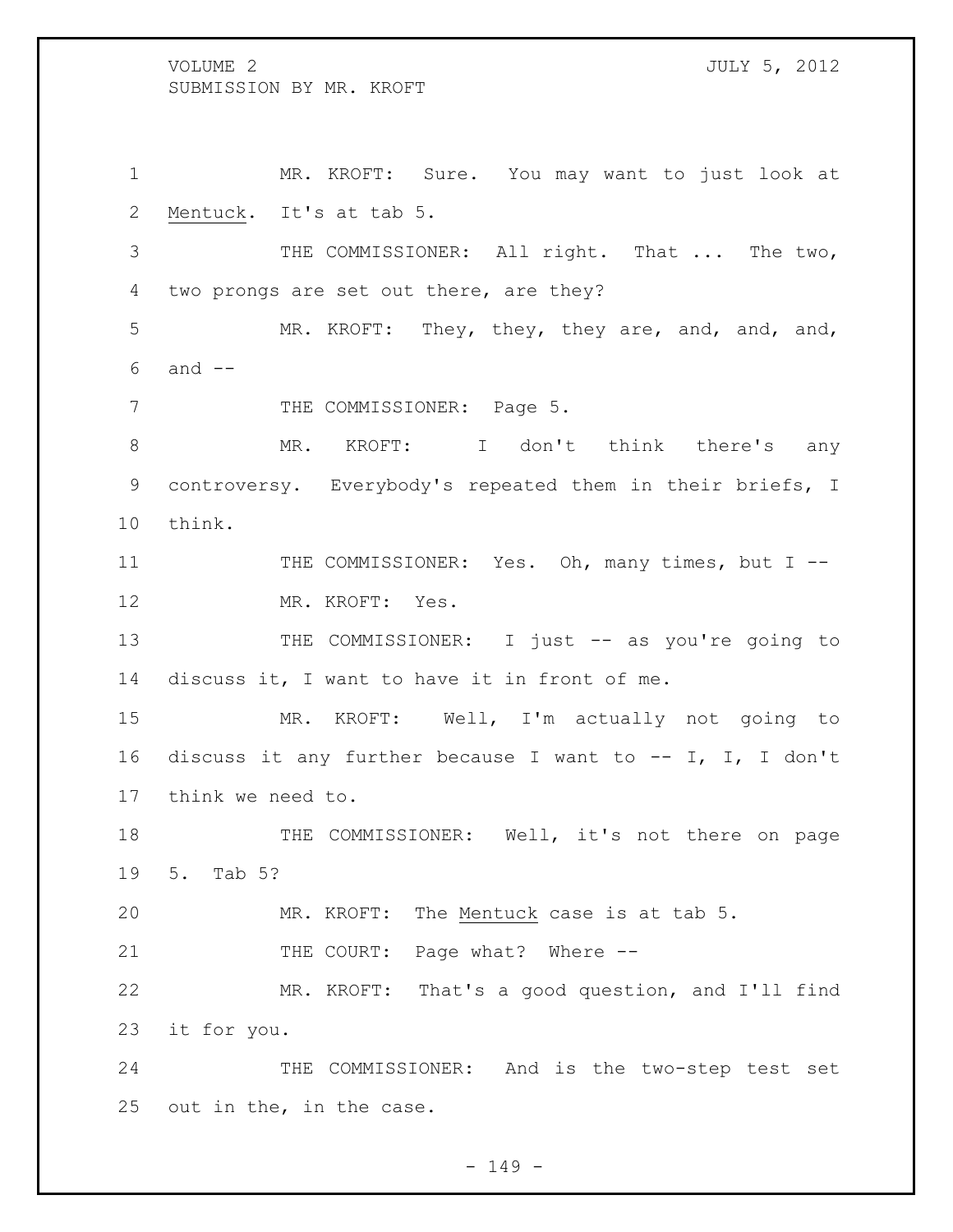MR. KROFT: Sure. You may want to just look at Mentuck. It's at tab 5.

THE COMMISSIONER: All right. That ... The two, two prongs are set out there, are they?

MR. KROFT: They, they, they are, and, and, and, and --

THE COMMISSIONER: Page 5.

MR. KROFT: I don't think there's any controversy. Everybody's repeated them in their briefs, I think.

THE COMMISSIONER: Yes. Oh, many times, but I --

MR. KROFT: Yes.

THE COMMISSIONER: I just -- as you're going to discuss it, I want to have it in front of me.

MR. KROFT: Well, I'm actually not going to discuss it any further because I want to -- I, I, I don't think we need to.

THE COMMISSIONER: Well, it's not there on page 5. Tab 5?

MR. KROFT: The Mentuck case is at tab 5.

THE COURT: Page what? Where --

MR. KROFT: That's a good question, and I'll find it for you.

THE COMMISSIONER: And is the two-step test set out in the, in the case.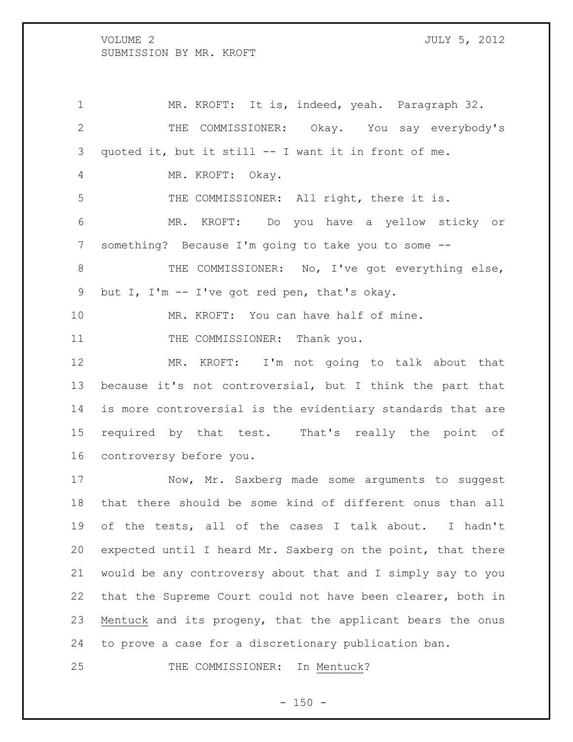MR. KROFT: It is, indeed, yeah. Paragraph 32.

THE COMMISSIONER: Okay. You say everybody's quoted it, but it still -- I want it in front of me.

MR. KROFT: Okay.

THE COMMISSIONER: All right, there it is.

MR. KROFT: Do you have a yellow sticky or something? Because I'm going to take you to some --

THE COMMISSIONER: No, I've got everything else, but I, I'm -- I've got red pen, that's okay.

MR. KROFT: You can have half of mine.

THE COMMISSIONER: Thank you.

MR. KROFT: I'm not going to talk about that because it's not controversial, but I think the part that is more controversial is the evidentiary standards that are required by that test. That's really the point of controversy before you.

Now, Mr. Saxberg made some arguments to suggest that there should be some kind of different onus than all of the tests, all of the cases I talk about. I hadn't expected until I heard Mr. Saxberg on the point, that there would be any controversy about that and I simply say to you that the Supreme Court could not have been clearer, both in Mentuck and its progeny, that the applicant bears the onus to prove a case for a discretionary publication ban.

THE COMMISSIONER: In Mentuck?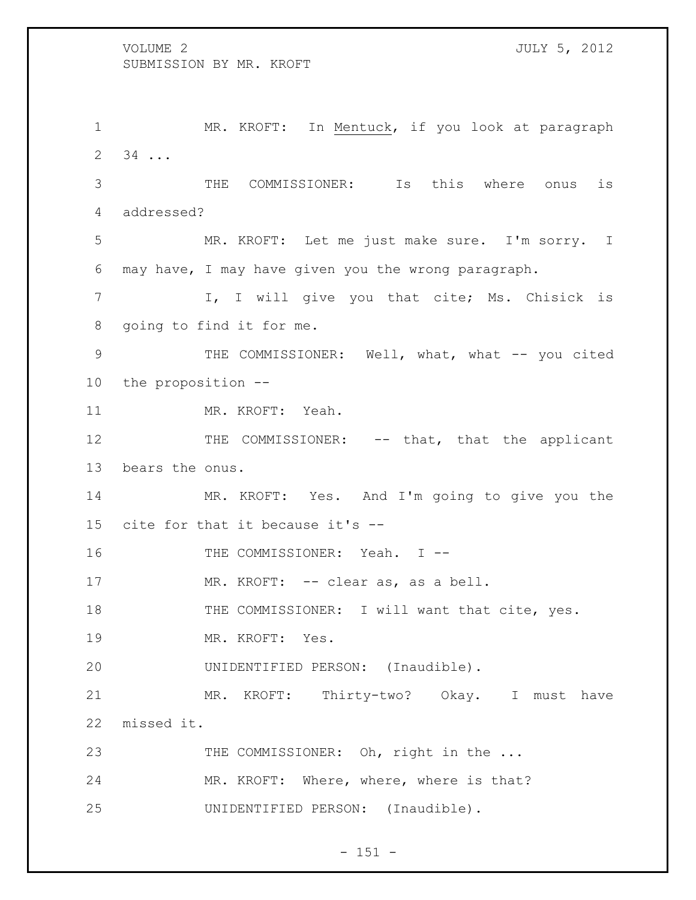MR. KROFT: In Mentuck, if you look at paragraph 34 ...

THE COMMISSIONER: Is this where onus is addressed?

MR. KROFT: Let me just make sure. I'm sorry. I may have, I may have given you the wrong paragraph.

I, I will give you that cite; Ms. Chisick is going to find it for me.

THE COMMISSIONER: Well, what, what -- you cited the proposition --

MR. KROFT: Yeah.

THE COMMISSIONER: -- that, that the applicant bears the onus.

MR. KROFT: Yes. And I'm going to give you the cite for that it because it's --

THE COMMISSIONER: Yeah. I --

MR. KROFT: -- clear as, as a bell.

THE COMMISSIONER: I will want that cite, yes.

MR. KROFT: Yes.

UNIDENTIFIED PERSON: (Inaudible).

MR. KROFT: Thirty-two? Okay. I must have missed it.

THE COMMISSIONER: Oh, right in the ...

MR. KROFT: Where, where, where is that?

UNIDENTIFIED PERSON: (Inaudible).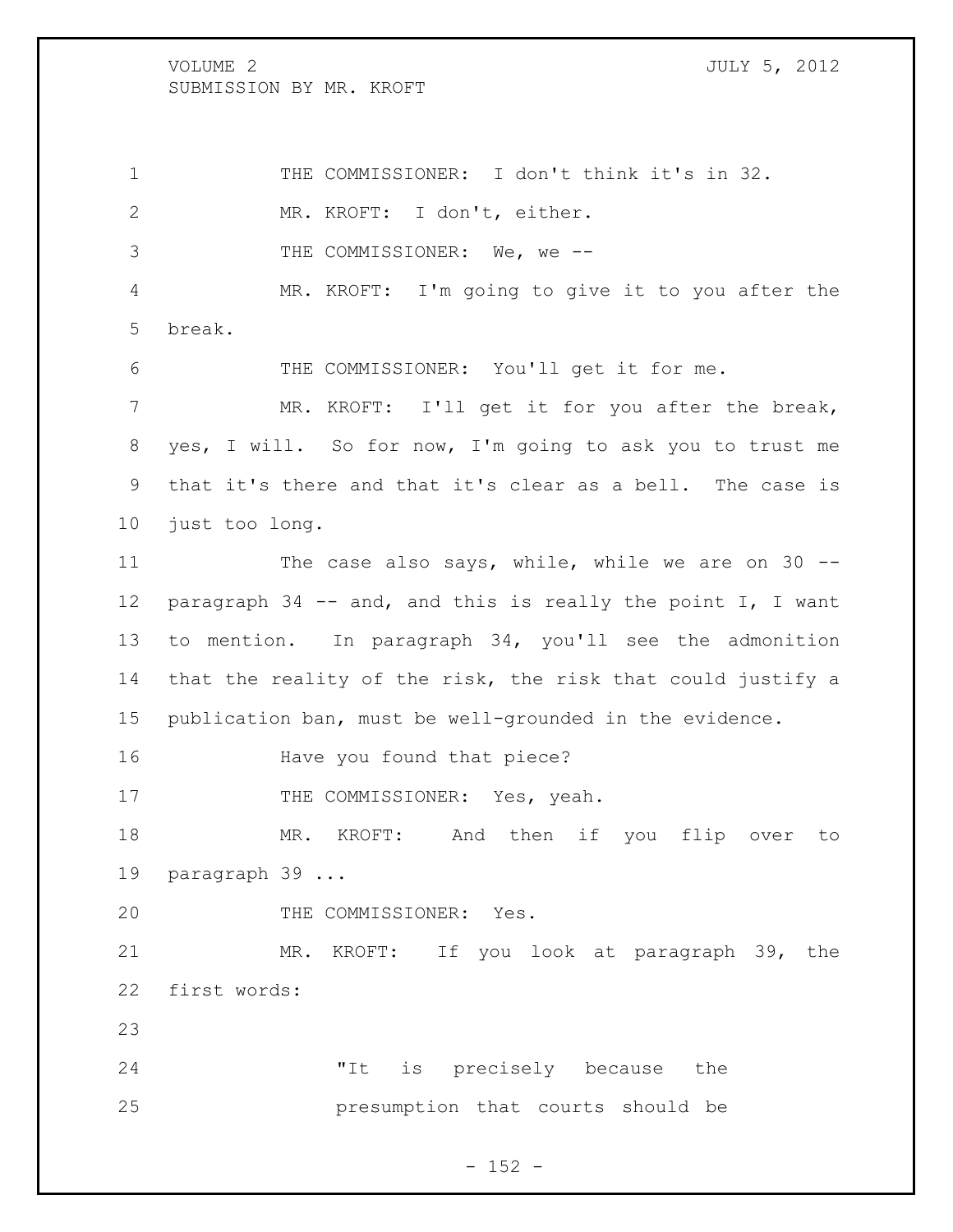THE COMMISSIONER: I don't think it's in 32.

MR. KROFT: I don't, either.

THE COMMISSIONER: We, we --

MR. KROFT: I'm going to give it to you after the break.

THE COMMISSIONER: You'll get it for me.

MR. KROFT: I'll get it for you after the break, yes, I will. So for now, I'm going to ask you to trust me that it's there and that it's clear as a bell. The case is just too long.

The case also says, while, while we are on 30 -- paragraph 34 -- and, and this is really the point I, I want to mention. In paragraph 34, you'll see the admonition that the reality of the risk, the risk that could justify a publication ban, must be well-grounded in the evidence.

Have you found that piece?

THE COMMISSIONER: Yes, yeah.

MR. KROFT: And then if you flip over to paragraph 39 ...

THE COMMISSIONER: Yes.

MR. KROFT: If you look at paragraph 39, the first words:

> "It is precisely because the presumption that courts should be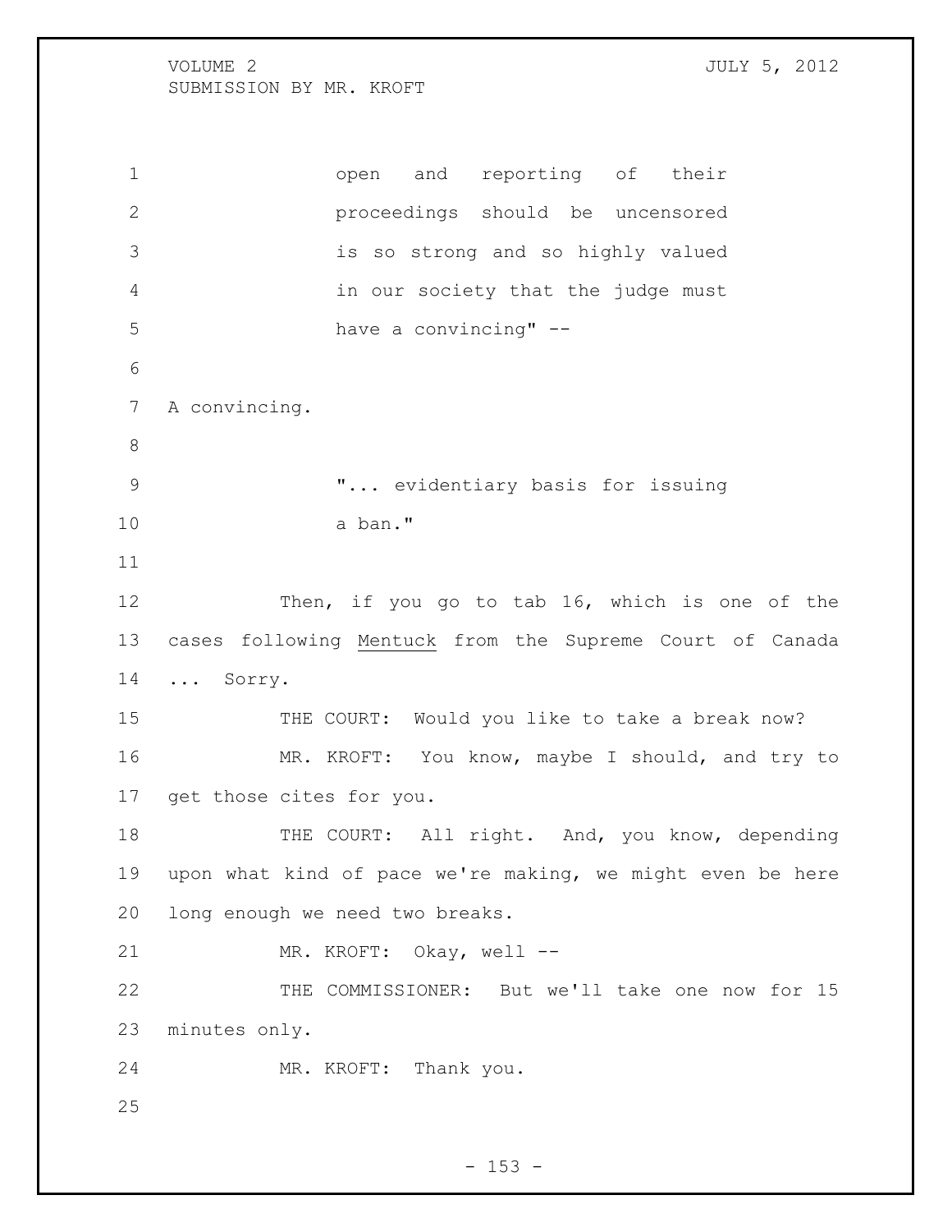open and reporting of their proceedings should be uncensored is so strong and so highly valued in our society that the judge must have a convincing" --

A convincing.

"... evidentiary basis for issuing a ban."

Then, if you go to tab 16, which is one of the cases following <u>Mentuck</u> from the Supreme Court of Canada ... Sorry.

THE COURT: Would you like to take a break now?

MR. KROFT: You know, maybe I should, and try to get those cites for you.

THE COURT: All right. And, you know, depending upon what kind of pace we're making, we might even be here long enough we need two breaks.

MR. KROFT: Okay, well --

THE COMMISSIONER: But we'll take one now for 15 minutes only.

MR. KROFT: Thank you.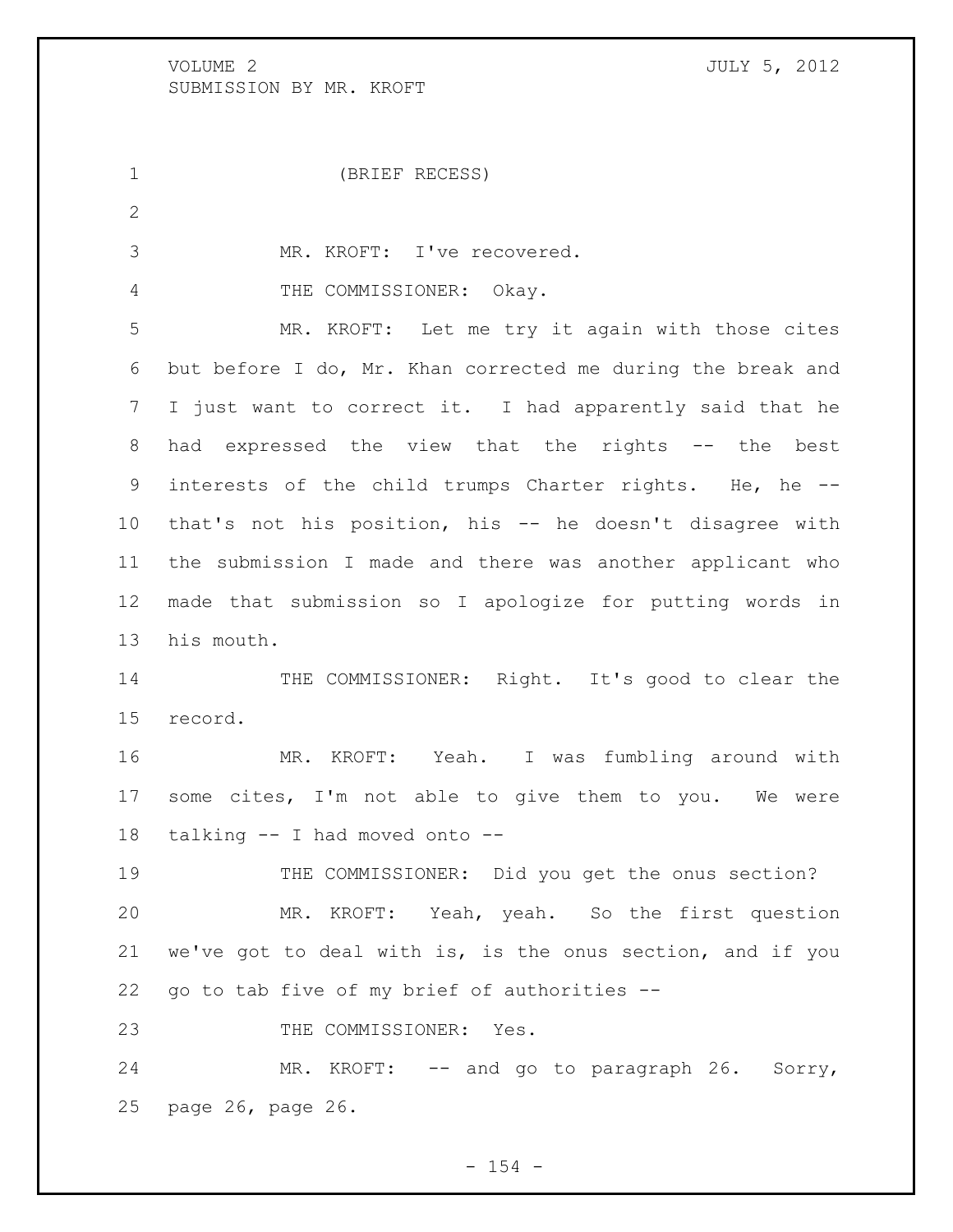(BRIEF RECESS)

MR. KROFT: I've recovered.

THE COMMISSIONER: Okay.

MR. KROFT: Let me try it again with those cites but before I do, Mr. Khan corrected me during the break and I just want to correct it. I had apparently said that he had expressed the view that the rights -- the best interests of the child trumps Charter rights. He, he -- that's not his position, his -- he doesn't disagree with the submission I made and there was another applicant who made that submission so I apologize for putting words in his mouth.

THE COMMISSIONER: Right. It's good to clear the record.

MR. KROFT: Yeah. I was fumbling around with some cites, I'm not able to give them to you. We were talking -- I had moved onto --

THE COMMISSIONER: Did you get the onus section?

MR. KROFT: Yeah, yeah. So the first question we've got to deal with is, is the onus section, and if you go to tab five of my brief of authorities --

THE COMMISSIONER: Yes.

MR. KROFT: -- and go to paragraph 26. Sorry, page 26, page 26.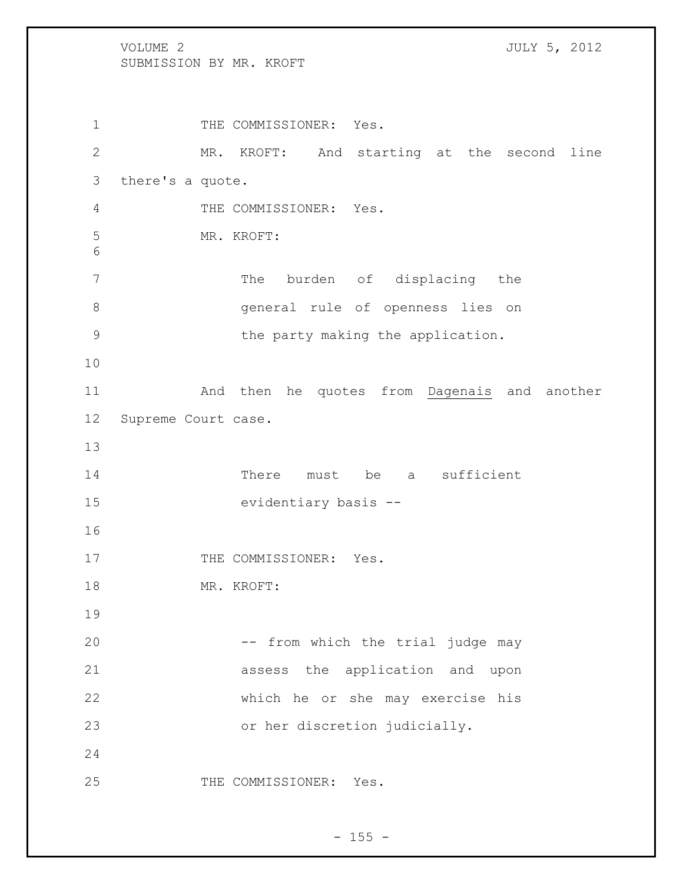THE COMMISSIONER: Yes.

MR. KROFT: And starting at the second line there's a quote.

THE COMMISSIONER: Yes.

MR. KROFT:

> The burden of displacing the general rule of openness lies on the party making the application.

And then he quotes from Dagenais and another Supreme Court case.

> There must be a sufficient evidentiary basis --

THE COMMISSIONER: Yes.

MR. KROFT:

> -- from which the trial judge may assess the application and upon which he or she may exercise his or her discretion judicially.

THE COMMISSIONER: Yes.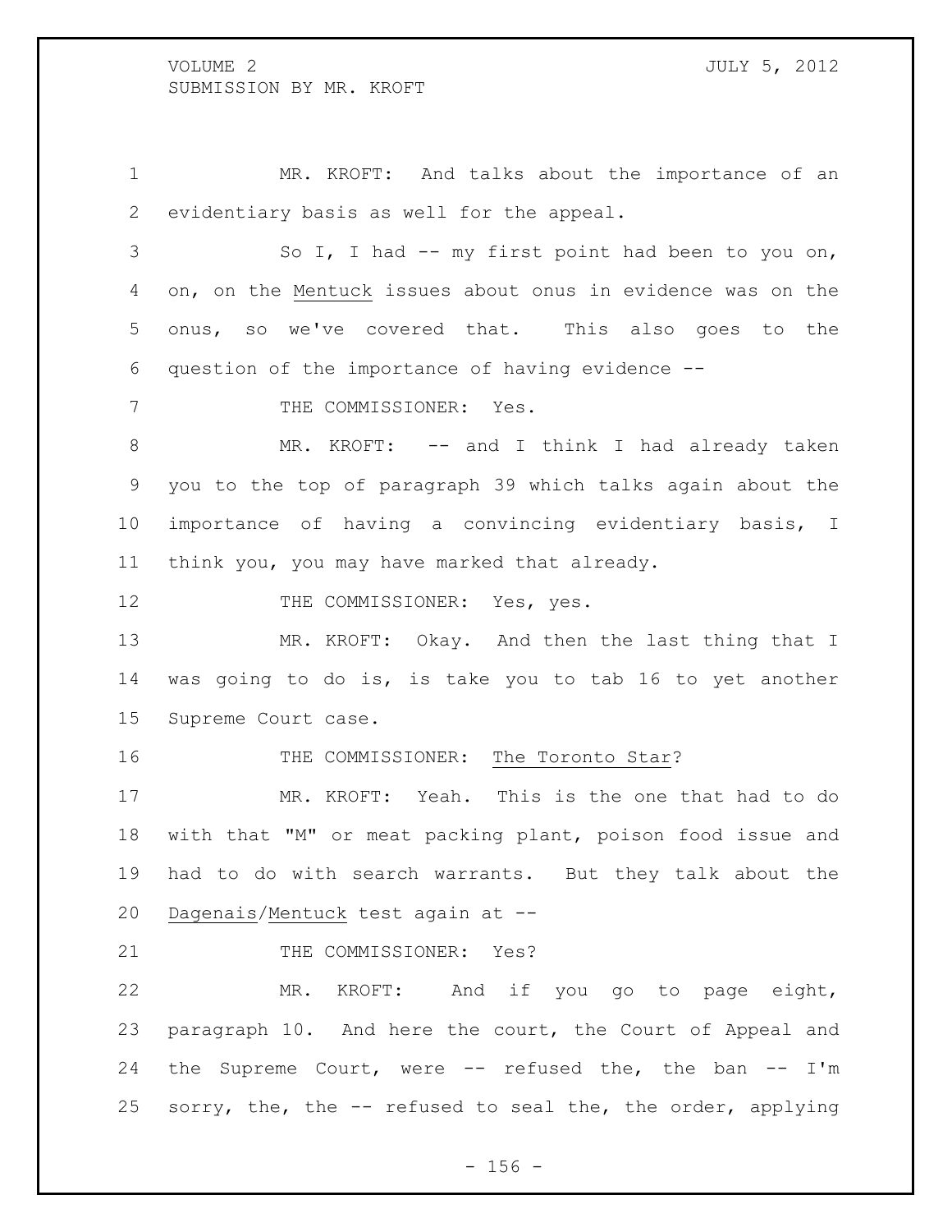MR. KROFT: And talks about the importance of an evidentiary basis as well for the appeal.

So I, I had -- my first point had been to you on, on, on the _Mentuck_ issues about onus in evidence was on the onus, so we've covered that. This also goes to the question of the importance of having evidence --

THE COMMISSIONER: Yes.

MR. KROFT: -- and I think I had already taken you to the top of paragraph 39 which talks again about the importance of having a convincing evidentiary basis, I think you, you may have marked that already.

THE COMMISSIONER: Yes, yes.

MR. KROFT: Okay. And then the last thing that I was going to do is, is take you to tab 16 to yet another Supreme Court case.

THE COMMISSIONER: _The Toronto Star_?

MR. KROFT: Yeah. This is the one that had to do with that "M" or meat packing plant, poison food issue and had to do with search warrants. But they talk about the _Dagenais_/_Mentuck_ test again at --

THE COMMISSIONER: Yes?

MR. KROFT: And if you go to page eight, paragraph 10. And here the court, the Court of Appeal and the Supreme Court, were -- refused the, the ban -- I'm sorry, the, the -- refused to seal the, the order, applying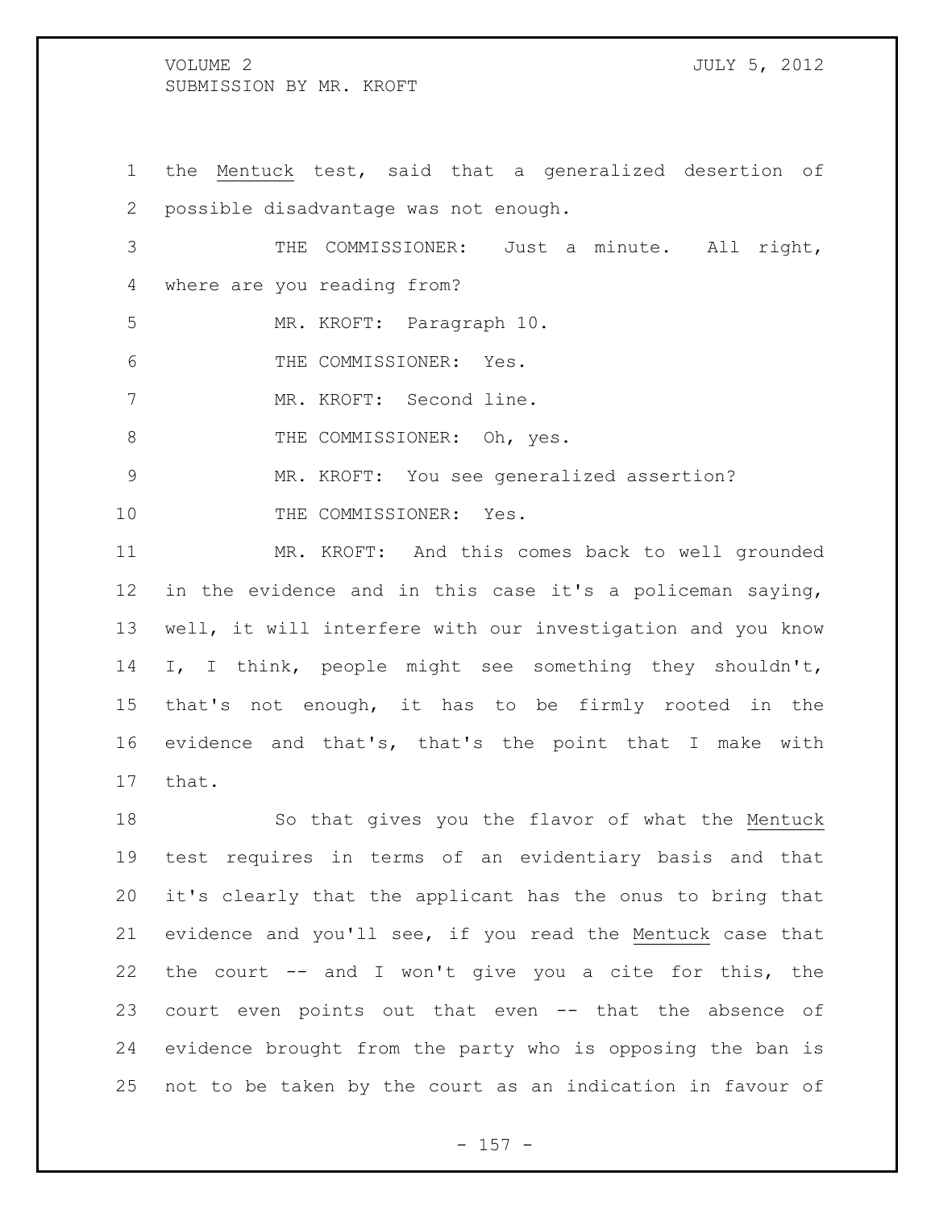the Mentuck test, said that a generalized desertion of possible disadvantage was not enough.

THE COMMISSIONER: Just a minute. All right, where are you reading from?

MR. KROFT: Paragraph 10.

THE COMMISSIONER: Yes.

MR. KROFT: Second line.

THE COMMISSIONER: Oh, yes.

MR. KROFT: You see generalized assertion?

THE COMMISSIONER: Yes.

MR. KROFT: And this comes back to well grounded in the evidence and in this case it's a policeman saying, well, it will interfere with our investigation and you know I, I think, people might see something they shouldn't, that's not enough, it has to be firmly rooted in the evidence and that's, that's the point that I make with that.

So that gives you the flavor of what the Mentuck test requires in terms of an evidentiary basis and that it's clearly that the applicant has the onus to bring that evidence and you'll see, if you read the Mentuck case that the court -- and I won't give you a cite for this, the court even points out that even -- that the absence of evidence brought from the party who is opposing the ban is not to be taken by the court as an indication in favour of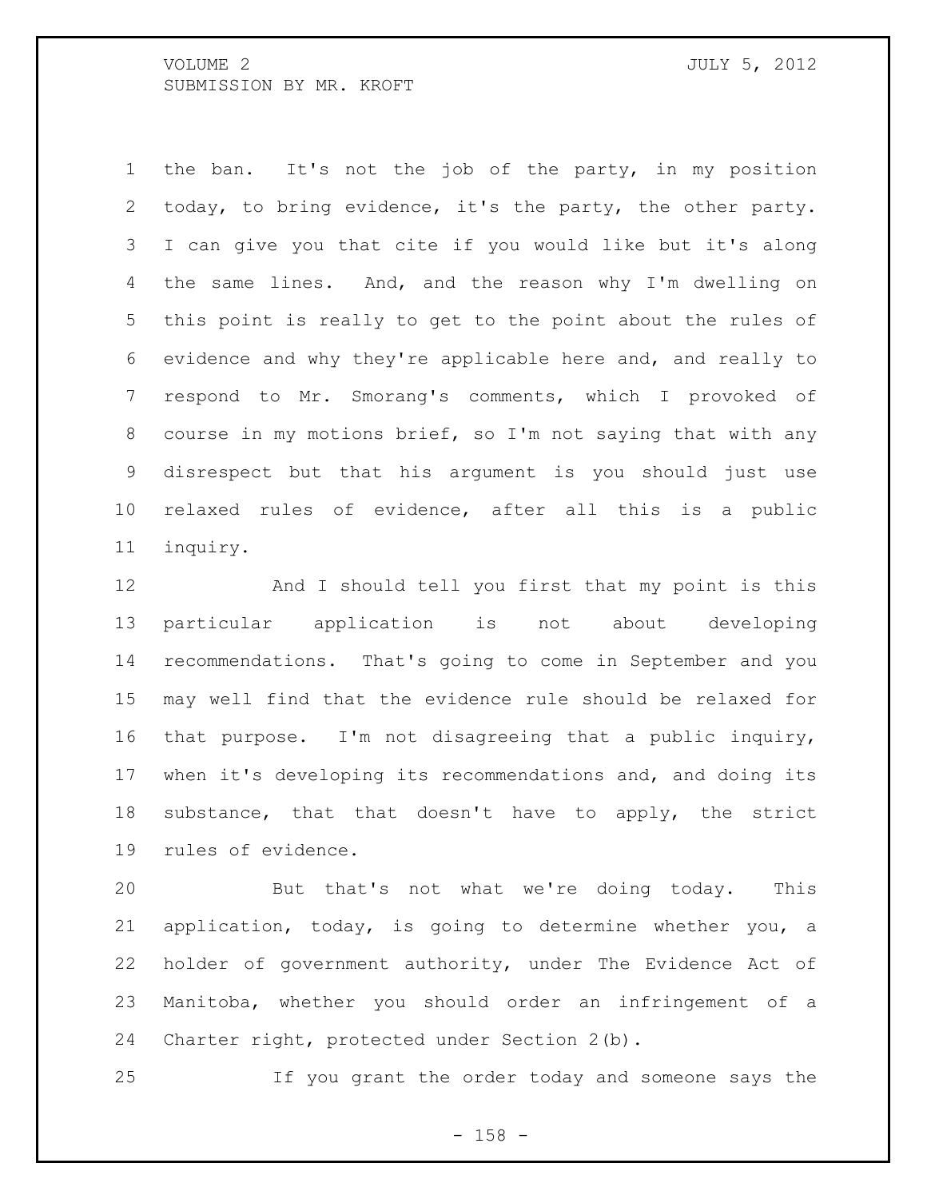the ban. It's not the job of the party, in my position today, to bring evidence, it's the party, the other party. I can give you that cite if you would like but it's along the same lines. And, and the reason why I'm dwelling on this point is really to get to the point about the rules of evidence and why they're applicable here and, and really to respond to Mr. Smorang's comments, which I provoked of course in my motions brief, so I'm not saying that with any disrespect but that his argument is you should just use relaxed rules of evidence, after all this is a public inquiry.

And I should tell you first that my point is this particular application is not about developing recommendations. That's going to come in September and you may well find that the evidence rule should be relaxed for that purpose. I'm not disagreeing that a public inquiry, when it's developing its recommendations and, and doing its substance, that that doesn't have to apply, the strict rules of evidence.

But that's not what we're doing today. This application, today, is going to determine whether you, a holder of government authority, under The Evidence Act of Manitoba, whether you should order an infringement of a Charter right, protected under Section 2(b).

If you grant the order today and someone says the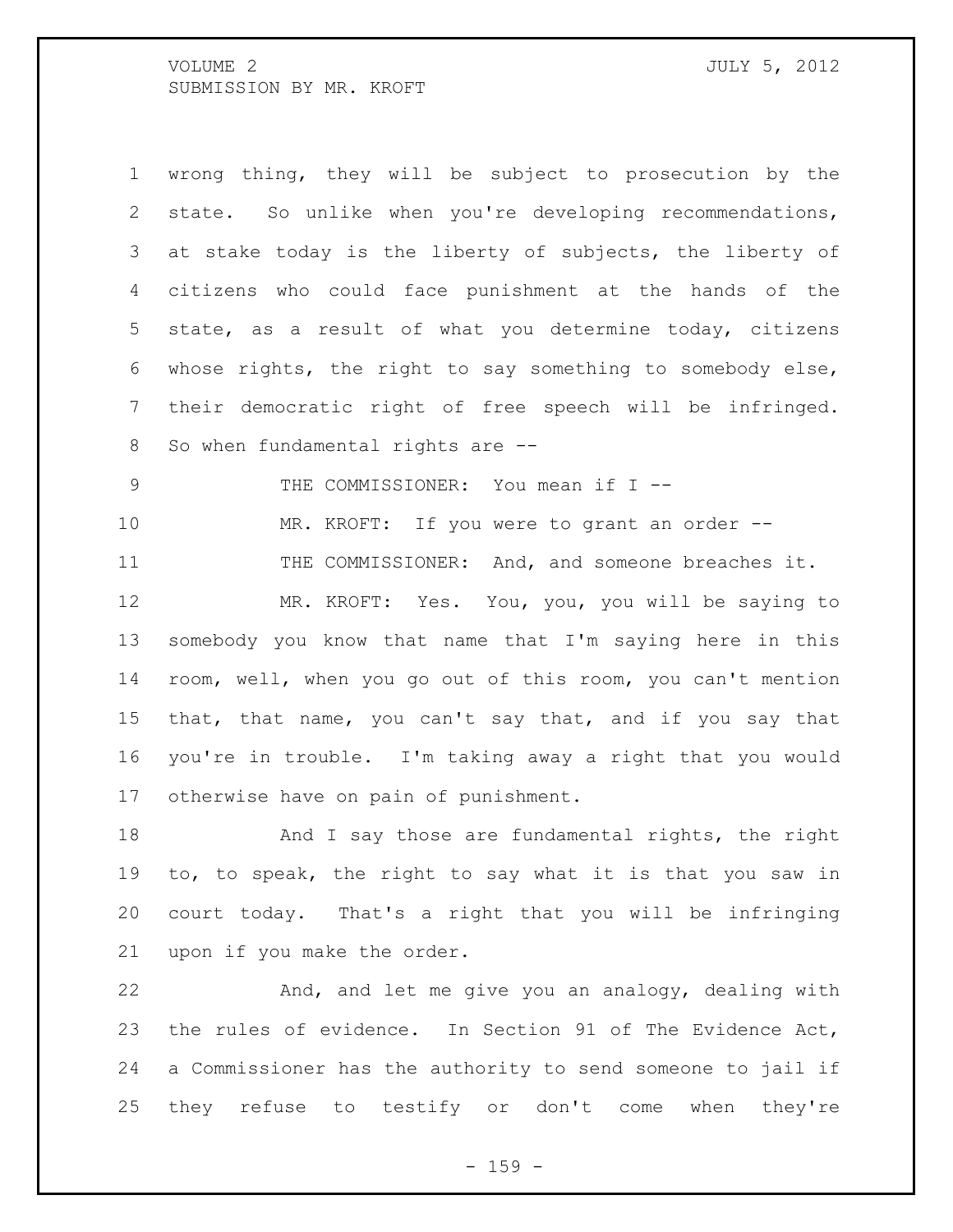wrong thing, they will be subject to prosecution by the state. So unlike when you're developing recommendations, at stake today is the liberty of subjects, the liberty of citizens who could face punishment at the hands of the state, as a result of what you determine today, citizens whose rights, the right to say something to somebody else, their democratic right of free speech will be infringed. So when fundamental rights are --

THE COMMISSIONER: You mean if I --

MR. KROFT: If you were to grant an order --

THE COMMISSIONER: And, and someone breaches it.

MR. KROFT: Yes. You, you, you will be saying to somebody you know that name that I'm saying here in this room, well, when you go out of this room, you can't mention that, that name, you can't say that, and if you say that you're in trouble. I'm taking away a right that you would otherwise have on pain of punishment.

And I say those are fundamental rights, the right to, to speak, the right to say what it is that you saw in court today. That's a right that you will be infringing upon if you make the order.

And, and let me give you an analogy, dealing with the rules of evidence. In Section 91 of The Evidence Act, a Commissioner has the authority to send someone to jail if they refuse to testify or don't come when they're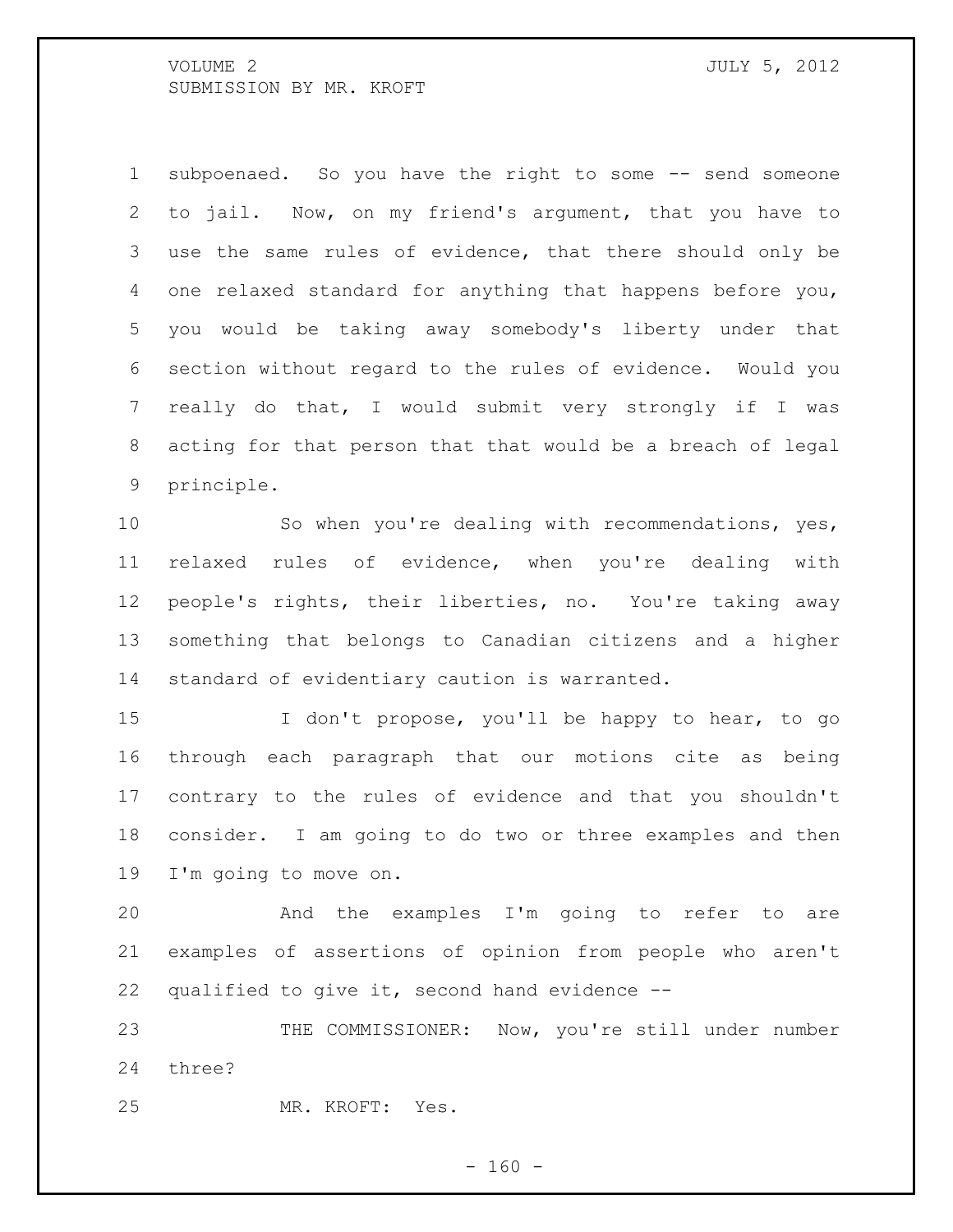subpoenaed. So you have the right to some -- send someone to jail. Now, on my friend's argument, that you have to use the same rules of evidence, that there should only be one relaxed standard for anything that happens before you, you would be taking away somebody's liberty under that section without regard to the rules of evidence. Would you really do that, I would submit very strongly if I was acting for that person that that would be a breach of legal principle.

So when you're dealing with recommendations, yes, relaxed rules of evidence, when you're dealing with people's rights, their liberties, no. You're taking away something that belongs to Canadian citizens and a higher standard of evidentiary caution is warranted.

I don't propose, you'll be happy to hear, to go through each paragraph that our motions cite as being contrary to the rules of evidence and that you shouldn't consider. I am going to do two or three examples and then I'm going to move on.

And the examples I'm going to refer to are examples of assertions of opinion from people who aren't qualified to give it, second hand evidence --

THE COMMISSIONER: Now, you're still under number three?

MR. KROFT: Yes.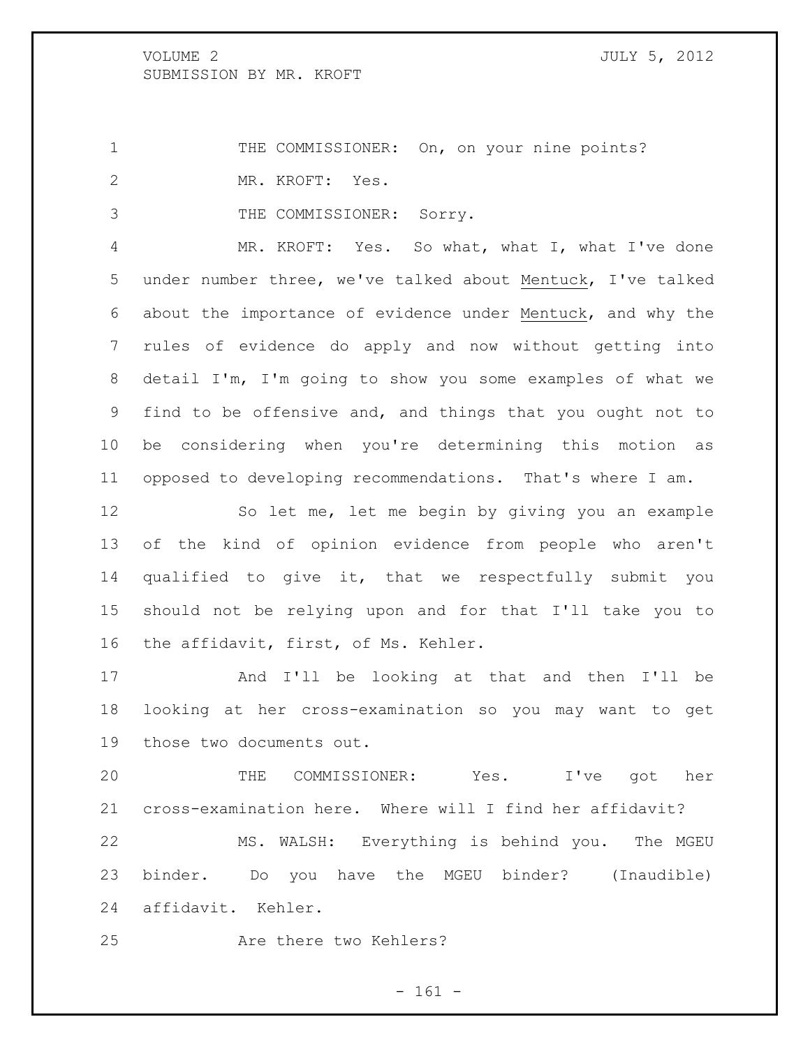THE COMMISSIONER: On, on your nine points?

MR. KROFT: Yes.

THE COMMISSIONER: Sorry.

MR. KROFT: Yes. So what, what I, what I've done under number three, we've talked about Mentuck, I've talked about the importance of evidence under Mentuck, and why the rules of evidence do apply and now without getting into detail I'm, I'm going to show you some examples of what we find to be offensive and, and things that you ought not to be considering when you're determining this motion as opposed to developing recommendations. That's where I am.

So let me, let me begin by giving you an example of the kind of opinion evidence from people who aren't qualified to give it, that we respectfully submit you should not be relying upon and for that I'll take you to the affidavit, first, of Ms. Kehler.

And I'll be looking at that and then I'll be looking at her cross-examination so you may want to get those two documents out.

THE COMMISSIONER: Yes. I've got her cross-examination here. Where will I find her affidavit?

MS. WALSH: Everything is behind you. The MGEU binder. Do you have the MGEU binder? (Inaudible) affidavit. Kehler.

Are there two Kehlers?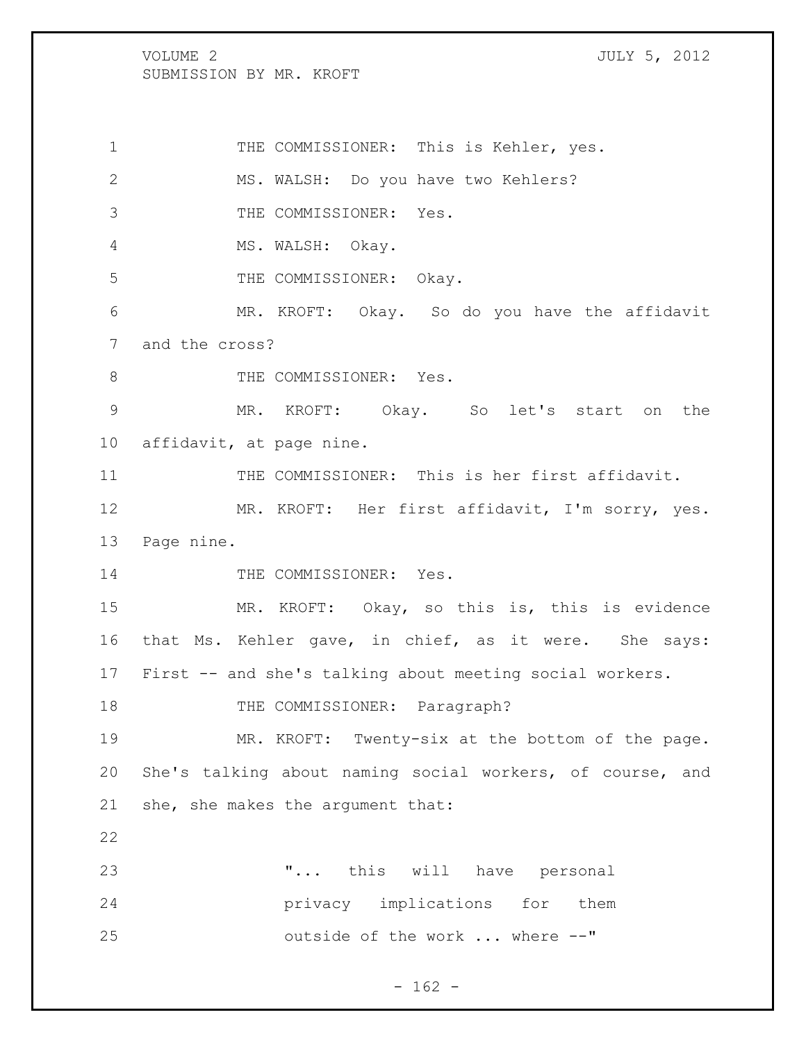THE COMMISSIONER: This is Kehler, yes.

MS. WALSH: Do you have two Kehlers?

THE COMMISSIONER: Yes.

MS. WALSH: Okay.

THE COMMISSIONER: Okay.

MR. KROFT: Okay. So do you have the affidavit and the cross?

THE COMMISSIONER: Yes.

MR. KROFT: Okay. So let's start on the affidavit, at page nine.

THE COMMISSIONER: This is her first affidavit.

MR. KROFT: Her first affidavit, I'm sorry, yes. Page nine.

THE COMMISSIONER: Yes.

MR. KROFT: Okay, so this is, this is evidence that Ms. Kehler gave, in chief, as it were. She says: First -- and she's talking about meeting social workers.

THE COMMISSIONER: Paragraph?

MR. KROFT: Twenty-six at the bottom of the page. She's talking about naming social workers, of course, and she, she makes the argument that:

> "... this will have personal privacy implications for them outside of the work ... where --"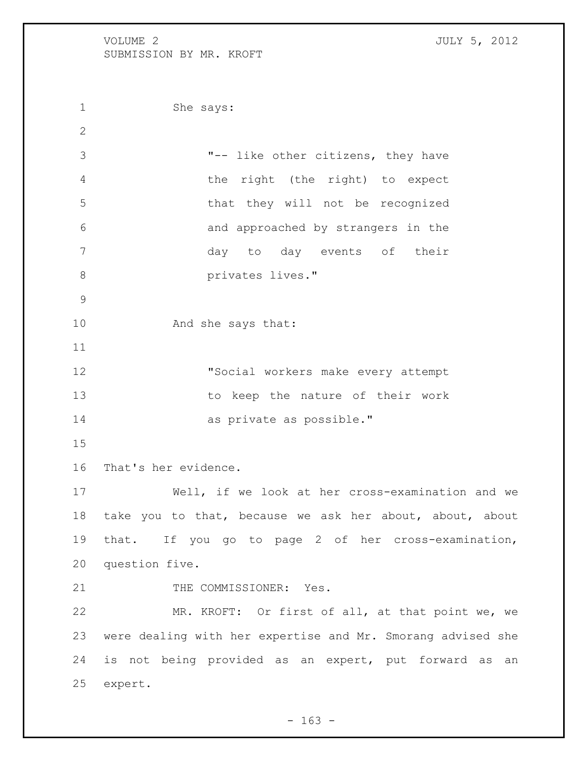She says:

> "-- like other citizens, they have the right (the right) to expect that they will not be recognized and approached by strangers in the day to day events of their privates lives."

And she says that:

> "Social workers make every attempt to keep the nature of their work as private as possible."

That's her evidence.

Well, if we look at her cross-examination and we take you to that, because we ask her about, about, about that. If you go to page 2 of her cross-examination, question five.

THE COMMISSIONER: Yes.

MR. KROFT: Or first of all, at that point we, we were dealing with her expertise and Mr. Smorang advised she is not being provided as an expert, put forward as an expert.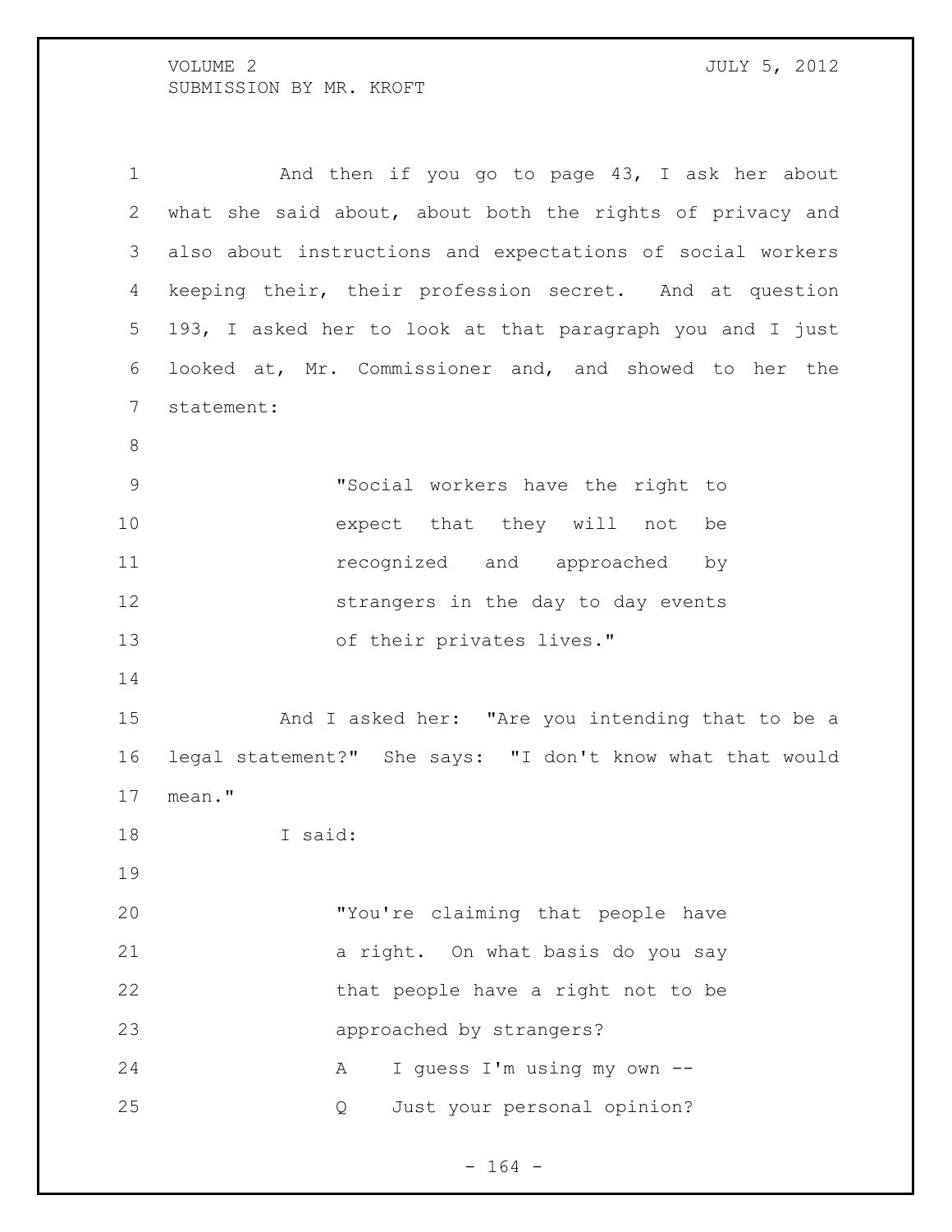And then if you go to page 43, I ask her about what she said about, about both the rights of privacy and also about instructions and expectations of social workers keeping their, their profession secret. And at question 193, I asked her to look at that paragraph you and I just looked at, Mr. Commissioner and, and showed to her the statement:

> "Social workers have the right to expect that they will not be recognized and approached by strangers in the day to day events of their privates lives."

And I asked her: "Are you intending that to be a legal statement?" She says: "I don't know what that would mean."

I said:

> "You're claiming that people have a right. On what basis do you say that people have a right not to be approached by strangers?
>
> A I guess I'm using my own --
>
> Q Just your personal opinion?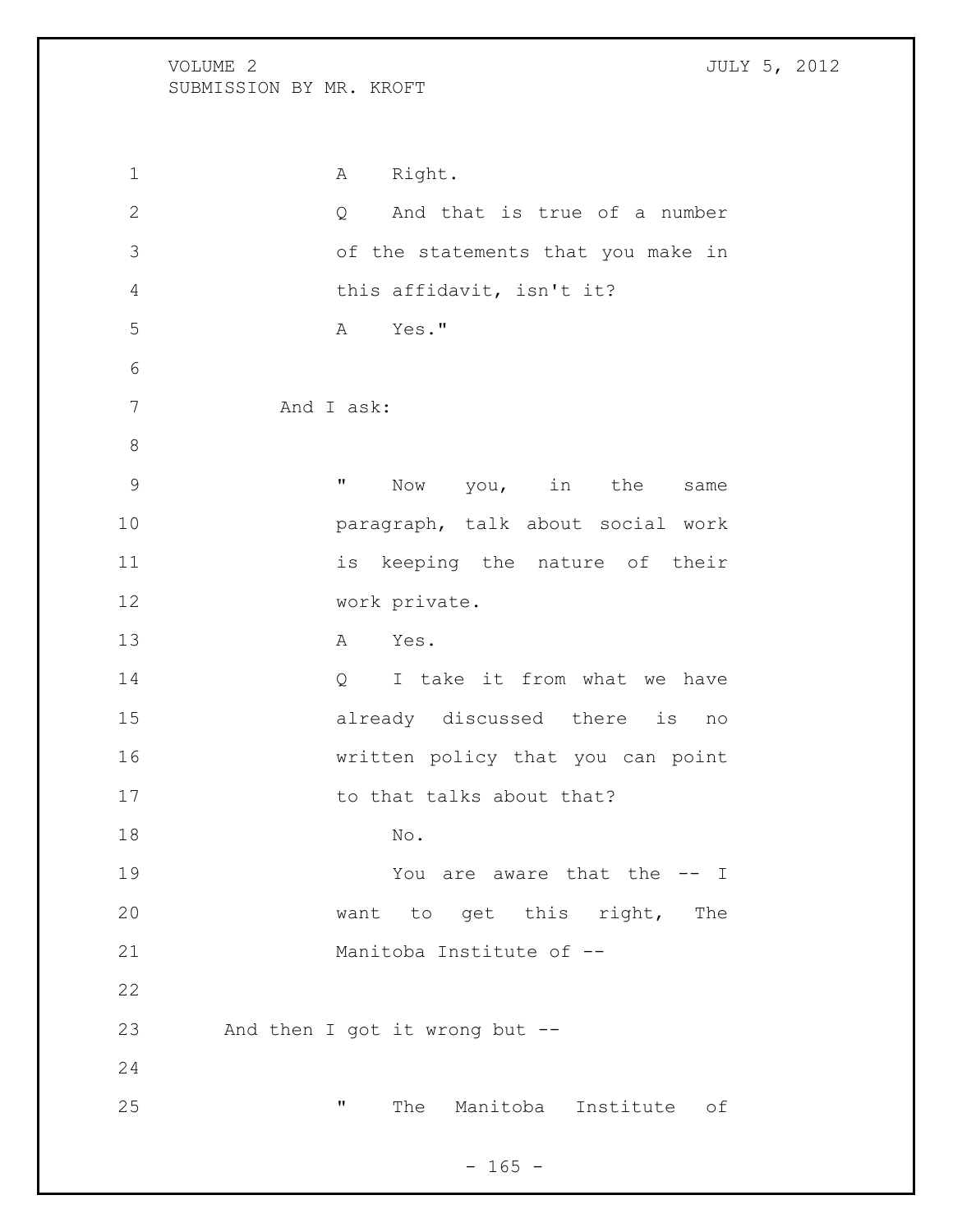A Right.

Q And that is true of a number of the statements that you make in this affidavit, isn't it?

A Yes."

And I ask:

" Now you, in the same paragraph, talk about social work is keeping the nature of their work private.

A Yes.

Q I take it from what we have already discussed there is no written policy that you can point to that talks about that?

No.

You are aware that the -- I want to get this right, The Manitoba Institute of --

And then I got it wrong but --

" The Manitoba Institute of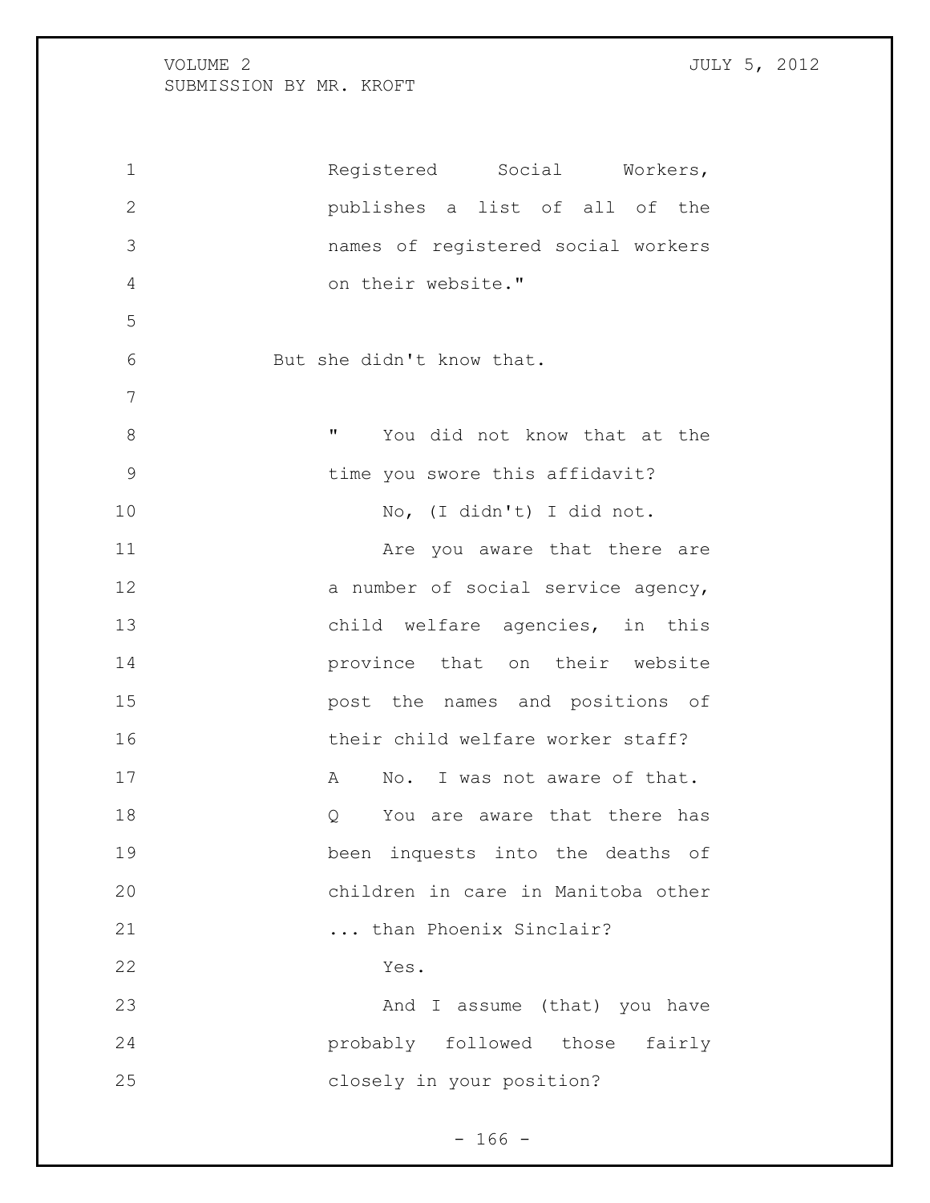Registered Social Workers, publishes a list of all of the names of registered social workers on their website."

But she didn't know that.

> " You did not know that at the time you swore this affidavit?
>
> No, (I didn't) I did not.
>
> Are you aware that there are a number of social service agency, child welfare agencies, in this province that on their website post the names and positions of their child welfare worker staff?
>
> A No. I was not aware of that.
>
> Q You are aware that there has been inquests into the deaths of children in care in Manitoba other ... than Phoenix Sinclair?
>
> Yes.
>
> And I assume (that) you have probably followed those fairly closely in your position?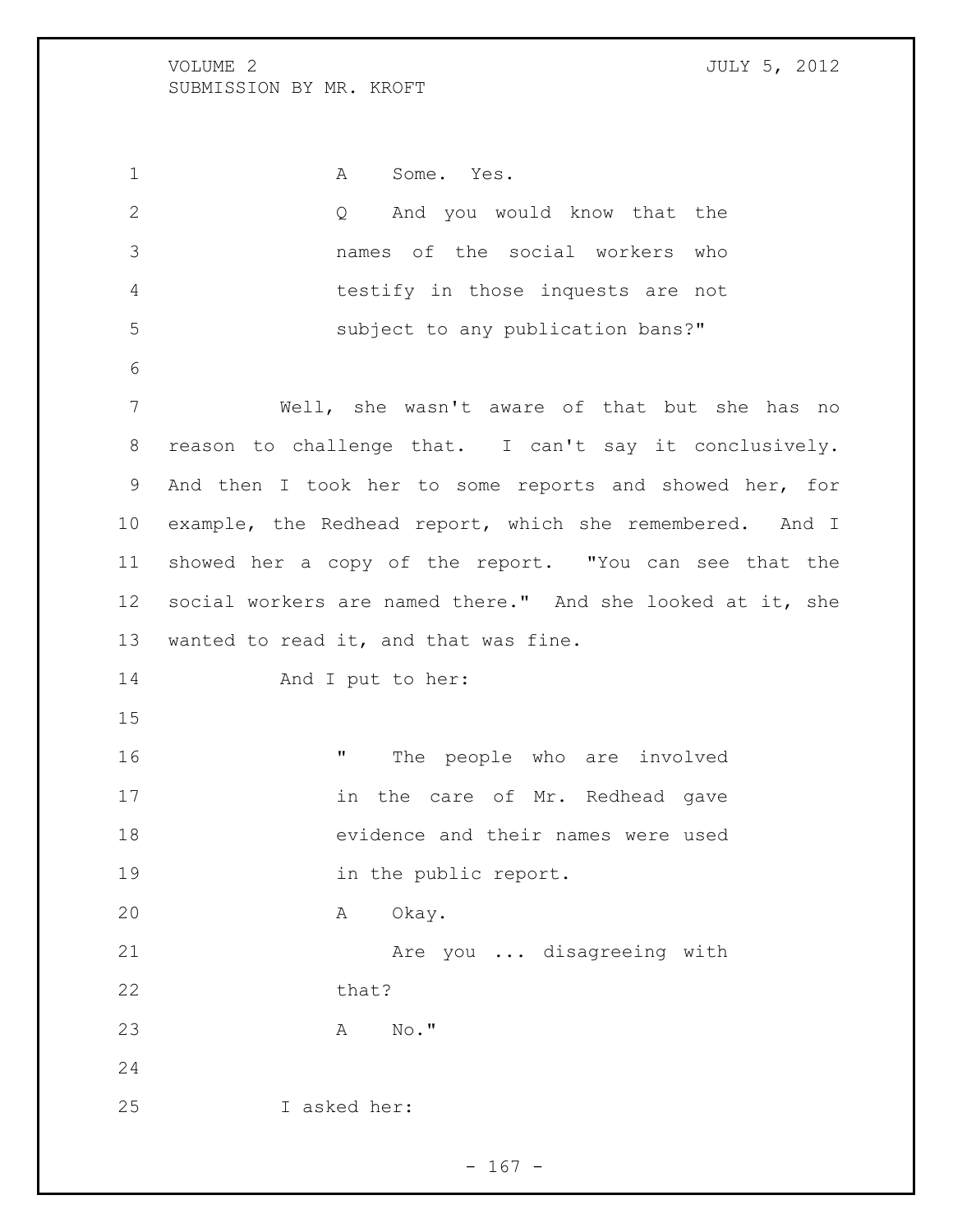A    Some.  Yes.

Q    And you would know that the names of the social workers who testify in those inquests are not subject to any publication bans?"

Well, she wasn't aware of that but she has no reason to challenge that.  I can't say it conclusively. And then I took her to some reports and showed her, for example, the Redhead report, which she remembered.  And I showed her a copy of the report.  "You can see that the social workers are named there."  And she looked at it, she wanted to read it, and that was fine.

And I put to her:

"    The people who are involved in the care of Mr. Redhead gave evidence and their names were used in the public report.

A    Okay.

Are you ... disagreeing with that?

A    No."

I asked her: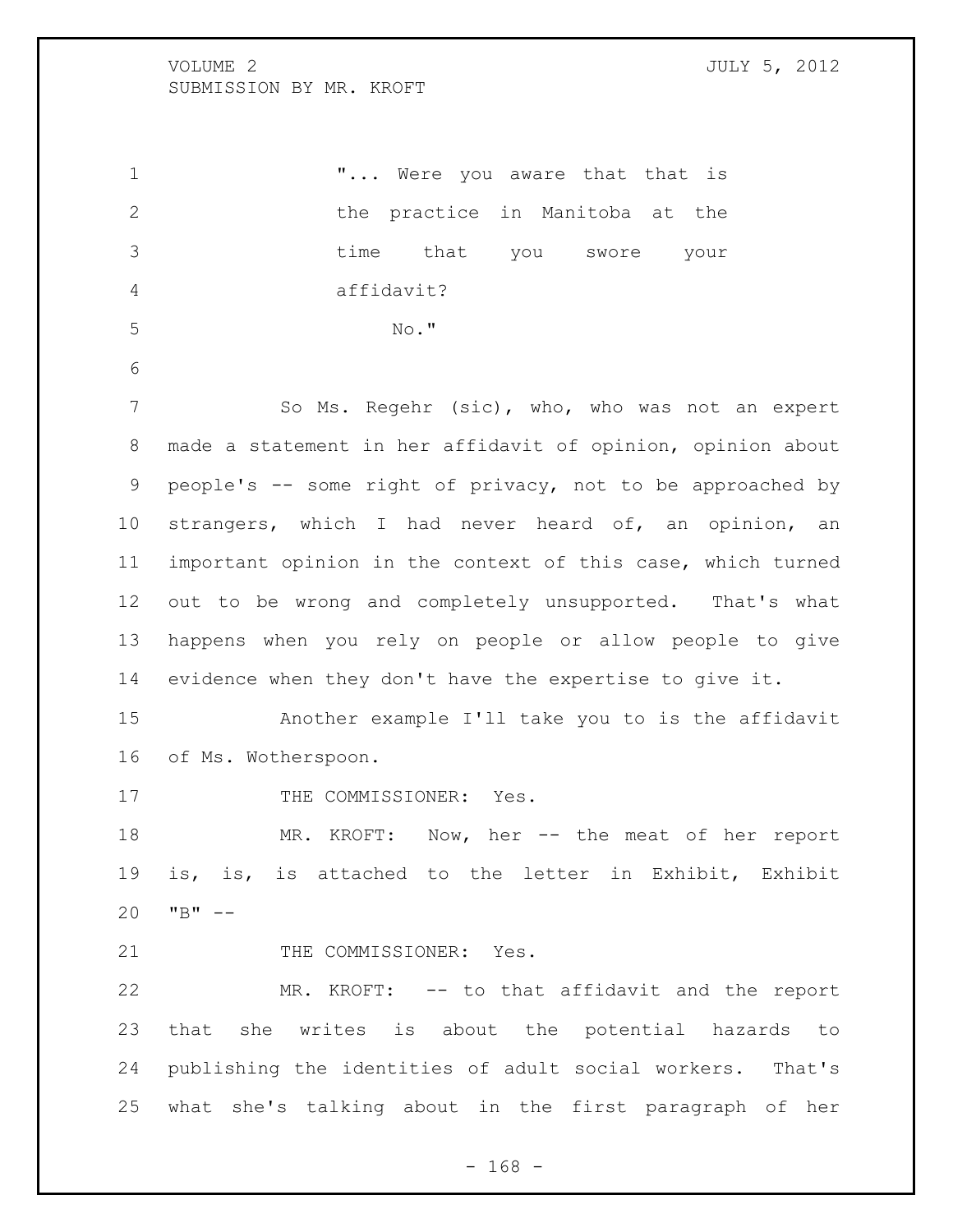"... Were you aware that that is the practice in Manitoba at the time that you swore your affidavit?

No."

So Ms. Regehr (sic), who, who was not an expert made a statement in her affidavit of opinion, opinion about people's -- some right of privacy, not to be approached by strangers, which I had never heard of, an opinion, an important opinion in the context of this case, which turned out to be wrong and completely unsupported. That's what happens when you rely on people or allow people to give evidence when they don't have the expertise to give it.

Another example I'll take you to is the affidavit of Ms. Wotherspoon.

THE COMMISSIONER: Yes.

MR. KROFT: Now, her -- the meat of her report is, is, is attached to the letter in Exhibit, Exhibit "B" --

THE COMMISSIONER: Yes.

MR. KROFT: -- to that affidavit and the report that she writes is about the potential hazards to publishing the identities of adult social workers. That's what she's talking about in the first paragraph of her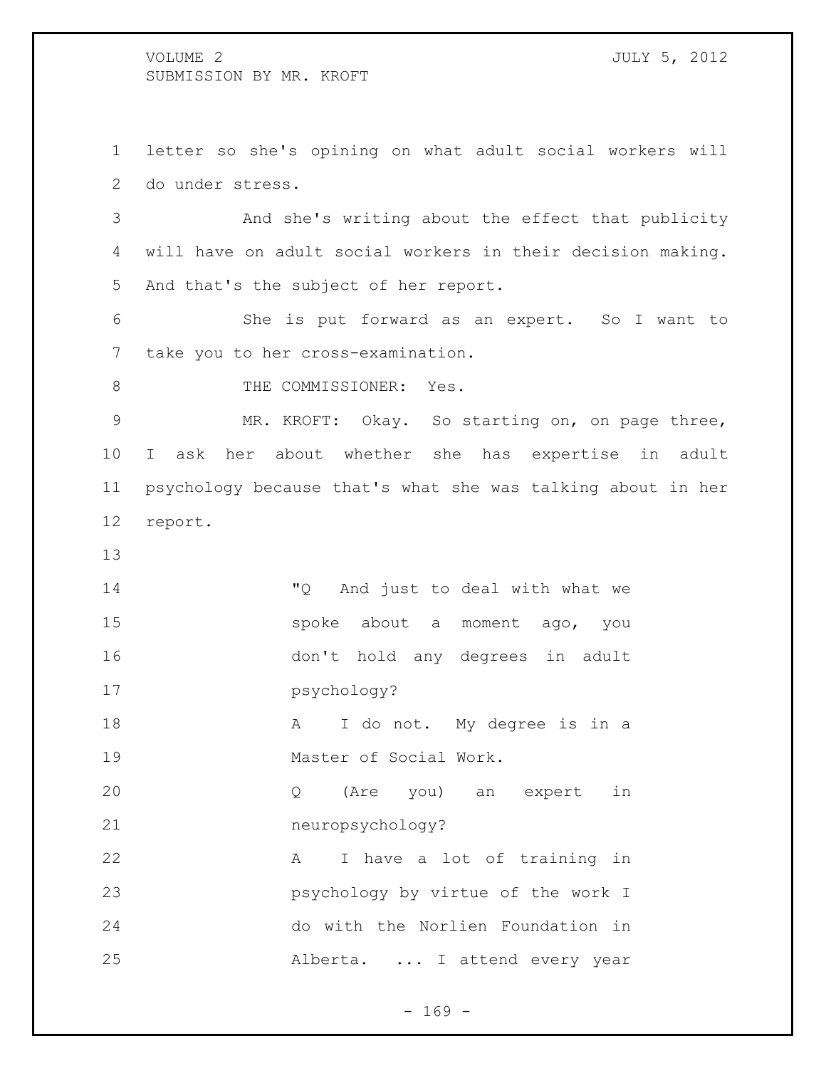letter so she's opining on what adult social workers will do under stress.

And she's writing about the effect that publicity will have on adult social workers in their decision making. And that's the subject of her report.

She is put forward as an expert. So I want to take you to her cross-examination.

THE COMMISSIONER: Yes.

MR. KROFT: Okay. So starting on, on page three, I ask her about whether she has expertise in adult psychology because that's what she was talking about in her report.

> "Q And just to deal with what we spoke about a moment ago, you don't hold any degrees in adult psychology?
>
> A I do not. My degree is in a Master of Social Work.
>
> Q (Are you) an expert in neuropsychology?
>
> A I have a lot of training in psychology by virtue of the work I do with the Norlien Foundation in Alberta. ... I attend every year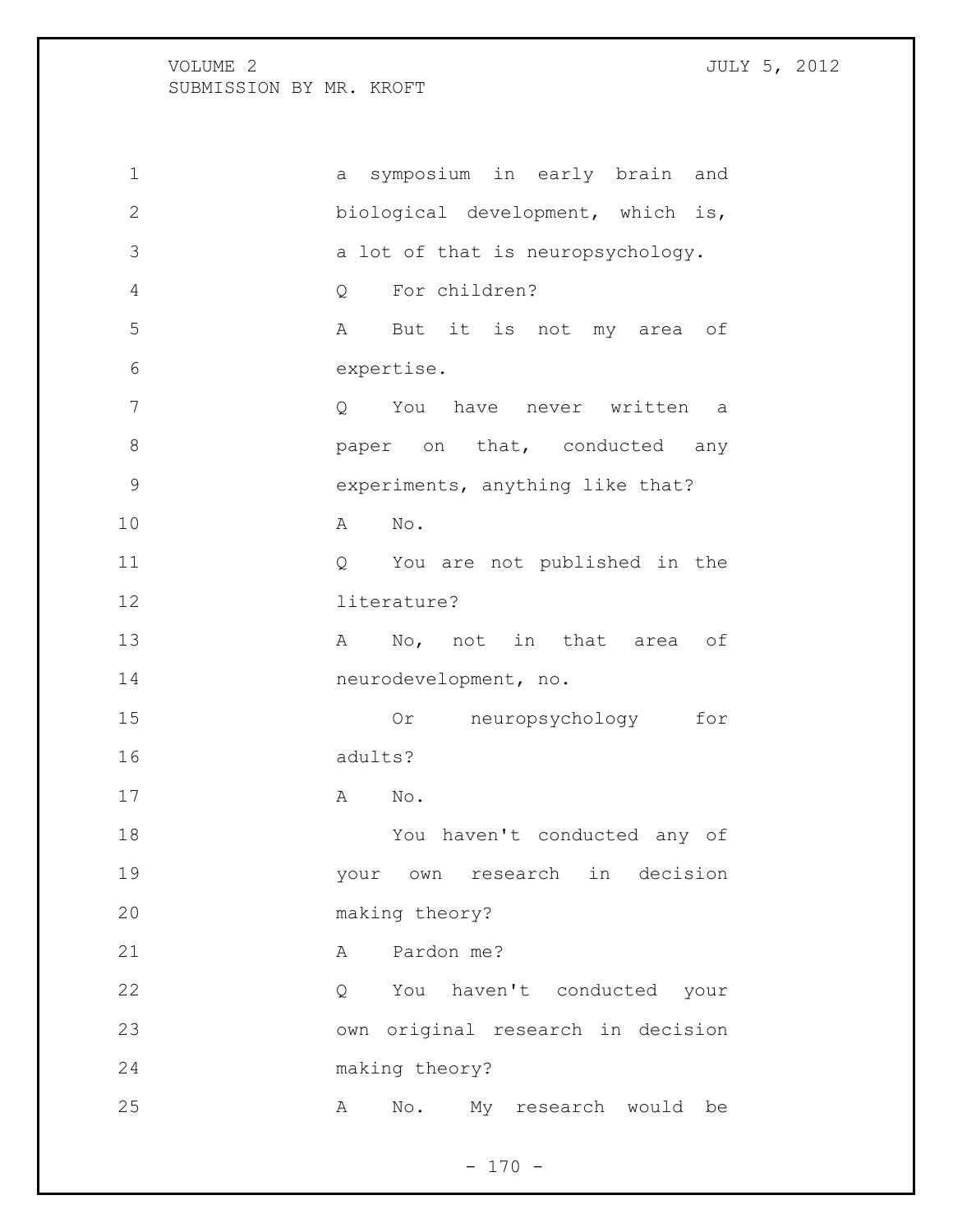a symposium in early brain and biological development, which is, a lot of that is neuropsychology.

Q For children?

A But it is not my area of expertise.

Q You have never written a paper on that, conducted any experiments, anything like that?

A No.

Q You are not published in the literature?

A No, not in that area of neurodevelopment, no.

Or neuropsychology for adults?

A No.

You haven't conducted any of your own research in decision making theory?

A Pardon me?

Q You haven't conducted your own original research in decision making theory?

A No. My research would be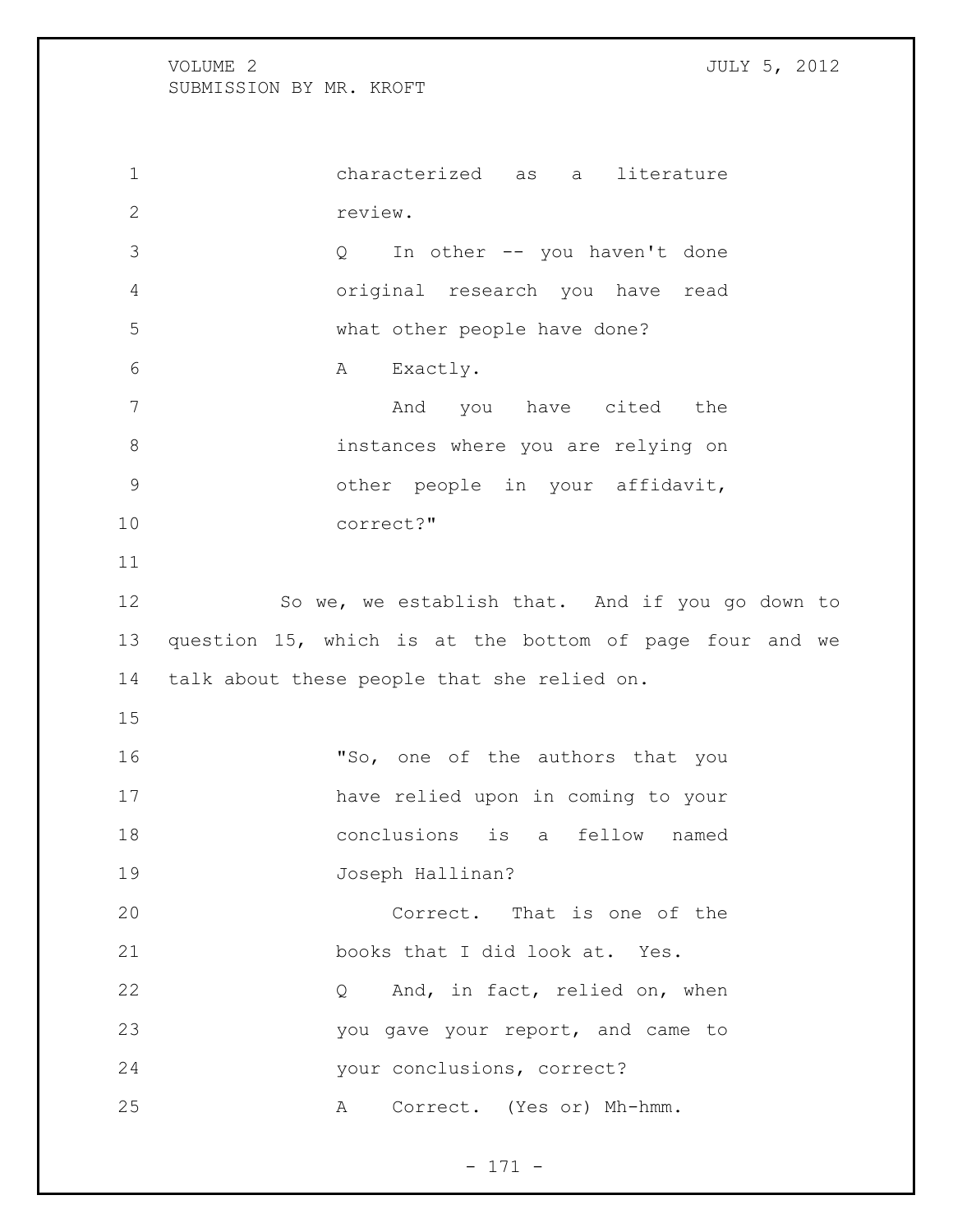characterized as a literature review.

Q In other -- you haven't done original research you have read what other people have done?

A Exactly.

And you have cited the instances where you are relying on other people in your affidavit, correct?"

So we, we establish that. And if you go down to question 15, which is at the bottom of page four and we talk about these people that she relied on.

"So, one of the authors that you have relied upon in coming to your conclusions is a fellow named Joseph Hallinan?

Correct. That is one of the books that I did look at. Yes.

Q And, in fact, relied on, when you gave your report, and came to your conclusions, correct?

A Correct. (Yes or) Mh-hmm.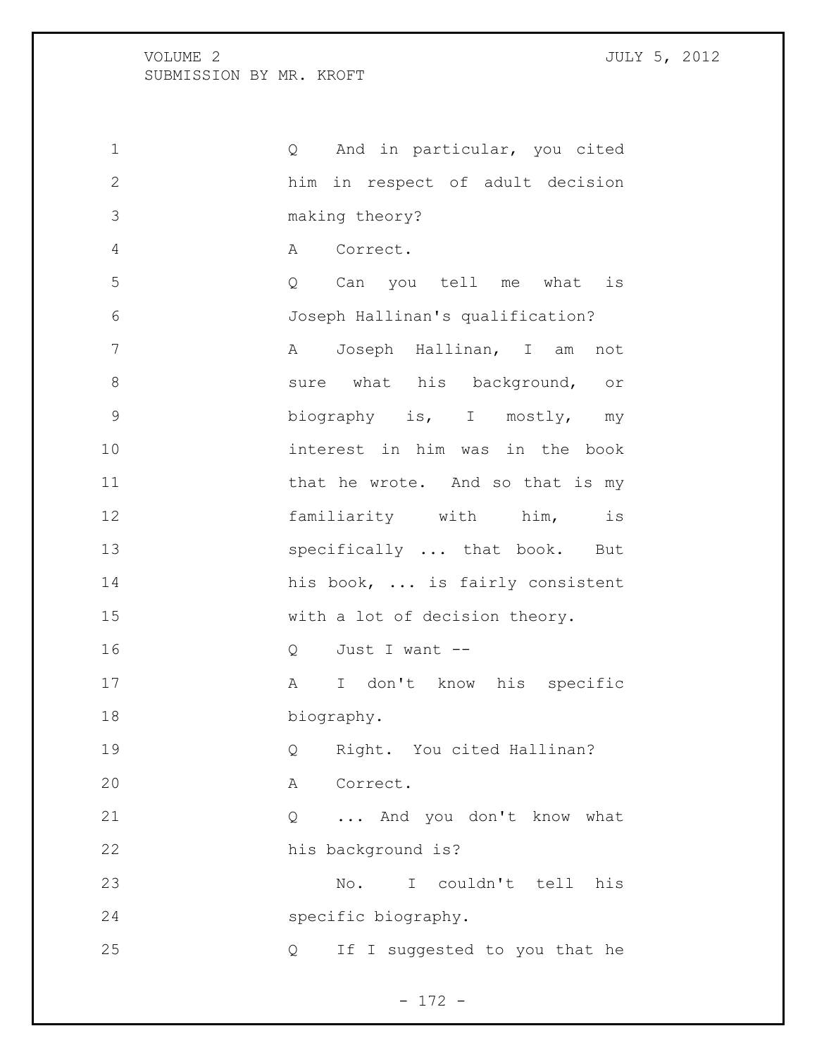Q And in particular, you cited him in respect of adult decision making theory?

A Correct.

Q Can you tell me what is Joseph Hallinan's qualification?

A Joseph Hallinan, I am not sure what his background, or biography is, I mostly, my interest in him was in the book that he wrote. And so that is my familiarity with him, is specifically ... that book. But his book, ... is fairly consistent with a lot of decision theory.

Q Just I want --

A I don't know his specific biography.

Q Right. You cited Hallinan?

A Correct.

Q ... And you don't know what his background is?

No. I couldn't tell his specific biography.

Q If I suggested to you that he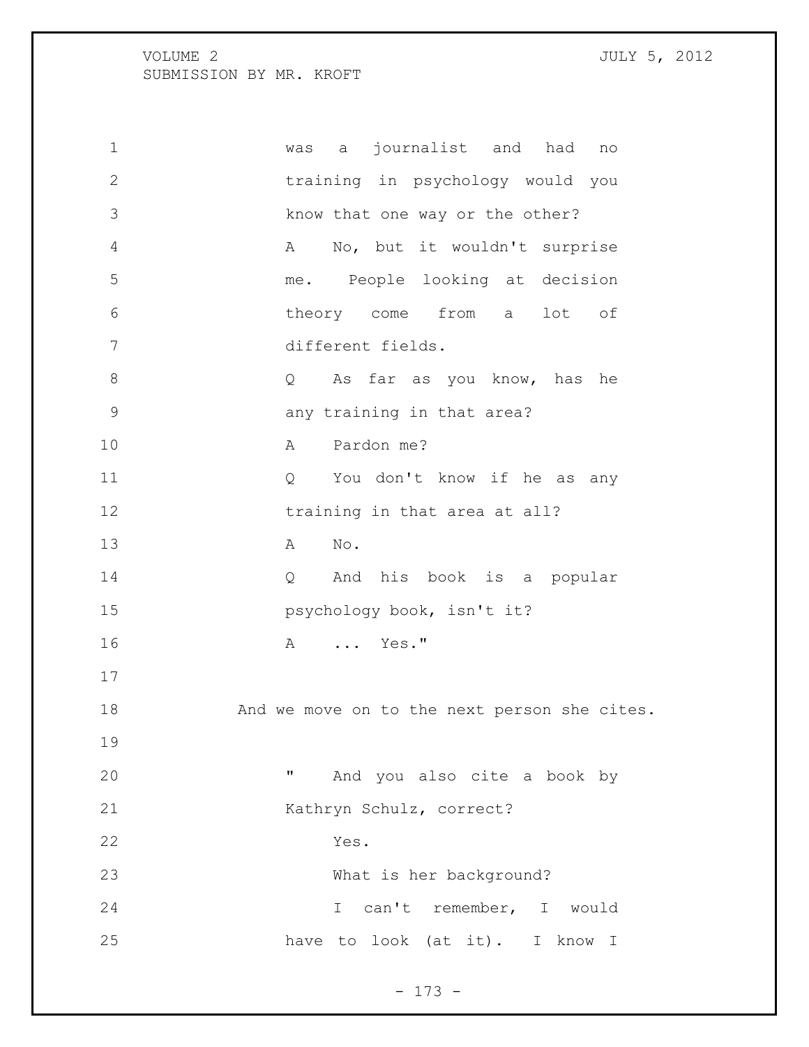was a journalist and had no training in psychology would you know that one way or the other?

A No, but it wouldn't surprise me. People looking at decision theory come from a lot of different fields.

Q As far as you know, has he any training in that area?

A Pardon me?

Q You don't know if he as any training in that area at all?

A No.

Q And his book is a popular psychology book, isn't it?

A ... Yes."

And we move on to the next person she cites.

" And you also cite a book by Kathryn Schulz, correct?

Yes.

What is her background?

I can't remember, I would have to look (at it). I know I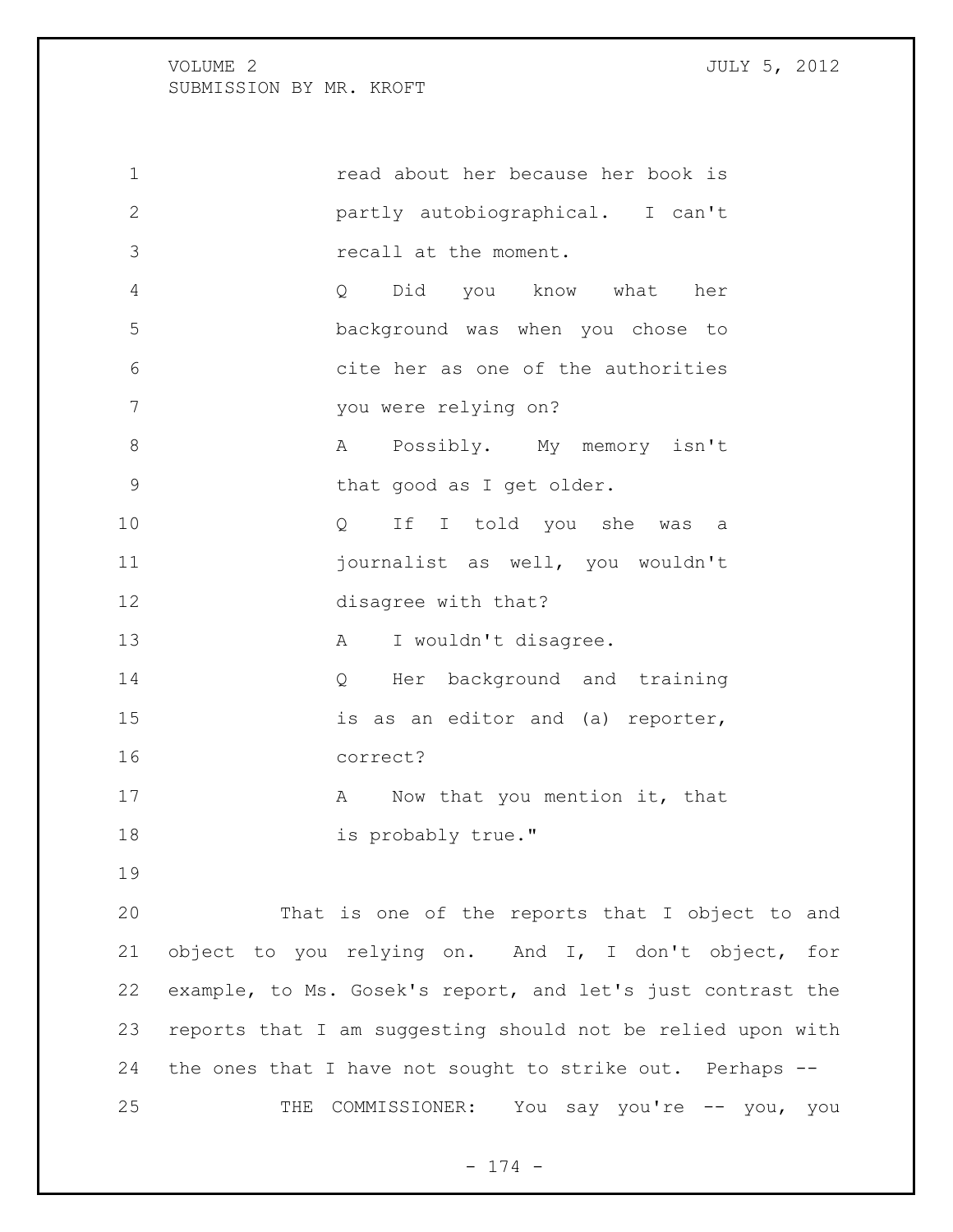read about her because her book is partly autobiographical. I can't recall at the moment.

Q Did you know what her background was when you chose to cite her as one of the authorities you were relying on?

A Possibly. My memory isn't that good as I get older.

Q If I told you she was a journalist as well, you wouldn't disagree with that?

A I wouldn't disagree.

Q Her background and training is as an editor and (a) reporter, correct?

A Now that you mention it, that is probably true."

That is one of the reports that I object to and object to you relying on. And I, I don't object, for example, to Ms. Gosek's report, and let's just contrast the reports that I am suggesting should not be relied upon with the ones that I have not sought to strike out. Perhaps --

THE COMMISSIONER: You say you're -- you, you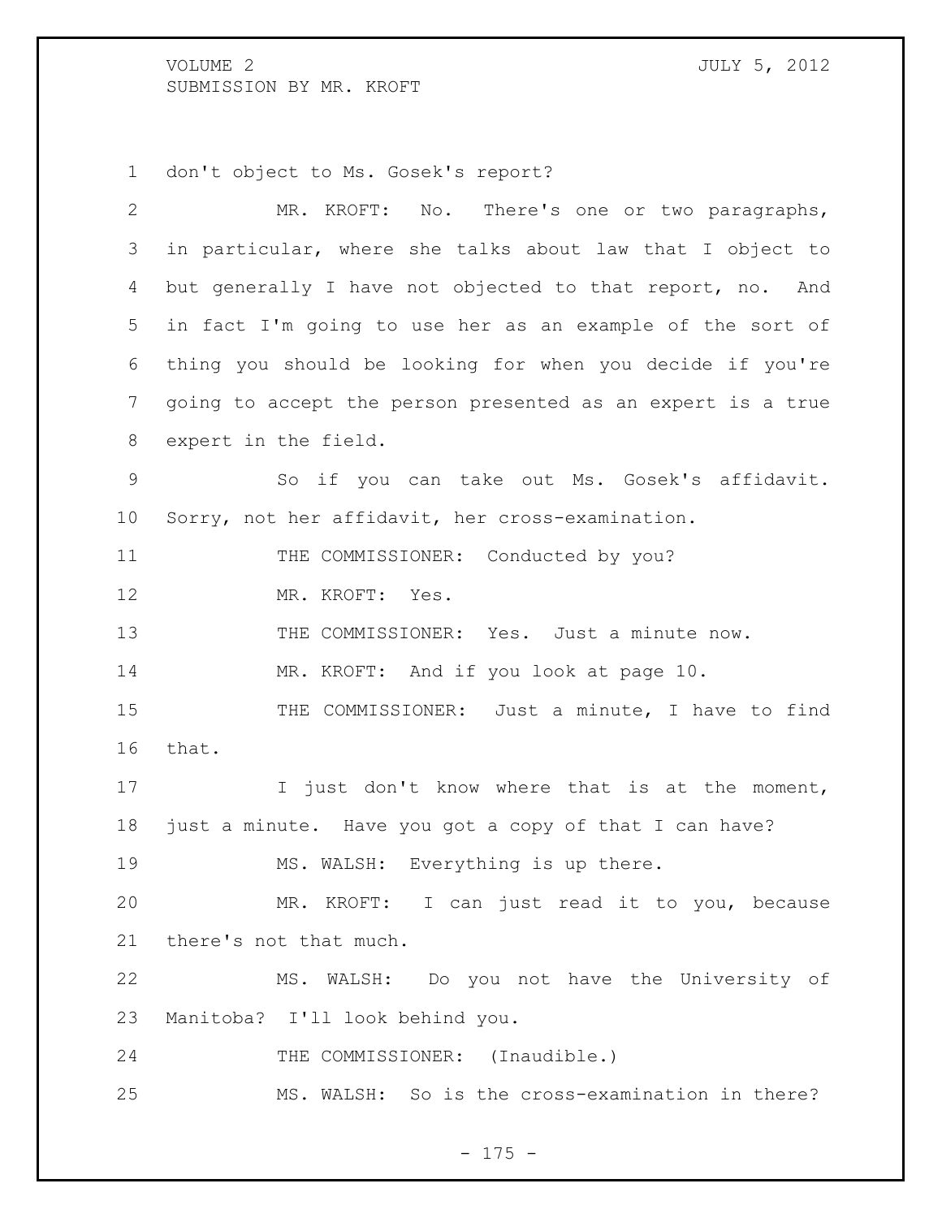don't object to Ms. Gosek's report?

MR. KROFT: No. There's one or two paragraphs, in particular, where she talks about law that I object to but generally I have not objected to that report, no. And in fact I'm going to use her as an example of the sort of thing you should be looking for when you decide if you're going to accept the person presented as an expert is a true expert in the field.

So if you can take out Ms. Gosek's affidavit. Sorry, not her affidavit, her cross-examination.

THE COMMISSIONER: Conducted by you?

MR. KROFT: Yes.

THE COMMISSIONER: Yes. Just a minute now.

MR. KROFT: And if you look at page 10.

THE COMMISSIONER: Just a minute, I have to find that.

I just don't know where that is at the moment, just a minute. Have you got a copy of that I can have?

MS. WALSH: Everything is up there.

MR. KROFT: I can just read it to you, because there's not that much.

MS. WALSH: Do you not have the University of Manitoba? I'll look behind you.

THE COMMISSIONER: (Inaudible.)

MS. WALSH: So is the cross-examination in there?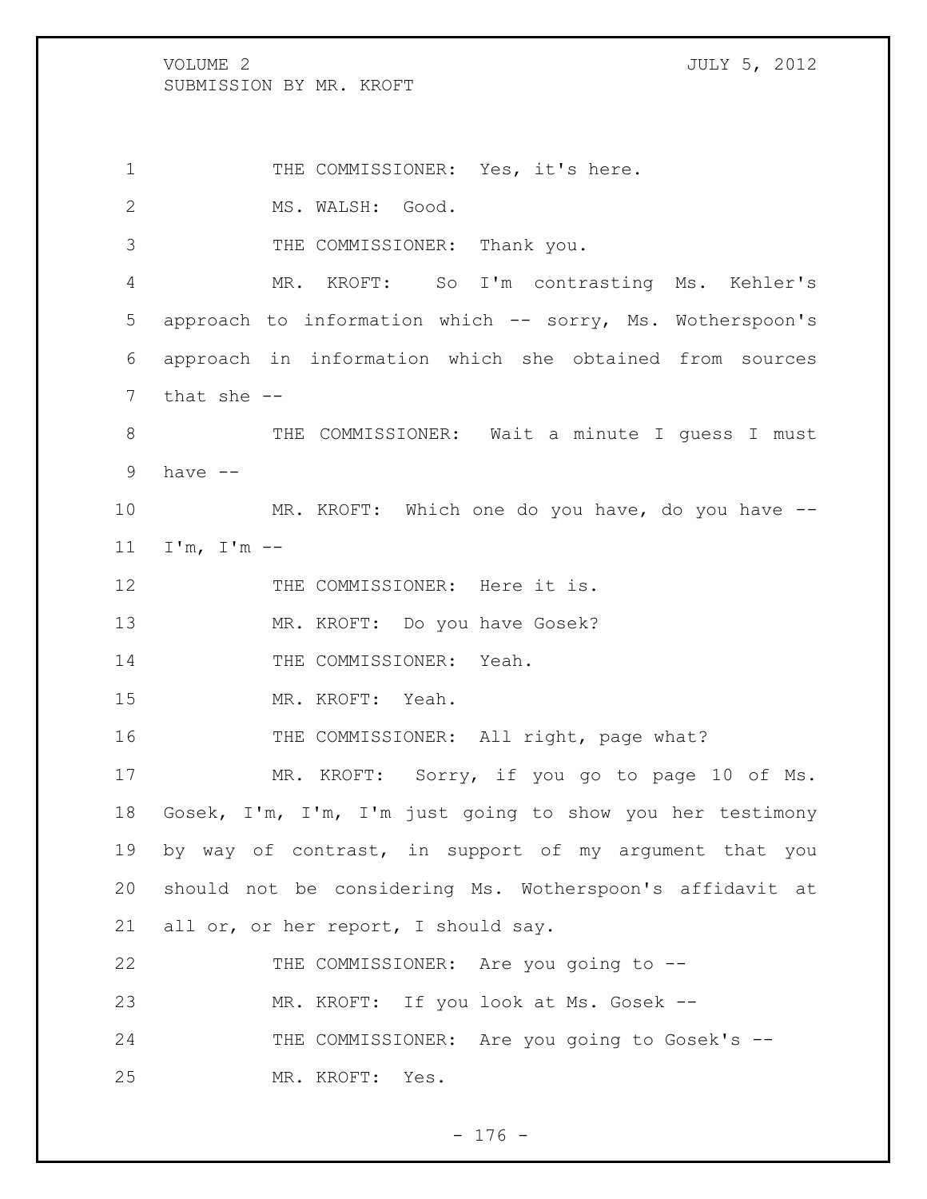THE COMMISSIONER: Yes, it's here.

MS. WALSH: Good.

THE COMMISSIONER: Thank you.

MR. KROFT: So I'm contrasting Ms. Kehler's approach to information which -- sorry, Ms. Wotherspoon's approach in information which she obtained from sources that she --

THE COMMISSIONER: Wait a minute I guess I must have --

MR. KROFT: Which one do you have, do you have -- I'm, I'm --

THE COMMISSIONER: Here it is.

MR. KROFT: Do you have Gosek?

THE COMMISSIONER: Yeah.

MR. KROFT: Yeah.

THE COMMISSIONER: All right, page what?

MR. KROFT: Sorry, if you go to page 10 of Ms. Gosek, I'm, I'm, I'm just going to show you her testimony by way of contrast, in support of my argument that you should not be considering Ms. Wotherspoon's affidavit at all or, or her report, I should say.

THE COMMISSIONER: Are you going to --

MR. KROFT: If you look at Ms. Gosek --

THE COMMISSIONER: Are you going to Gosek's --

MR. KROFT: Yes.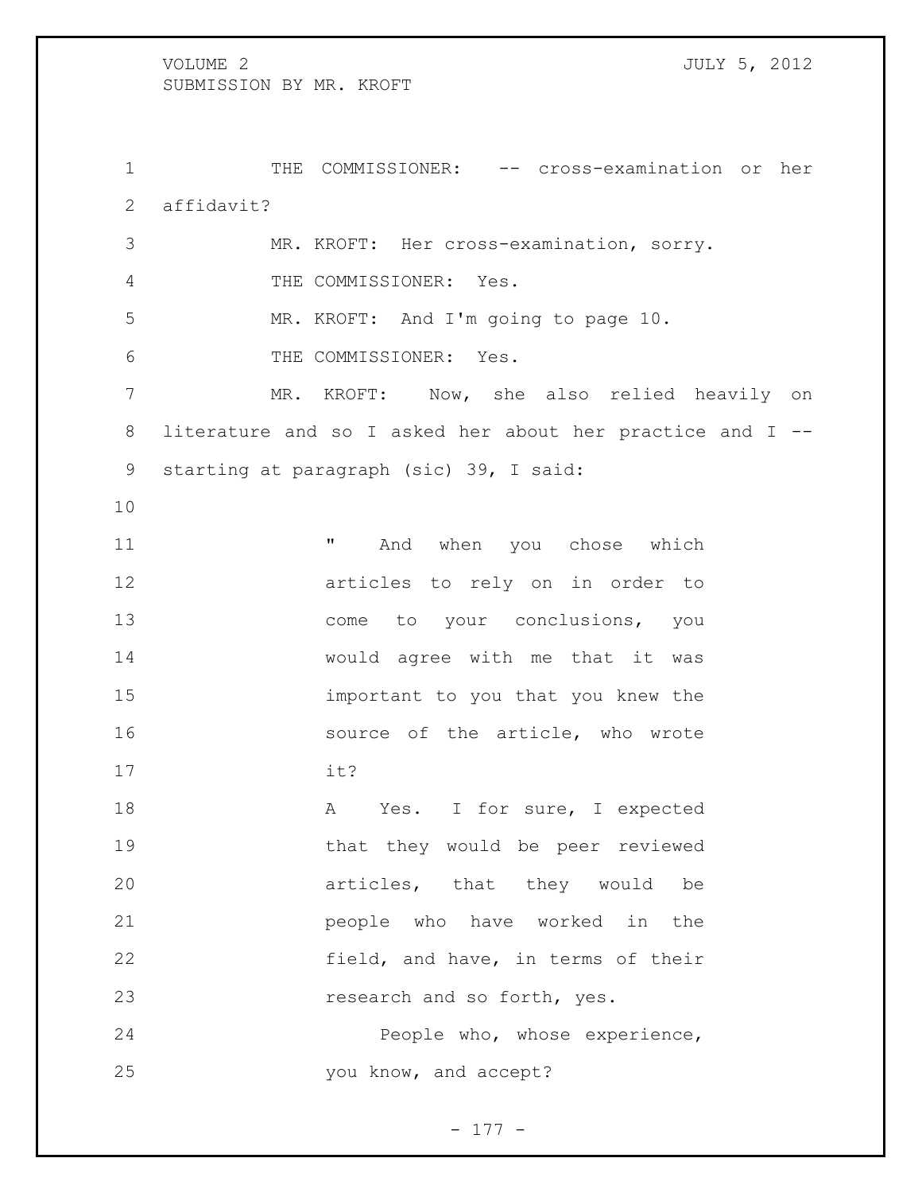THE COMMISSIONER: -- cross-examination or her affidavit?

MR. KROFT: Her cross-examination, sorry.

THE COMMISSIONER: Yes.

MR. KROFT: And I'm going to page 10.

THE COMMISSIONER: Yes.

MR. KROFT: Now, she also relied heavily on literature and so I asked her about her practice and I -- starting at paragraph (sic) 39, I said:

> " And when you chose which articles to rely on in order to come to your conclusions, you would agree with me that it was important to you that you knew the source of the article, who wrote it?
>
> A Yes. I for sure, I expected that they would be peer reviewed articles, that they would be people who have worked in the field, and have, in terms of their research and so forth, yes.
>
> People who, whose experience, you know, and accept?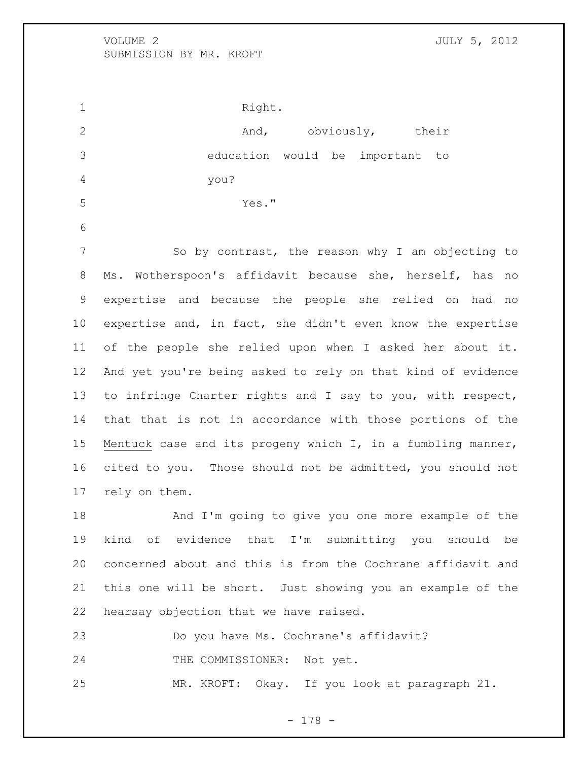Right.

And, obviously, their education would be important to you?

Yes."

So by contrast, the reason why I am objecting to Ms. Wotherspoon's affidavit because she, herself, has no expertise and because the people she relied on had no expertise and, in fact, she didn't even know the expertise of the people she relied upon when I asked her about it. And yet you're being asked to rely on that kind of evidence to infringe Charter rights and I say to you, with respect, that that is not in accordance with those portions of the Mentuck case and its progeny which I, in a fumbling manner, cited to you. Those should not be admitted, you should not rely on them.

And I'm going to give you one more example of the kind of evidence that I'm submitting you should be concerned about and this is from the Cochrane affidavit and this one will be short. Just showing you an example of the hearsay objection that we have raised.

Do you have Ms. Cochrane's affidavit?

THE COMMISSIONER: Not yet.

MR. KROFT: Okay. If you look at paragraph 21.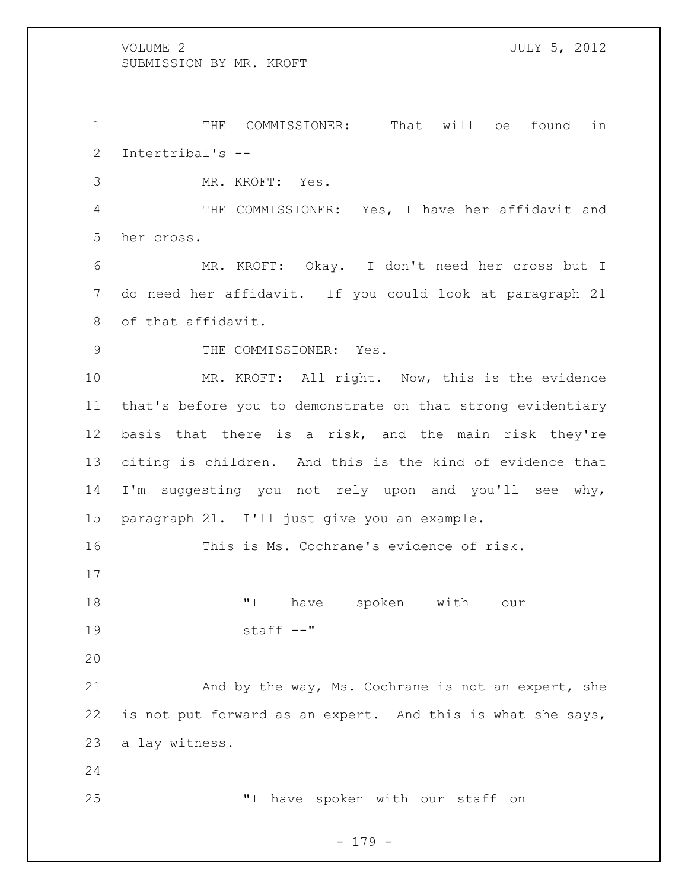THE COMMISSIONER: That will be found in Intertribal's --

MR. KROFT: Yes.

THE COMMISSIONER: Yes, I have her affidavit and her cross.

MR. KROFT: Okay. I don't need her cross but I do need her affidavit. If you could look at paragraph 21 of that affidavit.

THE COMMISSIONER: Yes.

MR. KROFT: All right. Now, this is the evidence that's before you to demonstrate on that strong evidentiary basis that there is a risk, and the main risk they're citing is children. And this is the kind of evidence that I'm suggesting you not rely upon and you'll see why, paragraph 21. I'll just give you an example.

This is Ms. Cochrane's evidence of risk.

> "I have spoken with our staff --"

And by the way, Ms. Cochrane is not an expert, she is not put forward as an expert. And this is what she says, a lay witness.

> "I have spoken with our staff on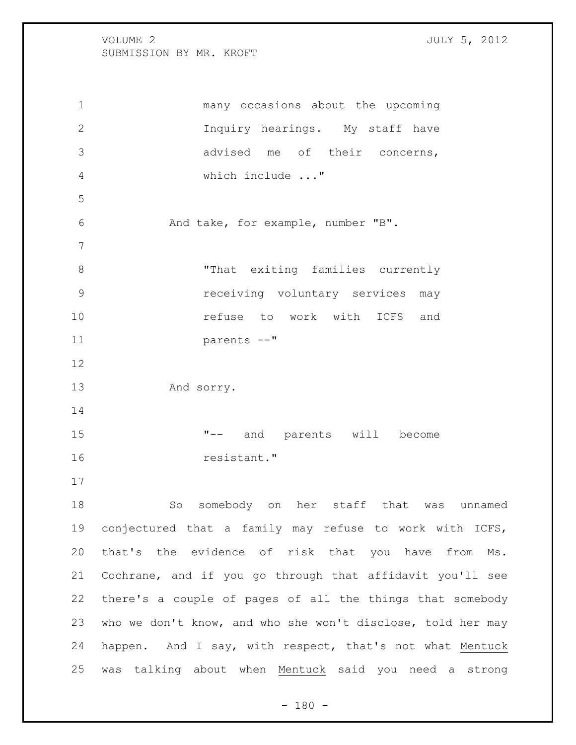many occasions about the upcoming Inquiry hearings. My staff have advised me of their concerns, which include ..."

And take, for example, number "B".

"That exiting families currently receiving voluntary services may refuse to work with ICFS and parents --"

And sorry.

"-- and parents will become resistant."

So somebody on her staff that was unnamed conjectured that a family may refuse to work with ICFS, that's the evidence of risk that you have from Ms. Cochrane, and if you go through that affidavit you'll see there's a couple of pages of all the things that somebody who we don't know, and who she won't disclose, told her may happen. And I say, with respect, that's not what Mentuck was talking about when Mentuck said you need a strong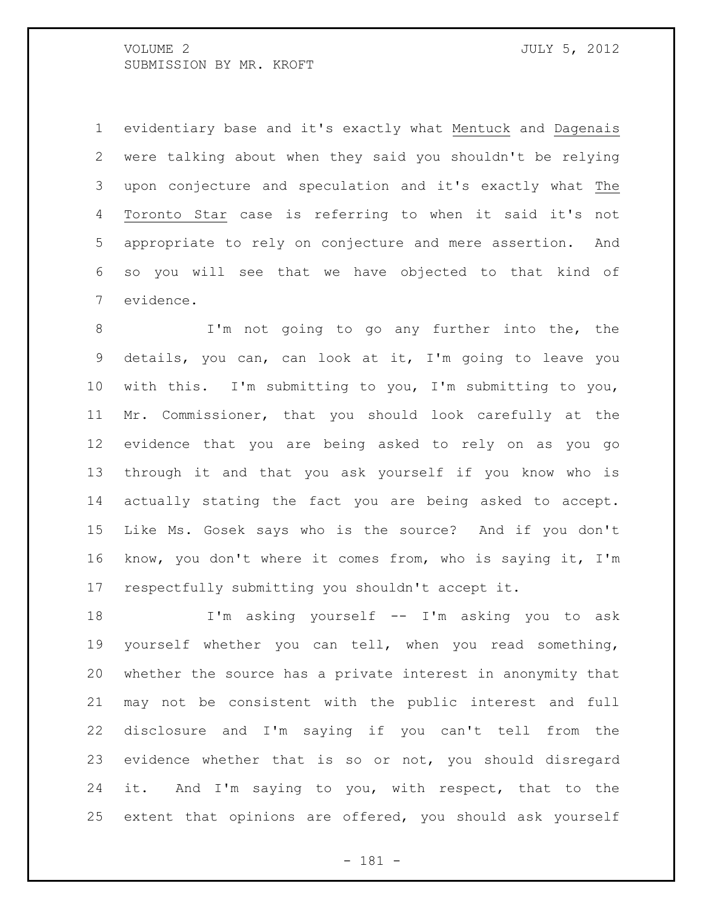evidentiary base and it's exactly what *Mentuck* and *Dagenais* were talking about when they said you shouldn't be relying upon conjecture and speculation and it's exactly what *The Toronto Star* case is referring to when it said it's not appropriate to rely on conjecture and mere assertion. And so you will see that we have objected to that kind of evidence.

I'm not going to go any further into the, the details, you can, can look at it, I'm going to leave you with this. I'm submitting to you, I'm submitting to you, Mr. Commissioner, that you should look carefully at the evidence that you are being asked to rely on as you go through it and that you ask yourself if you know who is actually stating the fact you are being asked to accept. Like Ms. Gosek says who is the source? And if you don't know, you don't where it comes from, who is saying it, I'm respectfully submitting you shouldn't accept it.

I'm asking yourself -- I'm asking you to ask yourself whether you can tell, when you read something, whether the source has a private interest in anonymity that may not be consistent with the public interest and full disclosure and I'm saying if you can't tell from the evidence whether that is so or not, you should disregard it. And I'm saying to you, with respect, that to the extent that opinions are offered, you should ask yourself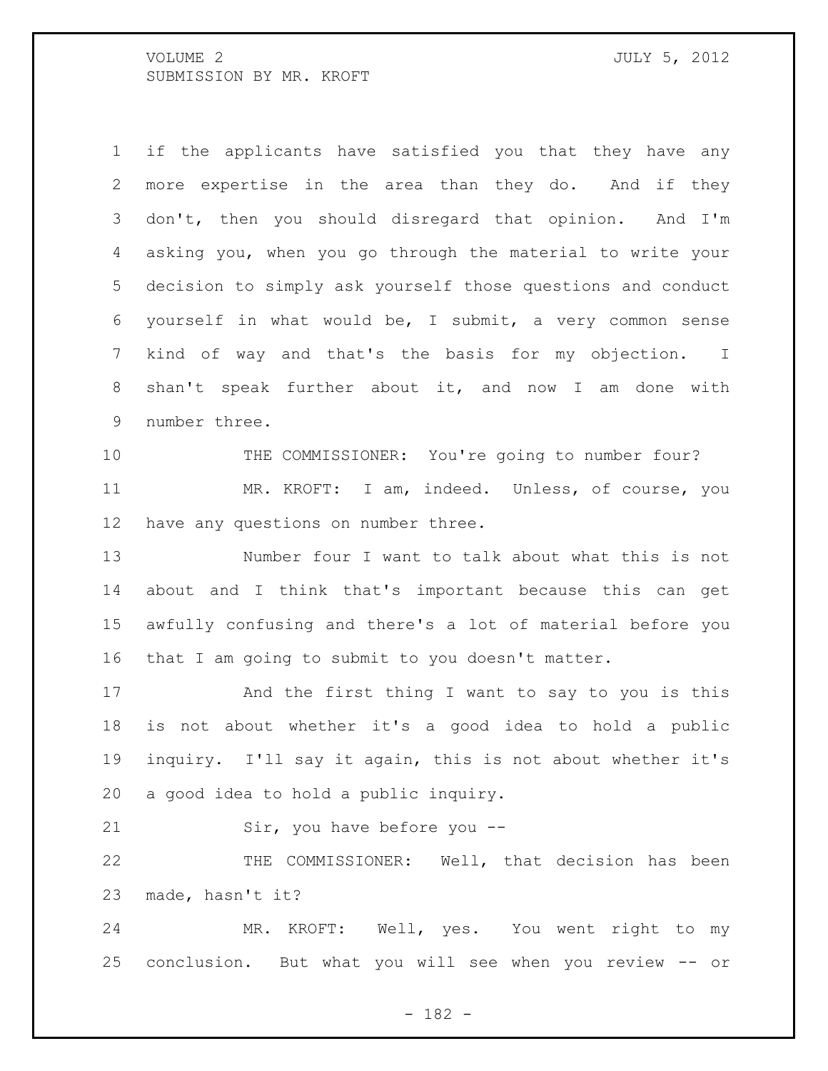if the applicants have satisfied you that they have any more expertise in the area than they do. And if they don't, then you should disregard that opinion. And I'm asking you, when you go through the material to write your decision to simply ask yourself those questions and conduct yourself in what would be, I submit, a very common sense kind of way and that's the basis for my objection. I shan't speak further about it, and now I am done with number three.

THE COMMISSIONER: You're going to number four?

MR. KROFT: I am, indeed. Unless, of course, you have any questions on number three.

Number four I want to talk about what this is not about and I think that's important because this can get awfully confusing and there's a lot of material before you that I am going to submit to you doesn't matter.

And the first thing I want to say to you is this is not about whether it's a good idea to hold a public inquiry. I'll say it again, this is not about whether it's a good idea to hold a public inquiry.

Sir, you have before you --

THE COMMISSIONER: Well, that decision has been made, hasn't it?

MR. KROFT: Well, yes. You went right to my conclusion. But what you will see when you review -- or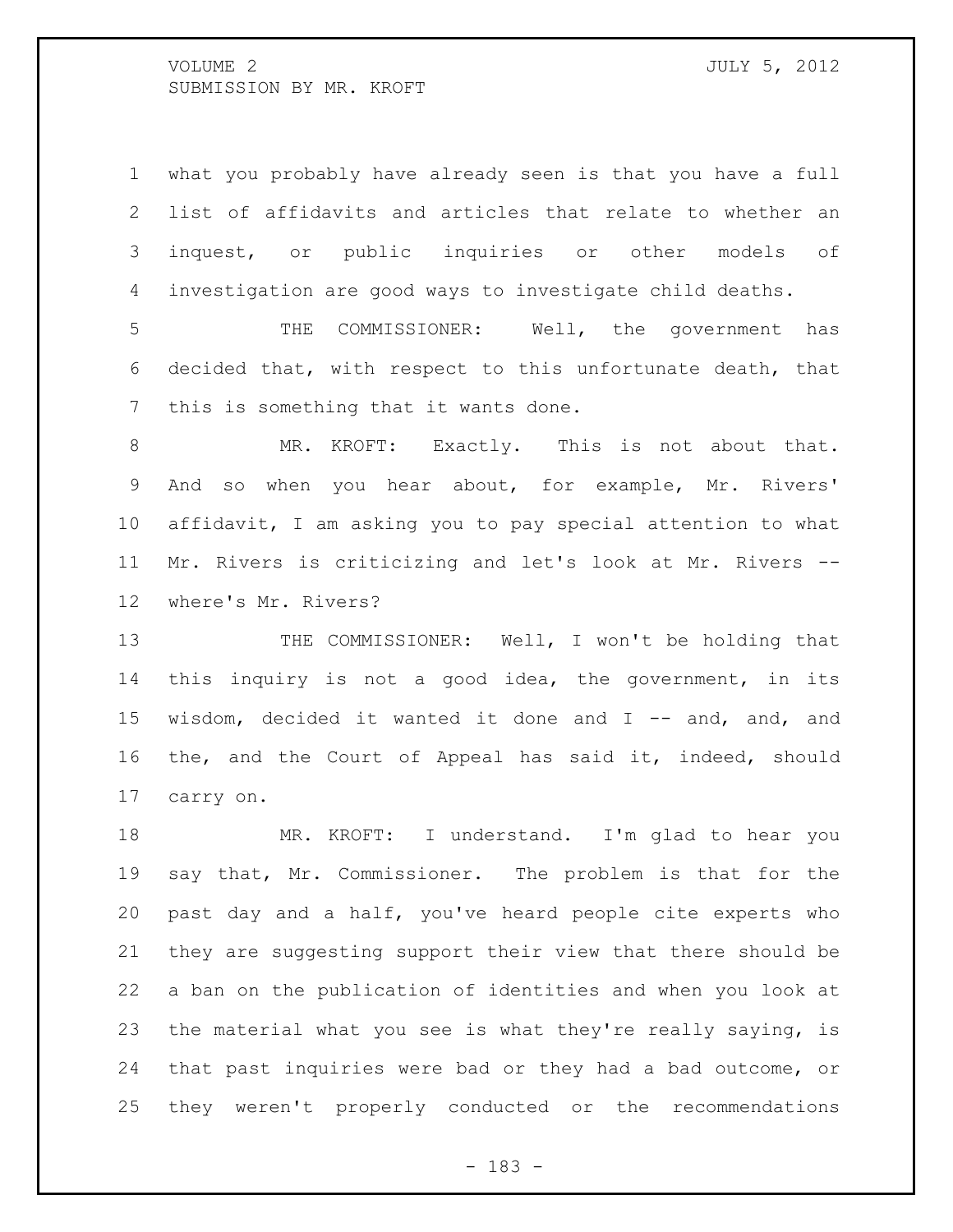what you probably have already seen is that you have a full list of affidavits and articles that relate to whether an inquest, or public inquiries or other models of investigation are good ways to investigate child deaths.

THE COMMISSIONER: Well, the government has decided that, with respect to this unfortunate death, that this is something that it wants done.

MR. KROFT: Exactly. This is not about that. And so when you hear about, for example, Mr. Rivers' affidavit, I am asking you to pay special attention to what Mr. Rivers is criticizing and let's look at Mr. Rivers -- where's Mr. Rivers?

THE COMMISSIONER: Well, I won't be holding that this inquiry is not a good idea, the government, in its wisdom, decided it wanted it done and I -- and, and, and the, and the Court of Appeal has said it, indeed, should carry on.

MR. KROFT: I understand. I'm glad to hear you say that, Mr. Commissioner. The problem is that for the past day and a half, you've heard people cite experts who they are suggesting support their view that there should be a ban on the publication of identities and when you look at the material what you see is what they're really saying, is that past inquiries were bad or they had a bad outcome, or they weren't properly conducted or the recommendations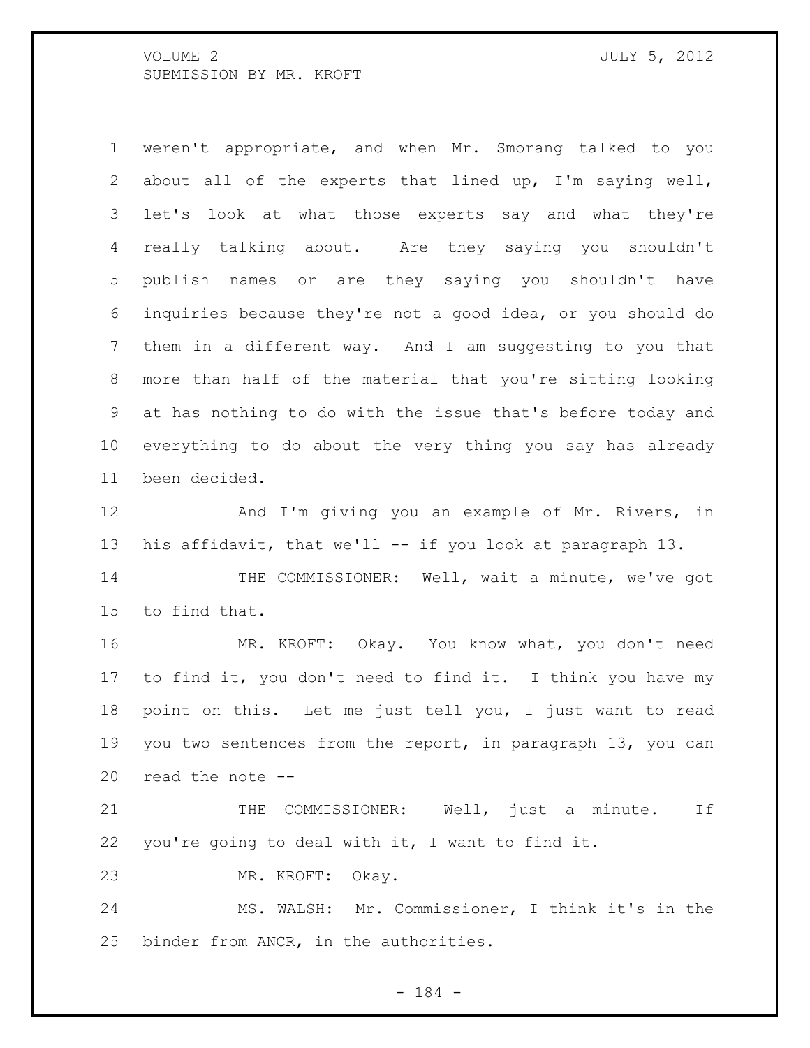weren't appropriate, and when Mr. Smorang talked to you about all of the experts that lined up, I'm saying well, let's look at what those experts say and what they're really talking about. Are they saying you shouldn't publish names or are they saying you shouldn't have inquiries because they're not a good idea, or you should do them in a different way. And I am suggesting to you that more than half of the material that you're sitting looking at has nothing to do with the issue that's before today and everything to do about the very thing you say has already been decided.

And I'm giving you an example of Mr. Rivers, in his affidavit, that we'll -- if you look at paragraph 13.

THE COMMISSIONER: Well, wait a minute, we've got to find that.

MR. KROFT: Okay. You know what, you don't need to find it, you don't need to find it. I think you have my point on this. Let me just tell you, I just want to read you two sentences from the report, in paragraph 13, you can read the note --

THE COMMISSIONER: Well, just a minute. If you're going to deal with it, I want to find it.

MR. KROFT: Okay.

MS. WALSH: Mr. Commissioner, I think it's in the binder from ANCR, in the authorities.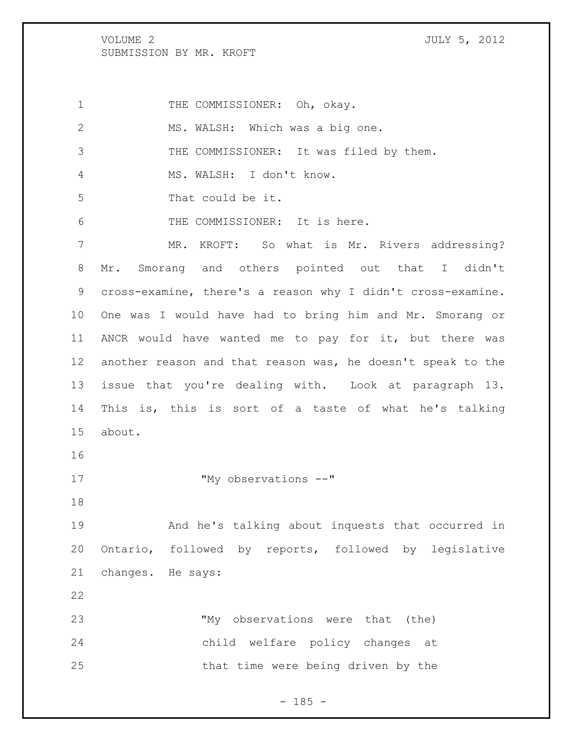THE COMMISSIONER: Oh, okay.

MS. WALSH: Which was a big one.

THE COMMISSIONER: It was filed by them.

MS. WALSH: I don't know.

That could be it.

THE COMMISSIONER: It is here.

MR. KROFT: So what is Mr. Rivers addressing? Mr. Smorang and others pointed out that I didn't cross-examine, there's a reason why I didn't cross-examine. One was I would have had to bring him and Mr. Smorang or ANCR would have wanted me to pay for it, but there was another reason and that reason was, he doesn't speak to the issue that you're dealing with. Look at paragraph 13. This is, this is sort of a taste of what he's talking about.

> "My observations --"

And he's talking about inquests that occurred in Ontario, followed by reports, followed by legislative changes. He says:

> "My observations were that (the) child welfare policy changes at that time were being driven by the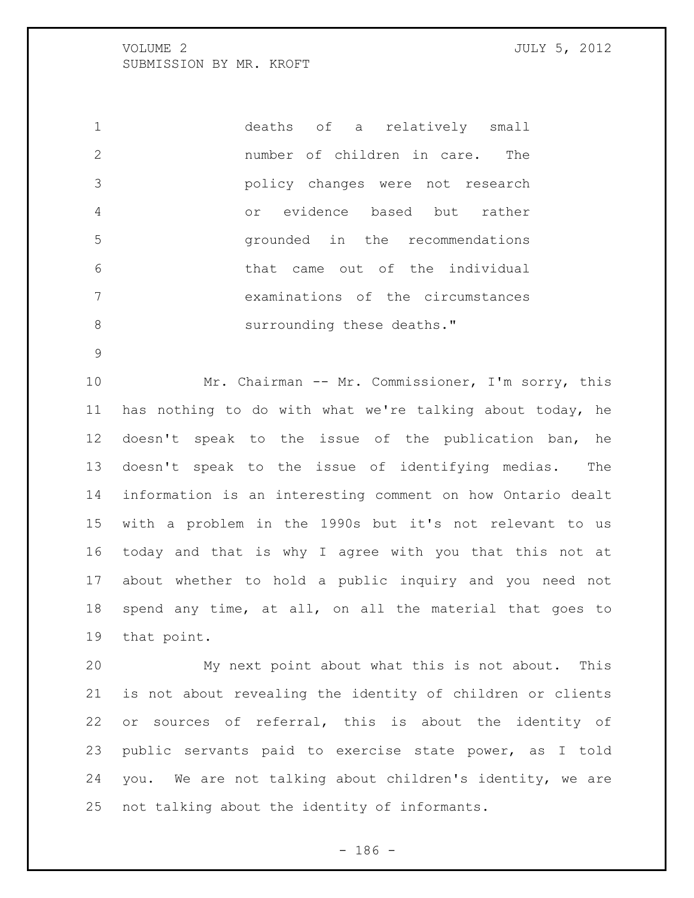deaths of a relatively small number of children in care. The policy changes were not research or evidence based but rather grounded in the recommendations that came out of the individual examinations of the circumstances surrounding these deaths."

Mr. Chairman -- Mr. Commissioner, I'm sorry, this has nothing to do with what we're talking about today, he doesn't speak to the issue of the publication ban, he doesn't speak to the issue of identifying medias. The information is an interesting comment on how Ontario dealt with a problem in the 1990s but it's not relevant to us today and that is why I agree with you that this not at about whether to hold a public inquiry and you need not spend any time, at all, on all the material that goes to that point.

My next point about what this is not about. This is not about revealing the identity of children or clients or sources of referral, this is about the identity of public servants paid to exercise state power, as I told you. We are not talking about children's identity, we are not talking about the identity of informants.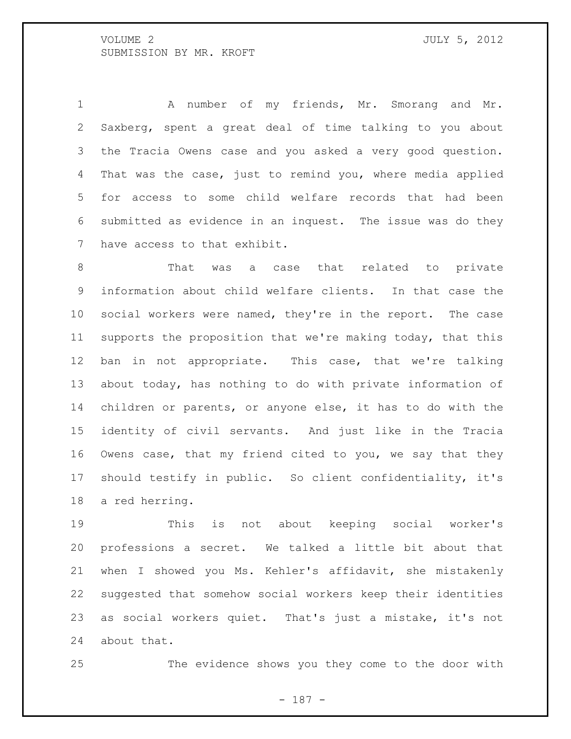A number of my friends, Mr. Smorang and Mr. Saxberg, spent a great deal of time talking to you about the Tracia Owens case and you asked a very good question. That was the case, just to remind you, where media applied for access to some child welfare records that had been submitted as evidence in an inquest. The issue was do they have access to that exhibit.

That was a case that related to private information about child welfare clients. In that case the social workers were named, they're in the report. The case supports the proposition that we're making today, that this ban in not appropriate. This case, that we're talking about today, has nothing to do with private information of children or parents, or anyone else, it has to do with the identity of civil servants. And just like in the Tracia Owens case, that my friend cited to you, we say that they should testify in public. So client confidentiality, it's a red herring.

This is not about keeping social worker's professions a secret. We talked a little bit about that when I showed you Ms. Kehler's affidavit, she mistakenly suggested that somehow social workers keep their identities as social workers quiet. That's just a mistake, it's not about that.

The evidence shows you they come to the door with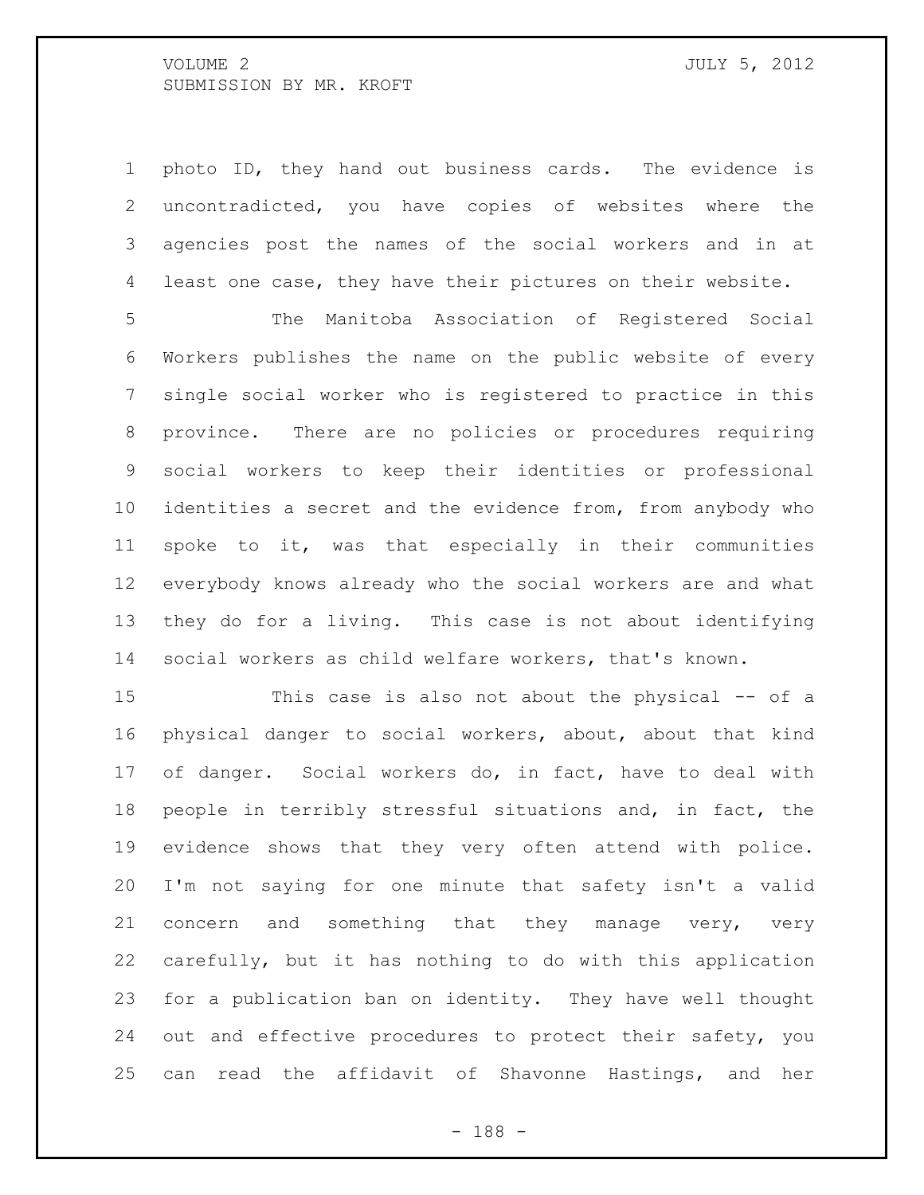photo ID, they hand out business cards. The evidence is uncontradicted, you have copies of websites where the agencies post the names of the social workers and in at least one case, they have their pictures on their website.

The Manitoba Association of Registered Social Workers publishes the name on the public website of every single social worker who is registered to practice in this province. There are no policies or procedures requiring social workers to keep their identities or professional identities a secret and the evidence from, from anybody who spoke to it, was that especially in their communities everybody knows already who the social workers are and what they do for a living. This case is not about identifying social workers as child welfare workers, that's known.

This case is also not about the physical -- of a physical danger to social workers, about, about that kind of danger. Social workers do, in fact, have to deal with people in terribly stressful situations and, in fact, the evidence shows that they very often attend with police. I'm not saying for one minute that safety isn't a valid concern and something that they manage very, very carefully, but it has nothing to do with this application for a publication ban on identity. They have well thought out and effective procedures to protect their safety, you can read the affidavit of Shavonne Hastings, and her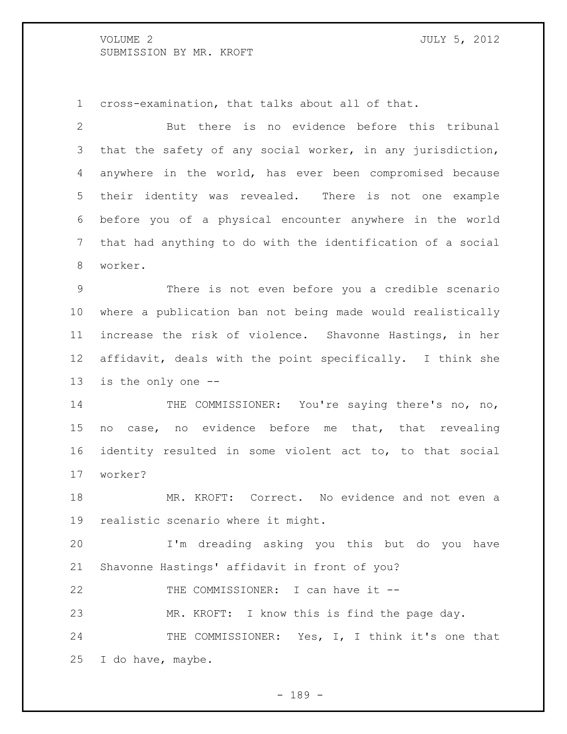cross-examination, that talks about all of that.

But there is no evidence before this tribunal that the safety of any social worker, in any jurisdiction, anywhere in the world, has ever been compromised because their identity was revealed. There is not one example before you of a physical encounter anywhere in the world that had anything to do with the identification of a social worker.

There is not even before you a credible scenario where a publication ban not being made would realistically increase the risk of violence. Shavonne Hastings, in her affidavit, deals with the point specifically. I think she is the only one --

THE COMMISSIONER: You're saying there's no, no, no case, no evidence before me that, that revealing identity resulted in some violent act to, to that social worker?

MR. KROFT: Correct. No evidence and not even a realistic scenario where it might.

I'm dreading asking you this but do you have Shavonne Hastings' affidavit in front of you?

THE COMMISSIONER: I can have it --

MR. KROFT: I know this is find the page day.

THE COMMISSIONER: Yes, I, I think it's one that I do have, maybe.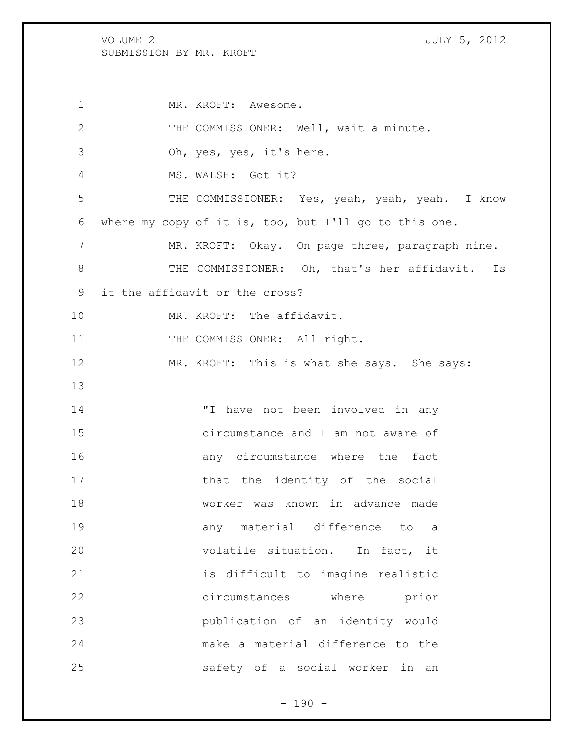MR. KROFT: Awesome.

THE COMMISSIONER: Well, wait a minute.

Oh, yes, yes, it's here.

MS. WALSH: Got it?

THE COMMISSIONER: Yes, yeah, yeah, yeah. I know where my copy of it is, too, but I'll go to this one.

MR. KROFT: Okay. On page three, paragraph nine.

THE COMMISSIONER: Oh, that's her affidavit. Is it the affidavit or the cross?

MR. KROFT: The affidavit.

THE COMMISSIONER: All right.

MR. KROFT: This is what she says. She says:

> "I have not been involved in any circumstance and I am not aware of any circumstance where the fact that the identity of the social worker was known in advance made any material difference to a volatile situation. In fact, it is difficult to imagine realistic circumstances where prior publication of an identity would make a material difference to the safety of a social worker in an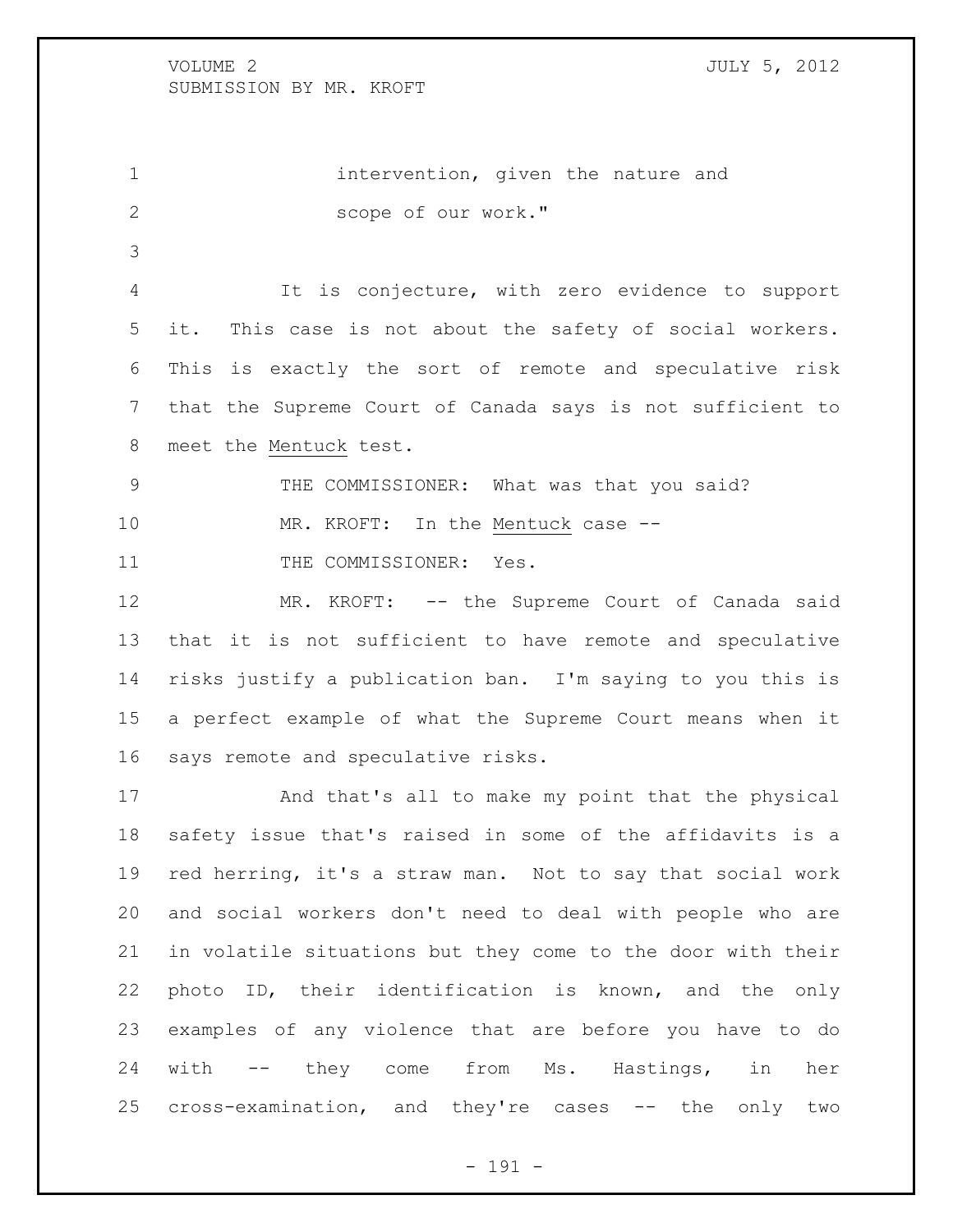intervention, given the nature and scope of our work."

It is conjecture, with zero evidence to support it. This case is not about the safety of social workers. This is exactly the sort of remote and speculative risk that the Supreme Court of Canada says is not sufficient to meet the Mentuck test.

THE COMMISSIONER: What was that you said?

MR. KROFT: In the Mentuck case --

THE COMMISSIONER: Yes.

MR. KROFT: -- the Supreme Court of Canada said that it is not sufficient to have remote and speculative risks justify a publication ban. I'm saying to you this is a perfect example of what the Supreme Court means when it says remote and speculative risks.

And that's all to make my point that the physical safety issue that's raised in some of the affidavits is a red herring, it's a straw man. Not to say that social work and social workers don't need to deal with people who are in volatile situations but they come to the door with their photo ID, their identification is known, and the only examples of any violence that are before you have to do with -- they come from Ms. Hastings, in her cross-examination, and they're cases -- the only two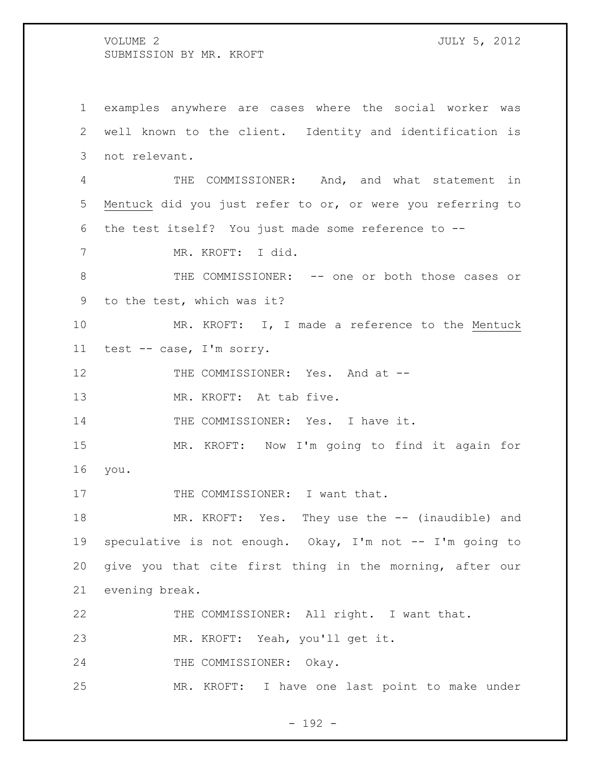examples anywhere are cases where the social worker was well known to the client. Identity and identification is not relevant.

THE COMMISSIONER: And, and what statement in _Mentuck_ did you just refer to or, or were you referring to the test itself? You just made some reference to --

MR. KROFT: I did.

THE COMMISSIONER: -- one or both those cases or to the test, which was it?

MR. KROFT: I, I made a reference to the _Mentuck_ test -- case, I'm sorry.

THE COMMISSIONER: Yes. And at --

MR. KROFT: At tab five.

THE COMMISSIONER: Yes. I have it.

MR. KROFT: Now I'm going to find it again for you.

THE COMMISSIONER: I want that.

MR. KROFT: Yes. They use the -- (inaudible) and speculative is not enough. Okay, I'm not -- I'm going to give you that cite first thing in the morning, after our evening break.

THE COMMISSIONER: All right. I want that.

MR. KROFT: Yeah, you'll get it.

THE COMMISSIONER: Okay.

MR. KROFT: I have one last point to make under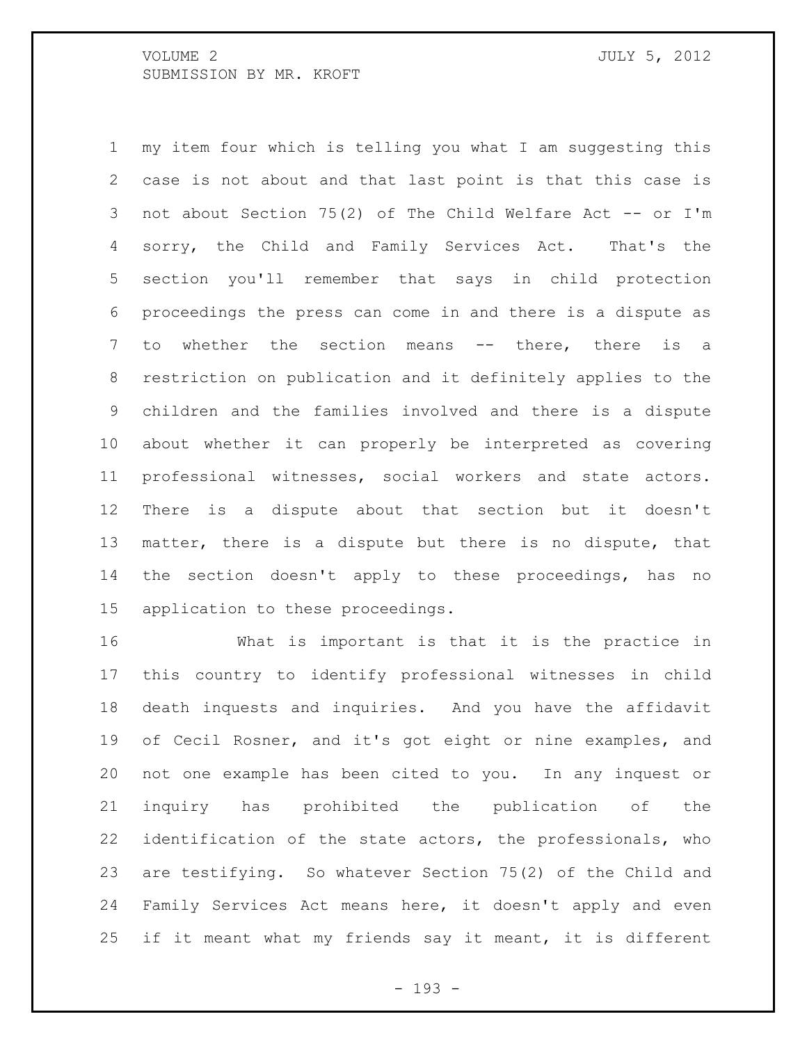my item four which is telling you what I am suggesting this case is not about and that last point is that this case is not about Section 75(2) of The Child Welfare Act -- or I'm sorry, the Child and Family Services Act. That's the section you'll remember that says in child protection proceedings the press can come in and there is a dispute as to whether the section means -- there, there is a restriction on publication and it definitely applies to the children and the families involved and there is a dispute about whether it can properly be interpreted as covering professional witnesses, social workers and state actors. There is a dispute about that section but it doesn't matter, there is a dispute but there is no dispute, that the section doesn't apply to these proceedings, has no application to these proceedings.

What is important is that it is the practice in this country to identify professional witnesses in child death inquests and inquiries. And you have the affidavit of Cecil Rosner, and it's got eight or nine examples, and not one example has been cited to you. In any inquest or inquiry has prohibited the publication of the identification of the state actors, the professionals, who are testifying. So whatever Section 75(2) of the Child and Family Services Act means here, it doesn't apply and even if it meant what my friends say it meant, it is different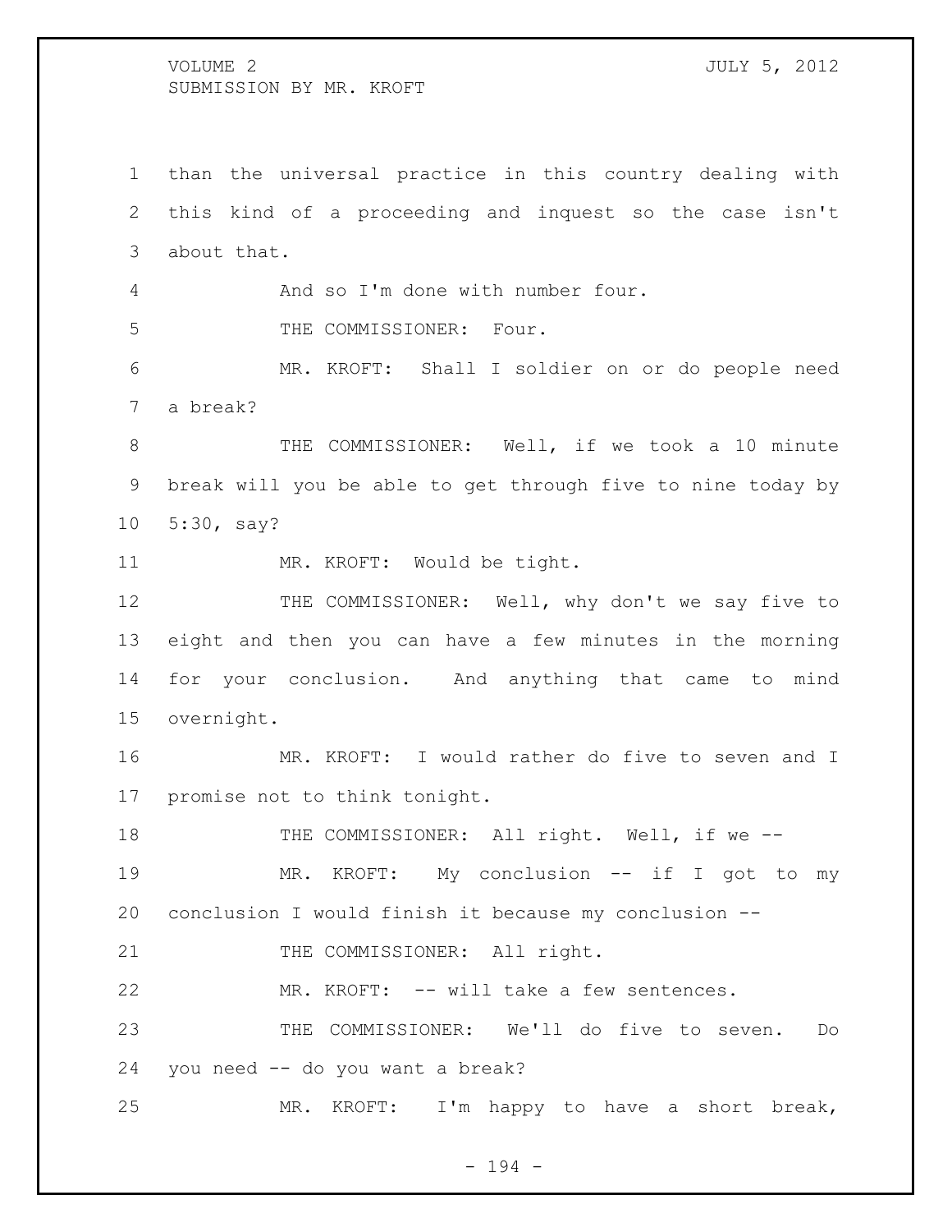than the universal practice in this country dealing with this kind of a proceeding and inquest so the case isn't about that.

And so I'm done with number four.

THE COMMISSIONER: Four.

MR. KROFT: Shall I soldier on or do people need a break?

THE COMMISSIONER: Well, if we took a 10 minute break will you be able to get through five to nine today by 5:30, say?

MR. KROFT: Would be tight.

THE COMMISSIONER: Well, why don't we say five to eight and then you can have a few minutes in the morning for your conclusion. And anything that came to mind overnight.

MR. KROFT: I would rather do five to seven and I promise not to think tonight.

THE COMMISSIONER: All right. Well, if we --

MR. KROFT: My conclusion -- if I got to my conclusion I would finish it because my conclusion --

THE COMMISSIONER: All right.

MR. KROFT: -- will take a few sentences.

THE COMMISSIONER: We'll do five to seven. Do you need -- do you want a break?

MR. KROFT: I'm happy to have a short break,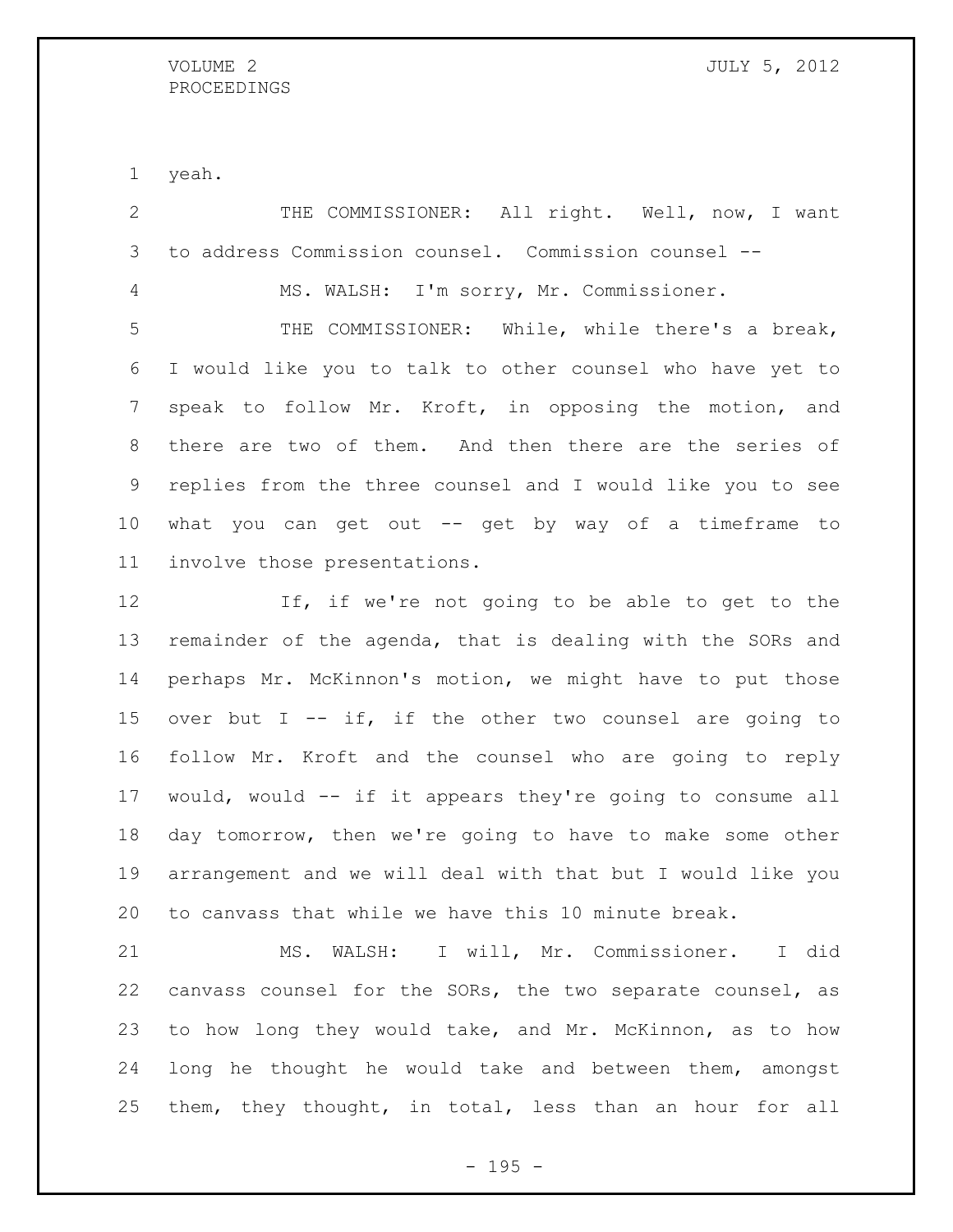yeah.

THE COMMISSIONER: All right. Well, now, I want to address Commission counsel. Commission counsel --

MS. WALSH: I'm sorry, Mr. Commissioner.

THE COMMISSIONER: While, while there's a break, I would like you to talk to other counsel who have yet to speak to follow Mr. Kroft, in opposing the motion, and there are two of them. And then there are the series of replies from the three counsel and I would like you to see what you can get out -- get by way of a timeframe to involve those presentations.

If, if we're not going to be able to get to the remainder of the agenda, that is dealing with the SORs and perhaps Mr. McKinnon's motion, we might have to put those over but I -- if, if the other two counsel are going to follow Mr. Kroft and the counsel who are going to reply would, would -- if it appears they're going to consume all day tomorrow, then we're going to have to make some other arrangement and we will deal with that but I would like you to canvass that while we have this 10 minute break.

MS. WALSH: I will, Mr. Commissioner. I did canvass counsel for the SORs, the two separate counsel, as to how long they would take, and Mr. McKinnon, as to how long he thought he would take and between them, amongst them, they thought, in total, less than an hour for all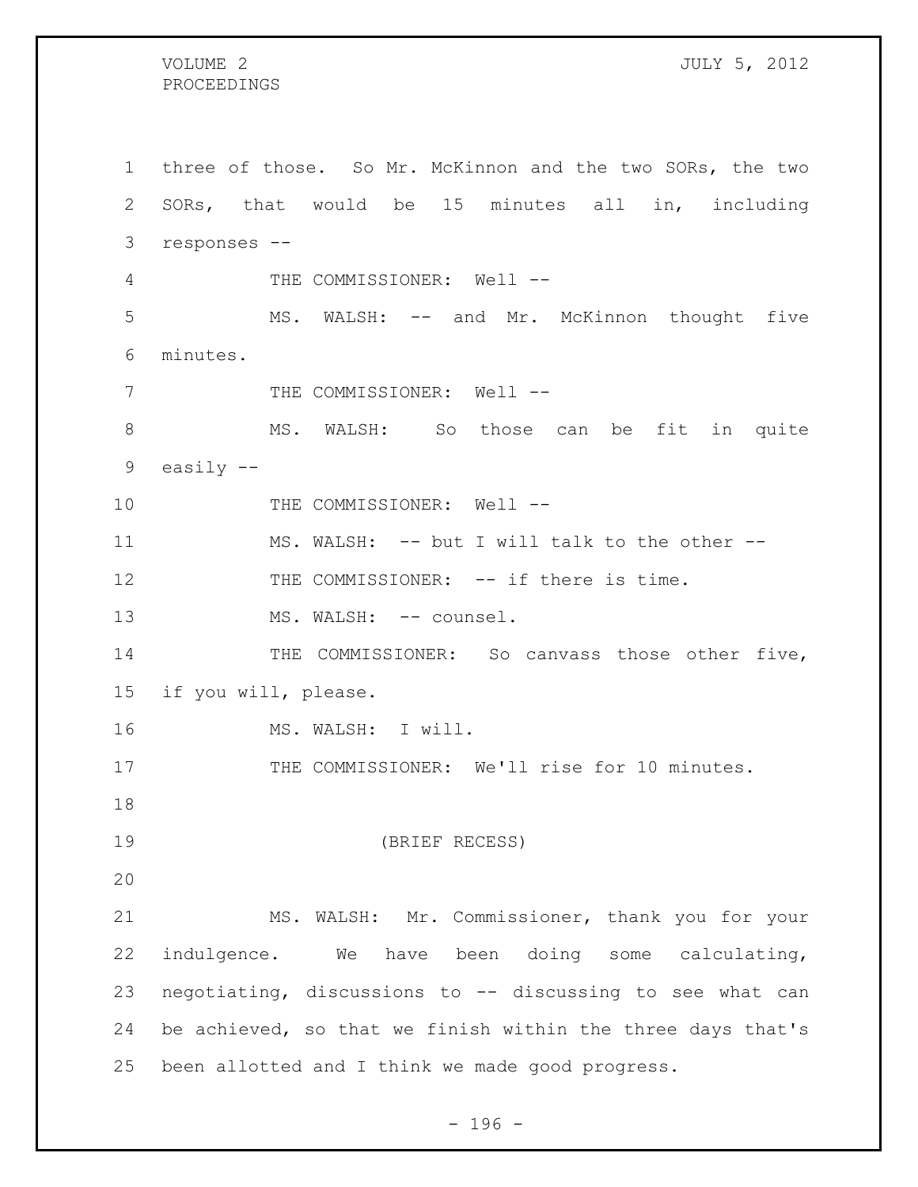three of those. So Mr. McKinnon and the two SORs, the two SORs, that would be 15 minutes all in, including responses --

THE COMMISSIONER: Well --

MS. WALSH: -- and Mr. McKinnon thought five minutes.

THE COMMISSIONER: Well --

MS. WALSH: So those can be fit in quite easily --

THE COMMISSIONER: Well --

MS. WALSH: -- but I will talk to the other --

THE COMMISSIONER: -- if there is time.

MS. WALSH: -- counsel.

THE COMMISSIONER: So canvass those other five, if you will, please.

MS. WALSH: I will.

THE COMMISSIONER: We'll rise for 10 minutes.

(BRIEF RECESS)

MS. WALSH: Mr. Commissioner, thank you for your indulgence. We have been doing some calculating, negotiating, discussions to -- discussing to see what can be achieved, so that we finish within the three days that's been allotted and I think we made good progress.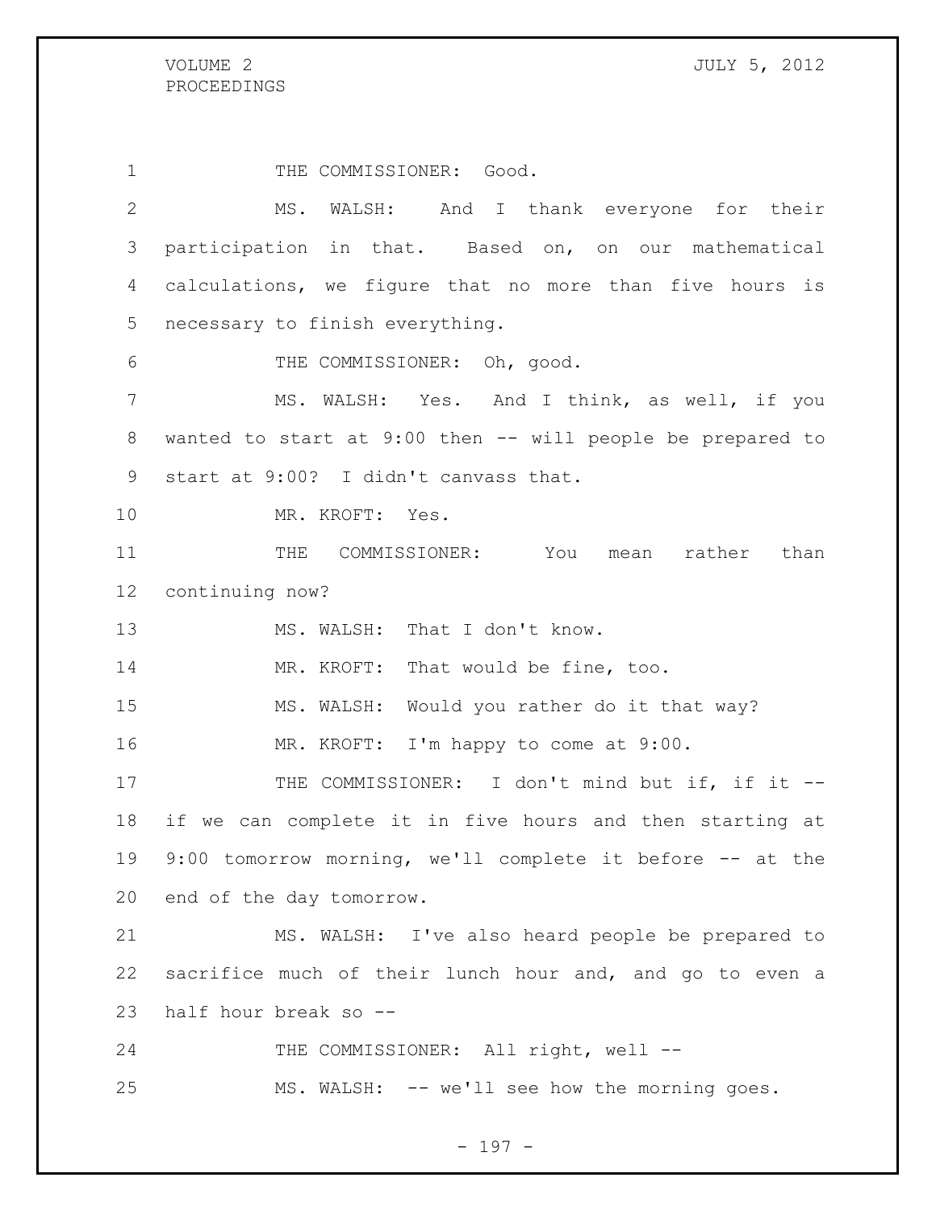THE COMMISSIONER: Good.

MS. WALSH: And I thank everyone for their participation in that. Based on, on our mathematical calculations, we figure that no more than five hours is necessary to finish everything.

THE COMMISSIONER: Oh, good.

MS. WALSH: Yes. And I think, as well, if you wanted to start at 9:00 then -- will people be prepared to start at 9:00? I didn't canvass that.

MR. KROFT: Yes.

THE COMMISSIONER: You mean rather than continuing now?

MS. WALSH: That I don't know.

MR. KROFT: That would be fine, too.

MS. WALSH: Would you rather do it that way?

MR. KROFT: I'm happy to come at 9:00.

THE COMMISSIONER: I don't mind but if, if it -- if we can complete it in five hours and then starting at 9:00 tomorrow morning, we'll complete it before -- at the end of the day tomorrow.

MS. WALSH: I've also heard people be prepared to sacrifice much of their lunch hour and, and go to even a half hour break so --

THE COMMISSIONER: All right, well --

MS. WALSH: -- we'll see how the morning goes.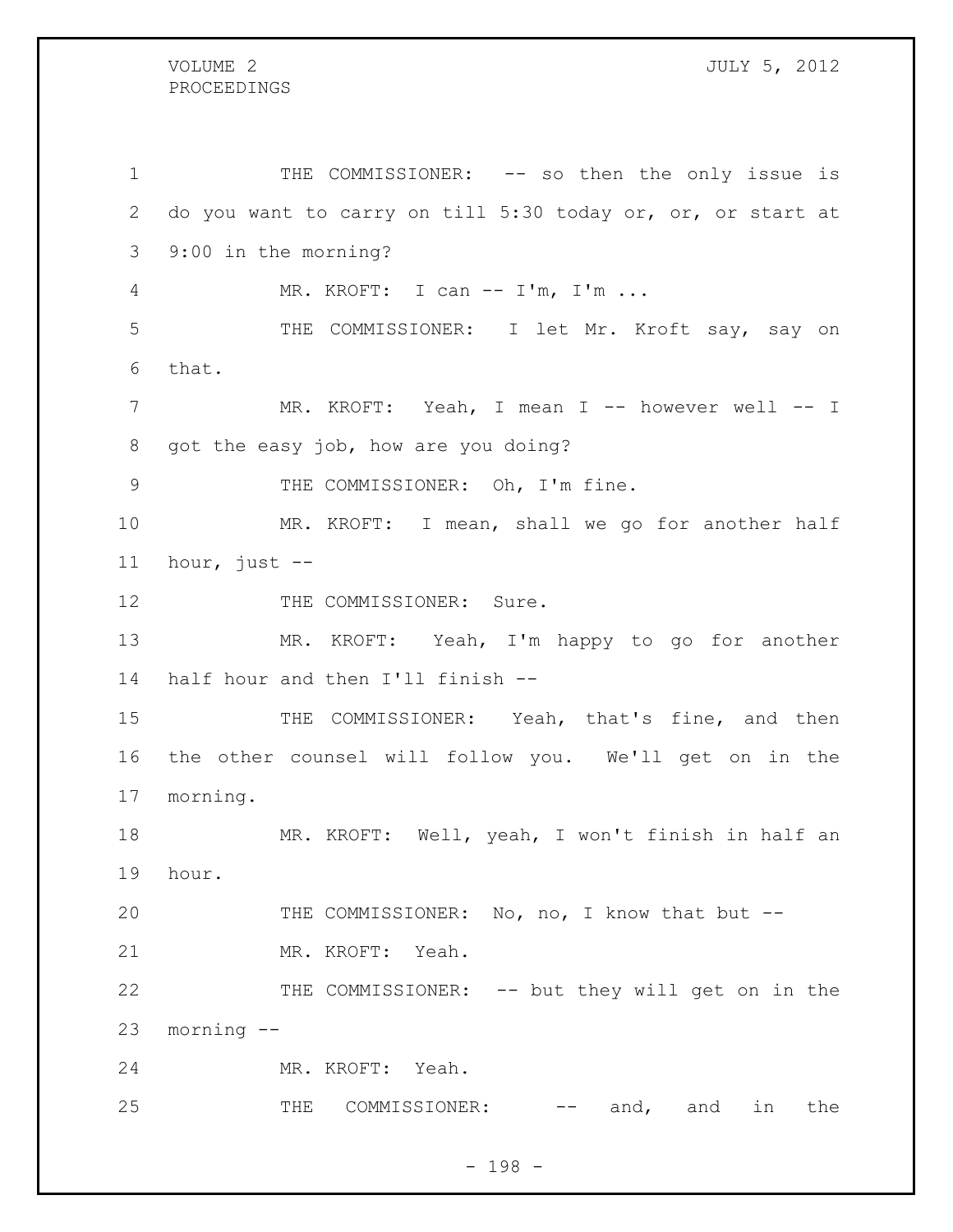THE COMMISSIONER: -- so then the only issue is do you want to carry on till 5:30 today or, or, or start at 9:00 in the morning?

MR. KROFT: I can -- I'm, I'm ...

THE COMMISSIONER: I let Mr. Kroft say, say on that.

MR. KROFT: Yeah, I mean I -- however well -- I got the easy job, how are you doing?

THE COMMISSIONER: Oh, I'm fine.

MR. KROFT: I mean, shall we go for another half hour, just --

THE COMMISSIONER: Sure.

MR. KROFT: Yeah, I'm happy to go for another half hour and then I'll finish --

THE COMMISSIONER: Yeah, that's fine, and then the other counsel will follow you. We'll get on in the morning.

MR. KROFT: Well, yeah, I won't finish in half an hour.

THE COMMISSIONER: No, no, I know that but --

MR. KROFT: Yeah.

THE COMMISSIONER: -- but they will get on in the morning --

MR. KROFT: Yeah.

THE COMMISSIONER: -- and, and in the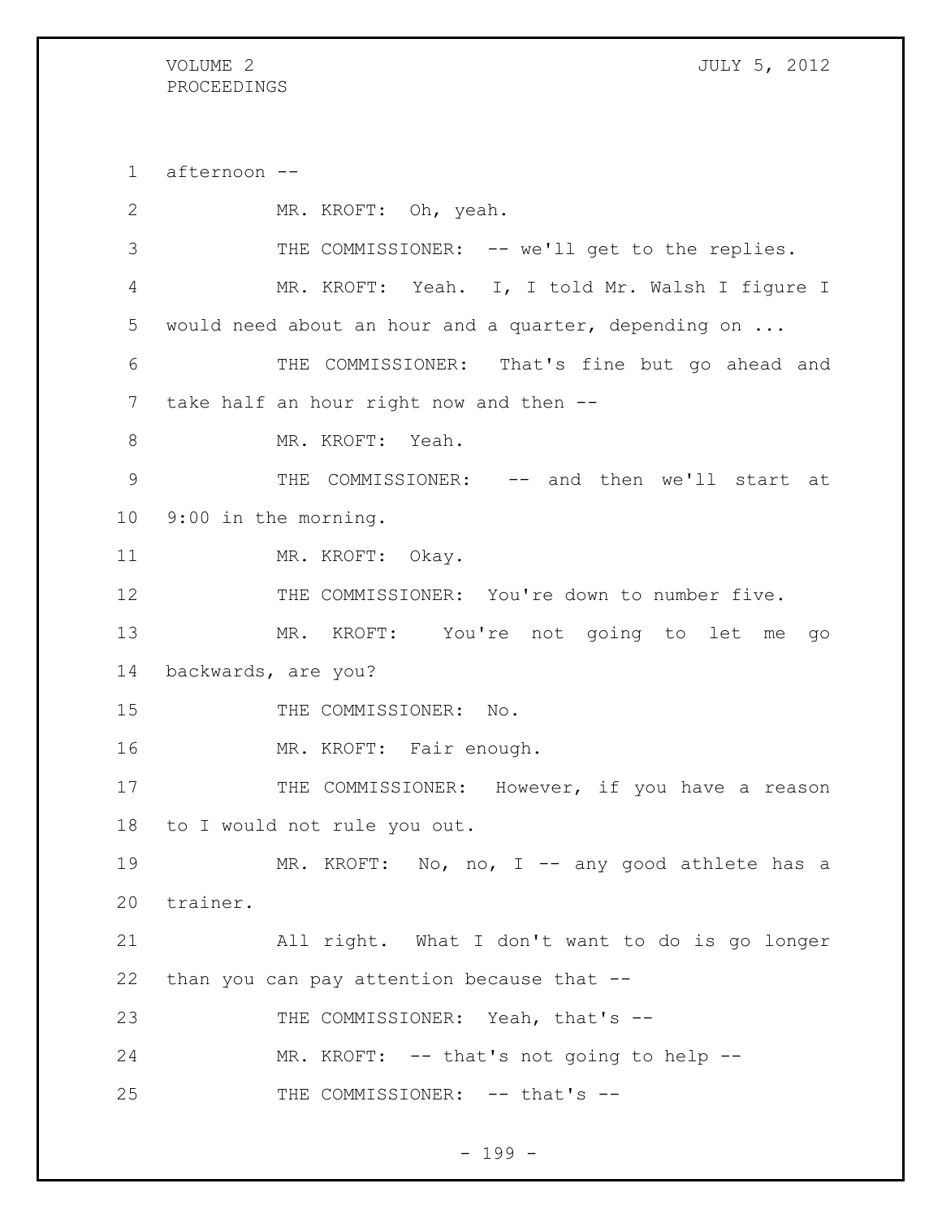afternoon --

MR. KROFT: Oh, yeah.

THE COMMISSIONER: -- we'll get to the replies.

MR. KROFT: Yeah. I, I told Mr. Walsh I figure I would need about an hour and a quarter, depending on ...

THE COMMISSIONER: That's fine but go ahead and take half an hour right now and then --

MR. KROFT: Yeah.

THE COMMISSIONER: -- and then we'll start at 9:00 in the morning.

MR. KROFT: Okay.

THE COMMISSIONER: You're down to number five.

MR. KROFT: You're not going to let me go backwards, are you?

THE COMMISSIONER: No.

MR. KROFT: Fair enough.

THE COMMISSIONER: However, if you have a reason to I would not rule you out.

MR. KROFT: No, no, I -- any good athlete has a trainer.

All right. What I don't want to do is go longer than you can pay attention because that --

THE COMMISSIONER: Yeah, that's --

MR. KROFT: -- that's not going to help --

THE COMMISSIONER: -- that's --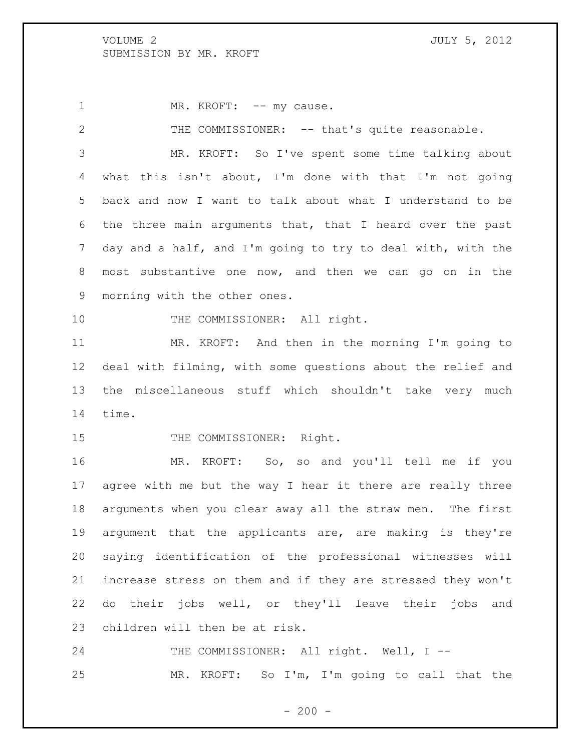MR. KROFT: -- my cause.

THE COMMISSIONER: -- that's quite reasonable.

MR. KROFT: So I've spent some time talking about what this isn't about, I'm done with that I'm not going back and now I want to talk about what I understand to be the three main arguments that, that I heard over the past day and a half, and I'm going to try to deal with, with the most substantive one now, and then we can go on in the morning with the other ones.

THE COMMISSIONER: All right.

MR. KROFT: And then in the morning I'm going to deal with filming, with some questions about the relief and the miscellaneous stuff which shouldn't take very much time.

THE COMMISSIONER: Right.

MR. KROFT: So, so and you'll tell me if you agree with me but the way I hear it there are really three arguments when you clear away all the straw men. The first argument that the applicants are, are making is they're saying identification of the professional witnesses will increase stress on them and if they are stressed they won't do their jobs well, or they'll leave their jobs and children will then be at risk.

THE COMMISSIONER: All right. Well, I --

MR. KROFT: So I'm, I'm going to call that the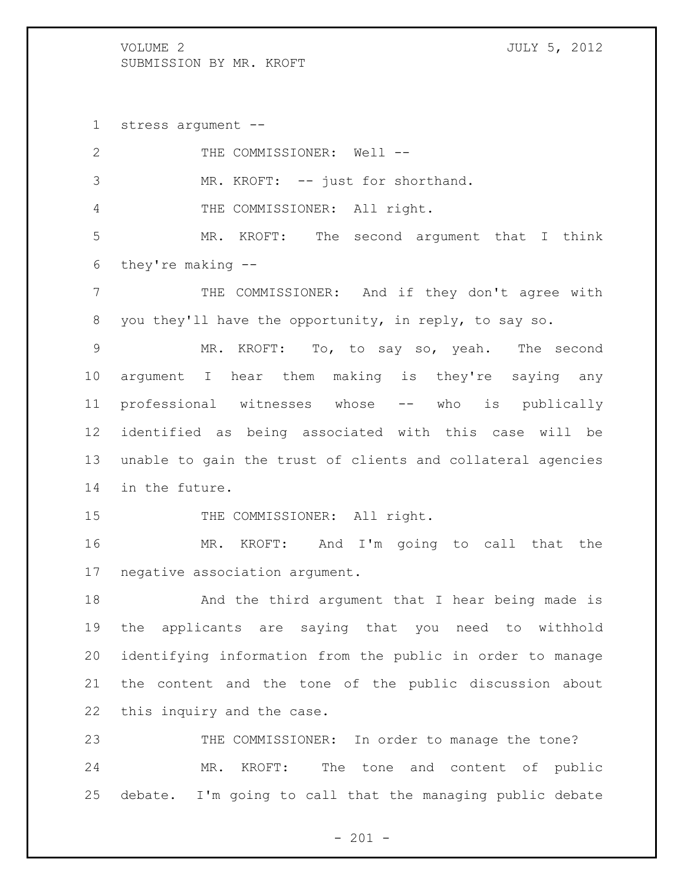stress argument --

THE COMMISSIONER: Well --

MR. KROFT: -- just for shorthand.

THE COMMISSIONER: All right.

MR. KROFT: The second argument that I think they're making --

THE COMMISSIONER: And if they don't agree with you they'll have the opportunity, in reply, to say so.

MR. KROFT: To, to say so, yeah. The second argument I hear them making is they're saying any professional witnesses whose -- who is publically identified as being associated with this case will be unable to gain the trust of clients and collateral agencies in the future.

THE COMMISSIONER: All right.

MR. KROFT: And I'm going to call that the negative association argument.

And the third argument that I hear being made is the applicants are saying that you need to withhold identifying information from the public in order to manage the content and the tone of the public discussion about this inquiry and the case.

THE COMMISSIONER: In order to manage the tone?

MR. KROFT: The tone and content of public debate. I'm going to call that the managing public debate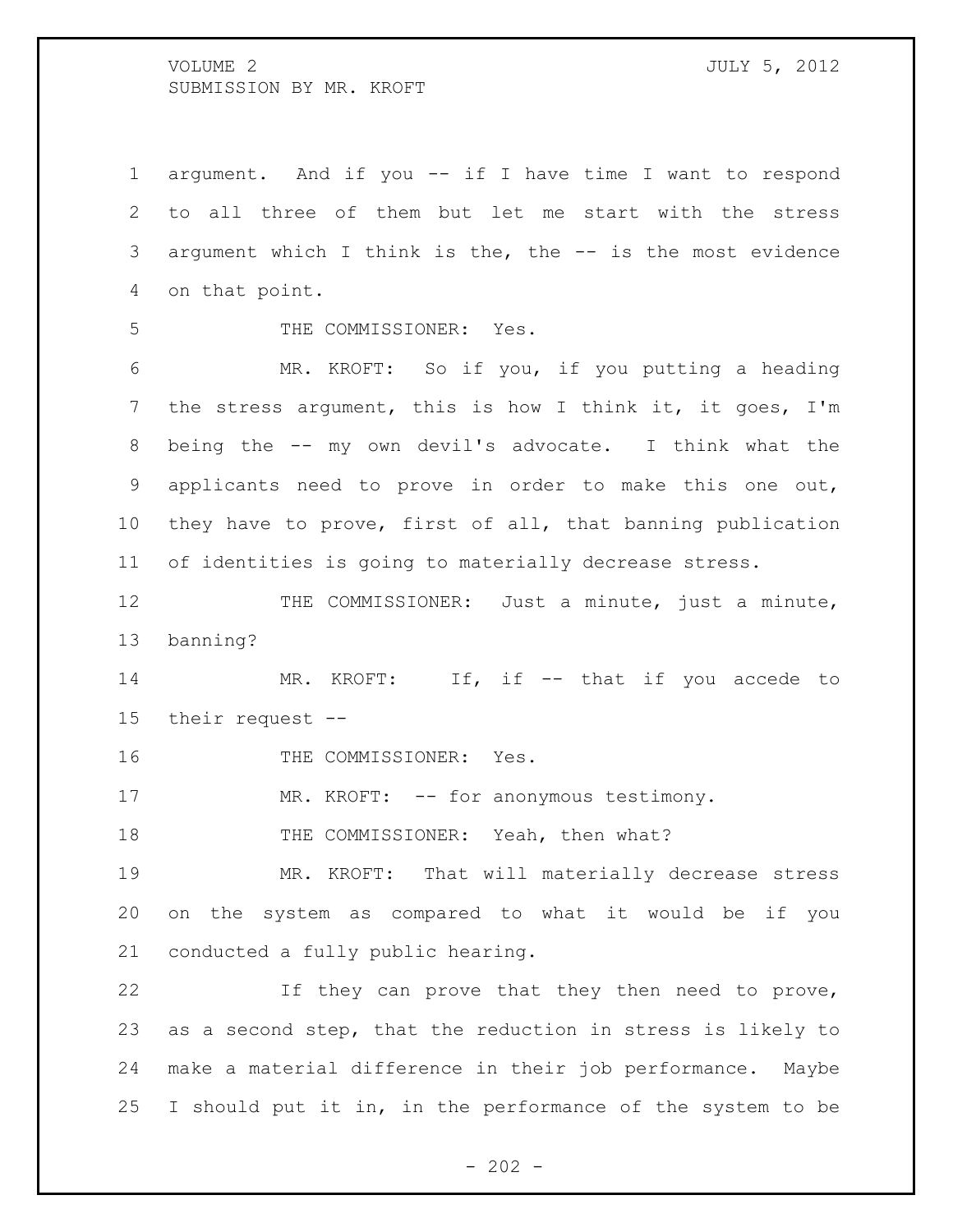argument. And if you -- if I have time I want to respond to all three of them but let me start with the stress argument which I think is the, the -- is the most evidence on that point.

THE COMMISSIONER: Yes.

MR. KROFT: So if you, if you putting a heading the stress argument, this is how I think it, it goes, I'm being the -- my own devil's advocate. I think what the applicants need to prove in order to make this one out, they have to prove, first of all, that banning publication of identities is going to materially decrease stress.

THE COMMISSIONER: Just a minute, just a minute, banning?

MR. KROFT: If, if -- that if you accede to their request --

THE COMMISSIONER: Yes.

MR. KROFT: -- for anonymous testimony.

THE COMMISSIONER: Yeah, then what?

MR. KROFT: That will materially decrease stress on the system as compared to what it would be if you conducted a fully public hearing.

If they can prove that they then need to prove, as a second step, that the reduction in stress is likely to make a material difference in their job performance. Maybe I should put it in, in the performance of the system to be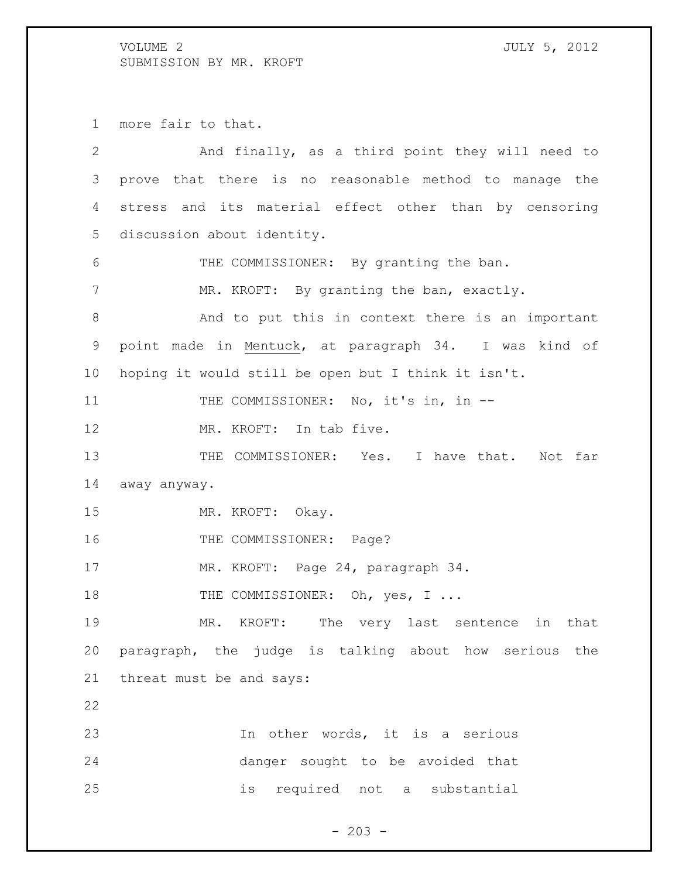more fair to that.

And finally, as a third point they will need to prove that there is no reasonable method to manage the stress and its material effect other than by censoring discussion about identity.

THE COMMISSIONER: By granting the ban.

MR. KROFT: By granting the ban, exactly.

And to put this in context there is an important point made in Mentuck, at paragraph 34. I was kind of hoping it would still be open but I think it isn't.

THE COMMISSIONER: No, it's in, in --

MR. KROFT: In tab five.

THE COMMISSIONER: Yes. I have that. Not far away anyway.

MR. KROFT: Okay.

THE COMMISSIONER: Page?

MR. KROFT: Page 24, paragraph 34.

THE COMMISSIONER: Oh, yes, I ...

MR. KROFT: The very last sentence in that paragraph, the judge is talking about how serious the threat must be and says:

> In other words, it is a serious danger sought to be avoided that is required not a substantial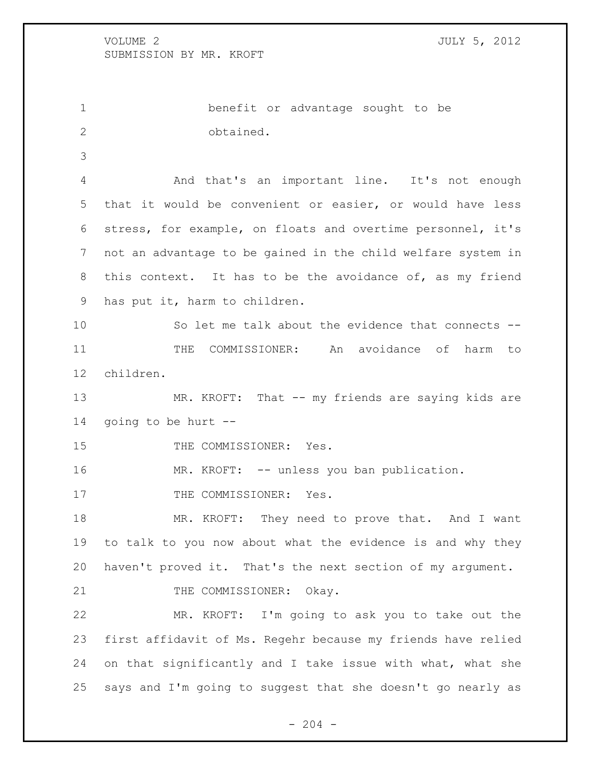benefit or advantage sought to be obtained.

And that's an important line. It's not enough that it would be convenient or easier, or would have less stress, for example, on floats and overtime personnel, it's not an advantage to be gained in the child welfare system in this context. It has to be the avoidance of, as my friend has put it, harm to children.

So let me talk about the evidence that connects --

THE COMMISSIONER: An avoidance of harm to children.

MR. KROFT: That -- my friends are saying kids are going to be hurt --

THE COMMISSIONER: Yes.

MR. KROFT: -- unless you ban publication.

THE COMMISSIONER: Yes.

MR. KROFT: They need to prove that. And I want to talk to you now about what the evidence is and why they haven't proved it. That's the next section of my argument.

THE COMMISSIONER: Okay.

MR. KROFT: I'm going to ask you to take out the first affidavit of Ms. Regehr because my friends have relied on that significantly and I take issue with what, what she says and I'm going to suggest that she doesn't go nearly as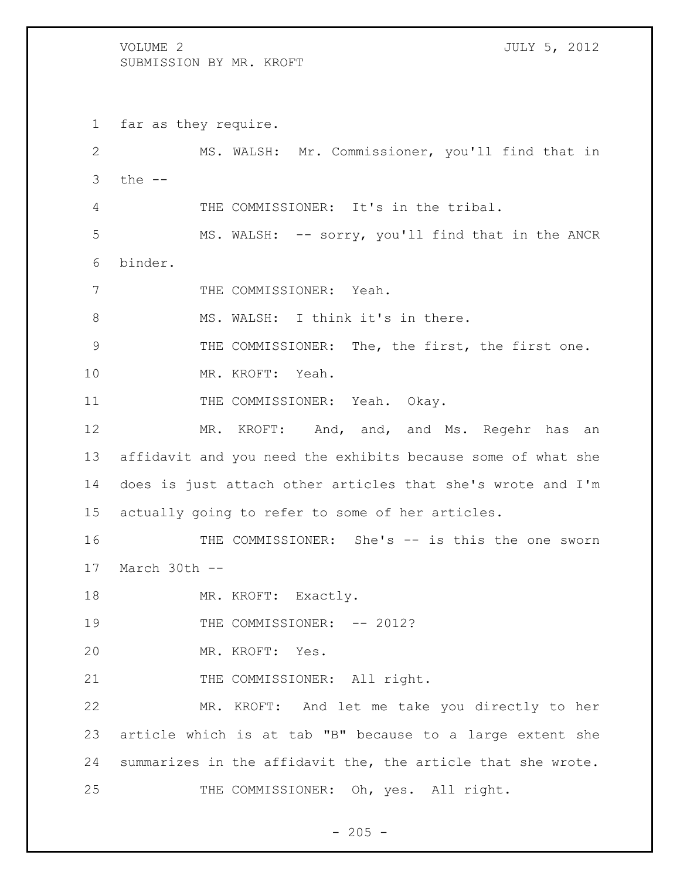far as they require.

MS. WALSH: Mr. Commissioner, you'll find that in the --

THE COMMISSIONER: It's in the tribal.

MS. WALSH: -- sorry, you'll find that in the ANCR binder.

THE COMMISSIONER: Yeah.

MS. WALSH: I think it's in there.

THE COMMISSIONER: The, the first, the first one.

MR. KROFT: Yeah.

THE COMMISSIONER: Yeah. Okay.

MR. KROFT: And, and, and Ms. Regehr has an affidavit and you need the exhibits because some of what she does is just attach other articles that she's wrote and I'm actually going to refer to some of her articles.

THE COMMISSIONER: She's -- is this the one sworn March 30th --

MR. KROFT: Exactly.

THE COMMISSIONER: -- 2012?

MR. KROFT: Yes.

THE COMMISSIONER: All right.

MR. KROFT: And let me take you directly to her article which is at tab "B" because to a large extent she summarizes in the affidavit the, the article that she wrote.

THE COMMISSIONER: Oh, yes. All right.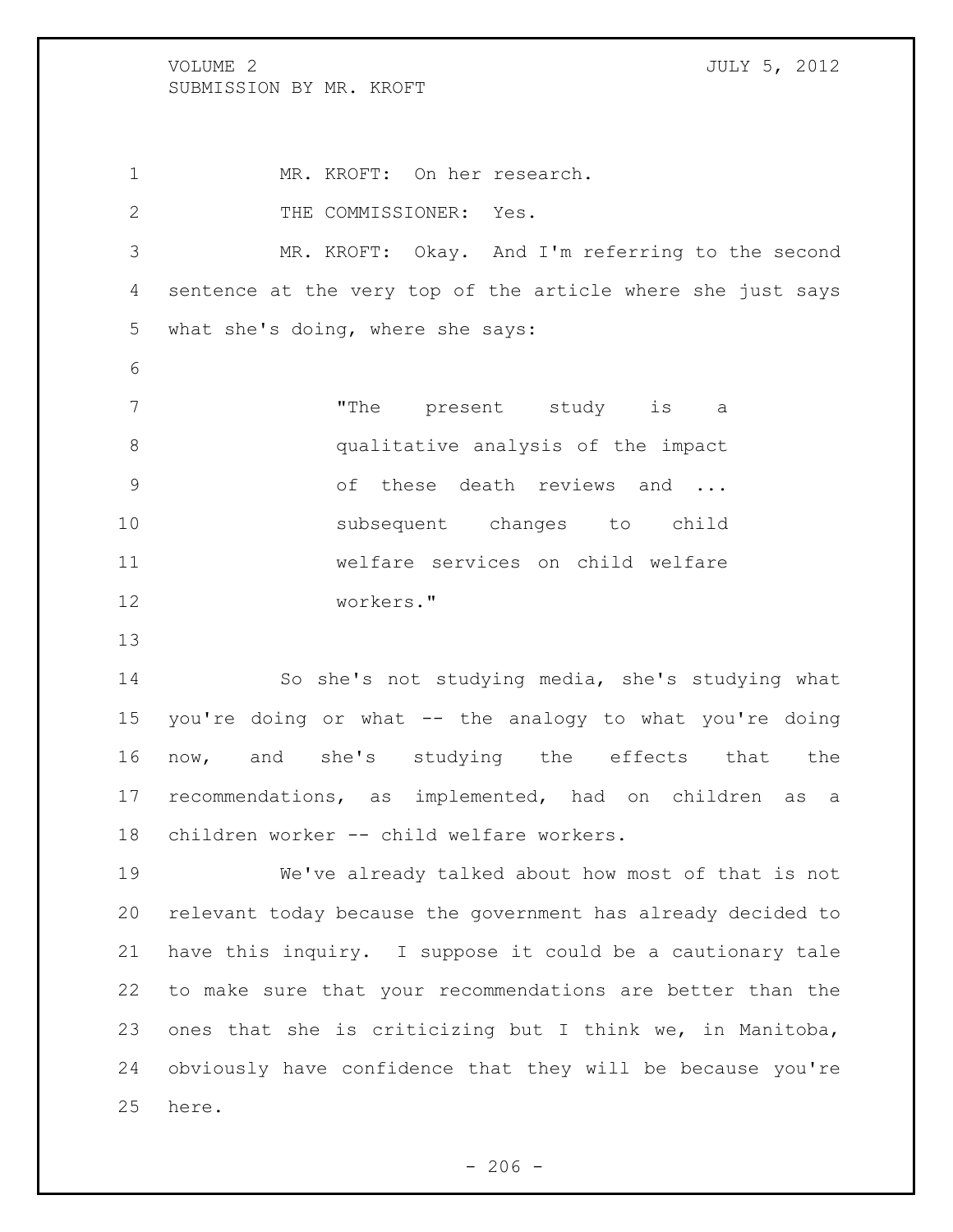MR. KROFT: On her research.

THE COMMISSIONER: Yes.

MR. KROFT: Okay. And I'm referring to the second sentence at the very top of the article where she just says what she's doing, where she says:

> "The present study is a qualitative analysis of the impact of these death reviews and ... subsequent changes to child welfare services on child welfare workers."

So she's not studying media, she's studying what you're doing or what -- the analogy to what you're doing now, and she's studying the effects that the recommendations, as implemented, had on children as a children worker -- child welfare workers.

We've already talked about how most of that is not relevant today because the government has already decided to have this inquiry. I suppose it could be a cautionary tale to make sure that your recommendations are better than the ones that she is criticizing but I think we, in Manitoba, obviously have confidence that they will be because you're here.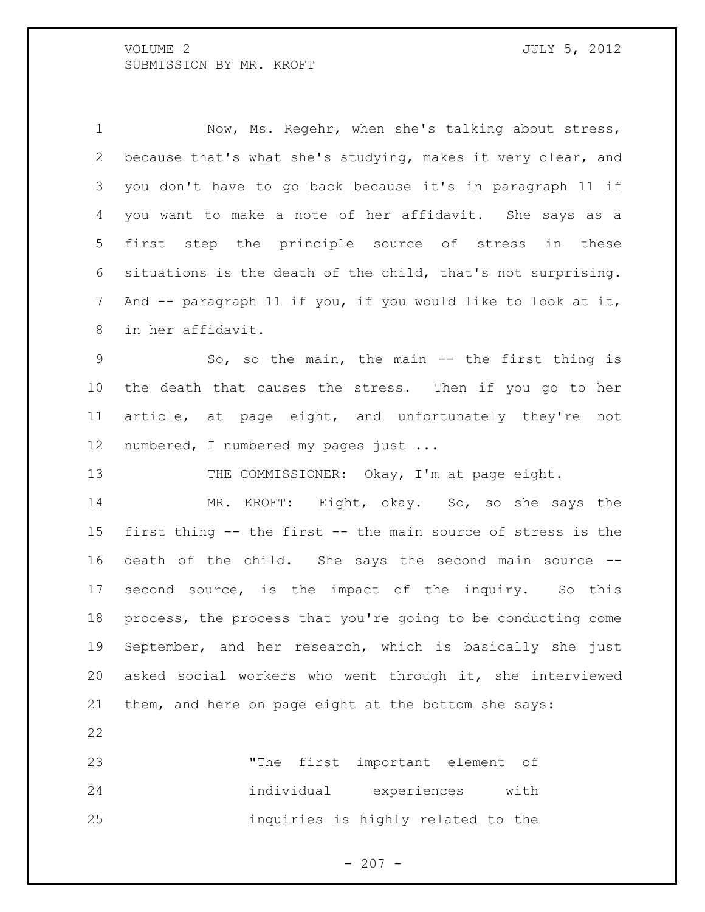Now, Ms. Regehr, when she's talking about stress, because that's what she's studying, makes it very clear, and you don't have to go back because it's in paragraph 11 if you want to make a note of her affidavit. She says as a first step the principle source of stress in these situations is the death of the child, that's not surprising. And -- paragraph 11 if you, if you would like to look at it, in her affidavit.

So, so the main, the main -- the first thing is the death that causes the stress. Then if you go to her article, at page eight, and unfortunately they're not numbered, I numbered my pages just ...

THE COMMISSIONER: Okay, I'm at page eight.

MR. KROFT: Eight, okay. So, so she says the first thing -- the first -- the main source of stress is the death of the child. She says the second main source -- second source, is the impact of the inquiry. So this process, the process that you're going to be conducting come September, and her research, which is basically she just asked social workers who went through it, she interviewed them, and here on page eight at the bottom she says:

> "The first important element of individual experiences with inquiries is highly related to the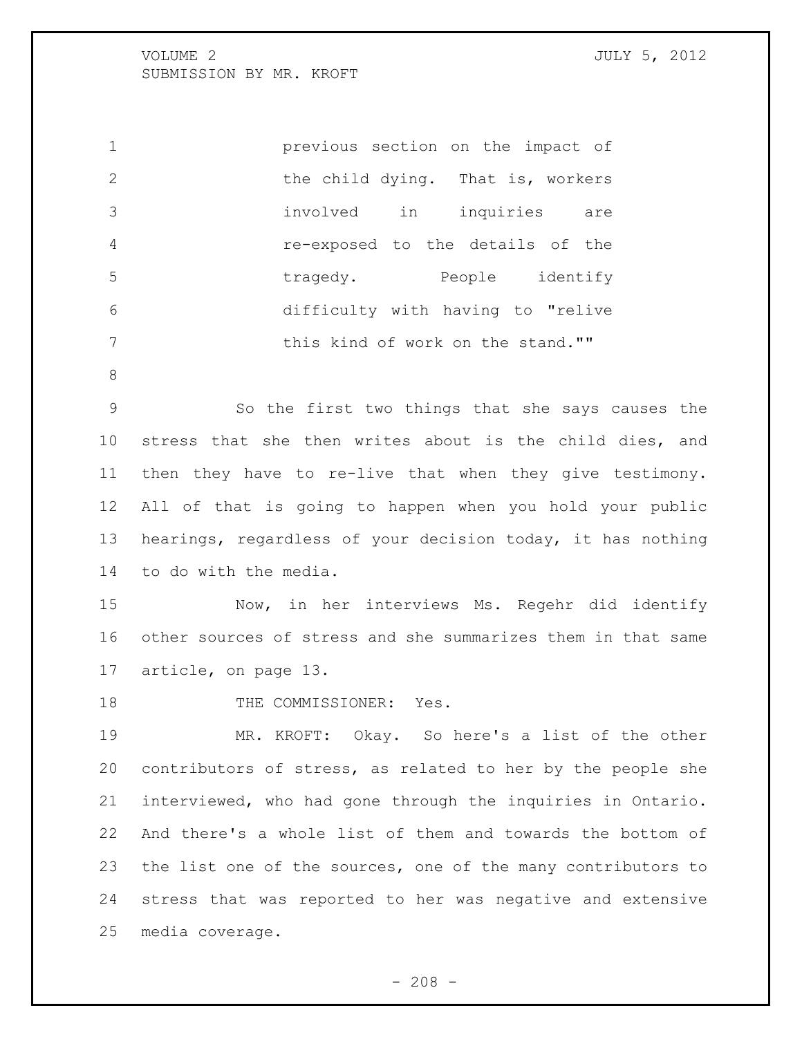> previous section on the impact of the child dying. That is, workers involved in inquiries are re-exposed to the details of the tragedy. People identify difficulty with having to "relive this kind of work on the stand.""

So the first two things that she says causes the stress that she then writes about is the child dies, and then they have to re-live that when they give testimony. All of that is going to happen when you hold your public hearings, regardless of your decision today, it has nothing to do with the media.

Now, in her interviews Ms. Regehr did identify other sources of stress and she summarizes them in that same article, on page 13.

THE COMMISSIONER: Yes.

MR. KROFT: Okay. So here's a list of the other contributors of stress, as related to her by the people she interviewed, who had gone through the inquiries in Ontario. And there's a whole list of them and towards the bottom of the list one of the sources, one of the many contributors to stress that was reported to her was negative and extensive media coverage.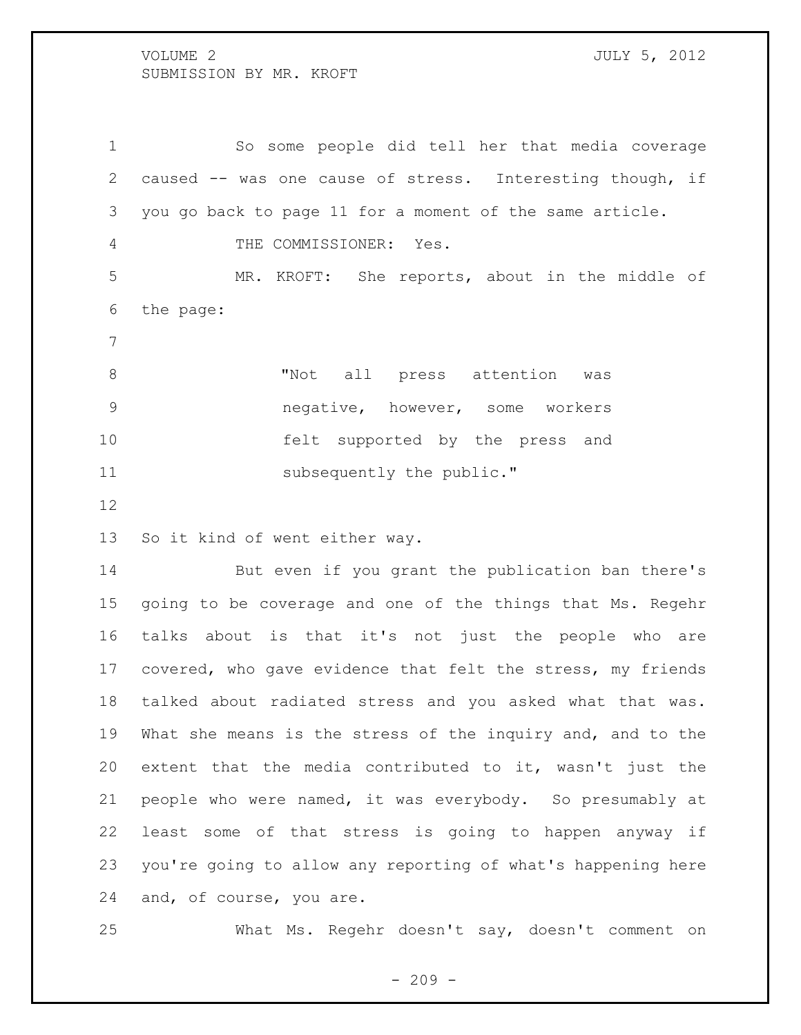So some people did tell her that media coverage caused -- was one cause of stress. Interesting though, if you go back to page 11 for a moment of the same article.

THE COMMISSIONER: Yes.

MR. KROFT: She reports, about in the middle of the page:

> "Not all press attention was negative, however, some workers felt supported by the press and subsequently the public."

So it kind of went either way.

But even if you grant the publication ban there's going to be coverage and one of the things that Ms. Regehr talks about is that it's not just the people who are covered, who gave evidence that felt the stress, my friends talked about radiated stress and you asked what that was. What she means is the stress of the inquiry and, and to the extent that the media contributed to it, wasn't just the people who were named, it was everybody. So presumably at least some of that stress is going to happen anyway if you're going to allow any reporting of what's happening here and, of course, you are.

What Ms. Regehr doesn't say, doesn't comment on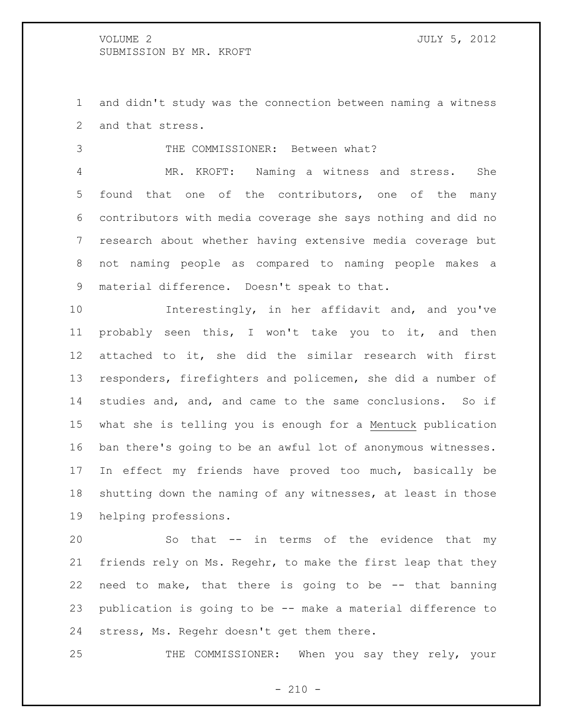and didn't study was the connection between naming a witness and that stress.

THE COMMISSIONER: Between what?

MR. KROFT: Naming a witness and stress. She found that one of the contributors, one of the many contributors with media coverage she says nothing and did no research about whether having extensive media coverage but not naming people as compared to naming people makes a material difference. Doesn't speak to that.

Interestingly, in her affidavit and, and you've probably seen this, I won't take you to it, and then attached to it, she did the similar research with first responders, firefighters and policemen, she did a number of studies and, and, and came to the same conclusions. So if what she is telling you is enough for a Mentuck publication ban there's going to be an awful lot of anonymous witnesses. In effect my friends have proved too much, basically be shutting down the naming of any witnesses, at least in those helping professions.

So that -- in terms of the evidence that my friends rely on Ms. Regehr, to make the first leap that they need to make, that there is going to be -- that banning publication is going to be -- make a material difference to stress, Ms. Regehr doesn't get them there.

THE COMMISSIONER: When you say they rely, your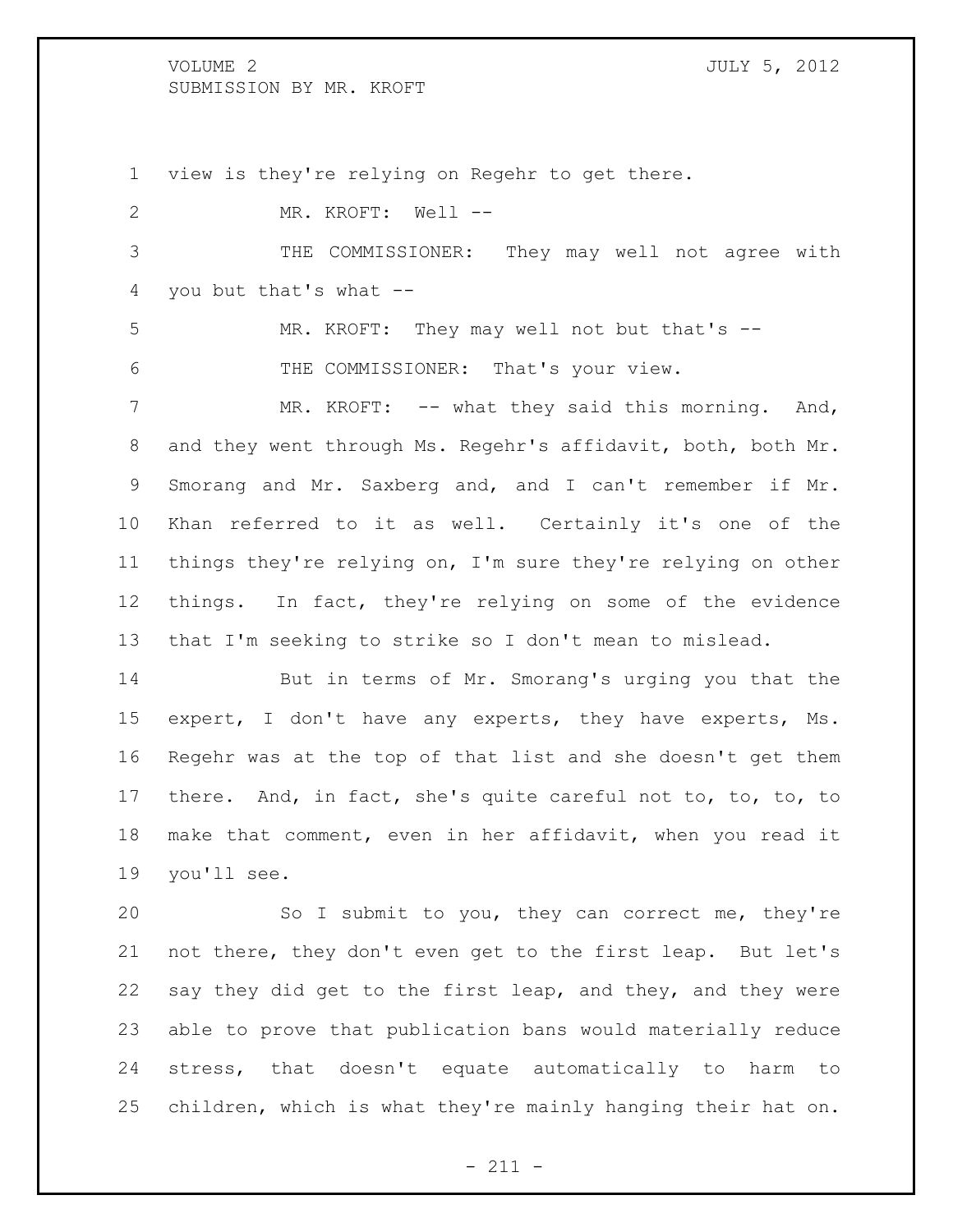view is they're relying on Regehr to get there.

MR. KROFT: Well --

THE COMMISSIONER: They may well not agree with you but that's what --

MR. KROFT: They may well not but that's --

THE COMMISSIONER: That's your view.

MR. KROFT: -- what they said this morning. And, and they went through Ms. Regehr's affidavit, both, both Mr. Smorang and Mr. Saxberg and, and I can't remember if Mr. Khan referred to it as well. Certainly it's one of the things they're relying on, I'm sure they're relying on other things. In fact, they're relying on some of the evidence that I'm seeking to strike so I don't mean to mislead.

But in terms of Mr. Smorang's urging you that the expert, I don't have any experts, they have experts, Ms. Regehr was at the top of that list and she doesn't get them there. And, in fact, she's quite careful not to, to, to, to make that comment, even in her affidavit, when you read it you'll see.

So I submit to you, they can correct me, they're not there, they don't even get to the first leap. But let's say they did get to the first leap, and they, and they were able to prove that publication bans would materially reduce stress, that doesn't equate automatically to harm to children, which is what they're mainly hanging their hat on.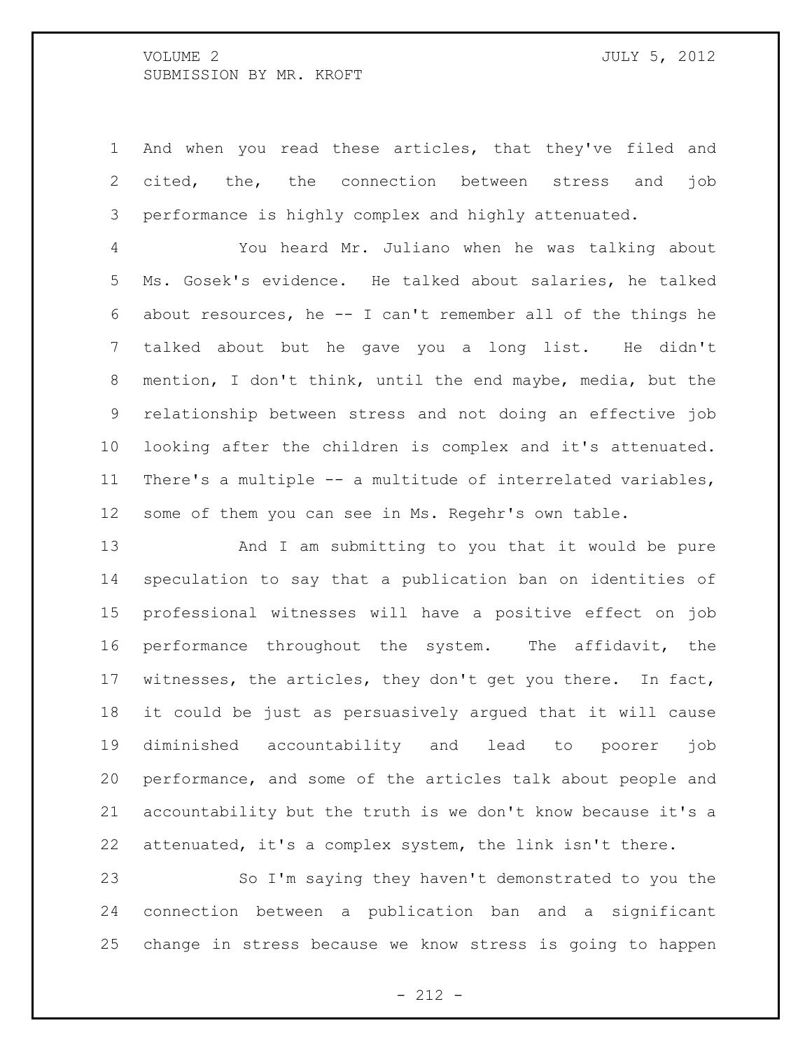And when you read these articles, that they've filed and cited, the, the connection between stress and job performance is highly complex and highly attenuated.

You heard Mr. Juliano when he was talking about Ms. Gosek's evidence. He talked about salaries, he talked about resources, he -- I can't remember all of the things he talked about but he gave you a long list. He didn't mention, I don't think, until the end maybe, media, but the relationship between stress and not doing an effective job looking after the children is complex and it's attenuated. There's a multiple -- a multitude of interrelated variables, some of them you can see in Ms. Regehr's own table.

And I am submitting to you that it would be pure speculation to say that a publication ban on identities of professional witnesses will have a positive effect on job performance throughout the system. The affidavit, the witnesses, the articles, they don't get you there. In fact, it could be just as persuasively argued that it will cause diminished accountability and lead to poorer job performance, and some of the articles talk about people and accountability but the truth is we don't know because it's a attenuated, it's a complex system, the link isn't there.

So I'm saying they haven't demonstrated to you the connection between a publication ban and a significant change in stress because we know stress is going to happen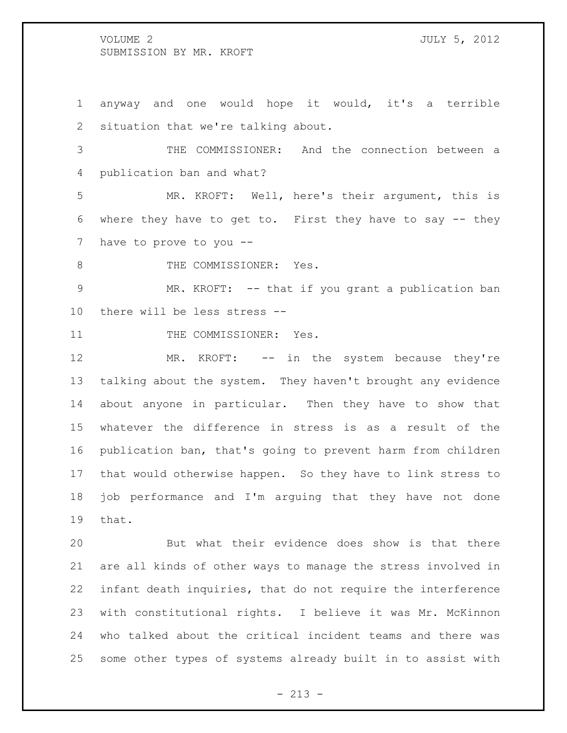anyway and one would hope it would, it's a terrible situation that we're talking about.

THE COMMISSIONER: And the connection between a publication ban and what?

MR. KROFT: Well, here's their argument, this is where they have to get to. First they have to say -- they have to prove to you --

THE COMMISSIONER: Yes.

MR. KROFT: -- that if you grant a publication ban there will be less stress --

THE COMMISSIONER: Yes.

MR. KROFT: -- in the system because they're talking about the system. They haven't brought any evidence about anyone in particular. Then they have to show that whatever the difference in stress is as a result of the publication ban, that's going to prevent harm from children that would otherwise happen. So they have to link stress to job performance and I'm arguing that they have not done that.

But what their evidence does show is that there are all kinds of other ways to manage the stress involved in infant death inquiries, that do not require the interference with constitutional rights. I believe it was Mr. McKinnon who talked about the critical incident teams and there was some other types of systems already built in to assist with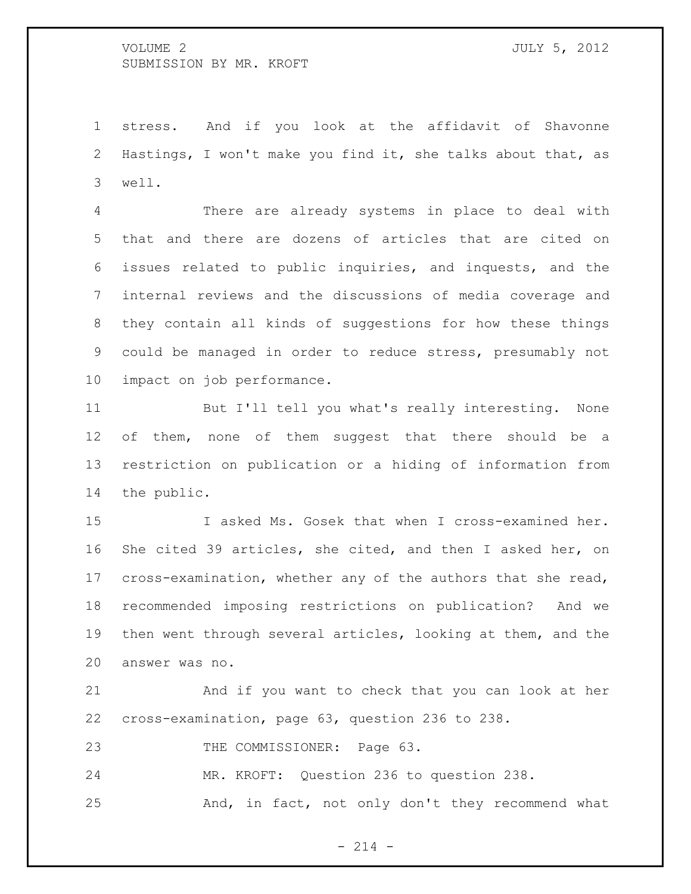stress. And if you look at the affidavit of Shavonne Hastings, I won't make you find it, she talks about that, as well.

There are already systems in place to deal with that and there are dozens of articles that are cited on issues related to public inquiries, and inquests, and the internal reviews and the discussions of media coverage and they contain all kinds of suggestions for how these things could be managed in order to reduce stress, presumably not impact on job performance.

But I'll tell you what's really interesting. None of them, none of them suggest that there should be a restriction on publication or a hiding of information from the public.

I asked Ms. Gosek that when I cross-examined her. She cited 39 articles, she cited, and then I asked her, on cross-examination, whether any of the authors that she read, recommended imposing restrictions on publication? And we then went through several articles, looking at them, and the answer was no.

And if you want to check that you can look at her cross-examination, page 63, question 236 to 238.

THE COMMISSIONER: Page 63.

MR. KROFT: Question 236 to question 238.

And, in fact, not only don't they recommend what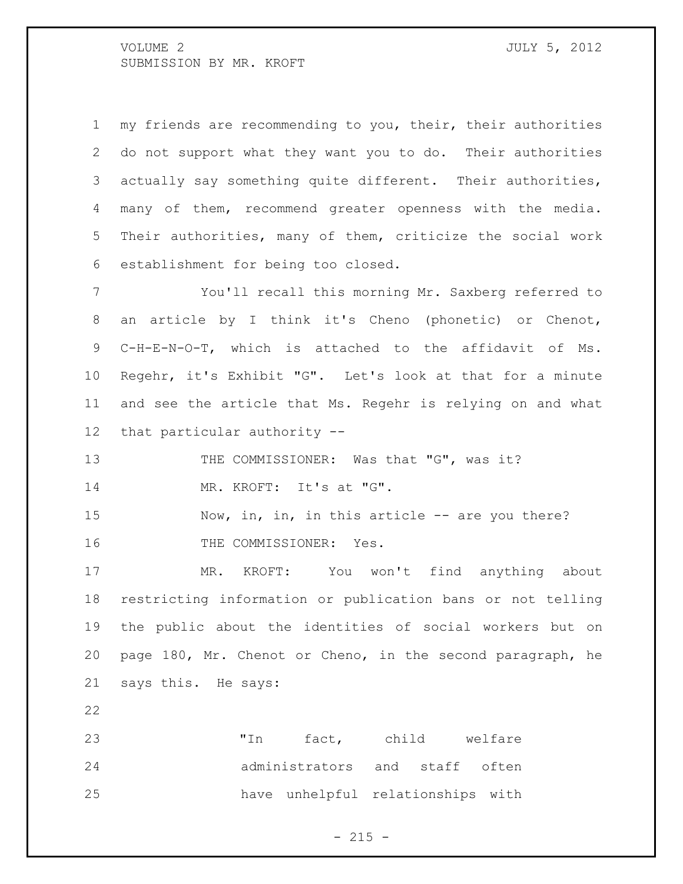my friends are recommending to you, their, their authorities do not support what they want you to do. Their authorities actually say something quite different. Their authorities, many of them, recommend greater openness with the media. Their authorities, many of them, criticize the social work establishment for being too closed.

You'll recall this morning Mr. Saxberg referred to an article by I think it's Cheno (phonetic) or Chenot, C-H-E-N-O-T, which is attached to the affidavit of Ms. Regehr, it's Exhibit "G". Let's look at that for a minute and see the article that Ms. Regehr is relying on and what that particular authority --

THE COMMISSIONER: Was that "G", was it?

MR. KROFT: It's at "G".

Now, in, in, in this article -- are you there?

THE COMMISSIONER: Yes.

MR. KROFT: You won't find anything about restricting information or publication bans or not telling the public about the identities of social workers but on page 180, Mr. Chenot or Cheno, in the second paragraph, he says this. He says:

> "In fact, child welfare administrators and staff often have unhelpful relationships with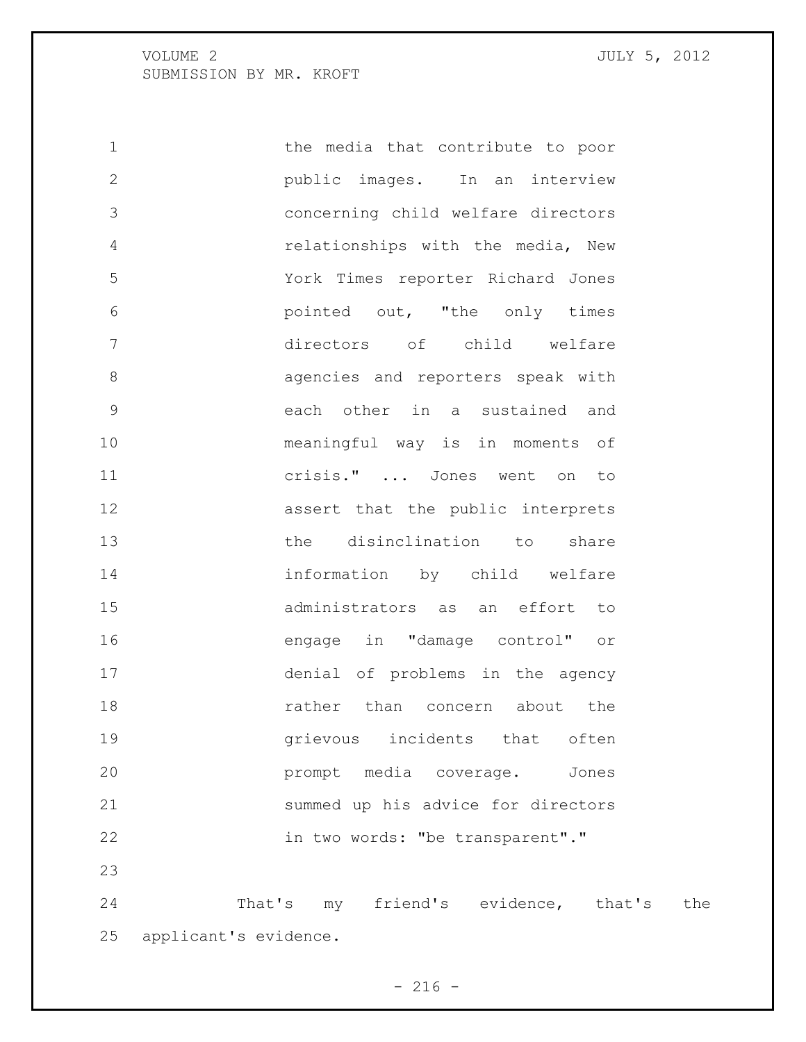the media that contribute to poor public images. In an interview concerning child welfare directors relationships with the media, New York Times reporter Richard Jones pointed out, "the only times directors of child welfare agencies and reporters speak with each other in a sustained and meaningful way is in moments of crisis." ... Jones went on to assert that the public interprets the disinclination to share information by child welfare administrators as an effort to engage in "damage control" or denial of problems in the agency rather than concern about the grievous incidents that often prompt media coverage. Jones summed up his advice for directors in two words: "be transparent"."

That's my friend's evidence, that's the applicant's evidence.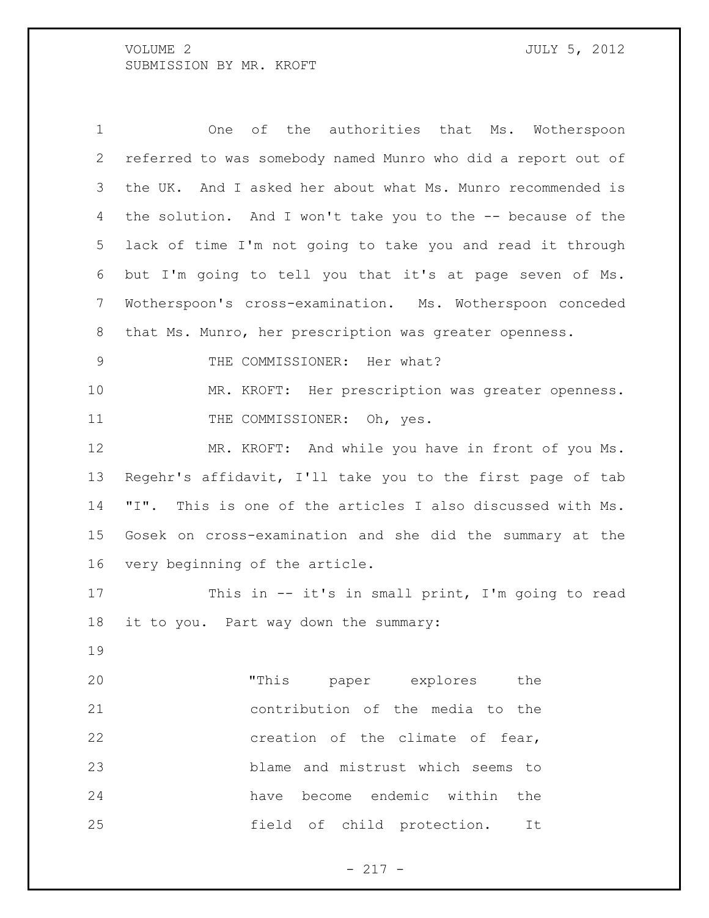One of the authorities that Ms. Wotherspoon referred to was somebody named Munro who did a report out of the UK. And I asked her about what Ms. Munro recommended is the solution. And I won't take you to the -- because of the lack of time I'm not going to take you and read it through but I'm going to tell you that it's at page seven of Ms. Wotherspoon's cross-examination. Ms. Wotherspoon conceded that Ms. Munro, her prescription was greater openness.

THE COMMISSIONER: Her what?

MR. KROFT: Her prescription was greater openness.

THE COMMISSIONER: Oh, yes.

MR. KROFT: And while you have in front of you Ms. Regehr's affidavit, I'll take you to the first page of tab "I". This is one of the articles I also discussed with Ms. Gosek on cross-examination and she did the summary at the very beginning of the article.

This in -- it's in small print, I'm going to read it to you. Part way down the summary:

> "This paper explores the contribution of the media to the creation of the climate of fear, blame and mistrust which seems to have become endemic within the field of child protection. It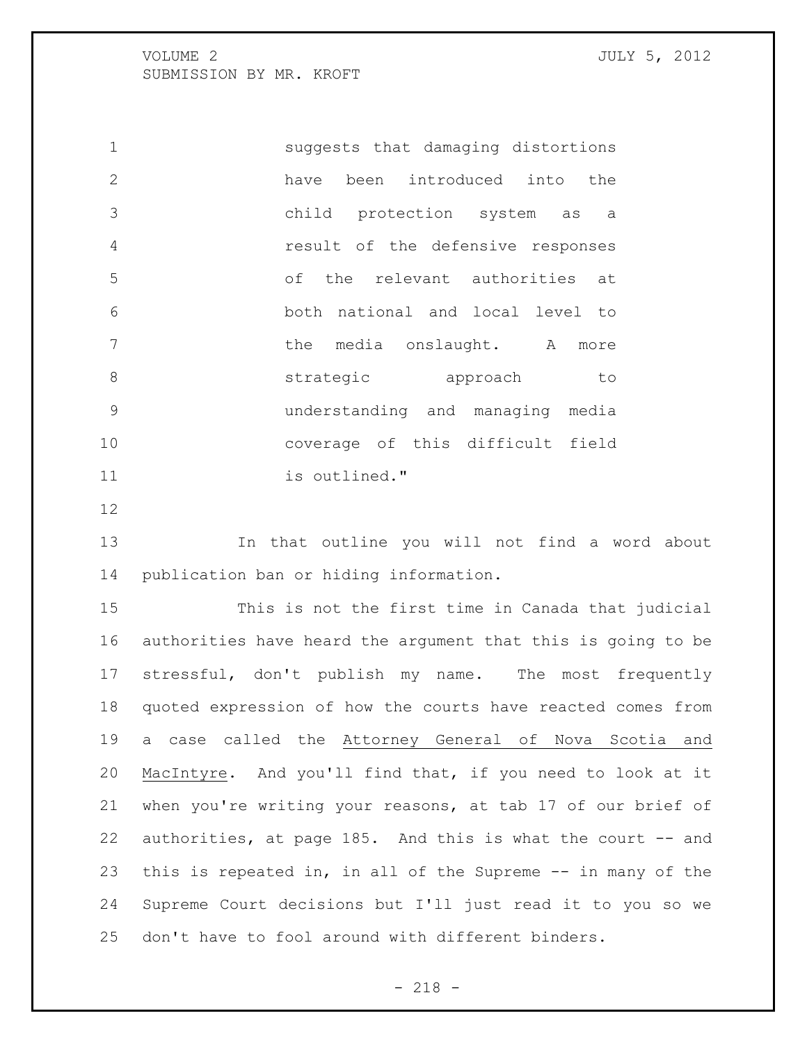suggests that damaging distortions have been introduced into the child protection system as a result of the defensive responses of the relevant authorities at both national and local level to the media onslaught. A more strategic approach to understanding and managing media coverage of this difficult field is outlined."

In that outline you will not find a word about publication ban or hiding information.

This is not the first time in Canada that judicial authorities have heard the argument that this is going to be stressful, don't publish my name. The most frequently quoted expression of how the courts have reacted comes from a case called the Attorney General of Nova Scotia and MacIntyre. And you'll find that, if you need to look at it when you're writing your reasons, at tab 17 of our brief of authorities, at page 185. And this is what the court -- and this is repeated in, in all of the Supreme -- in many of the Supreme Court decisions but I'll just read it to you so we don't have to fool around with different binders.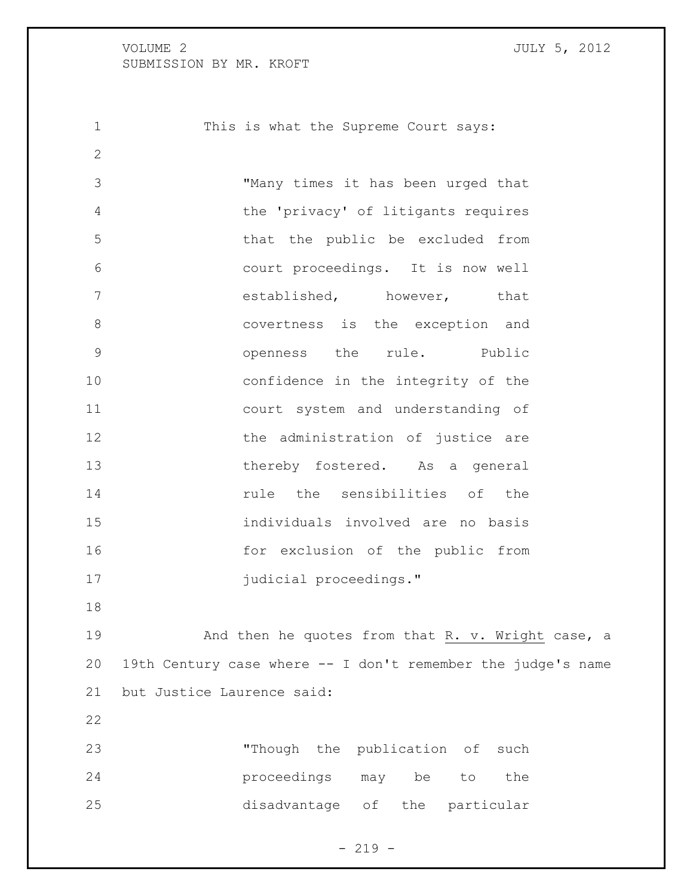This is what the Supreme Court says:

> "Many times it has been urged that the 'privacy' of litigants requires that the public be excluded from court proceedings. It is now well established, however, that covertness is the exception and openness the rule. Public confidence in the integrity of the court system and understanding of the administration of justice are thereby fostered. As a general rule the sensibilities of the individuals involved are no basis for exclusion of the public from judicial proceedings."

And then he quotes from that <u>R. v. Wright</u> case, a 19th Century case where -- I don't remember the judge's name but Justice Laurence said:

> "Though the publication of such proceedings may be to the disadvantage of the particular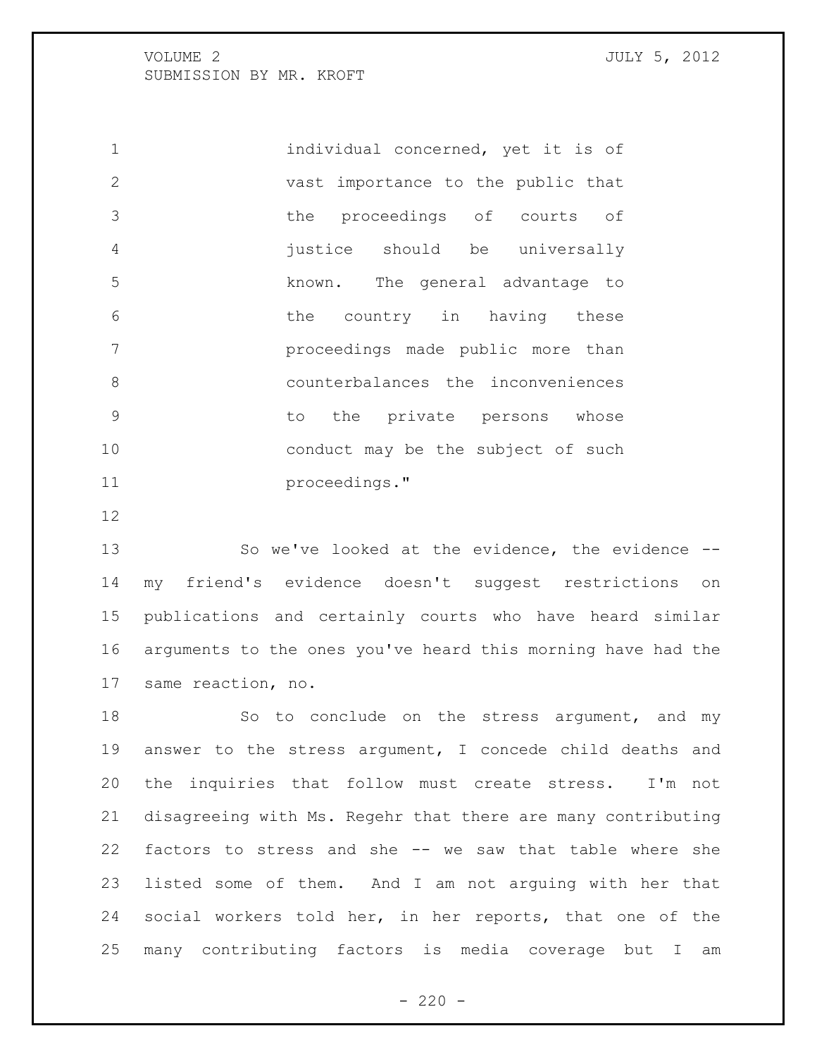> individual concerned, yet it is of vast importance to the public that the proceedings of courts of justice should be universally known. The general advantage to the country in having these proceedings made public more than counterbalances the inconveniences to the private persons whose conduct may be the subject of such proceedings."

So we've looked at the evidence, the evidence -- my friend's evidence doesn't suggest restrictions on publications and certainly courts who have heard similar arguments to the ones you've heard this morning have had the same reaction, no.

So to conclude on the stress argument, and my answer to the stress argument, I concede child deaths and the inquiries that follow must create stress. I'm not disagreeing with Ms. Regehr that there are many contributing factors to stress and she -- we saw that table where she listed some of them. And I am not arguing with her that social workers told her, in her reports, that one of the many contributing factors is media coverage but I am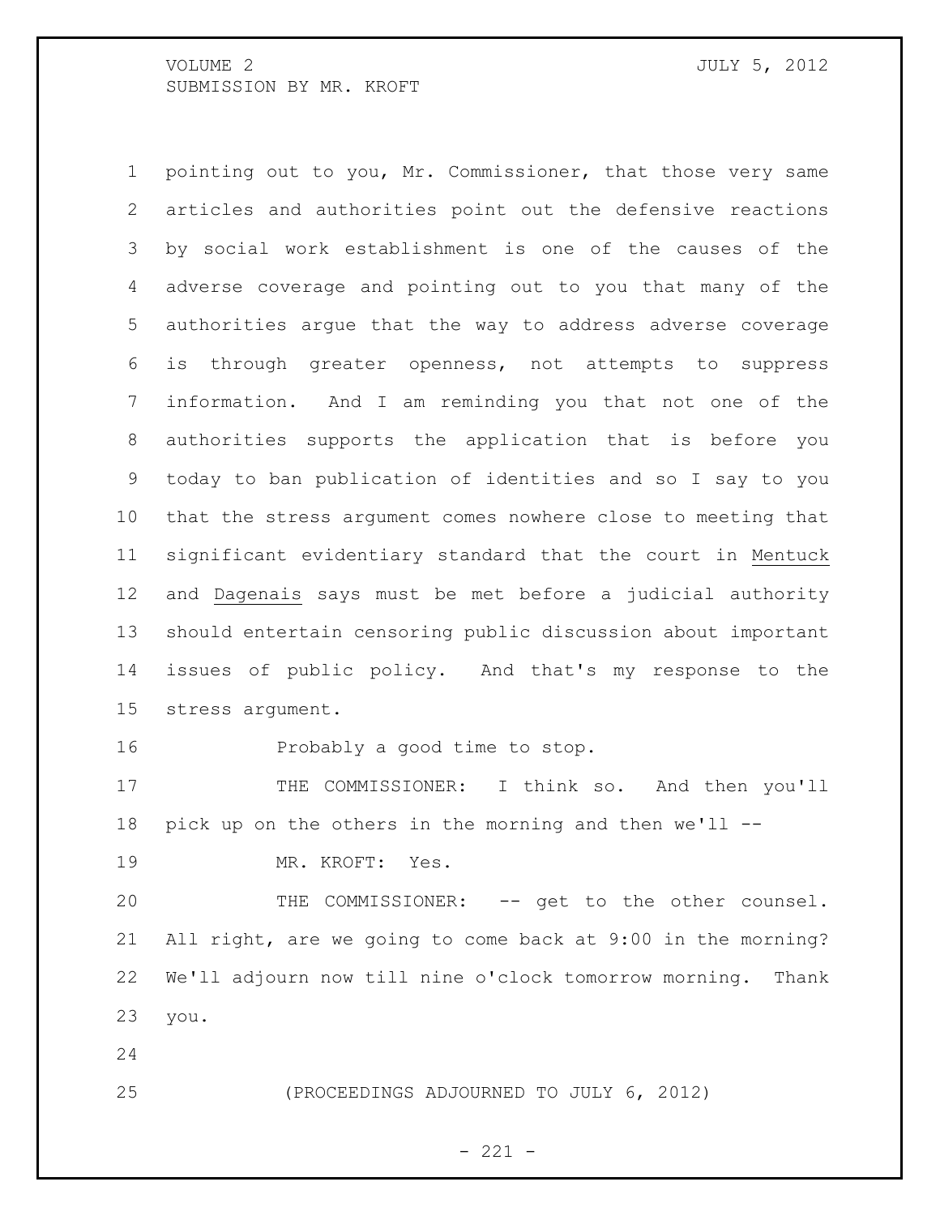pointing out to you, Mr. Commissioner, that those very same articles and authorities point out the defensive reactions by social work establishment is one of the causes of the adverse coverage and pointing out to you that many of the authorities argue that the way to address adverse coverage is through greater openness, not attempts to suppress information. And I am reminding you that not one of the authorities supports the application that is before you today to ban publication of identities and so I say to you that the stress argument comes nowhere close to meeting that significant evidentiary standard that the court in Mentuck and Dagenais says must be met before a judicial authority should entertain censoring public discussion about important issues of public policy. And that's my response to the stress argument.

Probably a good time to stop.

THE COMMISSIONER: I think so. And then you'll pick up on the others in the morning and then we'll --

MR. KROFT: Yes.

THE COMMISSIONER: -- get to the other counsel. All right, are we going to come back at 9:00 in the morning? We'll adjourn now till nine o'clock tomorrow morning. Thank you.

(PROCEEDINGS ADJOURNED TO JULY 6, 2012)